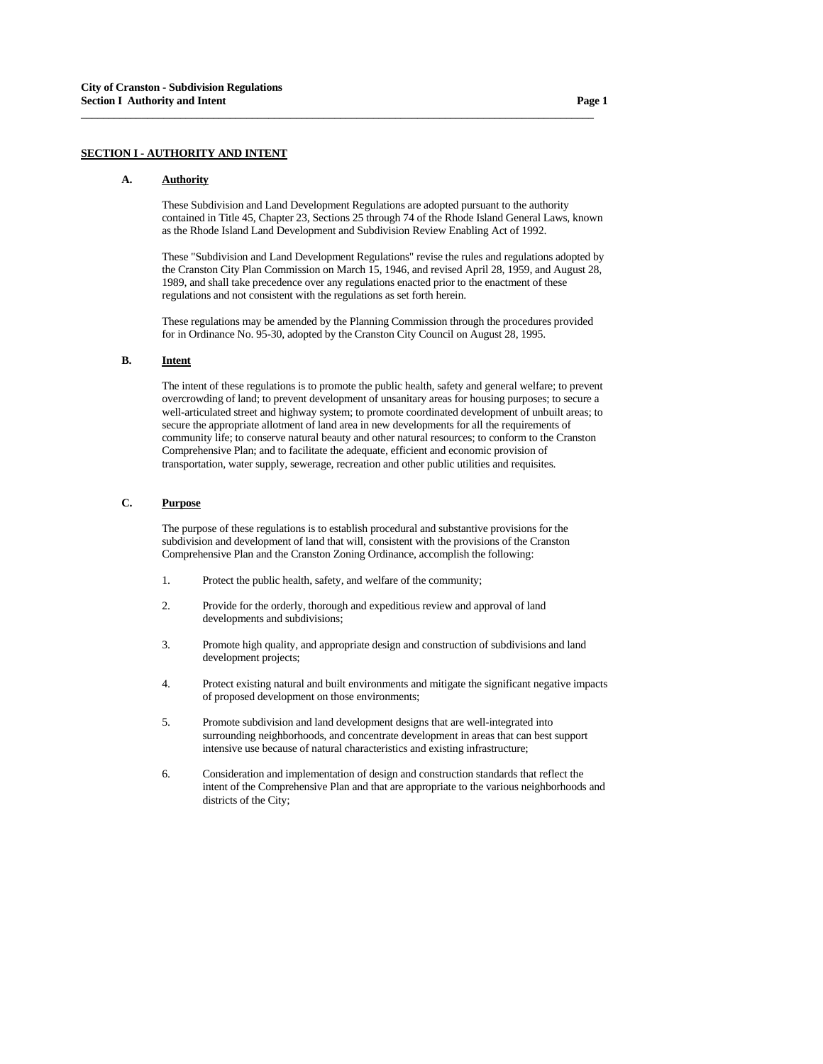## SECTION I - AUTHORITY AND INTENT

### A. Authority

These Subdivision and Land Development Regulations are adopted pursuant to the authority contained in Title 45, Chapter 23, Sections 25 through 74 of the Rhode Island General Laws, known as the Rhode Island Land Development and Subdivision Review Enabling Act of 1992.

These "Subdivision and Land Development Regulations" revise the rules and regulations adopted by the Cranston City Plan Commission on March 15, 1946, and revised April 28, 1959, and August 28, 1989, and shall take precedence over any regulations enacted prior to the enactment of these regulations and not consistent with the regulations as set forth herein.

These regulations may be amended by the Planning Commission through the procedures provided for in Ordinance No. 95-30, adopted by the Cranston City Council on August 28, 1995.

### B. Intent

The intent of these regulations is to promote the public health, safety and general welfare; to prevent overcrowding of land; to prevent development of unsanitary areas for housing purposes; to secure a well-articulated street and highway system; to promote coordinated development of unbuilt areas; to secure the appropriate allotment of land area in new developments for all the requirements of community life; to conserve natural beauty and other natural resources; to conform to the Cranston Comprehensive Plan; and to facilitate the adequate, efficient and economic provision of transportation, water supply, sewerage, recreation and other public utilities and requisites.

### C. Purpose

The purpose of these regulations is to establish procedural and substantive provisions for the subdivision and development of land that will, consistent with the provisions of the Cranston Comprehensive Plan and the Cranston Zoning Ordinance, accomplish the following:

1. Protect the public health, safety, and welfare of the community;

2. Provide for the orderly, thorough and expeditious review and approval of land developments and subdivisions;

3. Promote high quality, and appropriate design and construction of subdivisions and land development projects;

4. Protect existing natural and built environments and mitigate the significant negative impacts of proposed development on those environments;

5. Promote subdivision and land development designs that are well-integrated into surrounding neighborhoods, and concentrate development in areas that can best support intensive use because of natural characteristics and existing infrastructure;

6. Consideration and implementation of design and construction standards that reflect the intent of the Comprehensive Plan and that are appropriate to the various neighborhoods and districts of the City;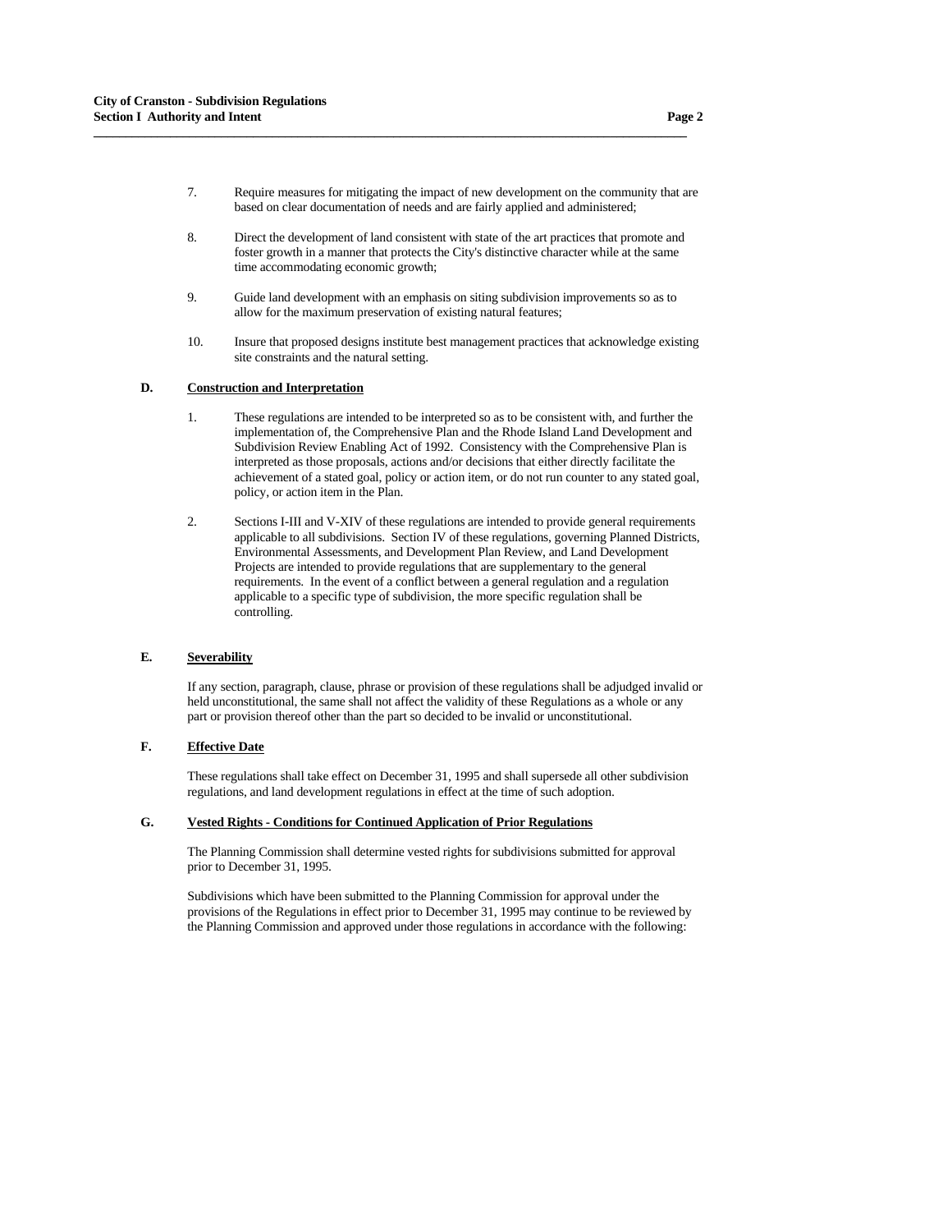7. Require measures for mitigating the impact of new development on the community that are based on clear documentation of needs and are fairly applied and administered;

8. Direct the development of land consistent with state of the art practices that promote and foster growth in a manner that protects the City's distinctive character while at the same time accommodating economic growth;

9. Guide land development with an emphasis on siting subdivision improvements so as to allow for the maximum preservation of existing natural features;

10. Insure that proposed designs institute best management practices that acknowledge existing site constraints and the natural setting.

### D. <u>Construction and Interpretation</u>

1. These regulations are intended to be interpreted so as to be consistent with, and further the implementation of, the Comprehensive Plan and the Rhode Island Land Development and Subdivision Review Enabling Act of 1992. Consistency with the Comprehensive Plan is interpreted as those proposals, actions and/or decisions that either directly facilitate the achievement of a stated goal, policy or action item, or do not run counter to any stated goal, policy, or action item in the Plan.

2. Sections I-III and V-XIV of these regulations are intended to provide general requirements applicable to all subdivisions. Section IV of these regulations, governing Planned Districts, Environmental Assessments, and Development Plan Review, and Land Development Projects are intended to provide regulations that are supplementary to the general requirements. In the event of a conflict between a general regulation and a regulation applicable to a specific type of subdivision, the more specific regulation shall be controlling.

### E. <u>Severability</u>

If any section, paragraph, clause, phrase or provision of these regulations shall be adjudged invalid or held unconstitutional, the same shall not affect the validity of these Regulations as a whole or any part or provision thereof other than the part so decided to be invalid or unconstitutional.

### F. <u>Effective Date</u>

These regulations shall take effect on December 31, 1995 and shall supersede all other subdivision regulations, and land development regulations in effect at the time of such adoption.

### G. <u>Vested Rights - Conditions for Continued Application of Prior Regulations</u>

The Planning Commission shall determine vested rights for subdivisions submitted for approval prior to December 31, 1995.

Subdivisions which have been submitted to the Planning Commission for approval under the provisions of the Regulations in effect prior to December 31, 1995 may continue to be reviewed by the Planning Commission and approved under those regulations in accordance with the following: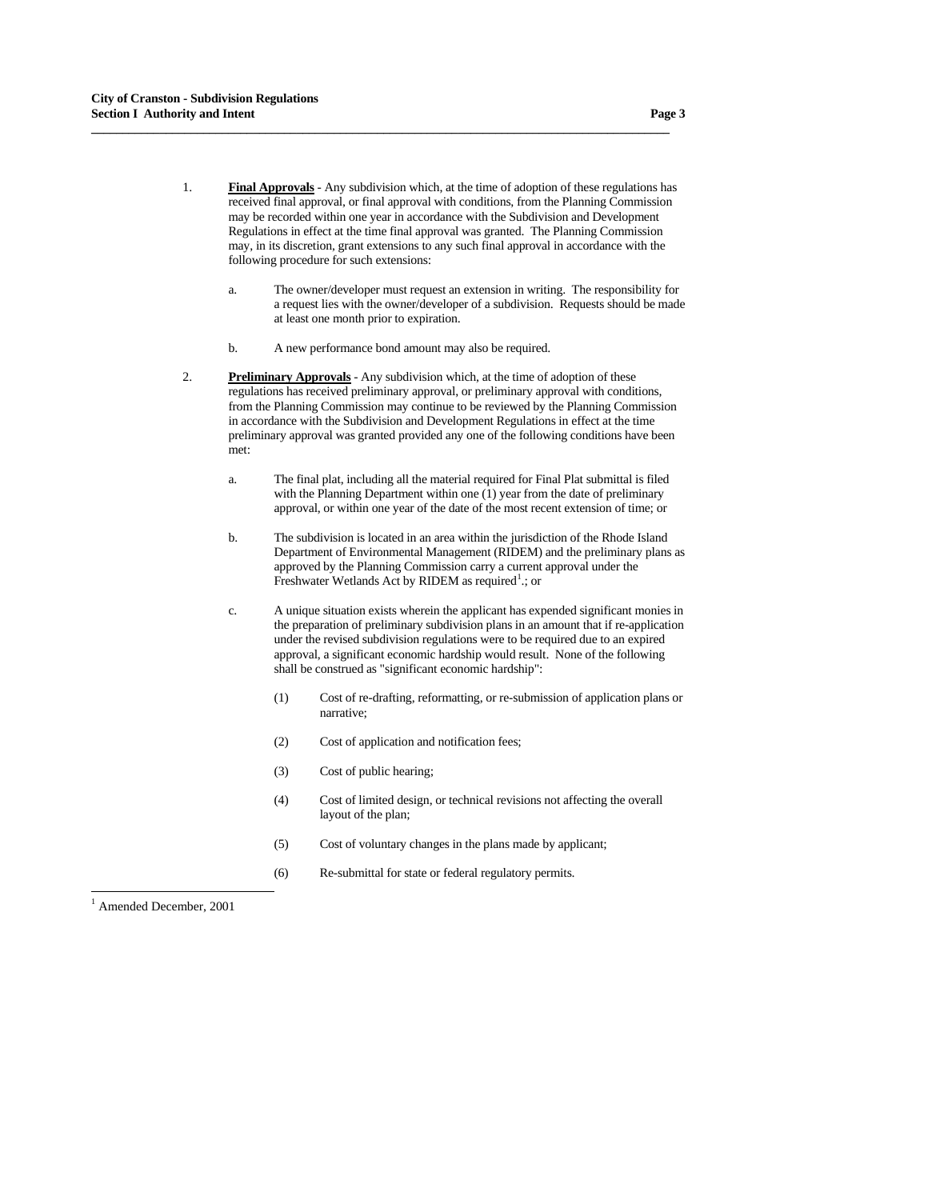1. **Final Approvals** - Any subdivision which, at the time of adoption of these regulations has received final approval, or final approval with conditions, from the Planning Commission may be recorded within one year in accordance with the Subdivision and Development Regulations in effect at the time final approval was granted. The Planning Commission may, in its discretion, grant extensions to any such final approval in accordance with the following procedure for such extensions:

   a. The owner/developer must request an extension in writing. The responsibility for a request lies with the owner/developer of a subdivision. Requests should be made at least one month prior to expiration.

   b. A new performance bond amount may also be required.

2. **Preliminary Approvals** - Any subdivision which, at the time of adoption of these regulations has received preliminary approval, or preliminary approval with conditions, from the Planning Commission may continue to be reviewed by the Planning Commission in accordance with the Subdivision and Development Regulations in effect at the time preliminary approval was granted provided any one of the following conditions have been met:

   a. The final plat, including all the material required for Final Plat submittal is filed with the Planning Department within one (1) year from the date of preliminary approval, or within one year of the date of the most recent extension of time; or

   b. The subdivision is located in an area within the jurisdiction of the Rhode Island Department of Environmental Management (RIDEM) and the preliminary plans as approved by the Planning Commission carry a current approval under the Freshwater Wetlands Act by RIDEM as required[1].; or

   c. A unique situation exists wherein the applicant has expended significant monies in the preparation of preliminary subdivision plans in an amount that if re-application under the revised subdivision regulations were to be required due to an expired approval, a significant economic hardship would result. None of the following shall be construed as "significant economic hardship":

      (1) Cost of re-drafting, reformatting, or re-submission of application plans or narrative;

      (2) Cost of application and notification fees;

      (3) Cost of public hearing;

      (4) Cost of limited design, or technical revisions not affecting the overall layout of the plan;

      (5) Cost of voluntary changes in the plans made by applicant;

      (6) Re-submittal for state or federal regulatory permits.

---

[1] Amended December, 2001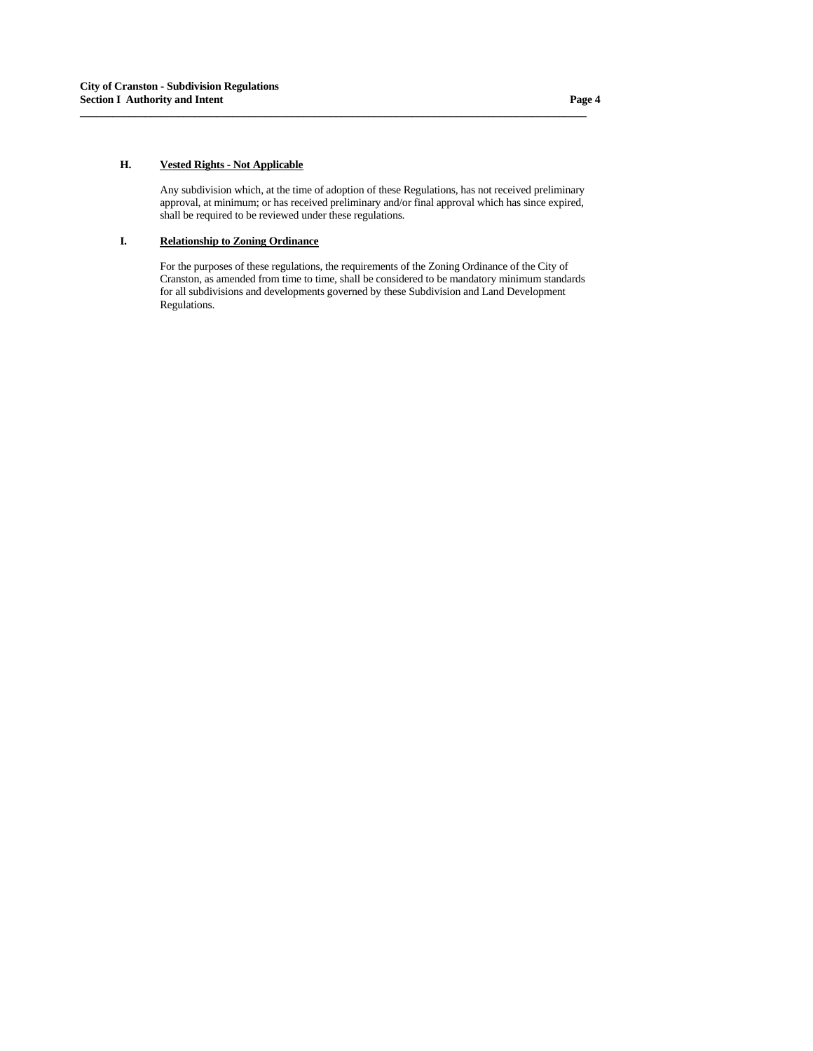### H. <u>Vested Rights - Not Applicable</u>

Any subdivision which, at the time of adoption of these Regulations, has not received preliminary approval, at minimum; or has received preliminary and/or final approval which has since expired, shall be required to be reviewed under these regulations.

### I. <u>Relationship to Zoning Ordinance</u>

For the purposes of these regulations, the requirements of the Zoning Ordinance of the City of Cranston, as amended from time to time, shall be considered to be mandatory minimum standards for all subdivisions and developments governed by these Subdivision and Land Development Regulations.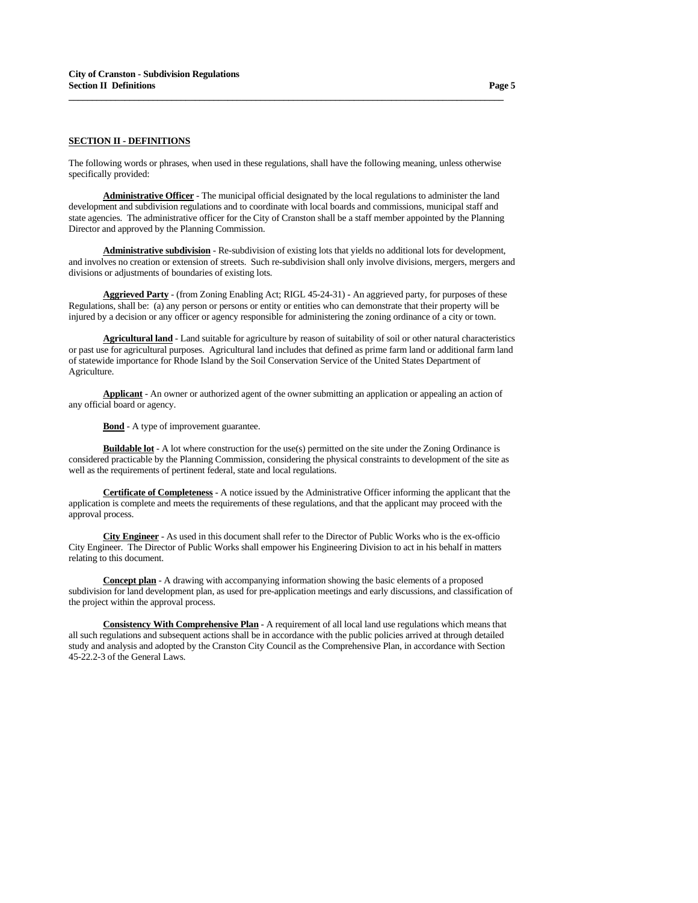## SECTION II - DEFINITIONS

The following words or phrases, when used in these regulations, shall have the following meaning, unless otherwise specifically provided:

**Administrative Officer** - The municipal official designated by the local regulations to administer the land development and subdivision regulations and to coordinate with local boards and commissions, municipal staff and state agencies. The administrative officer for the City of Cranston shall be a staff member appointed by the Planning Director and approved by the Planning Commission.

**Administrative subdivision** - Re-subdivision of existing lots that yields no additional lots for development, and involves no creation or extension of streets. Such re-subdivision shall only involve divisions, mergers, mergers and divisions or adjustments of boundaries of existing lots.

**Aggrieved Party** - (from Zoning Enabling Act; RIGL 45-24-31) - An aggrieved party, for purposes of these Regulations, shall be: (a) any person or persons or entity or entities who can demonstrate that their property will be injured by a decision or any officer or agency responsible for administering the zoning ordinance of a city or town.

**Agricultural land** - Land suitable for agriculture by reason of suitability of soil or other natural characteristics or past use for agricultural purposes. Agricultural land includes that defined as prime farm land or additional farm land of statewide importance for Rhode Island by the Soil Conservation Service of the United States Department of Agriculture.

**Applicant** - An owner or authorized agent of the owner submitting an application or appealing an action of any official board or agency.

**Bond** - A type of improvement guarantee.

**Buildable lot** - A lot where construction for the use(s) permitted on the site under the Zoning Ordinance is considered practicable by the Planning Commission, considering the physical constraints to development of the site as well as the requirements of pertinent federal, state and local regulations.

**Certificate of Completeness** - A notice issued by the Administrative Officer informing the applicant that the application is complete and meets the requirements of these regulations, and that the applicant may proceed with the approval process.

**City Engineer** - As used in this document shall refer to the Director of Public Works who is the ex-officio City Engineer. The Director of Public Works shall empower his Engineering Division to act in his behalf in matters relating to this document.

**Concept plan** - A drawing with accompanying information showing the basic elements of a proposed subdivision for land development plan, as used for pre-application meetings and early discussions, and classification of the project within the approval process.

**Consistency With Comprehensive Plan** - A requirement of all local land use regulations which means that all such regulations and subsequent actions shall be in accordance with the public policies arrived at through detailed study and analysis and adopted by the Cranston City Council as the Comprehensive Plan, in accordance with Section 45-22.2-3 of the General Laws.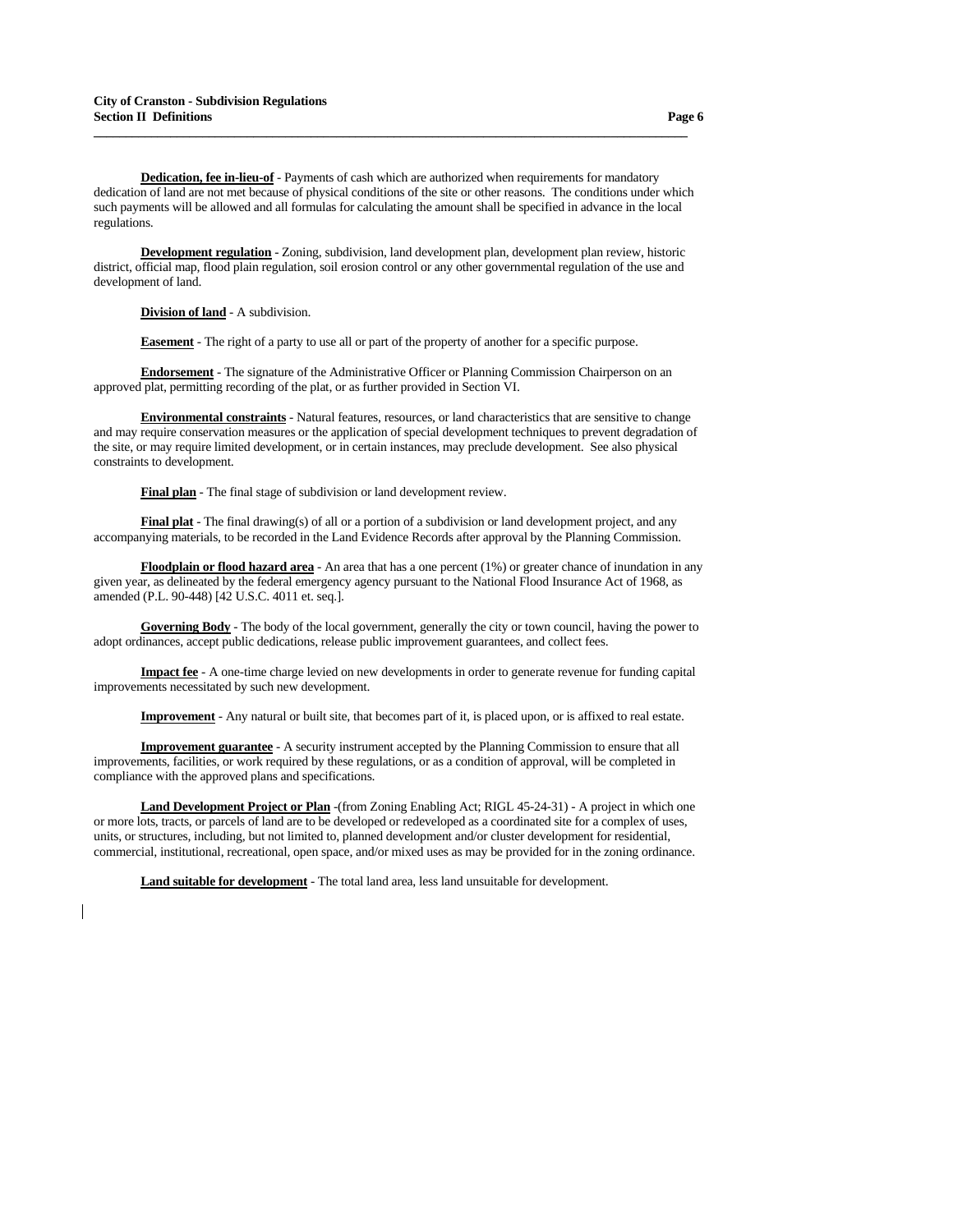**Dedication, fee in-lieu-of** - Payments of cash which are authorized when requirements for mandatory dedication of land are not met because of physical conditions of the site or other reasons. The conditions under which such payments will be allowed and all formulas for calculating the amount shall be specified in advance in the local regulations.

**Development regulation** - Zoning, subdivision, land development plan, development plan review, historic district, official map, flood plain regulation, soil erosion control or any other governmental regulation of the use and development of land.

**Division of land** - A subdivision.

**Easement** - The right of a party to use all or part of the property of another for a specific purpose.

**Endorsement** - The signature of the Administrative Officer or Planning Commission Chairperson on an approved plat, permitting recording of the plat, or as further provided in Section VI.

**Environmental constraints** - Natural features, resources, or land characteristics that are sensitive to change and may require conservation measures or the application of special development techniques to prevent degradation of the site, or may require limited development, or in certain instances, may preclude development. See also physical constraints to development.

**Final plan** - The final stage of subdivision or land development review.

**Final plat** - The final drawing(s) of all or a portion of a subdivision or land development project, and any accompanying materials, to be recorded in the Land Evidence Records after approval by the Planning Commission.

**Floodplain or flood hazard area** - An area that has a one percent (1%) or greater chance of inundation in any given year, as delineated by the federal emergency agency pursuant to the National Flood Insurance Act of 1968, as amended (P.L. 90-448) [42 U.S.C. 4011 et. seq.].

**Governing Body** - The body of the local government, generally the city or town council, having the power to adopt ordinances, accept public dedications, release public improvement guarantees, and collect fees.

**Impact fee** - A one-time charge levied on new developments in order to generate revenue for funding capital improvements necessitated by such new development.

**Improvement** - Any natural or built site, that becomes part of it, is placed upon, or is affixed to real estate.

**Improvement guarantee** - A security instrument accepted by the Planning Commission to ensure that all improvements, facilities, or work required by these regulations, or as a condition of approval, will be completed in compliance with the approved plans and specifications.

**Land Development Project or Plan** -(from Zoning Enabling Act; RIGL 45-24-31) - A project in which one or more lots, tracts, or parcels of land are to be developed or redeveloped as a coordinated site for a complex of uses, units, or structures, including, but not limited to, planned development and/or cluster development for residential, commercial, institutional, recreational, open space, and/or mixed uses as may be provided for in the zoning ordinance.

**Land suitable for development** - The total land area, less land unsuitable for development.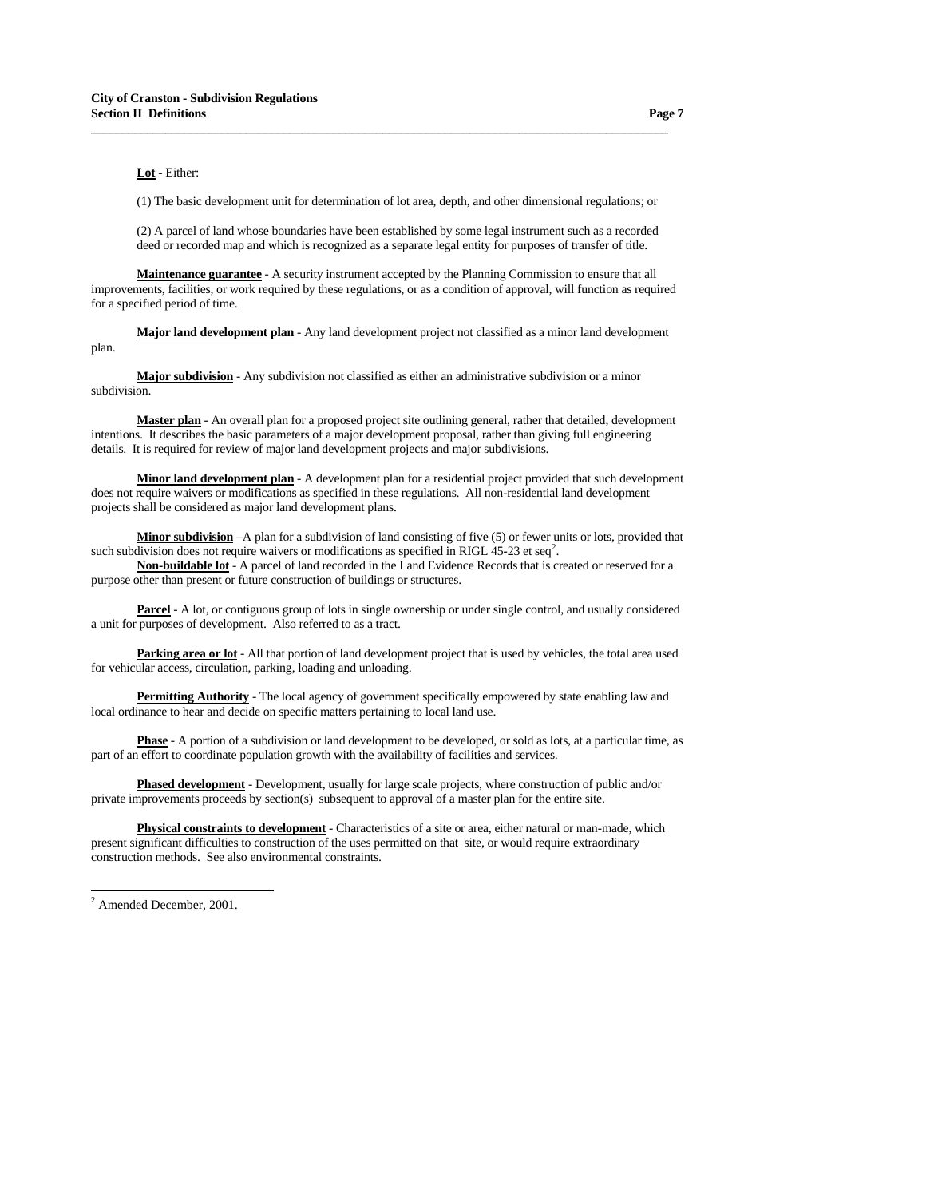**Lot** - Either:

(1) The basic development unit for determination of lot area, depth, and other dimensional regulations; or

(2) A parcel of land whose boundaries have been established by some legal instrument such as a recorded deed or recorded map and which is recognized as a separate legal entity for purposes of transfer of title.

**Maintenance guarantee** - A security instrument accepted by the Planning Commission to ensure that all improvements, facilities, or work required by these regulations, or as a condition of approval, will function as required for a specified period of time.

**Major land development plan** - Any land development project not classified as a minor land development plan.

**Major subdivision** - Any subdivision not classified as either an administrative subdivision or a minor subdivision.

**Master plan** - An overall plan for a proposed project site outlining general, rather that detailed, development intentions. It describes the basic parameters of a major development proposal, rather than giving full engineering details. It is required for review of major land development projects and major subdivisions.

**Minor land development plan** - A development plan for a residential project provided that such development does not require waivers or modifications as specified in these regulations. All non-residential land development projects shall be considered as major land development plans.

**Minor subdivision** –A plan for a subdivision of land consisting of five (5) or fewer units or lots, provided that such subdivision does not require waivers or modifications as specified in RIGL 45-23 et seq[2].

**Non-buildable lot** - A parcel of land recorded in the Land Evidence Records that is created or reserved for a purpose other than present or future construction of buildings or structures.

**Parcel** - A lot, or contiguous group of lots in single ownership or under single control, and usually considered a unit for purposes of development. Also referred to as a tract.

**Parking area or lot** - All that portion of land development project that is used by vehicles, the total area used for vehicular access, circulation, parking, loading and unloading.

**Permitting Authority** - The local agency of government specifically empowered by state enabling law and local ordinance to hear and decide on specific matters pertaining to local land use.

**Phase** - A portion of a subdivision or land development to be developed, or sold as lots, at a particular time, as part of an effort to coordinate population growth with the availability of facilities and services.

**Phased development** - Development, usually for large scale projects, where construction of public and/or private improvements proceeds by section(s) subsequent to approval of a master plan for the entire site.

**Physical constraints to development** - Characteristics of a site or area, either natural or man-made, which present significant difficulties to construction of the uses permitted on that site, or would require extraordinary construction methods. See also environmental constraints.

---

[2] Amended December, 2001.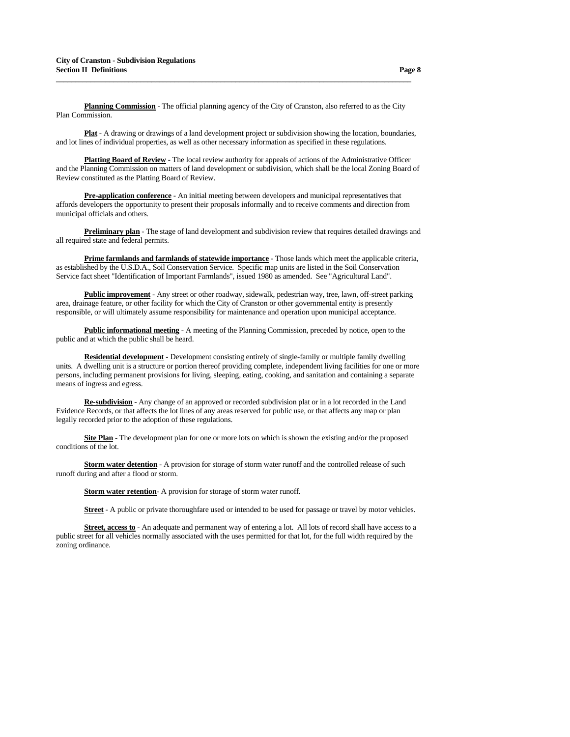**Planning Commission** - The official planning agency of the City of Cranston, also referred to as the City Plan Commission.

**Plat** - A drawing or drawings of a land development project or subdivision showing the location, boundaries, and lot lines of individual properties, as well as other necessary information as specified in these regulations.

**Platting Board of Review** - The local review authority for appeals of actions of the Administrative Officer and the Planning Commission on matters of land development or subdivision, which shall be the local Zoning Board of Review constituted as the Platting Board of Review.

**Pre-application conference** - An initial meeting between developers and municipal representatives that affords developers the opportunity to present their proposals informally and to receive comments and direction from municipal officials and others.

**Preliminary plan** - The stage of land development and subdivision review that requires detailed drawings and all required state and federal permits.

**Prime farmlands and farmlands of statewide importance** - Those lands which meet the applicable criteria, as established by the U.S.D.A., Soil Conservation Service. Specific map units are listed in the Soil Conservation Service fact sheet "Identification of Important Farmlands", issued 1980 as amended. See "Agricultural Land".

**Public improvement** - Any street or other roadway, sidewalk, pedestrian way, tree, lawn, off-street parking area, drainage feature, or other facility for which the City of Cranston or other governmental entity is presently responsible, or will ultimately assume responsibility for maintenance and operation upon municipal acceptance.

**Public informational meeting** - A meeting of the Planning Commission, preceded by notice, open to the public and at which the public shall be heard.

**Residential development** - Development consisting entirely of single-family or multiple family dwelling units. A dwelling unit is a structure or portion thereof providing complete, independent living facilities for one or more persons, including permanent provisions for living, sleeping, eating, cooking, and sanitation and containing a separate means of ingress and egress.

**Re-subdivision** - Any change of an approved or recorded subdivision plat or in a lot recorded in the Land Evidence Records, or that affects the lot lines of any areas reserved for public use, or that affects any map or plan legally recorded prior to the adoption of these regulations.

**Site Plan** - The development plan for one or more lots on which is shown the existing and/or the proposed conditions of the lot.

**Storm water detention** - A provision for storage of storm water runoff and the controlled release of such runoff during and after a flood or storm.

**Storm water retention**- A provision for storage of storm water runoff.

**Street** - A public or private thoroughfare used or intended to be used for passage or travel by motor vehicles.

**Street, access to** - An adequate and permanent way of entering a lot. All lots of record shall have access to a public street for all vehicles normally associated with the uses permitted for that lot, for the full width required by the zoning ordinance.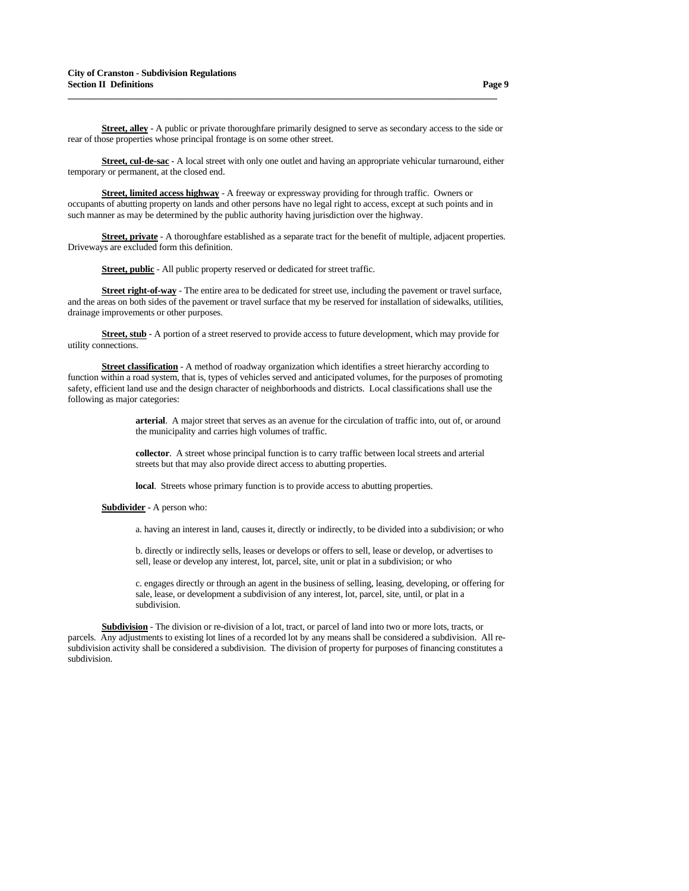**Street, alley** - A public or private thoroughfare primarily designed to serve as secondary access to the side or rear of those properties whose principal frontage is on some other street.

**Street, cul-de-sac** - A local street with only one outlet and having an appropriate vehicular turnaround, either temporary or permanent, at the closed end.

**Street, limited access highway** - A freeway or expressway providing for through traffic. Owners or occupants of abutting property on lands and other persons have no legal right to access, except at such points and in such manner as may be determined by the public authority having jurisdiction over the highway.

**Street, private** - A thoroughfare established as a separate tract for the benefit of multiple, adjacent properties. Driveways are excluded form this definition.

**Street, public** - All public property reserved or dedicated for street traffic.

**Street right-of-way** - The entire area to be dedicated for street use, including the pavement or travel surface, and the areas on both sides of the pavement or travel surface that my be reserved for installation of sidewalks, utilities, drainage improvements or other purposes.

**Street, stub** - A portion of a street reserved to provide access to future development, which may provide for utility connections.

**Street classification** - A method of roadway organization which identifies a street hierarchy according to function within a road system, that is, types of vehicles served and anticipated volumes, for the purposes of promoting safety, efficient land use and the design character of neighborhoods and districts. Local classifications shall use the following as major categories:

> **arterial**. A major street that serves as an avenue for the circulation of traffic into, out of, or around the municipality and carries high volumes of traffic.
>
> **collector**. A street whose principal function is to carry traffic between local streets and arterial streets but that may also provide direct access to abutting properties.
>
> **local**. Streets whose primary function is to provide access to abutting properties.

**Subdivider** - A person who:

> a. having an interest in land, causes it, directly or indirectly, to be divided into a subdivision; or who
>
> b. directly or indirectly sells, leases or develops or offers to sell, lease or develop, or advertises to sell, lease or develop any interest, lot, parcel, site, unit or plat in a subdivision; or who
>
> c. engages directly or through an agent in the business of selling, leasing, developing, or offering for sale, lease, or development a subdivision of any interest, lot, parcel, site, until, or plat in a subdivision.

**Subdivision** - The division or re-division of a lot, tract, or parcel of land into two or more lots, tracts, or parcels. Any adjustments to existing lot lines of a recorded lot by any means shall be considered a subdivision. All re-subdivision activity shall be considered a subdivision. The division of property for purposes of financing constitutes a subdivision.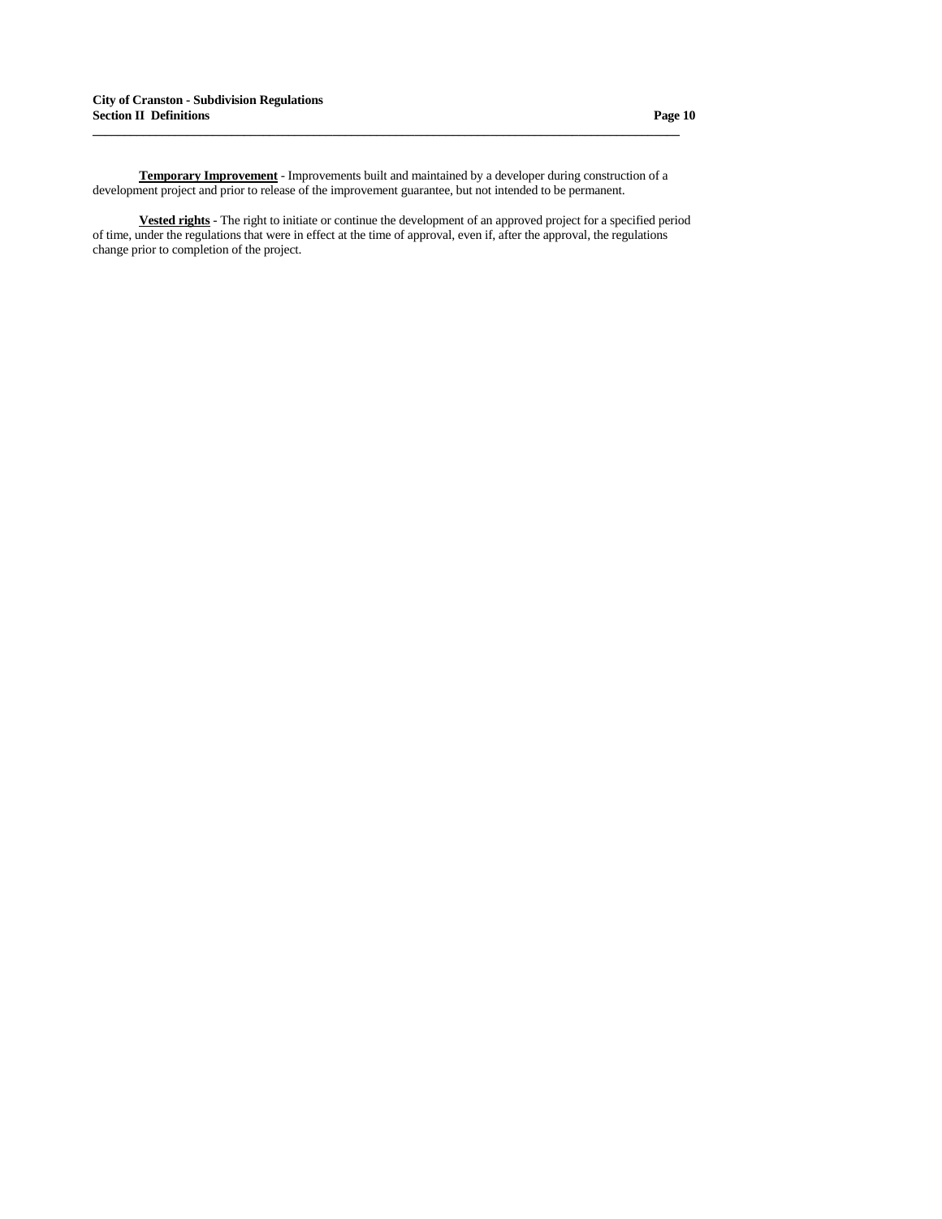**<u>Temporary Improvement</u>** - Improvements built and maintained by a developer during construction of a development project and prior to release of the improvement guarantee, but not intended to be permanent.

**<u>Vested rights</u>** - The right to initiate or continue the development of an approved project for a specified period of time, under the regulations that were in effect at the time of approval, even if, after the approval, the regulations change prior to completion of the project.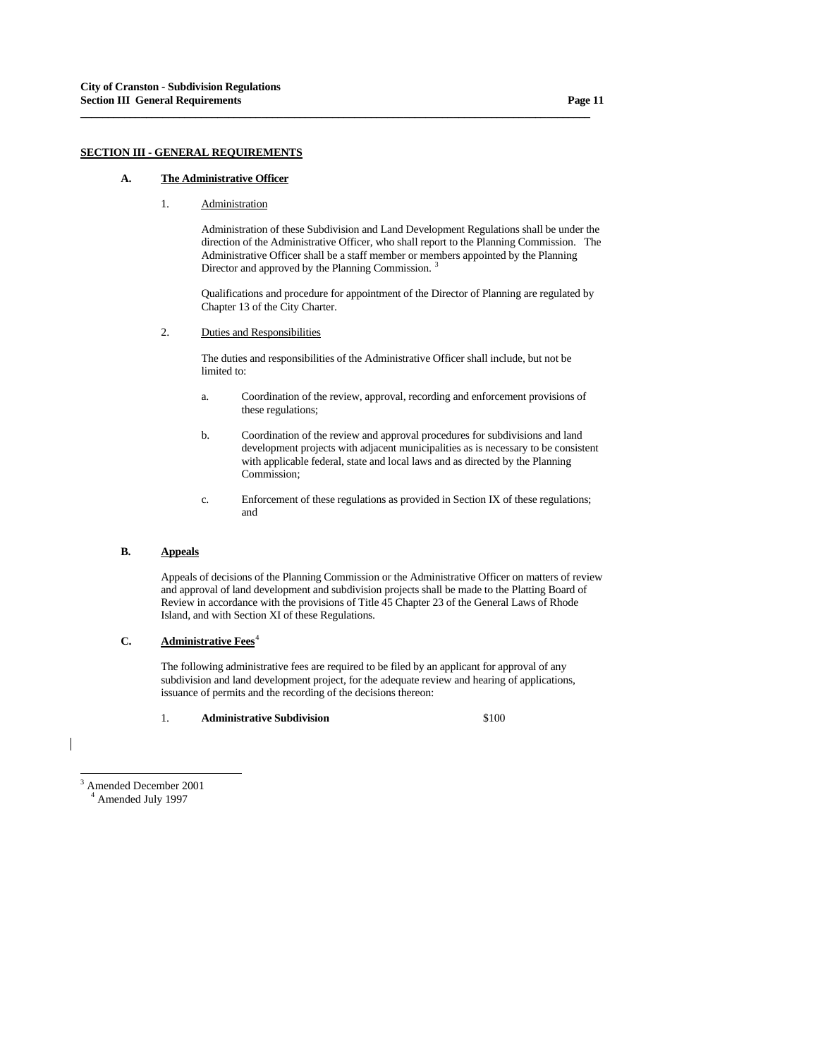## SECTION III - GENERAL REQUIREMENTS

### A. The Administrative Officer

1. Administration

   Administration of these Subdivision and Land Development Regulations shall be under the direction of the Administrative Officer, who shall report to the Planning Commission. The Administrative Officer shall be a staff member or members appointed by the Planning Director and approved by the Planning Commission. [3]

   Qualifications and procedure for appointment of the Director of Planning are regulated by Chapter 13 of the City Charter.

2. Duties and Responsibilities

   The duties and responsibilities of the Administrative Officer shall include, but not be limited to:

   a. Coordination of the review, approval, recording and enforcement provisions of these regulations;

   b. Coordination of the review and approval procedures for subdivisions and land development projects with adjacent municipalities as is necessary to be consistent with applicable federal, state and local laws and as directed by the Planning Commission;

   c. Enforcement of these regulations as provided in Section IX of these regulations; and

### B. Appeals

Appeals of decisions of the Planning Commission or the Administrative Officer on matters of review and approval of land development and subdivision projects shall be made to the Platting Board of Review in accordance with the provisions of Title 45 Chapter 23 of the General Laws of Rhode Island, and with Section XI of these Regulations.

### C. Administrative Fees[4]

The following administrative fees are required to be filed by an applicant for approval of any subdivision and land development project, for the adequate review and hearing of applications, issuance of permits and the recording of the decisions thereon:

1. **Administrative Subdivision** $100

---

[3] Amended December 2001
[4] Amended July 1997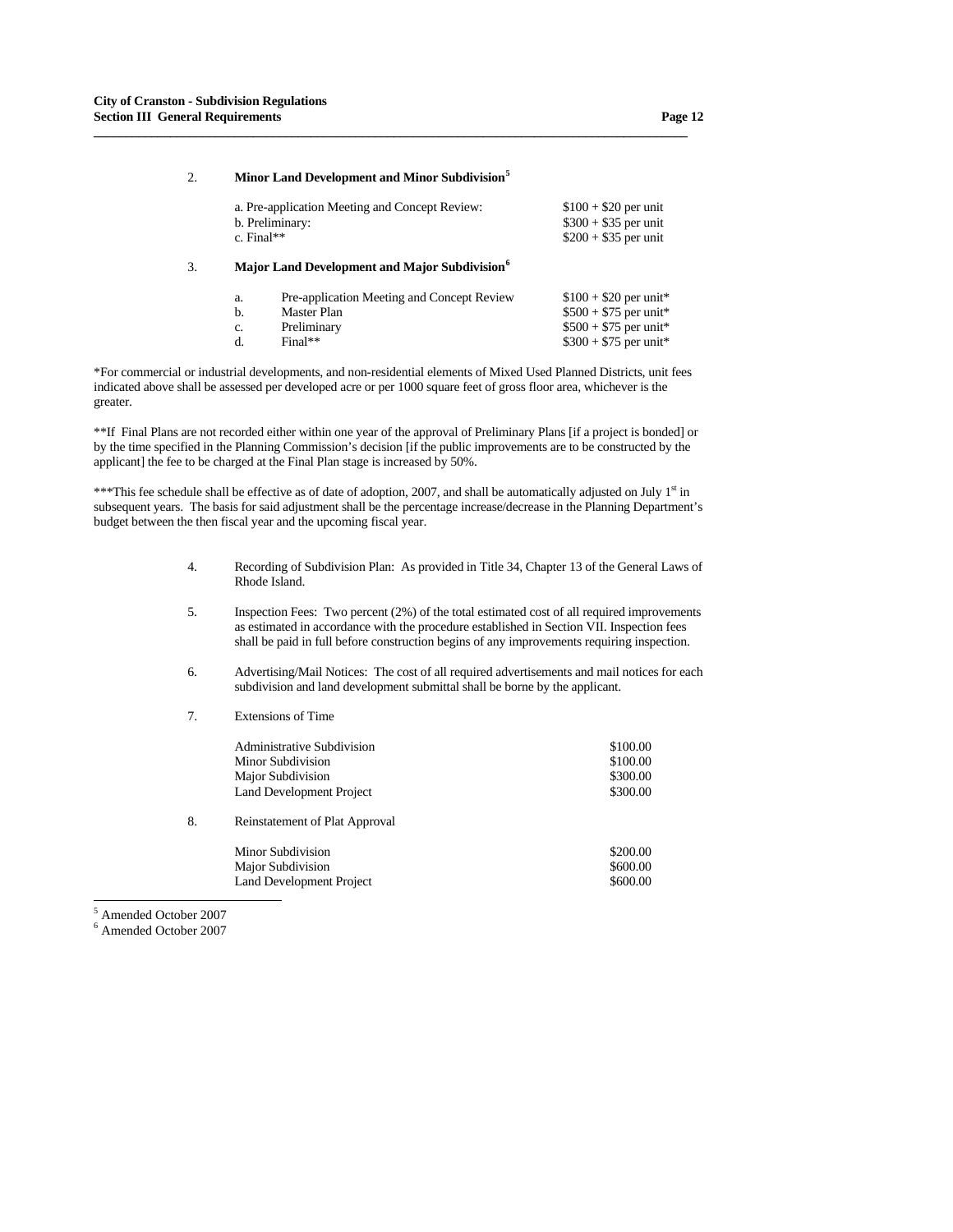2. **Minor Land Development and Minor Subdivision**[5]

| | |
|---|---|
| a. Pre-application Meeting and Concept Review: | $100 + $20 per unit |
| b. Preliminary: | $300 + $35 per unit |
| c. Final** | $200 + $35 per unit |

3. **Major Land Development and Major Subdivision**[6]

| | | |
|---|---|---|
| a. | Pre-application Meeting and Concept Review | $100 + $20 per unit* |
| b. | Master Plan | $500 + $75 per unit* |
| c. | Preliminary | $500 + $75 per unit* |
| d. | Final** | $300 + $75 per unit* |

*For commercial or industrial developments, and non-residential elements of Mixed Used Planned Districts, unit fees indicated above shall be assessed per developed acre or per 1000 square feet of gross floor area, whichever is the greater.

**If Final Plans are not recorded either within one year of the approval of Preliminary Plans [if a project is bonded] or by the time specified in the Planning Commission's decision [if the public improvements are to be constructed by the applicant] the fee to be charged at the Final Plan stage is increased by 50%.

***This fee schedule shall be effective as of date of adoption, 2007, and shall be automatically adjusted on July 1st in subsequent years. The basis for said adjustment shall be the percentage increase/decrease in the Planning Department's budget between the then fiscal year and the upcoming fiscal year.

4. Recording of Subdivision Plan: As provided in Title 34, Chapter 13 of the General Laws of Rhode Island.

5. Inspection Fees: Two percent (2%) of the total estimated cost of all required improvements as estimated in accordance with the procedure established in Section VII. Inspection fees shall be paid in full before construction begins of any improvements requiring inspection.

6. Advertising/Mail Notices: The cost of all required advertisements and mail notices for each subdivision and land development submittal shall be borne by the applicant.

7. Extensions of Time

| | |
|---|---|
| Administrative Subdivision | $100.00 |
| Minor Subdivision | $100.00 |
| Major Subdivision | $300.00 |
| Land Development Project | $300.00 |

8. Reinstatement of Plat Approval

| | |
|---|---|
| Minor Subdivision | $200.00 |
| Major Subdivision | $600.00 |
| Land Development Project | $600.00 |

[5] Amended October 2007

[6] Amended October 2007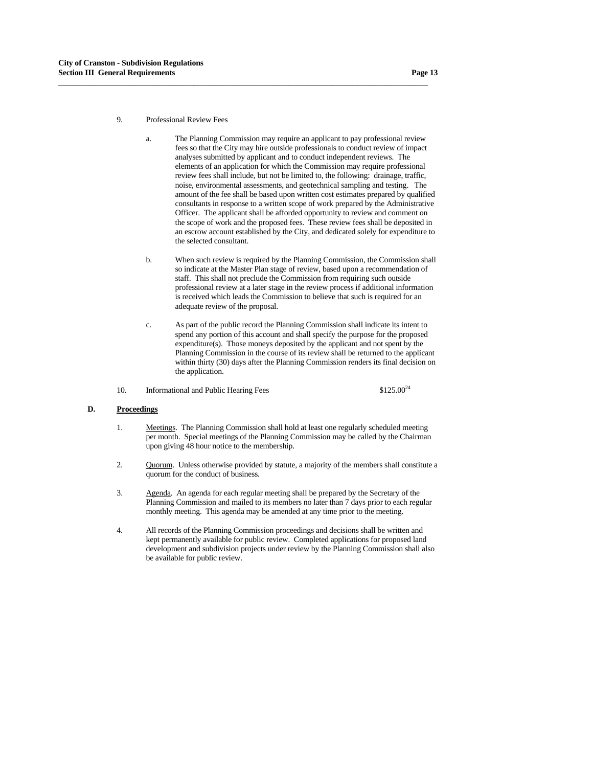9. Professional Review Fees

   a. The Planning Commission may require an applicant to pay professional review fees so that the City may hire outside professionals to conduct review of impact analyses submitted by applicant and to conduct independent reviews. The elements of an application for which the Commission may require professional review fees shall include, but not be limited to, the following: drainage, traffic, noise, environmental assessments, and geotechnical sampling and testing. The amount of the fee shall be based upon written cost estimates prepared by qualified consultants in response to a written scope of work prepared by the Administrative Officer. The applicant shall be afforded opportunity to review and comment on the scope of work and the proposed fees. These review fees shall be deposited in an escrow account established by the City, and dedicated solely for expenditure to the selected consultant.

   b. When such review is required by the Planning Commission, the Commission shall so indicate at the Master Plan stage of review, based upon a recommendation of staff. This shall not preclude the Commission from requiring such outside professional review at a later stage in the review process if additional information is received which leads the Commission to believe that such is required for an adequate review of the proposal.

   c. As part of the public record the Planning Commission shall indicate its intent to spend any portion of this account and shall specify the purpose for the proposed expenditure(s). Those moneys deposited by the applicant and not spent by the Planning Commission in the course of its review shall be returned to the applicant within thirty (30) days after the Planning Commission renders its final decision on the application.

10. Informational and Public Hearing Fees $125.00[24]

## D. Proceedings

1. Meetings. The Planning Commission shall hold at least one regularly scheduled meeting per month. Special meetings of the Planning Commission may be called by the Chairman upon giving 48 hour notice to the membership.

2. Quorum. Unless otherwise provided by statute, a majority of the members shall constitute a quorum for the conduct of business.

3. Agenda. An agenda for each regular meeting shall be prepared by the Secretary of the Planning Commission and mailed to its members no later than 7 days prior to each regular monthly meeting. This agenda may be amended at any time prior to the meeting.

4. All records of the Planning Commission proceedings and decisions shall be written and kept permanently available for public review. Completed applications for proposed land development and subdivision projects under review by the Planning Commission shall also be available for public review.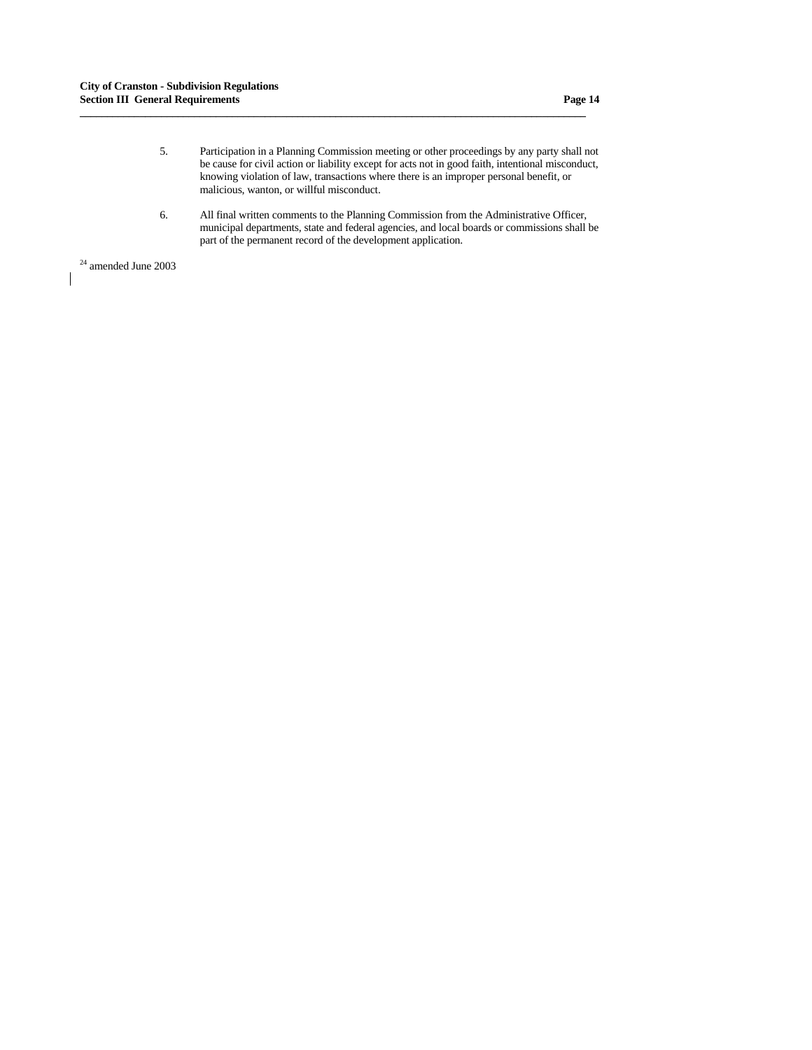5. Participation in a Planning Commission meeting or other proceedings by any party shall not be cause for civil action or liability except for acts not in good faith, intentional misconduct, knowing violation of law, transactions where there is an improper personal benefit, or malicious, wanton, or willful misconduct.

6. All final written comments to the Planning Commission from the Administrative Officer, municipal departments, state and federal agencies, and local boards or commissions shall be part of the permanent record of the development application.

[24] amended June 2003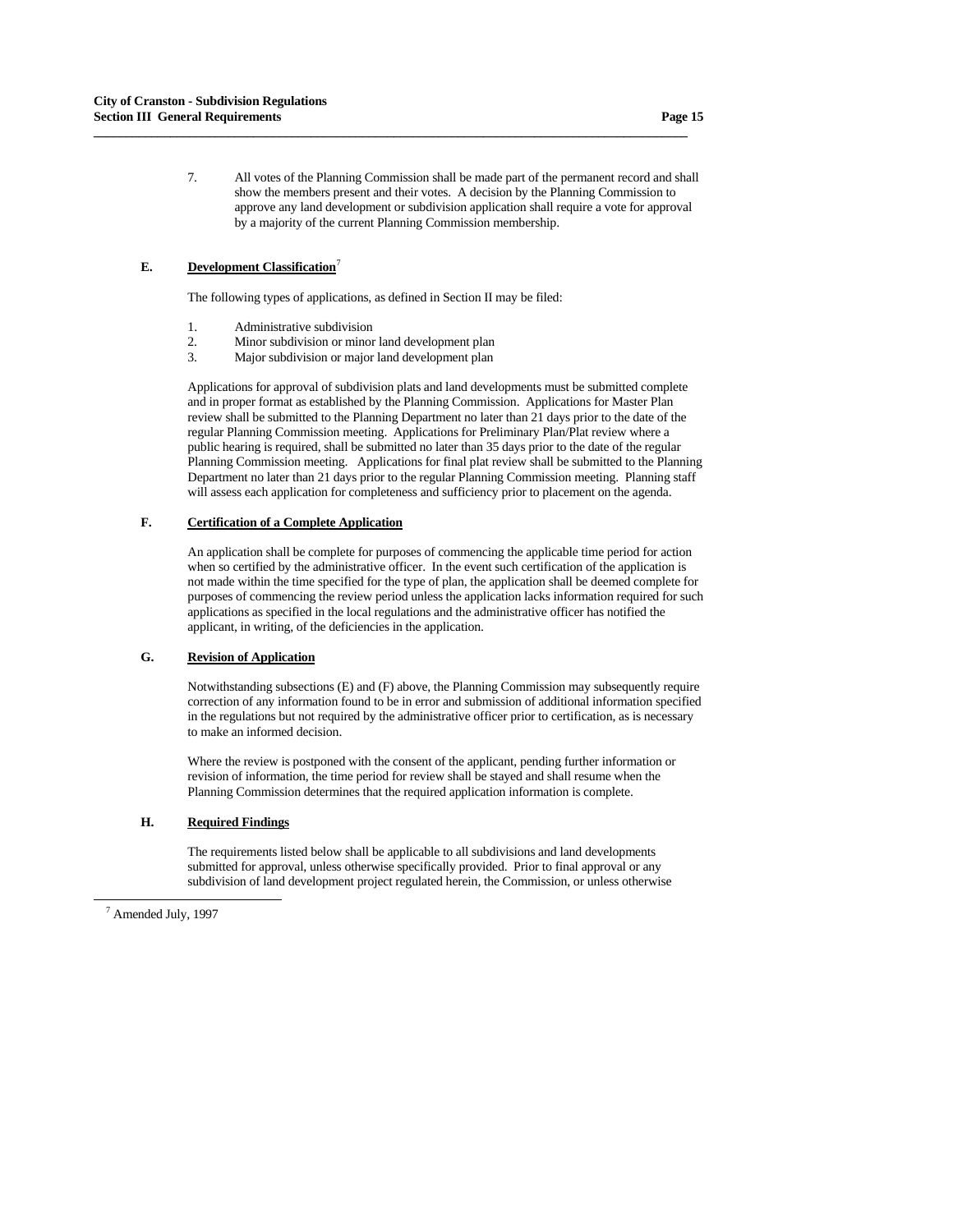7. All votes of the Planning Commission shall be made part of the permanent record and shall show the members present and their votes. A decision by the Planning Commission to approve any land development or subdivision application shall require a vote for approval by a majority of the current Planning Commission membership.

**E. Development Classification**[7]

The following types of applications, as defined in Section II may be filed:

1. Administrative subdivision
2. Minor subdivision or minor land development plan
3. Major subdivision or major land development plan

Applications for approval of subdivision plats and land developments must be submitted complete and in proper format as established by the Planning Commission. Applications for Master Plan review shall be submitted to the Planning Department no later than 21 days prior to the date of the regular Planning Commission meeting. Applications for Preliminary Plan/Plat review where a public hearing is required, shall be submitted no later than 35 days prior to the date of the regular Planning Commission meeting. Applications for final plat review shall be submitted to the Planning Department no later than 21 days prior to the regular Planning Commission meeting. Planning staff will assess each application for completeness and sufficiency prior to placement on the agenda.

**F. Certification of a Complete Application**

An application shall be complete for purposes of commencing the applicable time period for action when so certified by the administrative officer. In the event such certification of the application is not made within the time specified for the type of plan, the application shall be deemed complete for purposes of commencing the review period unless the application lacks information required for such applications as specified in the local regulations and the administrative officer has notified the applicant, in writing, of the deficiencies in the application.

**G. Revision of Application**

Notwithstanding subsections (E) and (F) above, the Planning Commission may subsequently require correction of any information found to be in error and submission of additional information specified in the regulations but not required by the administrative officer prior to certification, as is necessary to make an informed decision.

Where the review is postponed with the consent of the applicant, pending further information or revision of information, the time period for review shall be stayed and shall resume when the Planning Commission determines that the required application information is complete.

**H. Required Findings**

The requirements listed below shall be applicable to all subdivisions and land developments submitted for approval, unless otherwise specifically provided. Prior to final approval or any subdivision of land development project regulated herein, the Commission, or unless otherwise

[7] Amended July, 1997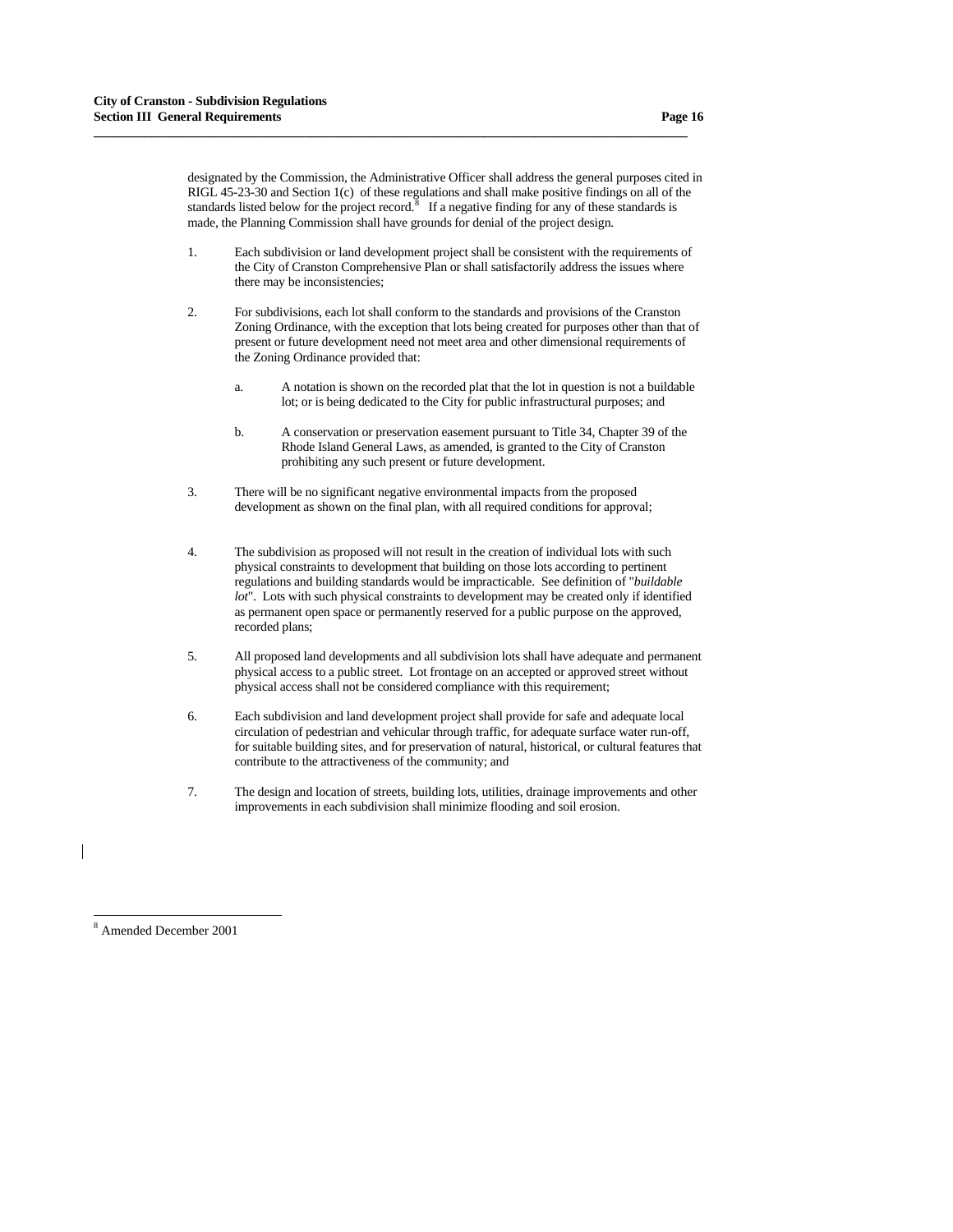designated by the Commission, the Administrative Officer shall address the general purposes cited in RIGL 45-23-30 and Section 1(c) of these regulations and shall make positive findings on all of the standards listed below for the project record.[8] If a negative finding for any of these standards is made, the Planning Commission shall have grounds for denial of the project design.

1. Each subdivision or land development project shall be consistent with the requirements of the City of Cranston Comprehensive Plan or shall satisfactorily address the issues where there may be inconsistencies;

2. For subdivisions, each lot shall conform to the standards and provisions of the Cranston Zoning Ordinance, with the exception that lots being created for purposes other than that of present or future development need not meet area and other dimensional requirements of the Zoning Ordinance provided that:

   a. A notation is shown on the recorded plat that the lot in question is not a buildable lot; or is being dedicated to the City for public infrastructural purposes; and

   b. A conservation or preservation easement pursuant to Title 34, Chapter 39 of the Rhode Island General Laws, as amended, is granted to the City of Cranston prohibiting any such present or future development.

3. There will be no significant negative environmental impacts from the proposed development as shown on the final plan, with all required conditions for approval;

4. The subdivision as proposed will not result in the creation of individual lots with such physical constraints to development that building on those lots according to pertinent regulations and building standards would be impracticable. See definition of "*buildable lot*". Lots with such physical constraints to development may be created only if identified as permanent open space or permanently reserved for a public purpose on the approved, recorded plans;

5. All proposed land developments and all subdivision lots shall have adequate and permanent physical access to a public street. Lot frontage on an accepted or approved street without physical access shall not be considered compliance with this requirement;

6. Each subdivision and land development project shall provide for safe and adequate local circulation of pedestrian and vehicular through traffic, for adequate surface water run-off, for suitable building sites, and for preservation of natural, historical, or cultural features that contribute to the attractiveness of the community; and

7. The design and location of streets, building lots, utilities, drainage improvements and other improvements in each subdivision shall minimize flooding and soil erosion.

---

[8] Amended December 2001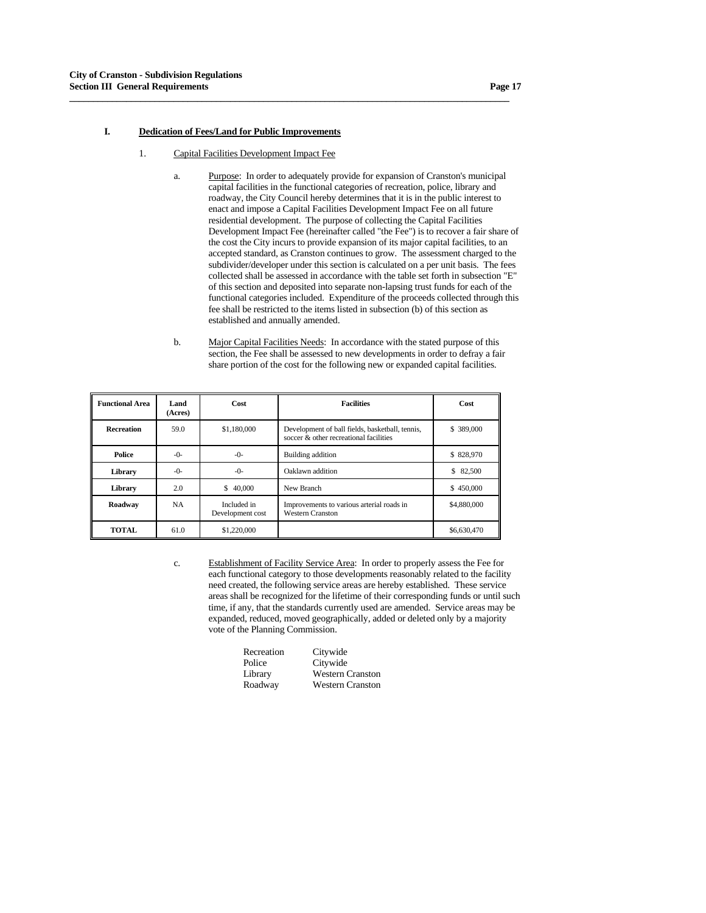## I. Dedication of Fees/Land for Public Improvements

1. Capital Facilities Development Impact Fee

   a. Purpose: In order to adequately provide for expansion of Cranston's municipal capital facilities in the functional categories of recreation, police, library and roadway, the City Council hereby determines that it is in the public interest to enact and impose a Capital Facilities Development Impact Fee on all future residential development. The purpose of collecting the Capital Facilities Development Impact Fee (hereinafter called "the Fee") is to recover a fair share of the cost the City incurs to provide expansion of its major capital facilities, to an accepted standard, as Cranston continues to grow. The assessment charged to the subdivider/developer under this section is calculated on a per unit basis. The fees collected shall be assessed in accordance with the table set forth in subsection "E" of this section and deposited into separate non-lapsing trust funds for each of the functional categories included. Expenditure of the proceeds collected through this fee shall be restricted to the items listed in subsection (b) of this section as established and annually amended.

   b. Major Capital Facilities Needs: In accordance with the stated purpose of this section, the Fee shall be assessed to new developments in order to defray a fair share portion of the cost for the following new or expanded capital facilities.

| Functional Area | Land (Acres) | Cost | Facilities | Cost |
|---|---|---|---|---|
| **Recreation** | 59.0 | $1,180,000 | Development of ball fields, basketball, tennis, soccer & other recreational facilities | $ 389,000 |
| **Police** | -0- | -0- | Building addition | $ 828,970 |
| **Library** | -0- | -0- | Oaklawn addition | $ 82,500 |
| **Library** | 2.0 | $ 40,000 | New Branch | $ 450,000 |
| **Roadway** | NA | Included in Development cost | Improvements to various arterial roads in Western Cranston | $4,880,000 |
| **TOTAL** | 61.0 | $1,220,000 | | $6,630,470 |

   c. Establishment of Facility Service Area: In order to properly assess the Fee for each functional category to those developments reasonably related to the facility need created, the following service areas are hereby established. These service areas shall be recognized for the lifetime of their corresponding funds or until such time, if any, that the standards currently used are amended. Service areas may be expanded, reduced, moved geographically, added or deleted only by a majority vote of the Planning Commission.

| | |
|---|---|
| Recreation | Citywide |
| Police | Citywide |
| Library | Western Cranston |
| Roadway | Western Cranston |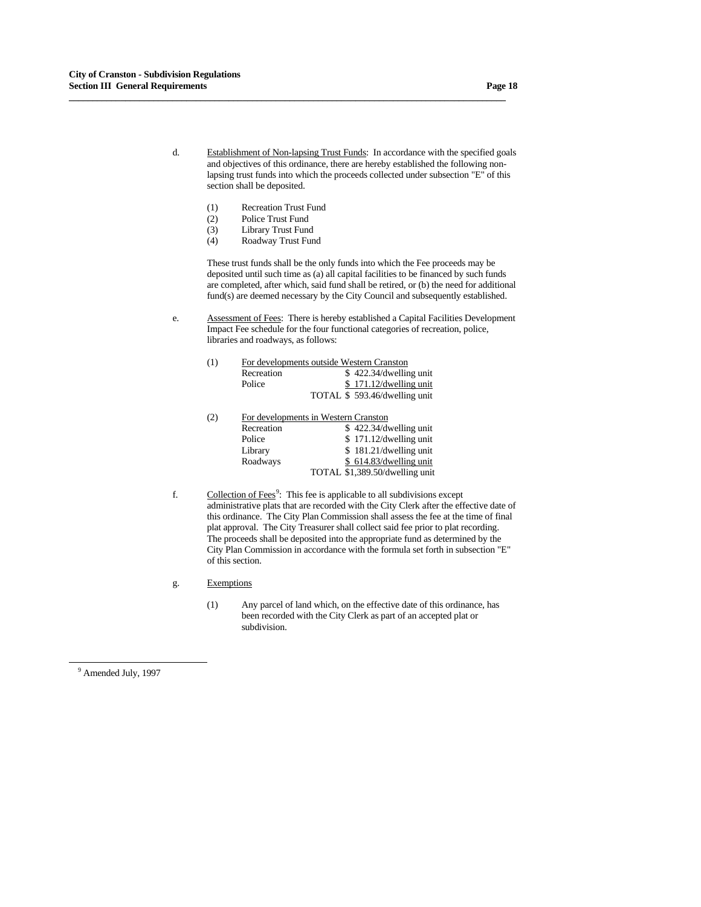d. Establishment of Non-lapsing Trust Funds: In accordance with the specified goals and objectives of this ordinance, there are hereby established the following non-lapsing trust funds into which the proceeds collected under subsection "E" of this section shall be deposited.

(1) Recreation Trust Fund
(2) Police Trust Fund
(3) Library Trust Fund
(4) Roadway Trust Fund

These trust funds shall be the only funds into which the Fee proceeds may be deposited until such time as (a) all capital facilities to be financed by such funds are completed, after which, said fund shall be retired, or (b) the need for additional fund(s) are deemed necessary by the City Council and subsequently established.

e. Assessment of Fees: There is hereby established a Capital Facilities Development Impact Fee schedule for the four functional categories of recreation, police, libraries and roadways, as follows:

(1) For developments outside Western Cranston

| | |
|---|---|
| Recreation | $ 422.34/dwelling unit |
| Police | $ 171.12/dwelling unit |
| TOTAL | $ 593.46/dwelling unit |

(2) For developments in Western Cranston

| | |
|---|---|
| Recreation | $ 422.34/dwelling unit |
| Police | $ 171.12/dwelling unit |
| Library | $ 181.21/dwelling unit |
| Roadways | $ 614.83/dwelling unit |
| TOTAL | $1,389.50/dwelling unit |

f. Collection of Fees[9]: This fee is applicable to all subdivisions except administrative plats that are recorded with the City Clerk after the effective date of this ordinance. The City Plan Commission shall assess the fee at the time of final plat approval. The City Treasurer shall collect said fee prior to plat recording. The proceeds shall be deposited into the appropriate fund as determined by the City Plan Commission in accordance with the formula set forth in subsection "E" of this section.

g. Exemptions

(1) Any parcel of land which, on the effective date of this ordinance, has been recorded with the City Clerk as part of an accepted plat or subdivision.

[9] Amended July, 1997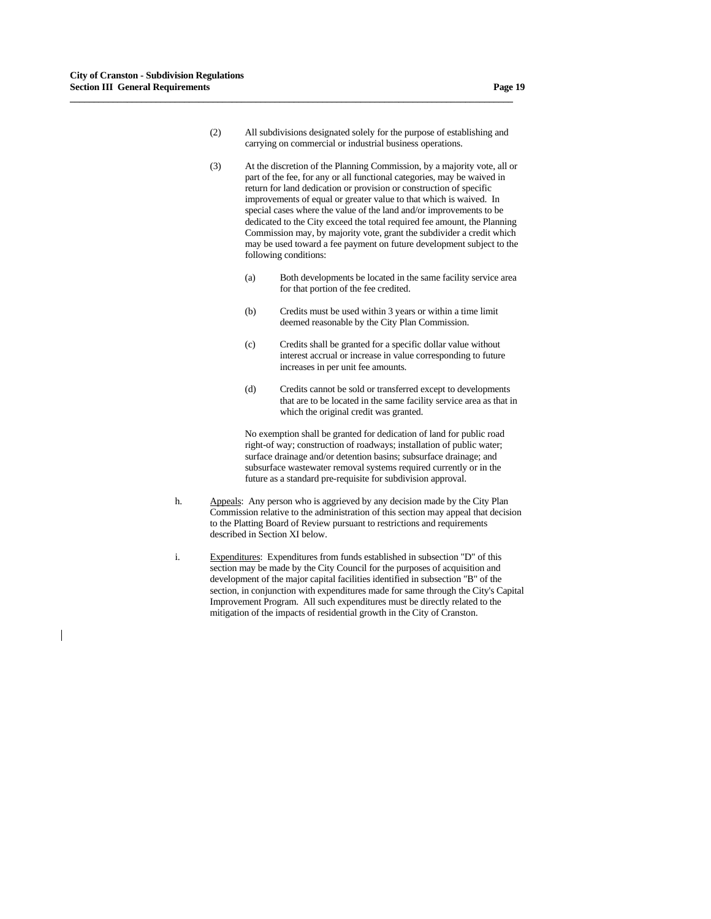(2) All subdivisions designated solely for the purpose of establishing and carrying on commercial or industrial business operations.

(3) At the discretion of the Planning Commission, by a majority vote, all or part of the fee, for any or all functional categories, may be waived in return for land dedication or provision or construction of specific improvements of equal or greater value to that which is waived. In special cases where the value of the land and/or improvements to be dedicated to the City exceed the total required fee amount, the Planning Commission may, by majority vote, grant the subdivider a credit which may be used toward a fee payment on future development subject to the following conditions:

   (a) Both developments be located in the same facility service area for that portion of the fee credited.

   (b) Credits must be used within 3 years or within a time limit deemed reasonable by the City Plan Commission.

   (c) Credits shall be granted for a specific dollar value without interest accrual or increase in value corresponding to future increases in per unit fee amounts.

   (d) Credits cannot be sold or transferred except to developments that are to be located in the same facility service area as that in which the original credit was granted.

   No exemption shall be granted for dedication of land for public road right-of way; construction of roadways; installation of public water; surface drainage and/or detention basins; subsurface drainage; and subsurface wastewater removal systems required currently or in the future as a standard pre-requisite for subdivision approval.

h. <u>Appeals</u>: Any person who is aggrieved by any decision made by the City Plan Commission relative to the administration of this section may appeal that decision to the Platting Board of Review pursuant to restrictions and requirements described in Section XI below.

i. <u>Expenditures</u>: Expenditures from funds established in subsection "D" of this section may be made by the City Council for the purposes of acquisition and development of the major capital facilities identified in subsection "B" of the section, in conjunction with expenditures made for same through the City's Capital Improvement Program. All such expenditures must be directly related to the mitigation of the impacts of residential growth in the City of Cranston.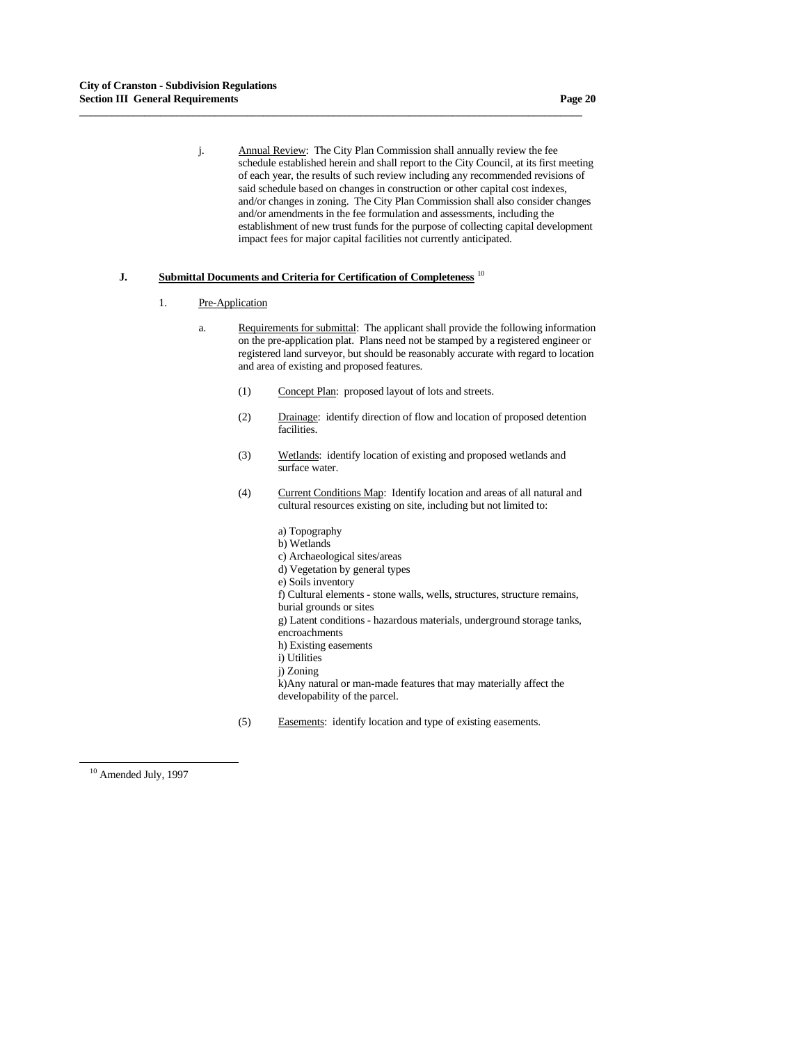j. Annual Review: The City Plan Commission shall annually review the fee schedule established herein and shall report to the City Council, at its first meeting of each year, the results of such review including any recommended revisions of said schedule based on changes in construction or other capital cost indexes, and/or changes in zoning. The City Plan Commission shall also consider changes and/or amendments in the fee formulation and assessments, including the establishment of new trust funds for the purpose of collecting capital development impact fees for major capital facilities not currently anticipated.

## J. Submittal Documents and Criteria for Certification of Completeness [10]

1. Pre-Application

   a. Requirements for submittal: The applicant shall provide the following information on the pre-application plat. Plans need not be stamped by a registered engineer or registered land surveyor, but should be reasonably accurate with regard to location and area of existing and proposed features.

      (1) Concept Plan: proposed layout of lots and streets.

      (2) Drainage: identify direction of flow and location of proposed detention facilities.

      (3) Wetlands: identify location of existing and proposed wetlands and surface water.

      (4) Current Conditions Map: Identify location and areas of all natural and cultural resources existing on site, including but not limited to:

         a) Topography
         b) Wetlands
         c) Archaeological sites/areas
         d) Vegetation by general types
         e) Soils inventory
         f) Cultural elements - stone walls, wells, structures, structure remains, burial grounds or sites
         g) Latent conditions - hazardous materials, underground storage tanks, encroachments
         h) Existing easements
         i) Utilities
         j) Zoning
         k)Any natural or man-made features that may materially affect the developability of the parcel.

      (5) Easements: identify location and type of existing easements.

---

[10] Amended July, 1997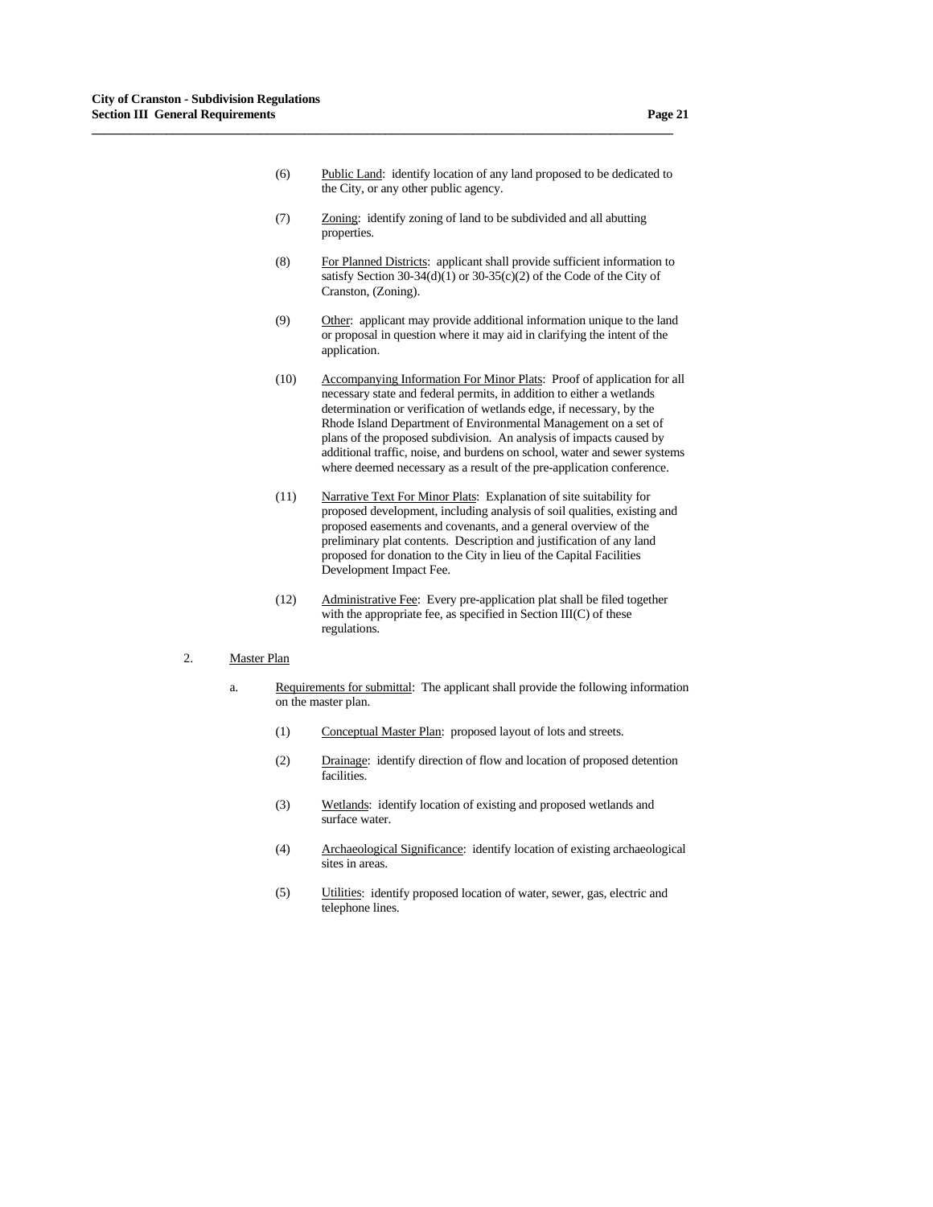(6) Public Land: identify location of any land proposed to be dedicated to the City, or any other public agency.

(7) Zoning: identify zoning of land to be subdivided and all abutting properties.

(8) For Planned Districts: applicant shall provide sufficient information to satisfy Section 30-34(d)(1) or 30-35(c)(2) of the Code of the City of Cranston, (Zoning).

(9) Other: applicant may provide additional information unique to the land or proposal in question where it may aid in clarifying the intent of the application.

(10) Accompanying Information For Minor Plats: Proof of application for all necessary state and federal permits, in addition to either a wetlands determination or verification of wetlands edge, if necessary, by the Rhode Island Department of Environmental Management on a set of plans of the proposed subdivision. An analysis of impacts caused by additional traffic, noise, and burdens on school, water and sewer systems where deemed necessary as a result of the pre-application conference.

(11) Narrative Text For Minor Plats: Explanation of site suitability for proposed development, including analysis of soil qualities, existing and proposed easements and covenants, and a general overview of the preliminary plat contents. Description and justification of any land proposed for donation to the City in lieu of the Capital Facilities Development Impact Fee.

(12) Administrative Fee: Every pre-application plat shall be filed together with the appropriate fee, as specified in Section III(C) of these regulations.

2. Master Plan

a. Requirements for submittal: The applicant shall provide the following information on the master plan.

(1) Conceptual Master Plan: proposed layout of lots and streets.

(2) Drainage: identify direction of flow and location of proposed detention facilities.

(3) Wetlands: identify location of existing and proposed wetlands and surface water.

(4) Archaeological Significance: identify location of existing archaeological sites in areas.

(5) Utilities: identify proposed location of water, sewer, gas, electric and telephone lines.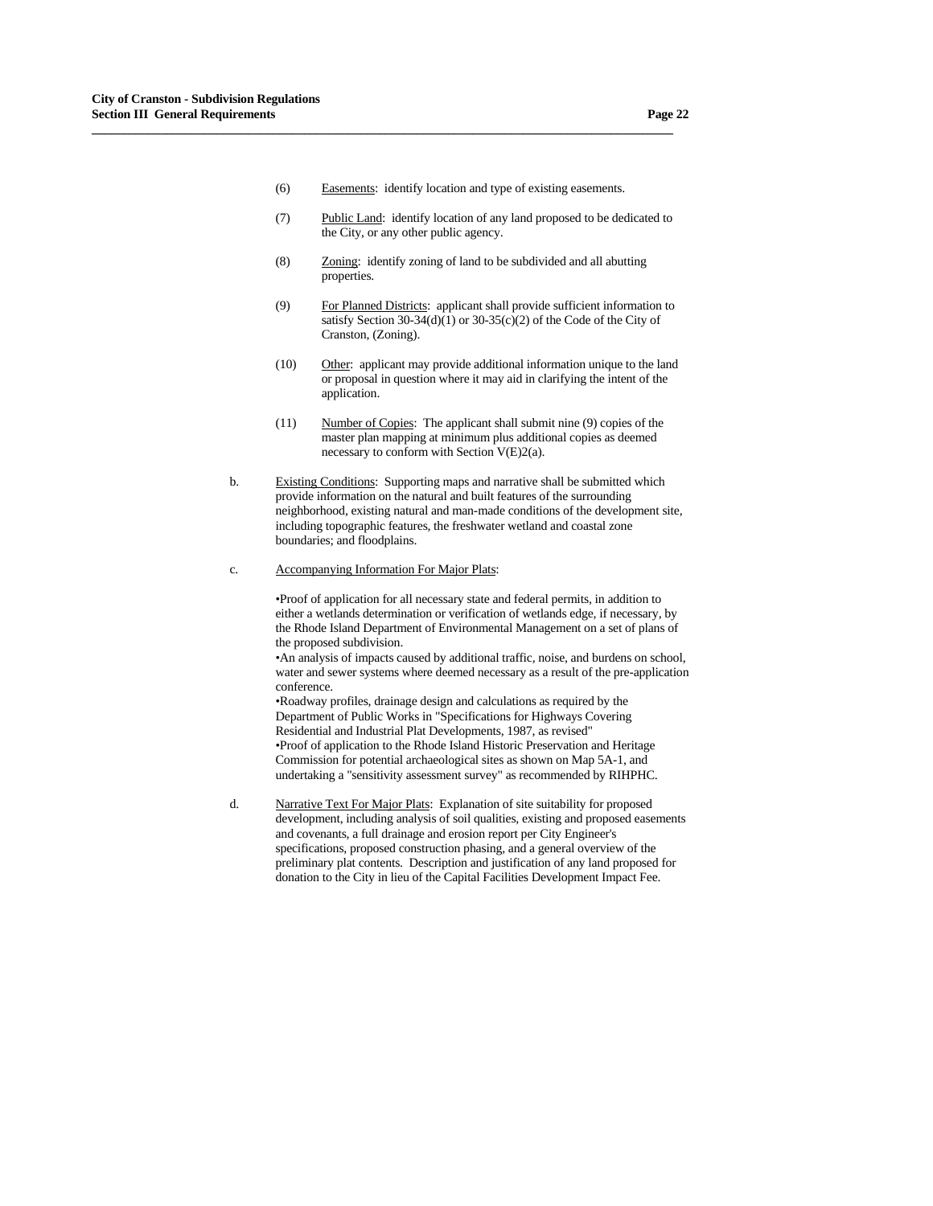(6) Easements: identify location and type of existing easements.

(7) Public Land: identify location of any land proposed to be dedicated to the City, or any other public agency.

(8) Zoning: identify zoning of land to be subdivided and all abutting properties.

(9) For Planned Districts: applicant shall provide sufficient information to satisfy Section 30-34(d)(1) or 30-35(c)(2) of the Code of the City of Cranston, (Zoning).

(10) Other: applicant may provide additional information unique to the land or proposal in question where it may aid in clarifying the intent of the application.

(11) Number of Copies: The applicant shall submit nine (9) copies of the master plan mapping at minimum plus additional copies as deemed necessary to conform with Section V(E)2(a).

b. Existing Conditions: Supporting maps and narrative shall be submitted which provide information on the natural and built features of the surrounding neighborhood, existing natural and man-made conditions of the development site, including topographic features, the freshwater wetland and coastal zone boundaries; and floodplains.

c. Accompanying Information For Major Plats:

•Proof of application for all necessary state and federal permits, in addition to either a wetlands determination or verification of wetlands edge, if necessary, by the Rhode Island Department of Environmental Management on a set of plans of the proposed subdivision.
•An analysis of impacts caused by additional traffic, noise, and burdens on school, water and sewer systems where deemed necessary as a result of the pre-application conference.
•Roadway profiles, drainage design and calculations as required by the Department of Public Works in "Specifications for Highways Covering Residential and Industrial Plat Developments, 1987, as revised"
•Proof of application to the Rhode Island Historic Preservation and Heritage Commission for potential archaeological sites as shown on Map 5A-1, and undertaking a "sensitivity assessment survey" as recommended by RIHPHC.

d. Narrative Text For Major Plats: Explanation of site suitability for proposed development, including analysis of soil qualities, existing and proposed easements and covenants, a full drainage and erosion report per City Engineer's specifications, proposed construction phasing, and a general overview of the preliminary plat contents. Description and justification of any land proposed for donation to the City in lieu of the Capital Facilities Development Impact Fee.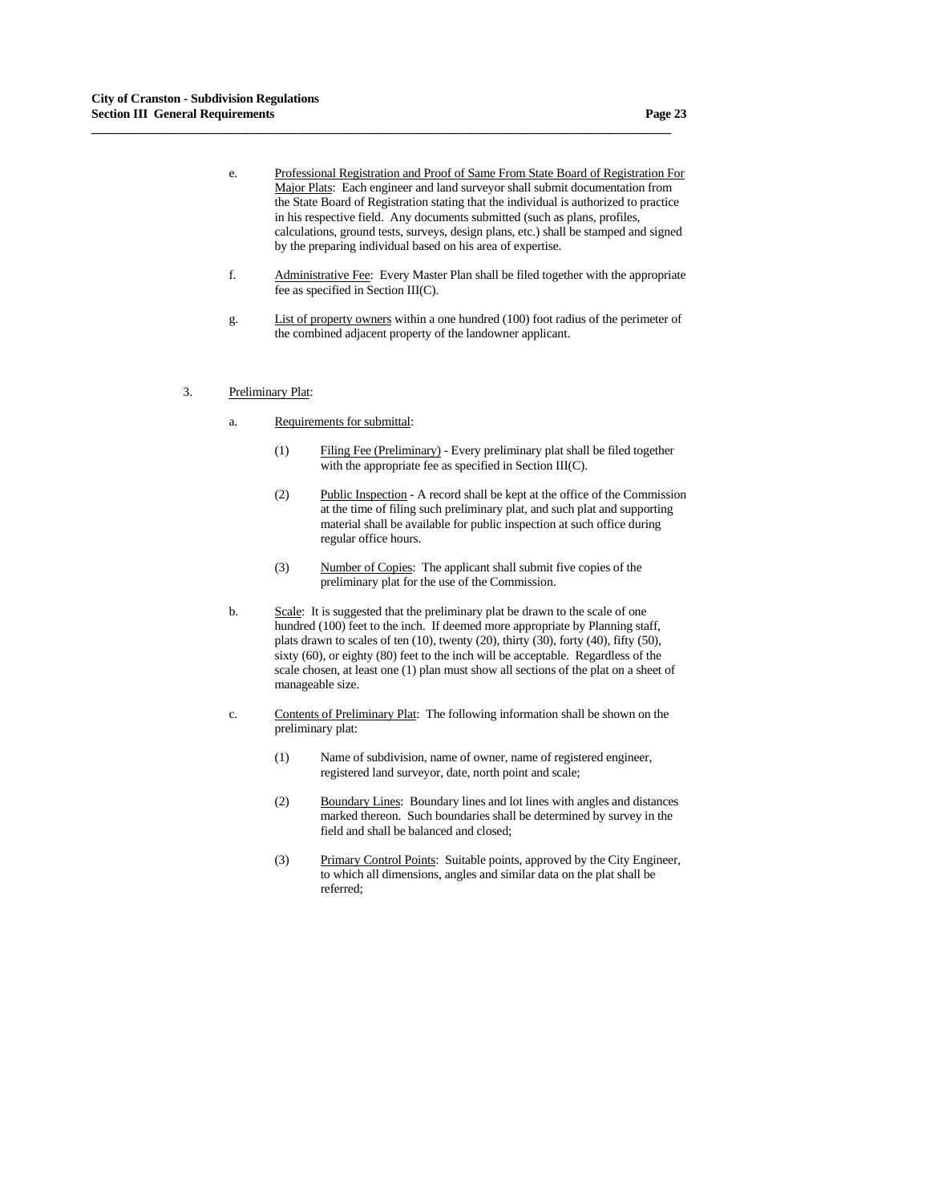e. Professional Registration and Proof of Same From State Board of Registration For Major Plats: Each engineer and land surveyor shall submit documentation from the State Board of Registration stating that the individual is authorized to practice in his respective field. Any documents submitted (such as plans, profiles, calculations, ground tests, surveys, design plans, etc.) shall be stamped and signed by the preparing individual based on his area of expertise.

f. Administrative Fee: Every Master Plan shall be filed together with the appropriate fee as specified in Section III(C).

g. List of property owners within a one hundred (100) foot radius of the perimeter of the combined adjacent property of the landowner applicant.

3. Preliminary Plat:

a. Requirements for submittal:

(1) Filing Fee (Preliminary) - Every preliminary plat shall be filed together with the appropriate fee as specified in Section III(C).

(2) Public Inspection - A record shall be kept at the office of the Commission at the time of filing such preliminary plat, and such plat and supporting material shall be available for public inspection at such office during regular office hours.

(3) Number of Copies: The applicant shall submit five copies of the preliminary plat for the use of the Commission.

b. Scale: It is suggested that the preliminary plat be drawn to the scale of one hundred (100) feet to the inch. If deemed more appropriate by Planning staff, plats drawn to scales of ten (10), twenty (20), thirty (30), forty (40), fifty (50), sixty (60), or eighty (80) feet to the inch will be acceptable. Regardless of the scale chosen, at least one (1) plan must show all sections of the plat on a sheet of manageable size.

c. Contents of Preliminary Plat: The following information shall be shown on the preliminary plat:

(1) Name of subdivision, name of owner, name of registered engineer, registered land surveyor, date, north point and scale;

(2) Boundary Lines: Boundary lines and lot lines with angles and distances marked thereon. Such boundaries shall be determined by survey in the field and shall be balanced and closed;

(3) Primary Control Points: Suitable points, approved by the City Engineer, to which all dimensions, angles and similar data on the plat shall be referred;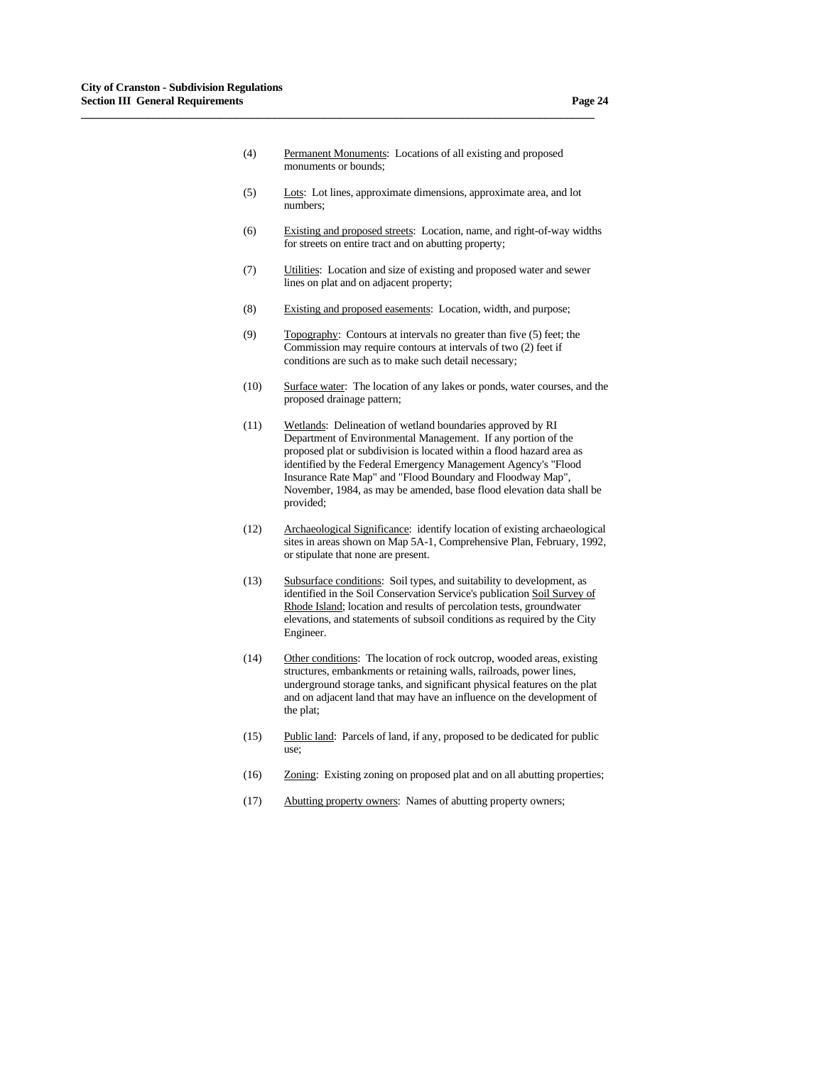(4) Permanent Monuments: Locations of all existing and proposed monuments or bounds;

(5) Lots: Lot lines, approximate dimensions, approximate area, and lot numbers;

(6) Existing and proposed streets: Location, name, and right-of-way widths for streets on entire tract and on abutting property;

(7) Utilities: Location and size of existing and proposed water and sewer lines on plat and on adjacent property;

(8) Existing and proposed easements: Location, width, and purpose;

(9) Topography: Contours at intervals no greater than five (5) feet; the Commission may require contours at intervals of two (2) feet if conditions are such as to make such detail necessary;

(10) Surface water: The location of any lakes or ponds, water courses, and the proposed drainage pattern;

(11) Wetlands: Delineation of wetland boundaries approved by RI Department of Environmental Management. If any portion of the proposed plat or subdivision is located within a flood hazard area as identified by the Federal Emergency Management Agency's "Flood Insurance Rate Map" and "Flood Boundary and Floodway Map", November, 1984, as may be amended, base flood elevation data shall be provided;

(12) Archaeological Significance: identify location of existing archaeological sites in areas shown on Map 5A-1, Comprehensive Plan, February, 1992, or stipulate that none are present.

(13) Subsurface conditions: Soil types, and suitability to development, as identified in the Soil Conservation Service's publication Soil Survey of Rhode Island; location and results of percolation tests, groundwater elevations, and statements of subsoil conditions as required by the City Engineer.

(14) Other conditions: The location of rock outcrop, wooded areas, existing structures, embankments or retaining walls, railroads, power lines, underground storage tanks, and significant physical features on the plat and on adjacent land that may have an influence on the development of the plat;

(15) Public land: Parcels of land, if any, proposed to be dedicated for public use;

(16) Zoning: Existing zoning on proposed plat and on all abutting properties;

(17) Abutting property owners: Names of abutting property owners;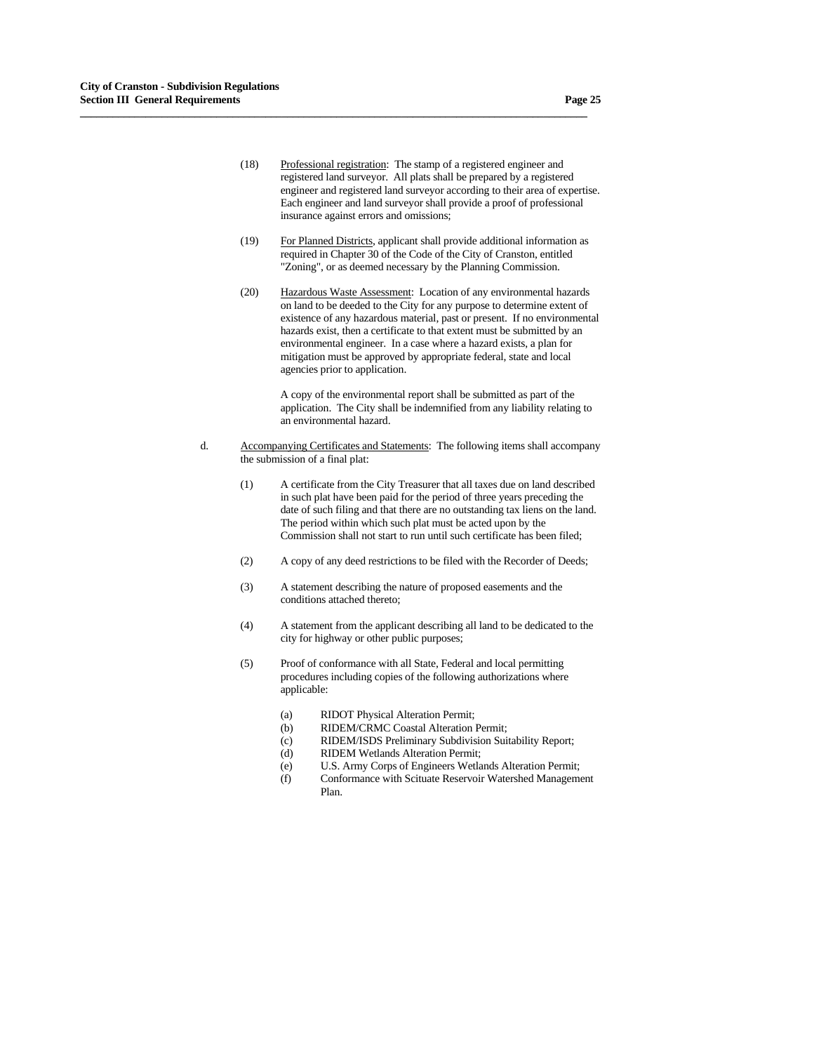(18) Professional registration: The stamp of a registered engineer and registered land surveyor. All plats shall be prepared by a registered engineer and registered land surveyor according to their area of expertise. Each engineer and land surveyor shall provide a proof of professional insurance against errors and omissions;

(19) For Planned Districts, applicant shall provide additional information as required in Chapter 30 of the Code of the City of Cranston, entitled "Zoning", or as deemed necessary by the Planning Commission.

(20) Hazardous Waste Assessment: Location of any environmental hazards on land to be deeded to the City for any purpose to determine extent of existence of any hazardous material, past or present. If no environmental hazards exist, then a certificate to that extent must be submitted by an environmental engineer. In a case where a hazard exists, a plan for mitigation must be approved by appropriate federal, state and local agencies prior to application.

A copy of the environmental report shall be submitted as part of the application. The City shall be indemnified from any liability relating to an environmental hazard.

d. Accompanying Certificates and Statements: The following items shall accompany the submission of a final plat:

(1) A certificate from the City Treasurer that all taxes due on land described in such plat have been paid for the period of three years preceding the date of such filing and that there are no outstanding tax liens on the land. The period within which such plat must be acted upon by the Commission shall not start to run until such certificate has been filed;

(2) A copy of any deed restrictions to be filed with the Recorder of Deeds;

(3) A statement describing the nature of proposed easements and the conditions attached thereto;

(4) A statement from the applicant describing all land to be dedicated to the city for highway or other public purposes;

(5) Proof of conformance with all State, Federal and local permitting procedures including copies of the following authorizations where applicable:

(a) RIDOT Physical Alteration Permit;
(b) RIDEM/CRMC Coastal Alteration Permit;
(c) RIDEM/ISDS Preliminary Subdivision Suitability Report;
(d) RIDEM Wetlands Alteration Permit;
(e) U.S. Army Corps of Engineers Wetlands Alteration Permit;
(f) Conformance with Scituate Reservoir Watershed Management Plan.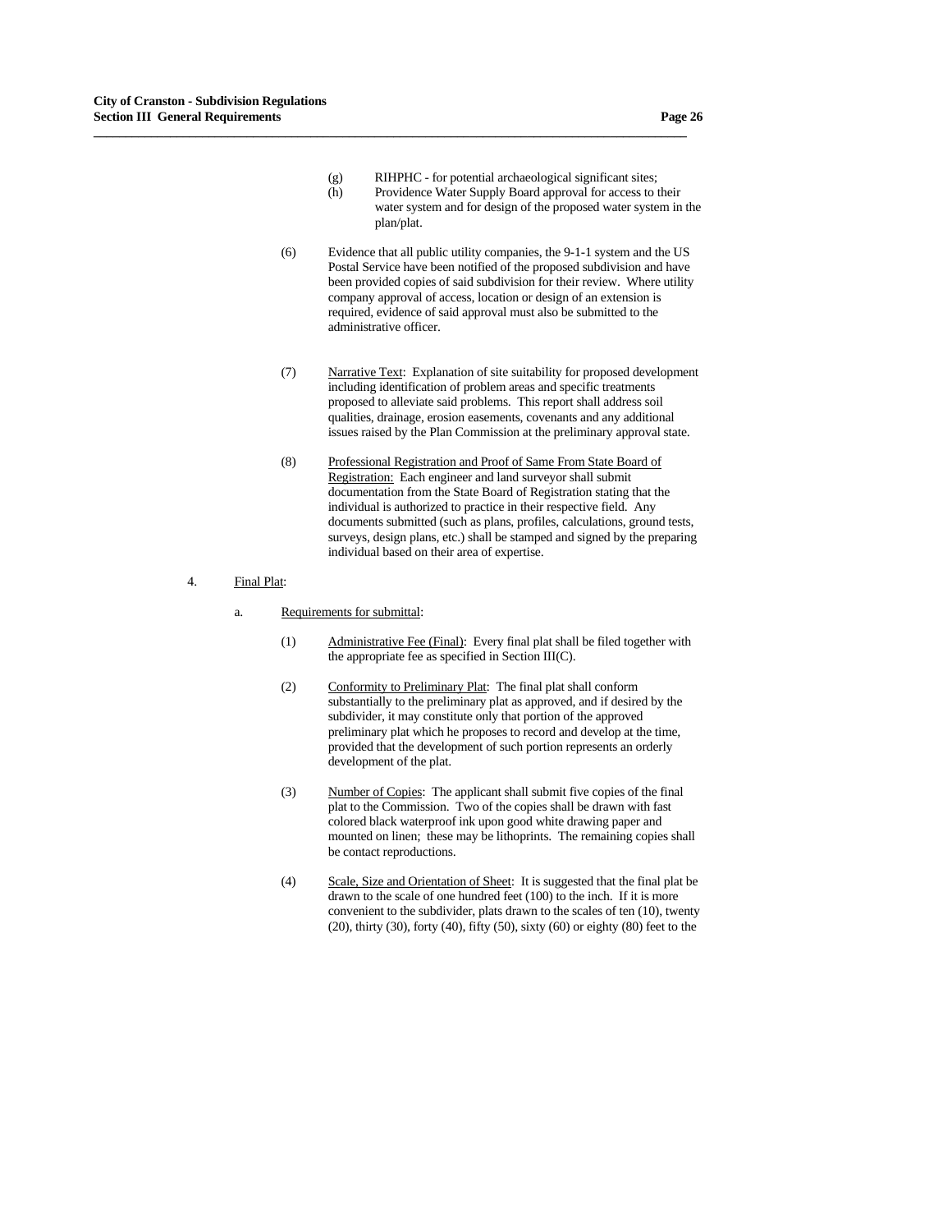(g) RIHPHC - for potential archaeological significant sites;

(h) Providence Water Supply Board approval for access to their water system and for design of the proposed water system in the plan/plat.

(6) Evidence that all public utility companies, the 9-1-1 system and the US Postal Service have been notified of the proposed subdivision and have been provided copies of said subdivision for their review. Where utility company approval of access, location or design of an extension is required, evidence of said approval must also be submitted to the administrative officer.

(7) Narrative Text: Explanation of site suitability for proposed development including identification of problem areas and specific treatments proposed to alleviate said problems. This report shall address soil qualities, drainage, erosion easements, covenants and any additional issues raised by the Plan Commission at the preliminary approval state.

(8) Professional Registration and Proof of Same From State Board of Registration: Each engineer and land surveyor shall submit documentation from the State Board of Registration stating that the individual is authorized to practice in their respective field. Any documents submitted (such as plans, profiles, calculations, ground tests, surveys, design plans, etc.) shall be stamped and signed by the preparing individual based on their area of expertise.

4. Final Plat:

a. Requirements for submittal:

(1) Administrative Fee (Final): Every final plat shall be filed together with the appropriate fee as specified in Section III(C).

(2) Conformity to Preliminary Plat: The final plat shall conform substantially to the preliminary plat as approved, and if desired by the subdivider, it may constitute only that portion of the approved preliminary plat which he proposes to record and develop at the time, provided that the development of such portion represents an orderly development of the plat.

(3) Number of Copies: The applicant shall submit five copies of the final plat to the Commission. Two of the copies shall be drawn with fast colored black waterproof ink upon good white drawing paper and mounted on linen; these may be lithoprints. The remaining copies shall be contact reproductions.

(4) Scale, Size and Orientation of Sheet: It is suggested that the final plat be drawn to the scale of one hundred feet (100) to the inch. If it is more convenient to the subdivider, plats drawn to the scales of ten (10), twenty (20), thirty (30), forty (40), fifty (50), sixty (60) or eighty (80) feet to the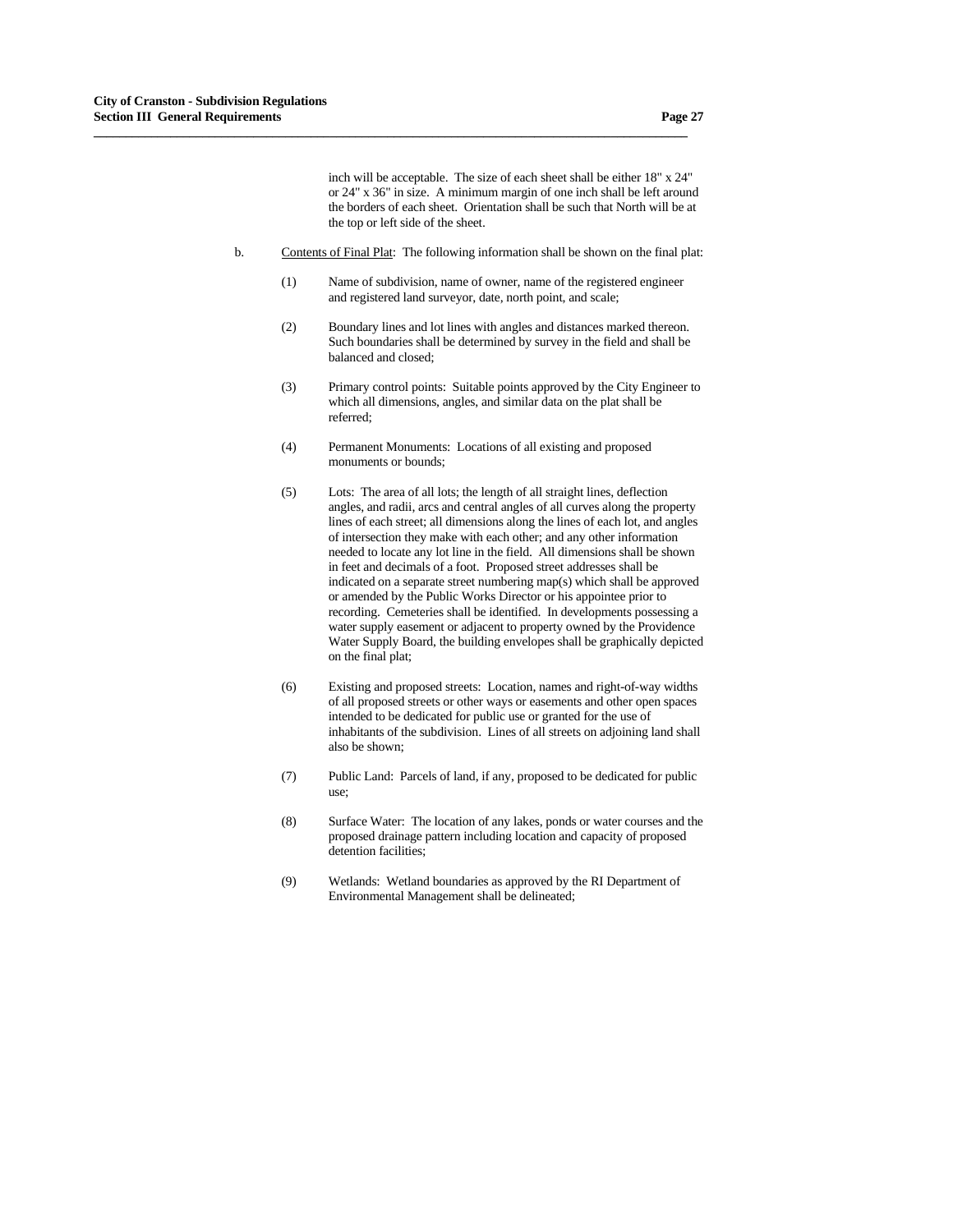inch will be acceptable. The size of each sheet shall be either 18" x 24" or 24" x 36" in size. A minimum margin of one inch shall be left around the borders of each sheet. Orientation shall be such that North will be at the top or left side of the sheet.

b. Contents of Final Plat: The following information shall be shown on the final plat:

(1) Name of subdivision, name of owner, name of the registered engineer and registered land surveyor, date, north point, and scale;

(2) Boundary lines and lot lines with angles and distances marked thereon. Such boundaries shall be determined by survey in the field and shall be balanced and closed;

(3) Primary control points: Suitable points approved by the City Engineer to which all dimensions, angles, and similar data on the plat shall be referred;

(4) Permanent Monuments: Locations of all existing and proposed monuments or bounds;

(5) Lots: The area of all lots; the length of all straight lines, deflection angles, and radii, arcs and central angles of all curves along the property lines of each street; all dimensions along the lines of each lot, and angles of intersection they make with each other; and any other information needed to locate any lot line in the field. All dimensions shall be shown in feet and decimals of a foot. Proposed street addresses shall be indicated on a separate street numbering map(s) which shall be approved or amended by the Public Works Director or his appointee prior to recording. Cemeteries shall be identified. In developments possessing a water supply easement or adjacent to property owned by the Providence Water Supply Board, the building envelopes shall be graphically depicted on the final plat;

(6) Existing and proposed streets: Location, names and right-of-way widths of all proposed streets or other ways or easements and other open spaces intended to be dedicated for public use or granted for the use of inhabitants of the subdivision. Lines of all streets on adjoining land shall also be shown;

(7) Public Land: Parcels of land, if any, proposed to be dedicated for public use;

(8) Surface Water: The location of any lakes, ponds or water courses and the proposed drainage pattern including location and capacity of proposed detention facilities;

(9) Wetlands: Wetland boundaries as approved by the RI Department of Environmental Management shall be delineated;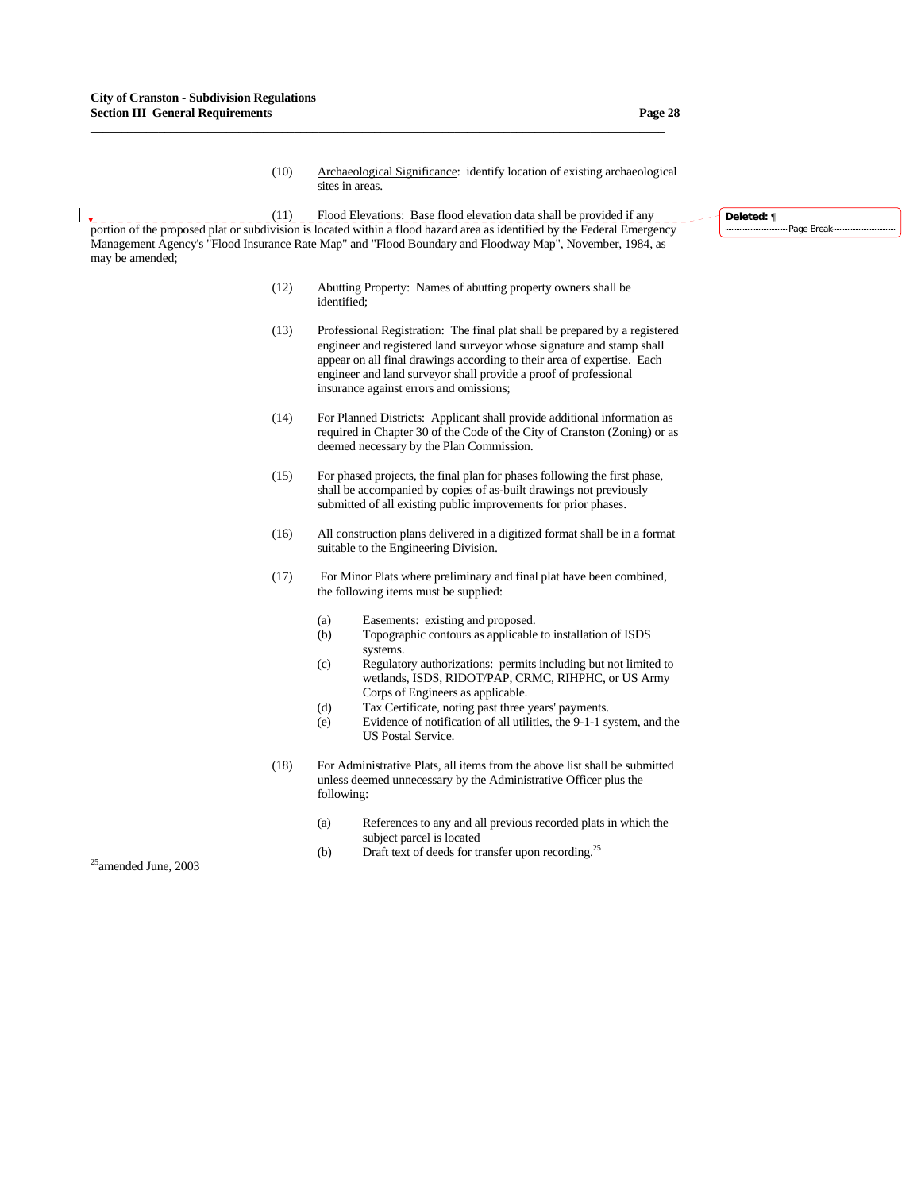(10) <u>Archaeological Significance</u>: identify location of existing archaeological sites in areas.

(11) Flood Elevations: Base flood elevation data shall be provided if any portion of the proposed plat or subdivision is located within a flood hazard area as identified by the Federal Emergency Management Agency's "Flood Insurance Rate Map" and "Flood Boundary and Floodway Map", November, 1984, as may be amended;

(12) Abutting Property: Names of abutting property owners shall be identified;

(13) Professional Registration: The final plat shall be prepared by a registered engineer and registered land surveyor whose signature and stamp shall appear on all final drawings according to their area of expertise. Each engineer and land surveyor shall provide a proof of professional insurance against errors and omissions;

(14) For Planned Districts: Applicant shall provide additional information as required in Chapter 30 of the Code of the City of Cranston (Zoning) or as deemed necessary by the Plan Commission.

(15) For phased projects, the final plan for phases following the first phase, shall be accompanied by copies of as-built drawings not previously submitted of all existing public improvements for prior phases.

(16) All construction plans delivered in a digitized format shall be in a format suitable to the Engineering Division.

(17) For Minor Plats where preliminary and final plat have been combined, the following items must be supplied:

- (a) Easements: existing and proposed.
- (b) Topographic contours as applicable to installation of ISDS systems.
- (c) Regulatory authorizations: permits including but not limited to wetlands, ISDS, RIDOT/PAP, CRMC, RIHPHC, or US Army Corps of Engineers as applicable.
- (d) Tax Certificate, noting past three years' payments.
- (e) Evidence of notification of all utilities, the 9-1-1 system, and the US Postal Service.

(18) For Administrative Plats, all items from the above list shall be submitted unless deemed unnecessary by the Administrative Officer plus the following:

- (a) References to any and all previous recorded plats in which the subject parcel is located
- (b) Draft text of deeds for transfer upon recording.[25]

[25] amended June, 2003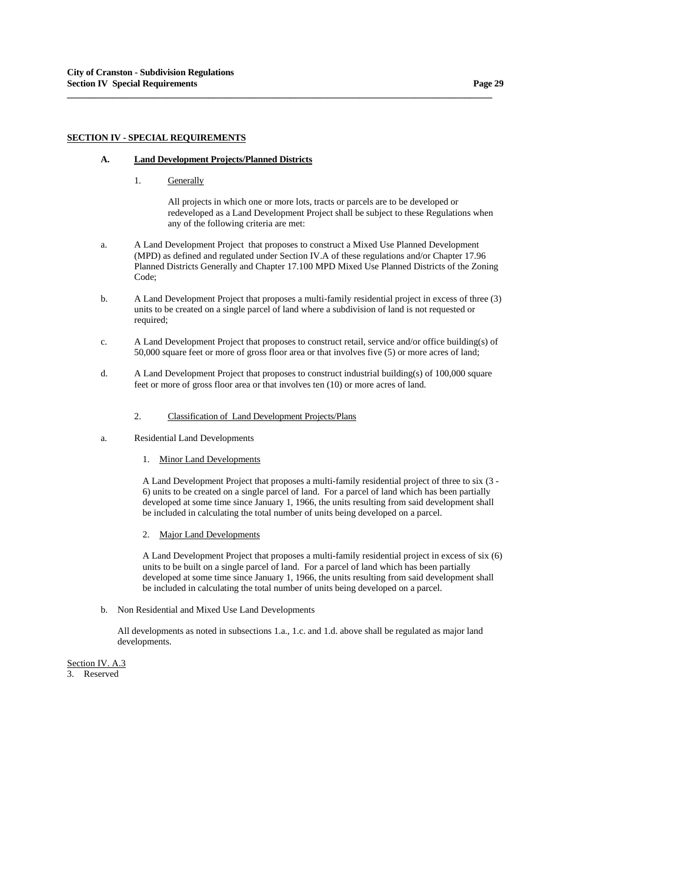## SECTION IV - SPECIAL REQUIREMENTS

### A. Land Development Projects/Planned Districts

1. Generally

All projects in which one or more lots, tracts or parcels are to be developed or redeveloped as a Land Development Project shall be subject to these Regulations when any of the following criteria are met:

a. A Land Development Project that proposes to construct a Mixed Use Planned Development (MPD) as defined and regulated under Section IV.A of these regulations and/or Chapter 17.96 Planned Districts Generally and Chapter 17.100 MPD Mixed Use Planned Districts of the Zoning Code;

b. A Land Development Project that proposes a multi-family residential project in excess of three (3) units to be created on a single parcel of land where a subdivision of land is not requested or required;

c. A Land Development Project that proposes to construct retail, service and/or office building(s) of 50,000 square feet or more of gross floor area or that involves five (5) or more acres of land;

d. A Land Development Project that proposes to construct industrial building(s) of 100,000 square feet or more of gross floor area or that involves ten (10) or more acres of land.

2. Classification of Land Development Projects/Plans

a. Residential Land Developments

1. Minor Land Developments

A Land Development Project that proposes a multi-family residential project of three to six (3 - 6) units to be created on a single parcel of land. For a parcel of land which has been partially developed at some time since January 1, 1966, the units resulting from said development shall be included in calculating the total number of units being developed on a parcel.

2. Major Land Developments

A Land Development Project that proposes a multi-family residential project in excess of six (6) units to be built on a single parcel of land. For a parcel of land which has been partially developed at some time since January 1, 1966, the units resulting from said development shall be included in calculating the total number of units being developed on a parcel.

b. Non Residential and Mixed Use Land Developments

All developments as noted in subsections 1.a., 1.c. and 1.d. above shall be regulated as major land developments.

Section IV. A.3

3. Reserved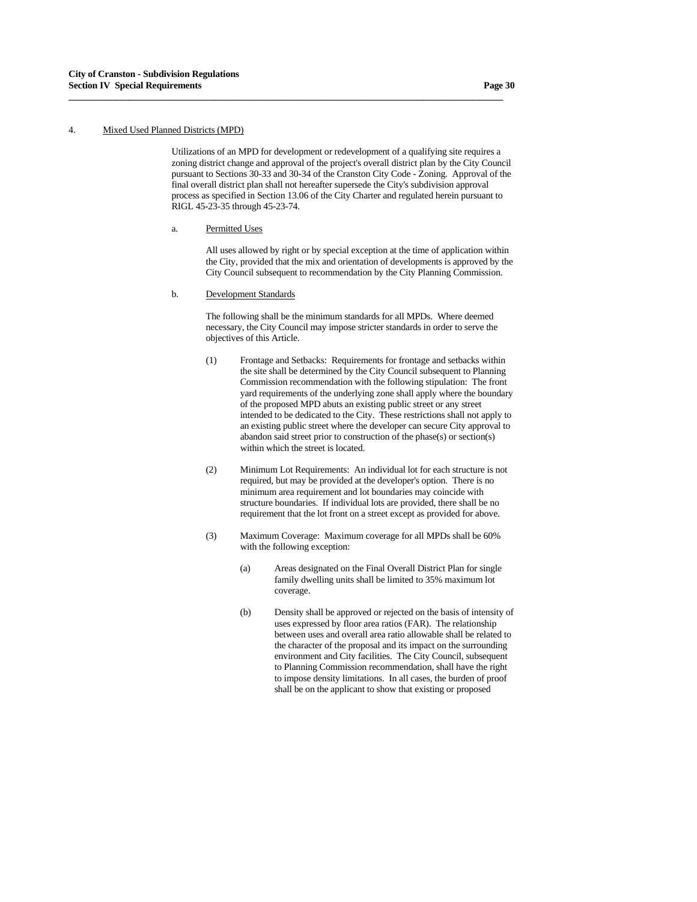4. Mixed Used Planned Districts (MPD)

Utilizations of an MPD for development or redevelopment of a qualifying site requires a zoning district change and approval of the project's overall district plan by the City Council pursuant to Sections 30-33 and 30-34 of the Cranston City Code - Zoning. Approval of the final overall district plan shall not hereafter supersede the City's subdivision approval process as specified in Section 13.06 of the City Charter and regulated herein pursuant to RIGL 45-23-35 through 45-23-74.

a. Permitted Uses

All uses allowed by right or by special exception at the time of application within the City, provided that the mix and orientation of developments is approved by the City Council subsequent to recommendation by the City Planning Commission.

b. Development Standards

The following shall be the minimum standards for all MPDs. Where deemed necessary, the City Council may impose stricter standards in order to serve the objectives of this Article.

(1) Frontage and Setbacks: Requirements for frontage and setbacks within the site shall be determined by the City Council subsequent to Planning Commission recommendation with the following stipulation: The front yard requirements of the underlying zone shall apply where the boundary of the proposed MPD abuts an existing public street or any street intended to be dedicated to the City. These restrictions shall not apply to an existing public street where the developer can secure City approval to abandon said street prior to construction of the phase(s) or section(s) within which the street is located.

(2) Minimum Lot Requirements: An individual lot for each structure is not required, but may be provided at the developer's option. There is no minimum area requirement and lot boundaries may coincide with structure boundaries. If individual lots are provided, there shall be no requirement that the lot front on a street except as provided for above.

(3) Maximum Coverage: Maximum coverage for all MPDs shall be 60% with the following exception:

(a) Areas designated on the Final Overall District Plan for single family dwelling units shall be limited to 35% maximum lot coverage.

(b) Density shall be approved or rejected on the basis of intensity of uses expressed by floor area ratios (FAR). The relationship between uses and overall area ratio allowable shall be related to the character of the proposal and its impact on the surrounding environment and City facilities. The City Council, subsequent to Planning Commission recommendation, shall have the right to impose density limitations. In all cases, the burden of proof shall be on the applicant to show that existing or proposed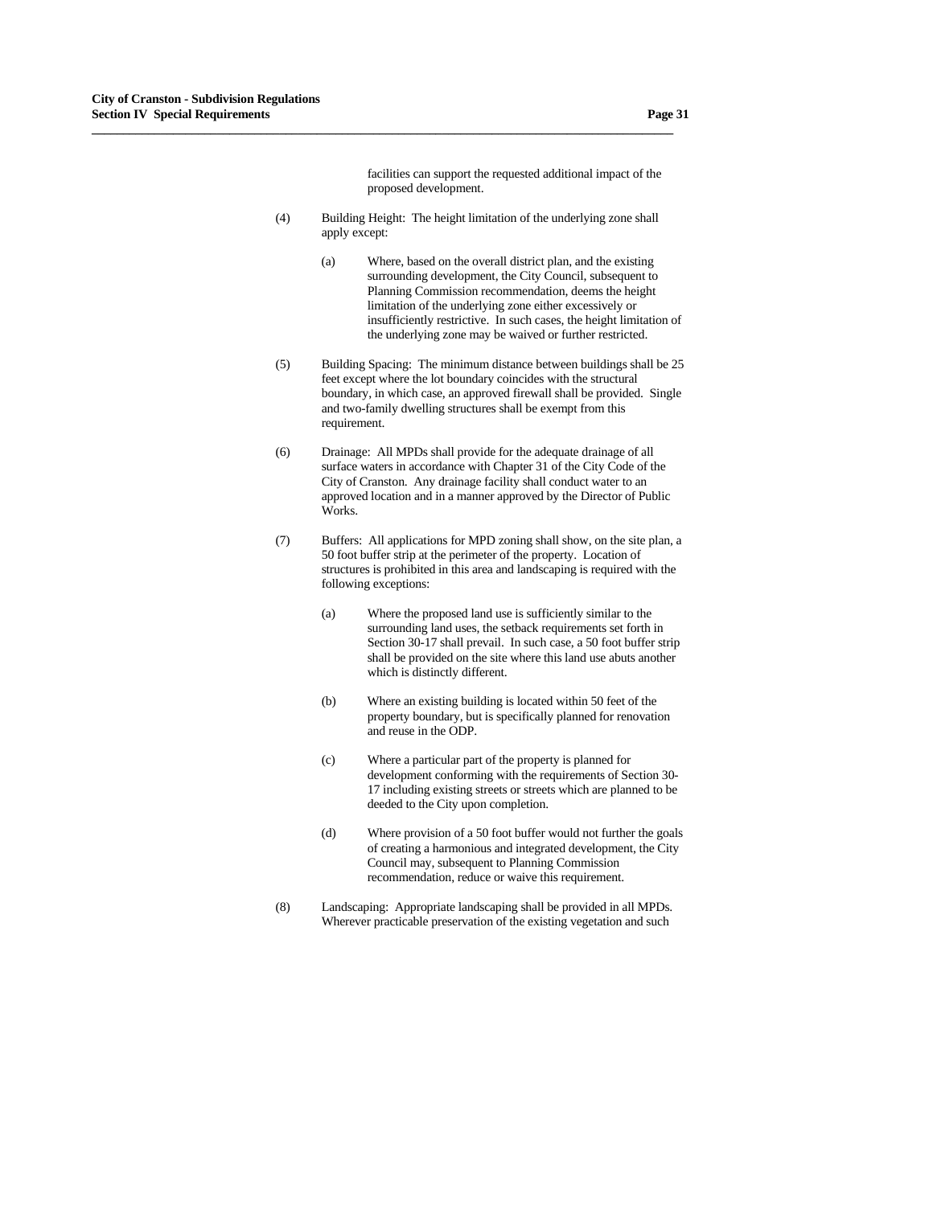facilities can support the requested additional impact of the proposed development.

(4) Building Height: The height limitation of the underlying zone shall apply except:

(a) Where, based on the overall district plan, and the existing surrounding development, the City Council, subsequent to Planning Commission recommendation, deems the height limitation of the underlying zone either excessively or insufficiently restrictive. In such cases, the height limitation of the underlying zone may be waived or further restricted.

(5) Building Spacing: The minimum distance between buildings shall be 25 feet except where the lot boundary coincides with the structural boundary, in which case, an approved firewall shall be provided. Single and two-family dwelling structures shall be exempt from this requirement.

(6) Drainage: All MPDs shall provide for the adequate drainage of all surface waters in accordance with Chapter 31 of the City Code of the City of Cranston. Any drainage facility shall conduct water to an approved location and in a manner approved by the Director of Public Works.

(7) Buffers: All applications for MPD zoning shall show, on the site plan, a 50 foot buffer strip at the perimeter of the property. Location of structures is prohibited in this area and landscaping is required with the following exceptions:

(a) Where the proposed land use is sufficiently similar to the surrounding land uses, the setback requirements set forth in Section 30-17 shall prevail. In such case, a 50 foot buffer strip shall be provided on the site where this land use abuts another which is distinctly different.

(b) Where an existing building is located within 50 feet of the property boundary, but is specifically planned for renovation and reuse in the ODP.

(c) Where a particular part of the property is planned for development conforming with the requirements of Section 30-17 including existing streets or streets which are planned to be deeded to the City upon completion.

(d) Where provision of a 50 foot buffer would not further the goals of creating a harmonious and integrated development, the City Council may, subsequent to Planning Commission recommendation, reduce or waive this requirement.

(8) Landscaping: Appropriate landscaping shall be provided in all MPDs. Wherever practicable preservation of the existing vegetation and such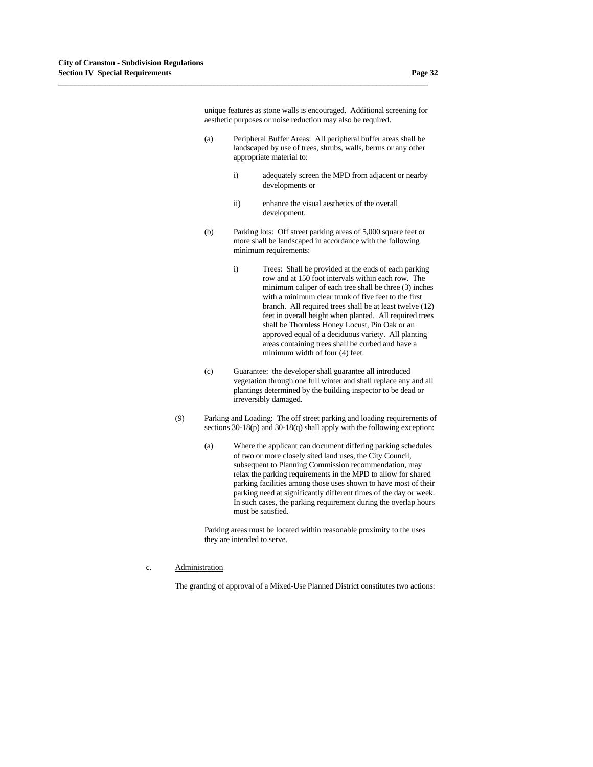unique features as stone walls is encouraged. Additional screening for aesthetic purposes or noise reduction may also be required.

(a) Peripheral Buffer Areas: All peripheral buffer areas shall be landscaped by use of trees, shrubs, walls, berms or any other appropriate material to:

i) adequately screen the MPD from adjacent or nearby developments or

ii) enhance the visual aesthetics of the overall development.

(b) Parking lots: Off street parking areas of 5,000 square feet or more shall be landscaped in accordance with the following minimum requirements:

i) Trees: Shall be provided at the ends of each parking row and at 150 foot intervals within each row. The minimum caliper of each tree shall be three (3) inches with a minimum clear trunk of five feet to the first branch. All required trees shall be at least twelve (12) feet in overall height when planted. All required trees shall be Thornless Honey Locust, Pin Oak or an approved equal of a deciduous variety. All planting areas containing trees shall be curbed and have a minimum width of four (4) feet.

(c) Guarantee: the developer shall guarantee all introduced vegetation through one full winter and shall replace any and all plantings determined by the building inspector to be dead or irreversibly damaged.

(9) Parking and Loading: The off street parking and loading requirements of sections 30-18(p) and 30-18(q) shall apply with the following exception:

(a) Where the applicant can document differing parking schedules of two or more closely sited land uses, the City Council, subsequent to Planning Commission recommendation, may relax the parking requirements in the MPD to allow for shared parking facilities among those uses shown to have most of their parking need at significantly different times of the day or week. In such cases, the parking requirement during the overlap hours must be satisfied.

Parking areas must be located within reasonable proximity to the uses they are intended to serve.

c. <u>Administration</u>

The granting of approval of a Mixed-Use Planned District constitutes two actions: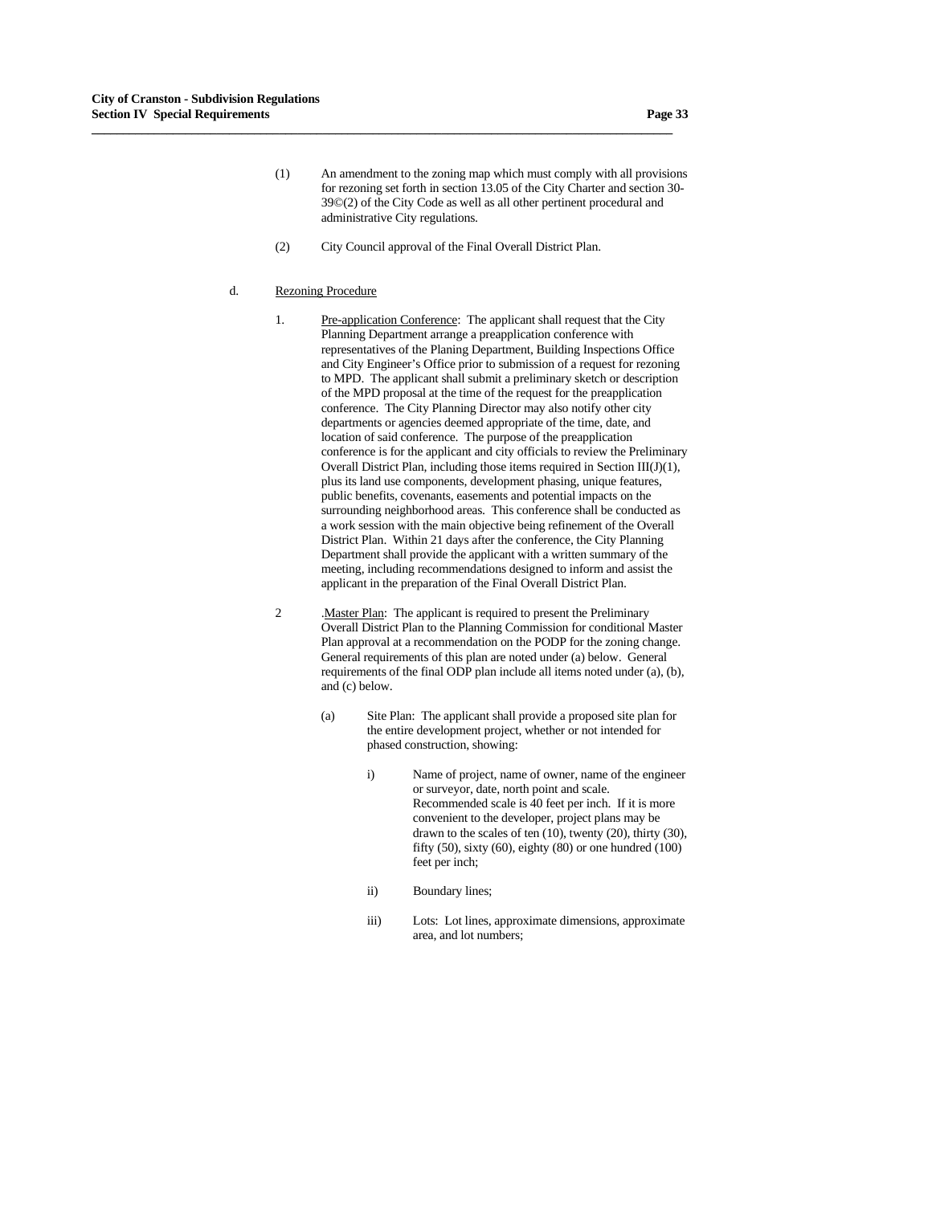(1) An amendment to the zoning map which must comply with all provisions for rezoning set forth in section 13.05 of the City Charter and section 30-39©(2) of the City Code as well as all other pertinent procedural and administrative City regulations.

(2) City Council approval of the Final Overall District Plan.

d. <u>Rezoning Procedure</u>

1. <u>Pre-application Conference</u>: The applicant shall request that the City Planning Department arrange a preapplication conference with representatives of the Planing Department, Building Inspections Office and City Engineer's Office prior to submission of a request for rezoning to MPD. The applicant shall submit a preliminary sketch or description of the MPD proposal at the time of the request for the preapplication conference. The City Planning Director may also notify other city departments or agencies deemed appropriate of the time, date, and location of said conference. The purpose of the preapplication conference is for the applicant and city officials to review the Preliminary Overall District Plan, including those items required in Section III(J)(1), plus its land use components, development phasing, unique features, public benefits, covenants, easements and potential impacts on the surrounding neighborhood areas. This conference shall be conducted as a work session with the main objective being refinement of the Overall District Plan. Within 21 days after the conference, the City Planning Department shall provide the applicant with a written summary of the meeting, including recommendations designed to inform and assist the applicant in the preparation of the Final Overall District Plan.

2 .<u>Master Plan</u>: The applicant is required to present the Preliminary Overall District Plan to the Planning Commission for conditional Master Plan approval at a recommendation on the PODP for the zoning change. General requirements of this plan are noted under (a) below. General requirements of the final ODP plan include all items noted under (a), (b), and (c) below.

(a) Site Plan: The applicant shall provide a proposed site plan for the entire development project, whether or not intended for phased construction, showing:

i) Name of project, name of owner, name of the engineer or surveyor, date, north point and scale. Recommended scale is 40 feet per inch. If it is more convenient to the developer, project plans may be drawn to the scales of ten (10), twenty (20), thirty (30), fifty (50), sixty (60), eighty (80) or one hundred (100) feet per inch;

ii) Boundary lines;

iii) Lots: Lot lines, approximate dimensions, approximate area, and lot numbers;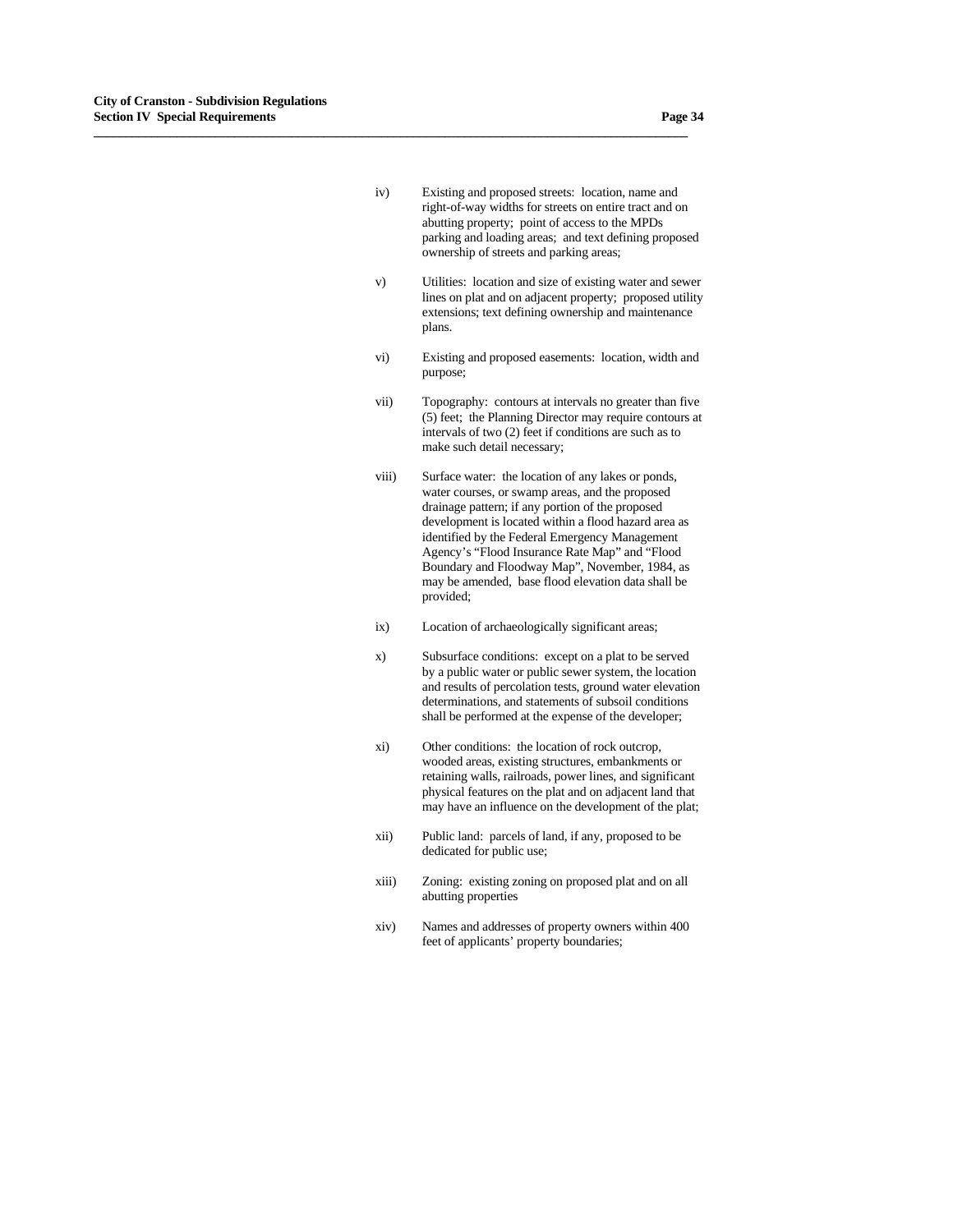iv) Existing and proposed streets: location, name and right-of-way widths for streets on entire tract and on abutting property; point of access to the MPDs parking and loading areas; and text defining proposed ownership of streets and parking areas;

v) Utilities: location and size of existing water and sewer lines on plat and on adjacent property; proposed utility extensions; text defining ownership and maintenance plans.

vi) Existing and proposed easements: location, width and purpose;

vii) Topography: contours at intervals no greater than five (5) feet; the Planning Director may require contours at intervals of two (2) feet if conditions are such as to make such detail necessary;

viii) Surface water: the location of any lakes or ponds, water courses, or swamp areas, and the proposed drainage pattern; if any portion of the proposed development is located within a flood hazard area as identified by the Federal Emergency Management Agency's "Flood Insurance Rate Map" and "Flood Boundary and Floodway Map", November, 1984, as may be amended, base flood elevation data shall be provided;

ix) Location of archaeologically significant areas;

x) Subsurface conditions: except on a plat to be served by a public water or public sewer system, the location and results of percolation tests, ground water elevation determinations, and statements of subsoil conditions shall be performed at the expense of the developer;

xi) Other conditions: the location of rock outcrop, wooded areas, existing structures, embankments or retaining walls, railroads, power lines, and significant physical features on the plat and on adjacent land that may have an influence on the development of the plat;

xii) Public land: parcels of land, if any, proposed to be dedicated for public use;

xiii) Zoning: existing zoning on proposed plat and on all abutting properties

xiv) Names and addresses of property owners within 400 feet of applicants' property boundaries;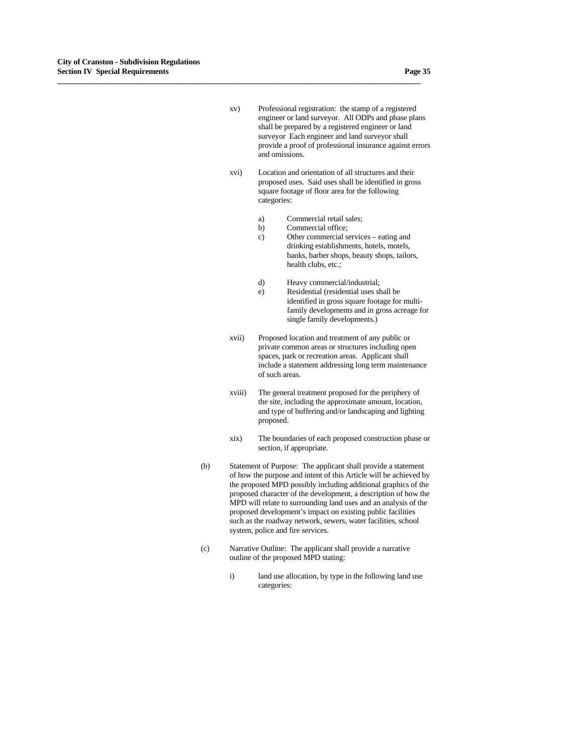xv) Professional registration: the stamp of a registered engineer or land surveyor. All ODPs and phase plans shall be prepared by a registered engineer or land surveyor Each engineer and land surveyor shall provide a proof of professional insurance against errors and omissions.

xvi) Location and orientation of all structures and their proposed uses. Said uses shall be identified in gross square footage of floor area for the following categories:

a) Commercial retail sales;
b) Commercial office;
c) Other commercial services – eating and drinking establishments, hotels, motels, banks, barber shops, beauty shops, tailors, health clubs, etc.;

d) Heavy commercial/industrial;
e) Residential (residential uses shall be identified in gross square footage for multi-family developments and in gross acreage for single family developments.)

xvii) Proposed location and treatment of any public or private common areas or structures including open spaces, park or recreation areas. Applicant shall include a statement addressing long term maintenance of such areas.

xviii) The general treatment proposed for the periphery of the site, including the approximate amount, location, and type of buffering and/or landscaping and lighting proposed.

xix) The boundaries of each proposed construction phase or section, if appropriate.

(b) Statement of Purpose: The applicant shall provide a statement of how the purpose and intent of this Article will be achieved by the proposed MPD possibly including additional graphics of the proposed character of the development, a description of how the MPD will relate to surrounding land uses and an analysis of the proposed development's impact on existing public facilities such as the roadway network, sewers, water facilities, school system, police and fire services.

(c) Narrative Outline: The applicant shall provide a narrative outline of the proposed MPD stating:

i) land use allocation, by type in the following land use categories: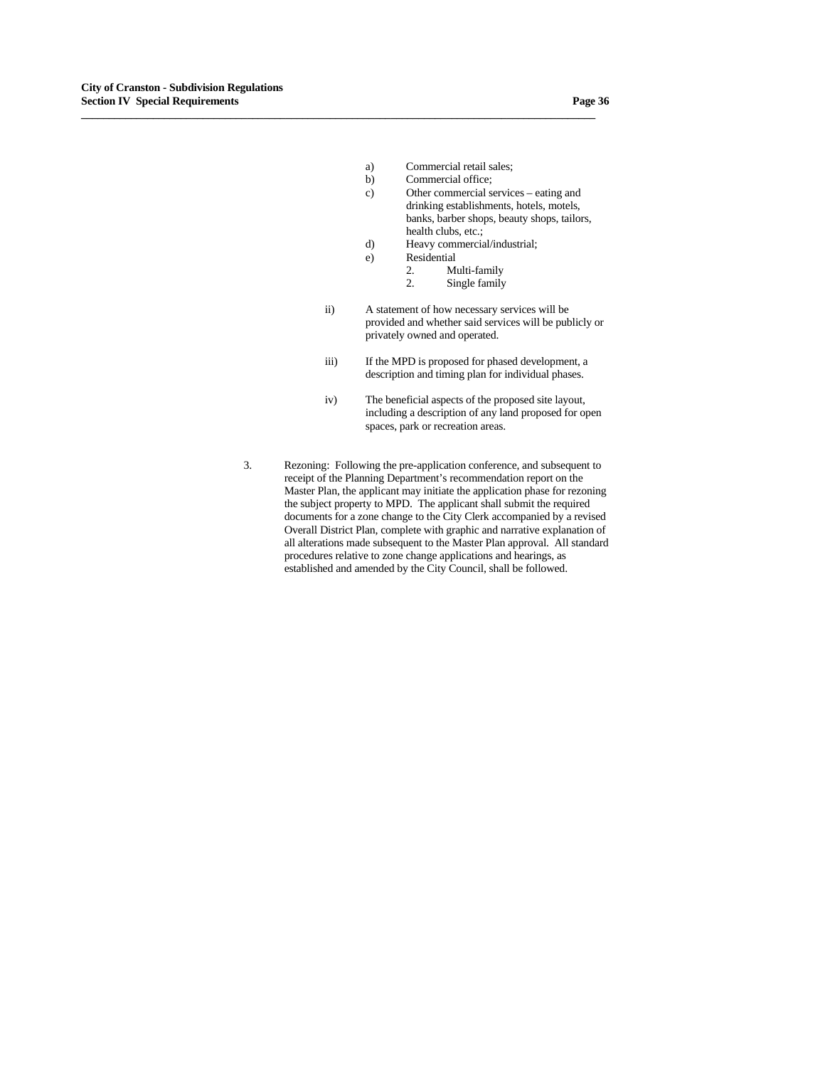a) Commercial retail sales;
b) Commercial office;
c) Other commercial services – eating and drinking establishments, hotels, motels, banks, barber shops, beauty shops, tailors, health clubs, etc.;
d) Heavy commercial/industrial;
e) Residential
    2. Multi-family
    2. Single family

ii) A statement of how necessary services will be provided and whether said services will be publicly or privately owned and operated.

iii) If the MPD is proposed for phased development, a description and timing plan for individual phases.

iv) The beneficial aspects of the proposed site layout, including a description of any land proposed for open spaces, park or recreation areas.

3. Rezoning: Following the pre-application conference, and subsequent to receipt of the Planning Department's recommendation report on the Master Plan, the applicant may initiate the application phase for rezoning the subject property to MPD. The applicant shall submit the required documents for a zone change to the City Clerk accompanied by a revised Overall District Plan, complete with graphic and narrative explanation of all alterations made subsequent to the Master Plan approval. All standard procedures relative to zone change applications and hearings, as established and amended by the City Council, shall be followed.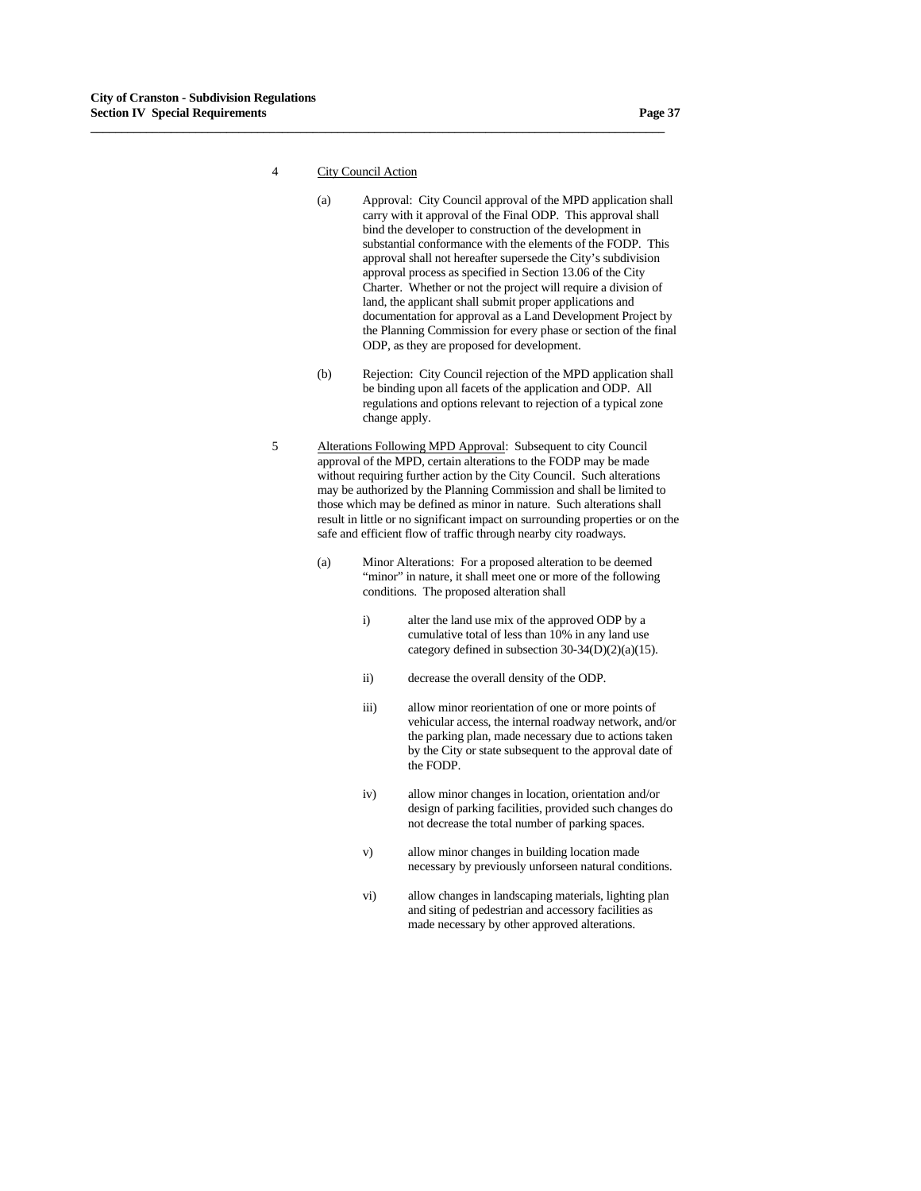4 <u>City Council Action</u>

(a) Approval: City Council approval of the MPD application shall carry with it approval of the Final ODP. This approval shall bind the developer to construction of the development in substantial conformance with the elements of the FODP. This approval shall not hereafter supersede the City's subdivision approval process as specified in Section 13.06 of the City Charter. Whether or not the project will require a division of land, the applicant shall submit proper applications and documentation for approval as a Land Development Project by the Planning Commission for every phase or section of the final ODP, as they are proposed for development.

(b) Rejection: City Council rejection of the MPD application shall be binding upon all facets of the application and ODP. All regulations and options relevant to rejection of a typical zone change apply.

5 <u>Alterations Following MPD Approval</u>: Subsequent to city Council approval of the MPD, certain alterations to the FODP may be made without requiring further action by the City Council. Such alterations may be authorized by the Planning Commission and shall be limited to those which may be defined as minor in nature. Such alterations shall result in little or no significant impact on surrounding properties or on the safe and efficient flow of traffic through nearby city roadways.

(a) Minor Alterations: For a proposed alteration to be deemed "minor" in nature, it shall meet one or more of the following conditions. The proposed alteration shall

i) alter the land use mix of the approved ODP by a cumulative total of less than 10% in any land use category defined in subsection 30-34(D)(2)(a)(15).

ii) decrease the overall density of the ODP.

iii) allow minor reorientation of one or more points of vehicular access, the internal roadway network, and/or the parking plan, made necessary due to actions taken by the City or state subsequent to the approval date of the FODP.

iv) allow minor changes in location, orientation and/or design of parking facilities, provided such changes do not decrease the total number of parking spaces.

v) allow minor changes in building location made necessary by previously unforseen natural conditions.

vi) allow changes in landscaping materials, lighting plan and siting of pedestrian and accessory facilities as made necessary by other approved alterations.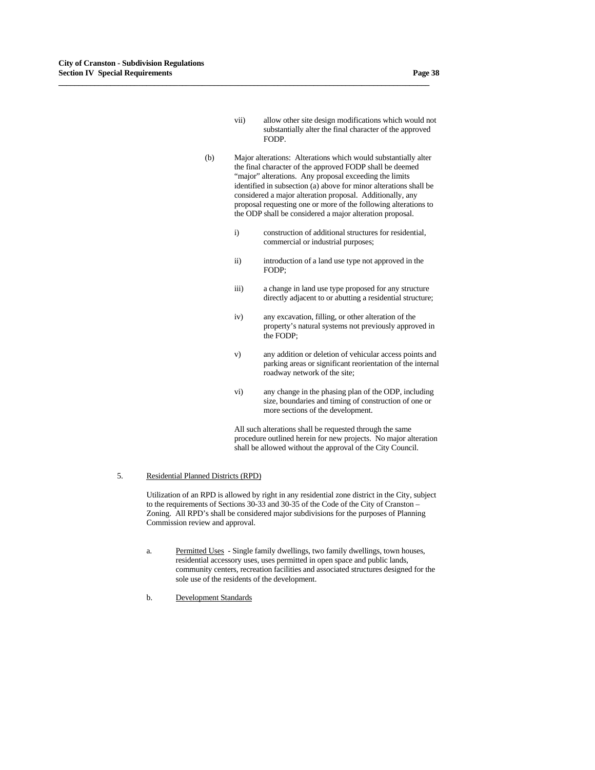vii) allow other site design modifications which would not substantially alter the final character of the approved FODP.

(b) Major alterations: Alterations which would substantially alter the final character of the approved FODP shall be deemed "major" alterations. Any proposal exceeding the limits identified in subsection (a) above for minor alterations shall be considered a major alteration proposal. Additionally, any proposal requesting one or more of the following alterations to the ODP shall be considered a major alteration proposal.

i) construction of additional structures for residential, commercial or industrial purposes;

ii) introduction of a land use type not approved in the FODP;

iii) a change in land use type proposed for any structure directly adjacent to or abutting a residential structure;

iv) any excavation, filling, or other alteration of the property's natural systems not previously approved in the FODP;

v) any addition or deletion of vehicular access points and parking areas or significant reorientation of the internal roadway network of the site;

vi) any change in the phasing plan of the ODP, including size, boundaries and timing of construction of one or more sections of the development.

All such alterations shall be requested through the same procedure outlined herein for new projects. No major alteration shall be allowed without the approval of the City Council.

5. <u>Residential Planned Districts (RPD)</u>

Utilization of an RPD is allowed by right in any residential zone district in the City, subject to the requirements of Sections 30-33 and 30-35 of the Code of the City of Cranston – Zoning. All RPD's shall be considered major subdivisions for the purposes of Planning Commission review and approval.

a. <u>Permitted Uses</u> - Single family dwellings, two family dwellings, town houses, residential accessory uses, uses permitted in open space and public lands, community centers, recreation facilities and associated structures designed for the sole use of the residents of the development.

b. <u>Development Standards</u>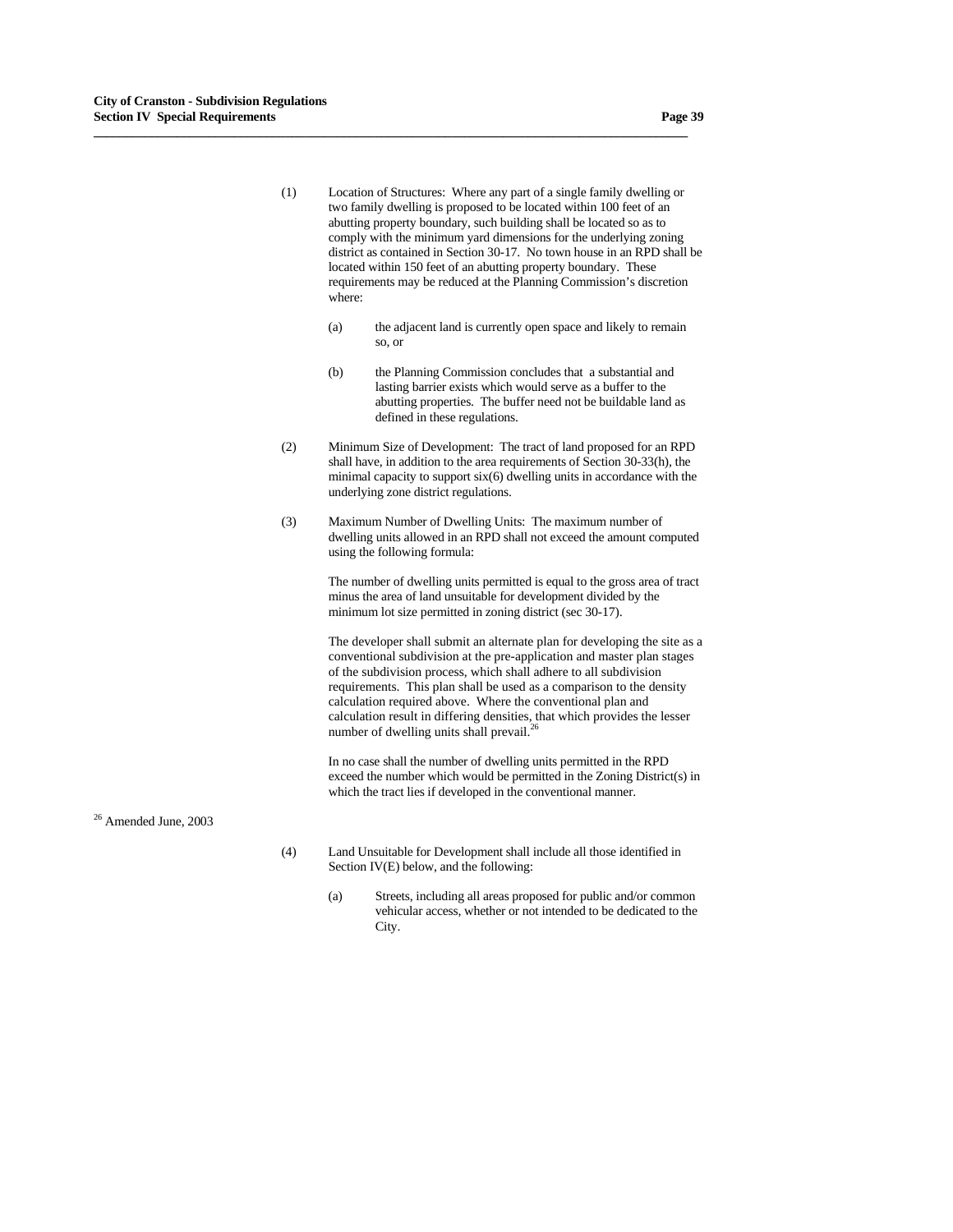(1) Location of Structures: Where any part of a single family dwelling or two family dwelling is proposed to be located within 100 feet of an abutting property boundary, such building shall be located so as to comply with the minimum yard dimensions for the underlying zoning district as contained in Section 30-17. No town house in an RPD shall be located within 150 feet of an abutting property boundary. These requirements may be reduced at the Planning Commission's discretion where:

   (a) the adjacent land is currently open space and likely to remain so, or

   (b) the Planning Commission concludes that a substantial and lasting barrier exists which would serve as a buffer to the abutting properties. The buffer need not be buildable land as defined in these regulations.

(2) Minimum Size of Development: The tract of land proposed for an RPD shall have, in addition to the area requirements of Section 30-33(h), the minimal capacity to support six(6) dwelling units in accordance with the underlying zone district regulations.

(3) Maximum Number of Dwelling Units: The maximum number of dwelling units allowed in an RPD shall not exceed the amount computed using the following formula:

   The number of dwelling units permitted is equal to the gross area of tract minus the area of land unsuitable for development divided by the minimum lot size permitted in zoning district (sec 30-17).

   The developer shall submit an alternate plan for developing the site as a conventional subdivision at the pre-application and master plan stages of the subdivision process, which shall adhere to all subdivision requirements. This plan shall be used as a comparison to the density calculation required above. Where the conventional plan and calculation result in differing densities, that which provides the lesser number of dwelling units shall prevail.[26]

   In no case shall the number of dwelling units permitted in the RPD exceed the number which would be permitted in the Zoning District(s) in which the tract lies if developed in the conventional manner.

[26] Amended June, 2003

(4) Land Unsuitable for Development shall include all those identified in Section IV(E) below, and the following:

   (a) Streets, including all areas proposed for public and/or common vehicular access, whether or not intended to be dedicated to the City.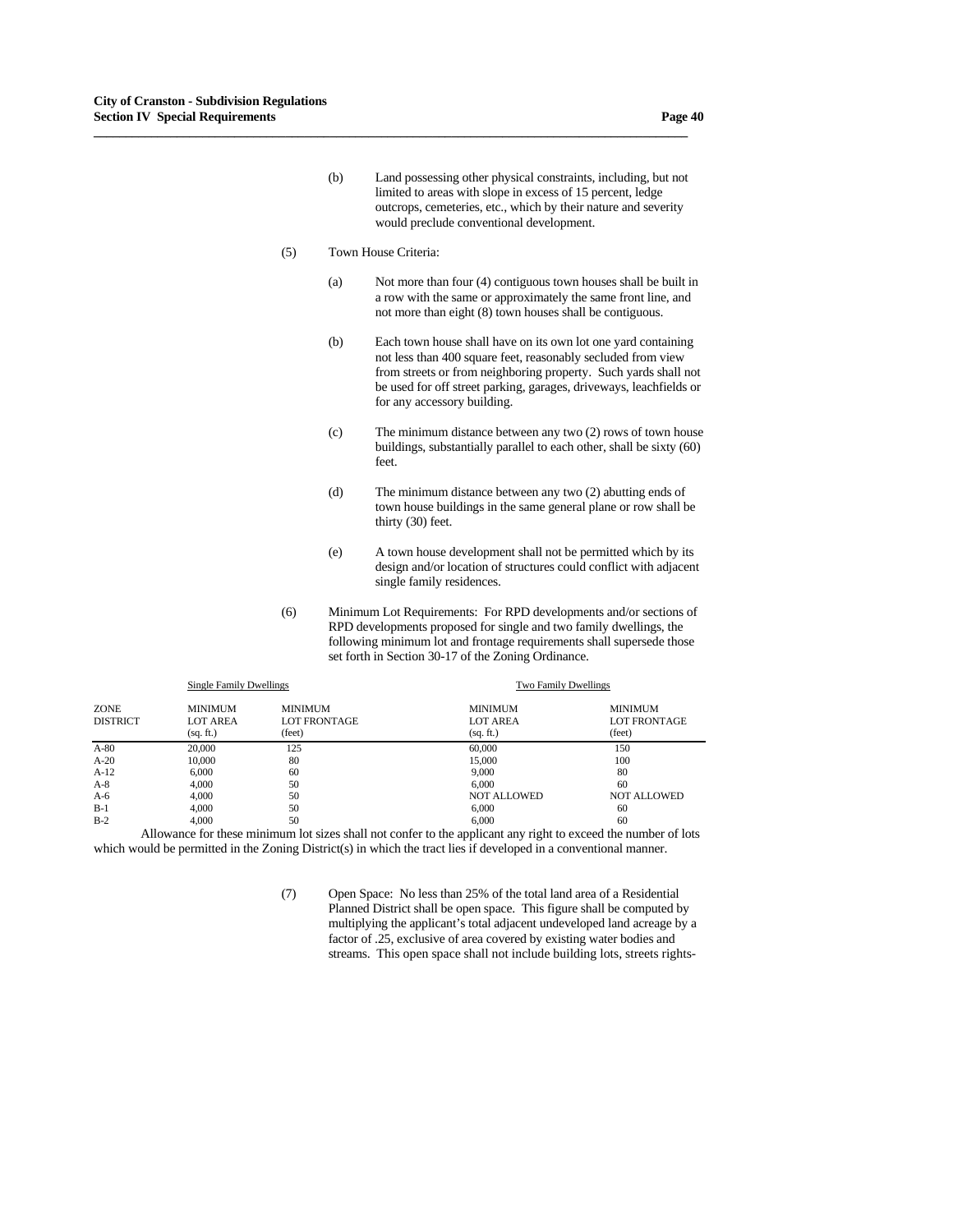(b) Land possessing other physical constraints, including, but not limited to areas with slope in excess of 15 percent, ledge outcrops, cemeteries, etc., which by their nature and severity would preclude conventional development.

(5) Town House Criteria:

(a) Not more than four (4) contiguous town houses shall be built in a row with the same or approximately the same front line, and not more than eight (8) town houses shall be contiguous.

(b) Each town house shall have on its own lot one yard containing not less than 400 square feet, reasonably secluded from view from streets or from neighboring property. Such yards shall not be used for off street parking, garages, driveways, leachfields or for any accessory building.

(c) The minimum distance between any two (2) rows of town house buildings, substantially parallel to each other, shall be sixty (60) feet.

(d) The minimum distance between any two (2) abutting ends of town house buildings in the same general plane or row shall be thirty (30) feet.

(e) A town house development shall not be permitted which by its design and/or location of structures could conflict with adjacent single family residences.

(6) Minimum Lot Requirements: For RPD developments and/or sections of RPD developments proposed for single and two family dwellings, the following minimum lot and frontage requirements shall supersede those set forth in Section 30-17 of the Zoning Ordinance.

| | Single Family Dwellings | | Two Family Dwellings | |
|---|---|---|---|---|
| ZONE DISTRICT | MINIMUM LOT AREA (sq. ft.) | MINIMUM LOT FRONTAGE (feet) | MINIMUM LOT AREA (sq. ft.) | MINIMUM LOT FRONTAGE (feet) |
| A-80 | 20,000 | 125 | 60,000 | 150 |
| A-20 | 10,000 | 80 | 15,000 | 100 |
| A-12 | 6,000 | 60 | 9,000 | 80 |
| A-8 | 4,000 | 50 | 6,000 | 60 |
| A-6 | 4,000 | 50 | NOT ALLOWED | NOT ALLOWED |
| B-1 | 4,000 | 50 | 6,000 | 60 |
| B-2 | 4,000 | 50 | 6,000 | 60 |

Allowance for these minimum lot sizes shall not confer to the applicant any right to exceed the number of lots which would be permitted in the Zoning District(s) in which the tract lies if developed in a conventional manner.

(7) Open Space: No less than 25% of the total land area of a Residential Planned District shall be open space. This figure shall be computed by multiplying the applicant's total adjacent undeveloped land acreage by a factor of .25, exclusive of area covered by existing water bodies and streams. This open space shall not include building lots, streets rights-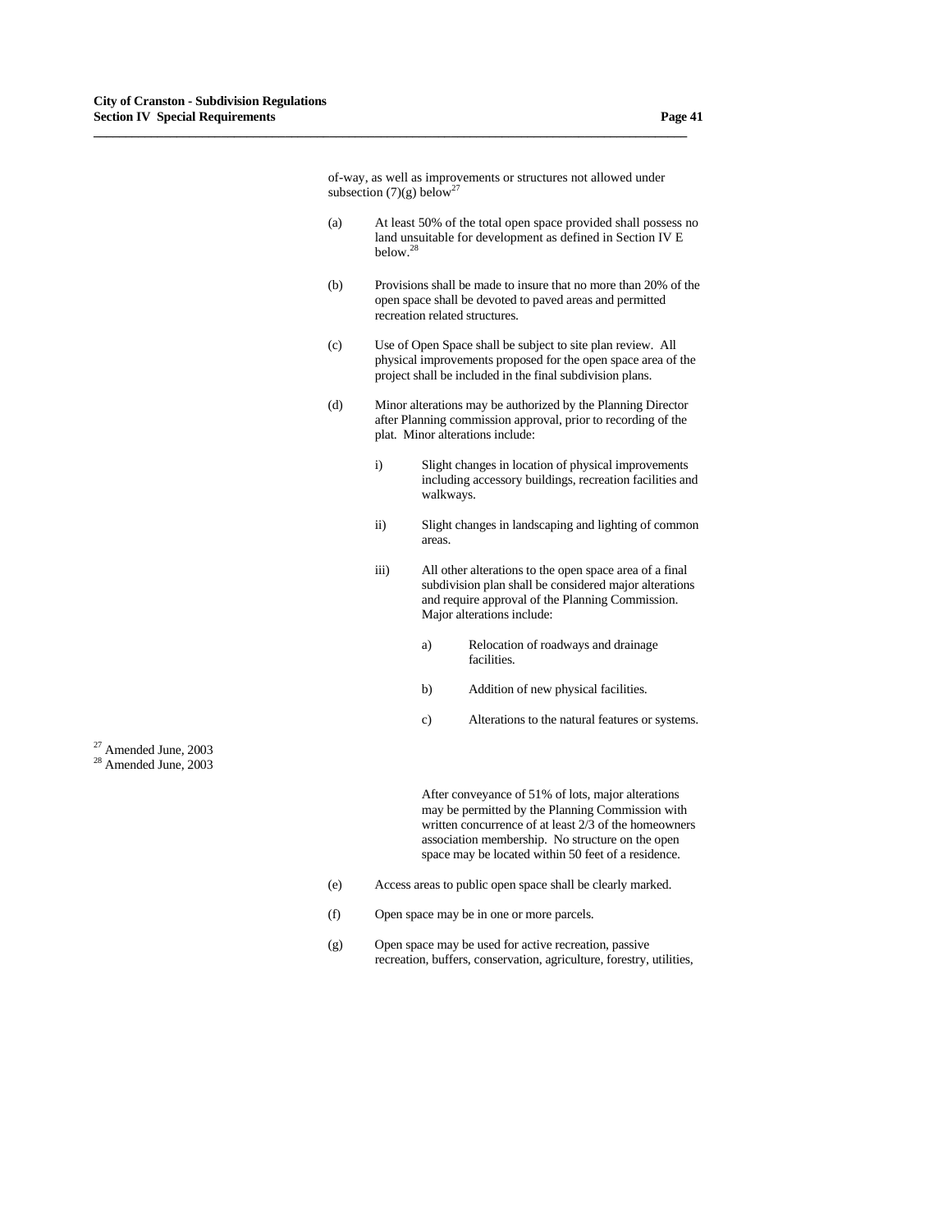of-way, as well as improvements or structures not allowed under subsection (7)(g) below[27]

(a) At least 50% of the total open space provided shall possess no land unsuitable for development as defined in Section IV E below.[28]

(b) Provisions shall be made to insure that no more than 20% of the open space shall be devoted to paved areas and permitted recreation related structures.

(c) Use of Open Space shall be subject to site plan review. All physical improvements proposed for the open space area of the project shall be included in the final subdivision plans.

(d) Minor alterations may be authorized by the Planning Director after Planning commission approval, prior to recording of the plat. Minor alterations include:

 i) Slight changes in location of physical improvements including accessory buildings, recreation facilities and walkways.

 ii) Slight changes in landscaping and lighting of common areas.

 iii) All other alterations to the open space area of a final subdivision plan shall be considered major alterations and require approval of the Planning Commission. Major alterations include:

  a) Relocation of roadways and drainage facilities.

  b) Addition of new physical facilities.

  c) Alterations to the natural features or systems.

 After conveyance of 51% of lots, major alterations may be permitted by the Planning Commission with written concurrence of at least 2/3 of the homeowners association membership. No structure on the open space may be located within 50 feet of a residence.

(e) Access areas to public open space shall be clearly marked.

(f) Open space may be in one or more parcels.

(g) Open space may be used for active recreation, passive recreation, buffers, conservation, agriculture, forestry, utilities,

[27] Amended June, 2003
[28] Amended June, 2003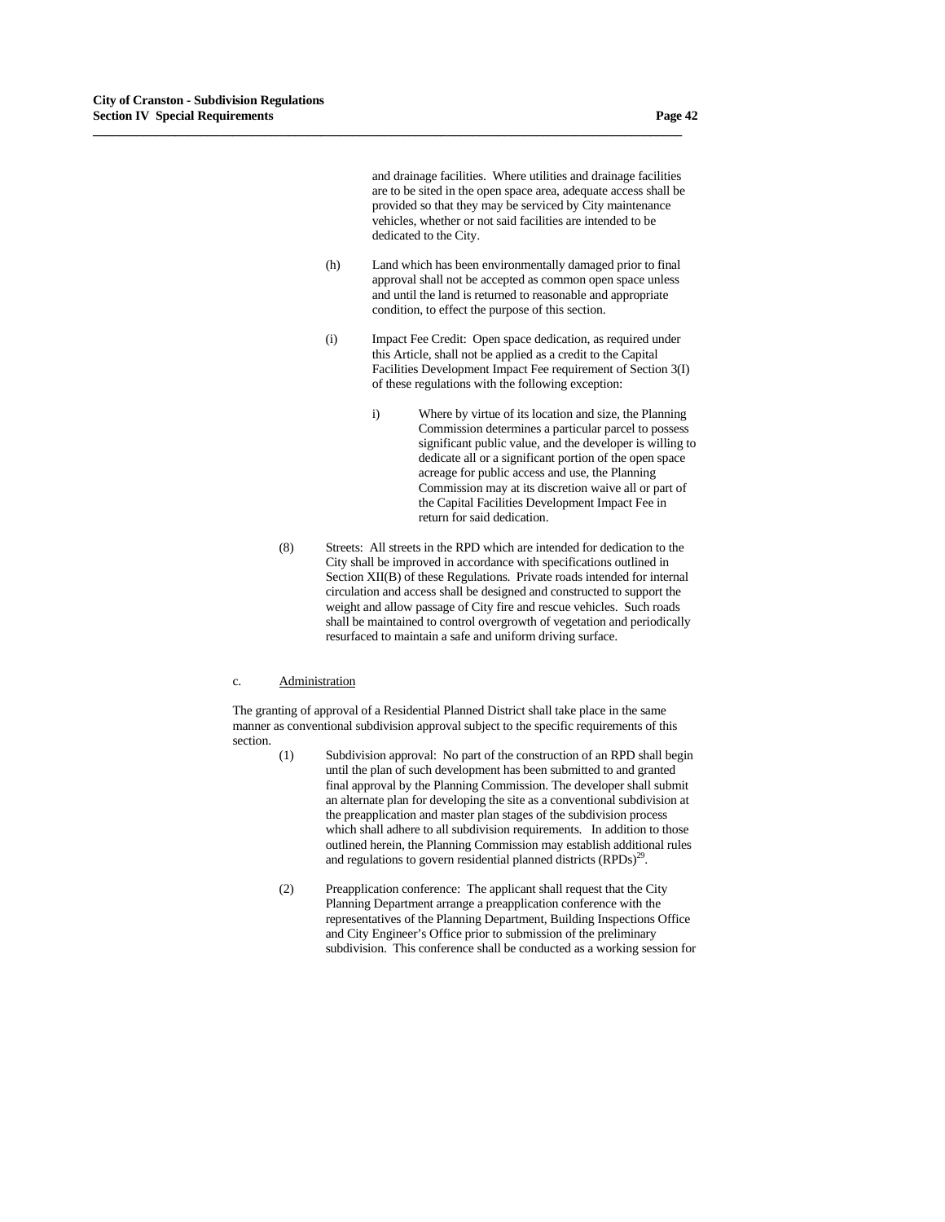and drainage facilities. Where utilities and drainage facilities are to be sited in the open space area, adequate access shall be provided so that they may be serviced by City maintenance vehicles, whether or not said facilities are intended to be dedicated to the City.

(h) Land which has been environmentally damaged prior to final approval shall not be accepted as common open space unless and until the land is returned to reasonable and appropriate condition, to effect the purpose of this section.

(i) Impact Fee Credit: Open space dedication, as required under this Article, shall not be applied as a credit to the Capital Facilities Development Impact Fee requirement of Section 3(I) of these regulations with the following exception:

i) Where by virtue of its location and size, the Planning Commission determines a particular parcel to possess significant public value, and the developer is willing to dedicate all or a significant portion of the open space acreage for public access and use, the Planning Commission may at its discretion waive all or part of the Capital Facilities Development Impact Fee in return for said dedication.

(8) Streets: All streets in the RPD which are intended for dedication to the City shall be improved in accordance with specifications outlined in Section XII(B) of these Regulations. Private roads intended for internal circulation and access shall be designed and constructed to support the weight and allow passage of City fire and rescue vehicles. Such roads shall be maintained to control overgrowth of vegetation and periodically resurfaced to maintain a safe and uniform driving surface.

c. Administration

The granting of approval of a Residential Planned District shall take place in the same manner as conventional subdivision approval subject to the specific requirements of this section.

(1) Subdivision approval: No part of the construction of an RPD shall begin until the plan of such development has been submitted to and granted final approval by the Planning Commission. The developer shall submit an alternate plan for developing the site as a conventional subdivision at the preapplication and master plan stages of the subdivision process which shall adhere to all subdivision requirements. In addition to those outlined herein, the Planning Commission may establish additional rules and regulations to govern residential planned districts (RPDs)[29].

(2) Preapplication conference: The applicant shall request that the City Planning Department arrange a preapplication conference with the representatives of the Planning Department, Building Inspections Office and City Engineer's Office prior to submission of the preliminary subdivision. This conference shall be conducted as a working session for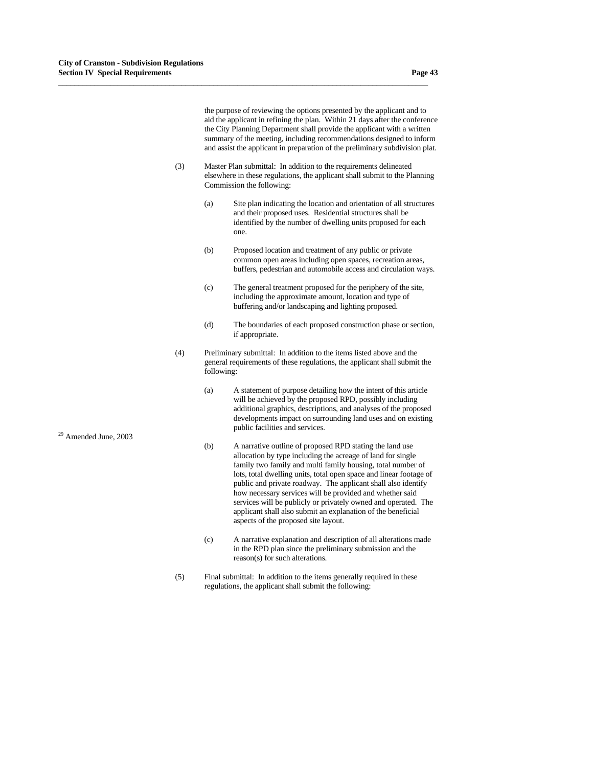the purpose of reviewing the options presented by the applicant and to aid the applicant in refining the plan. Within 21 days after the conference the City Planning Department shall provide the applicant with a written summary of the meeting, including recommendations designed to inform and assist the applicant in preparation of the preliminary subdivision plat.

(3) Master Plan submittal: In addition to the requirements delineated elsewhere in these regulations, the applicant shall submit to the Planning Commission the following:

(a) Site plan indicating the location and orientation of all structures and their proposed uses. Residential structures shall be identified by the number of dwelling units proposed for each one.

(b) Proposed location and treatment of any public or private common open areas including open spaces, recreation areas, buffers, pedestrian and automobile access and circulation ways.

(c) The general treatment proposed for the periphery of the site, including the approximate amount, location and type of buffering and/or landscaping and lighting proposed.

(d) The boundaries of each proposed construction phase or section, if appropriate.

(4) Preliminary submittal: In addition to the items listed above and the general requirements of these regulations, the applicant shall submit the following:

(a) A statement of purpose detailing how the intent of this article will be achieved by the proposed RPD, possibly including additional graphics, descriptions, and analyses of the proposed developments impact on surrounding land uses and on existing public facilities and services.

(b) A narrative outline of proposed RPD stating the land use allocation by type including the acreage of land for single family two family and multi family housing, total number of lots, total dwelling units, total open space and linear footage of public and private roadway. The applicant shall also identify how necessary services will be provided and whether said services will be publicly or privately owned and operated. The applicant shall also submit an explanation of the beneficial aspects of the proposed site layout.

(c) A narrative explanation and description of all alterations made in the RPD plan since the preliminary submission and the reason(s) for such alterations.

(5) Final submittal: In addition to the items generally required in these regulations, the applicant shall submit the following:

[29] Amended June, 2003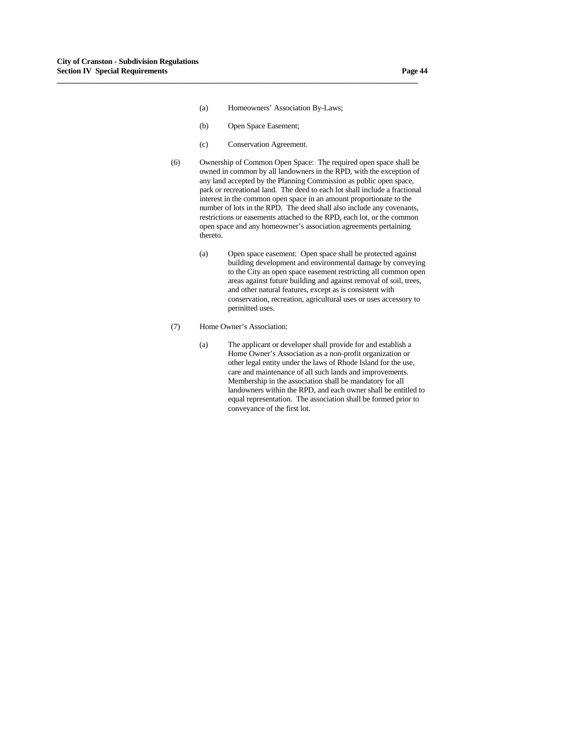(a) Homeowners' Association By-Laws;

(b) Open Space Easement;

(c) Conservation Agreement.

(6) Ownership of Common Open Space: The required open space shall be owned in common by all landowners in the RPD, with the exception of any land accepted by the Planning Commission as public open space, park or recreational land. The deed to each lot shall include a fractional interest in the common open space in an amount proportionate to the number of lots in the RPD. The deed shall also include any covenants, restrictions or easements attached to the RPD, each lot, or the common open space and any homeowner's association agreements pertaining thereto.

(a) Open space easement: Open space shall be protected against building development and environmental damage by conveying to the City an open space easement restricting all common open areas against future building and against removal of soil, trees, and other natural features, except as is consistent with conservation, recreation, agricultural uses or uses accessory to permitted uses.

(7) Home Owner's Association:

(a) The applicant or developer shall provide for and establish a Home Owner's Association as a non-profit organization or other legal entity under the laws of Rhode Island for the use, care and maintenance of all such lands and improvements. Membership in the association shall be mandatory for all landowners within the RPD, and each owner shall be entitled to equal representation. The association shall be formed prior to conveyance of the first lot.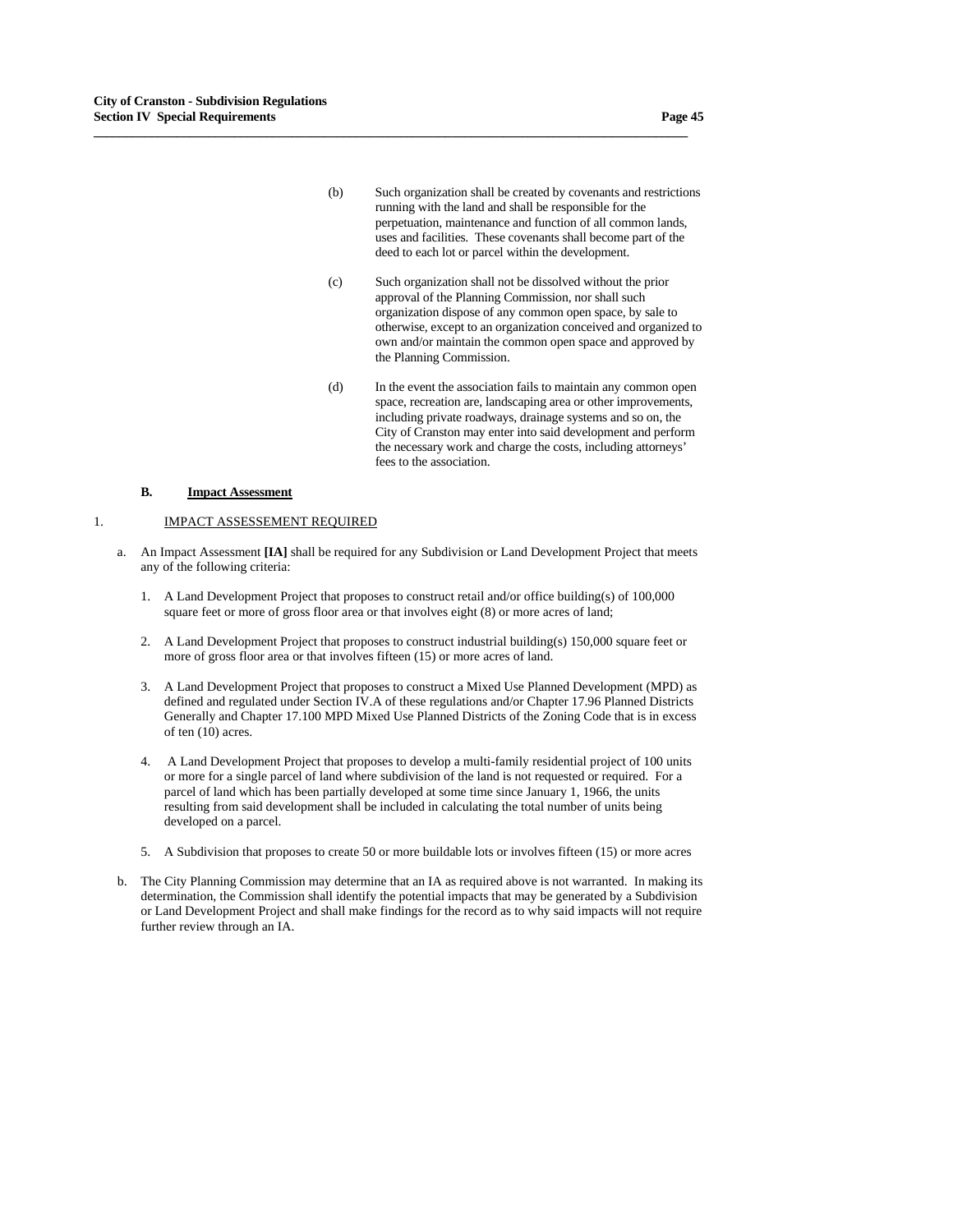(b) Such organization shall be created by covenants and restrictions running with the land and shall be responsible for the perpetuation, maintenance and function of all common lands, uses and facilities. These covenants shall become part of the deed to each lot or parcel within the development.

(c) Such organization shall not be dissolved without the prior approval of the Planning Commission, nor shall such organization dispose of any common open space, by sale to otherwise, except to an organization conceived and organized to own and/or maintain the common open space and approved by the Planning Commission.

(d) In the event the association fails to maintain any common open space, recreation are, landscaping area or other improvements, including private roadways, drainage systems and so on, the City of Cranston may enter into said development and perform the necessary work and charge the costs, including attorneys' fees to the association.

### B. <u>Impact Assessment</u>

1. <u>IMPACT ASSESSEMENT REQUIRED</u>

a. An Impact Assessment **[IA]** shall be required for any Subdivision or Land Development Project that meets any of the following criteria:

1. A Land Development Project that proposes to construct retail and/or office building(s) of 100,000 square feet or more of gross floor area or that involves eight (8) or more acres of land;

2. A Land Development Project that proposes to construct industrial building(s) 150,000 square feet or more of gross floor area or that involves fifteen (15) or more acres of land.

3. A Land Development Project that proposes to construct a Mixed Use Planned Development (MPD) as defined and regulated under Section IV.A of these regulations and/or Chapter 17.96 Planned Districts Generally and Chapter 17.100 MPD Mixed Use Planned Districts of the Zoning Code that is in excess of ten (10) acres.

4. A Land Development Project that proposes to develop a multi-family residential project of 100 units or more for a single parcel of land where subdivision of the land is not requested or required. For a parcel of land which has been partially developed at some time since January 1, 1966, the units resulting from said development shall be included in calculating the total number of units being developed on a parcel.

5. A Subdivision that proposes to create 50 or more buildable lots or involves fifteen (15) or more acres

b. The City Planning Commission may determine that an IA as required above is not warranted. In making its determination, the Commission shall identify the potential impacts that may be generated by a Subdivision or Land Development Project and shall make findings for the record as to why said impacts will not require further review through an IA.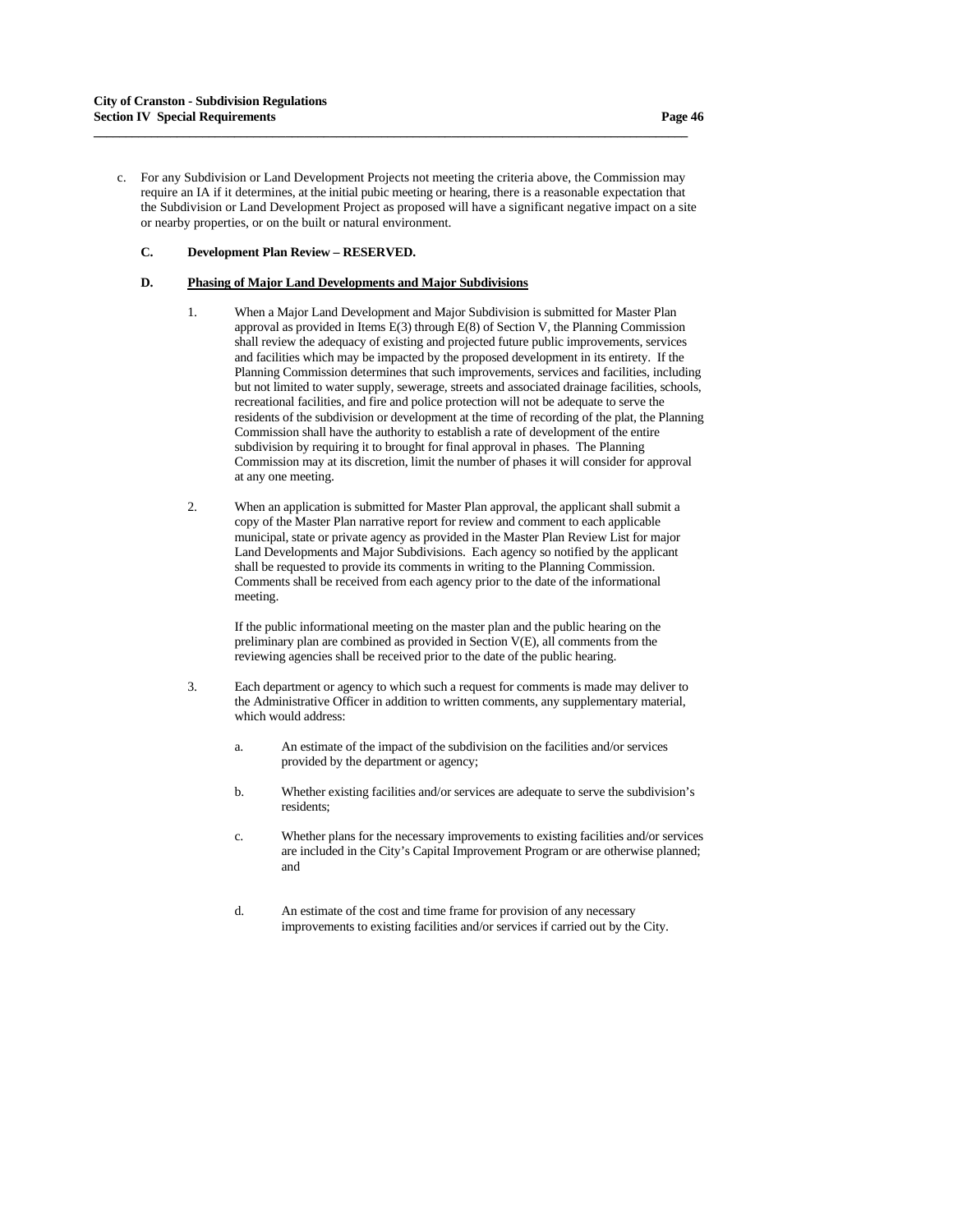c. For any Subdivision or Land Development Projects not meeting the criteria above, the Commission may require an IA if it determines, at the initial pubic meeting or hearing, there is a reasonable expectation that the Subdivision or Land Development Project as proposed will have a significant negative impact on a site or nearby properties, or on the built or natural environment.

### C. Development Plan Review – RESERVED.

### D. Phasing of Major Land Developments and Major Subdivisions

1. When a Major Land Development and Major Subdivision is submitted for Master Plan approval as provided in Items E(3) through E(8) of Section V, the Planning Commission shall review the adequacy of existing and projected future public improvements, services and facilities which may be impacted by the proposed development in its entirety. If the Planning Commission determines that such improvements, services and facilities, including but not limited to water supply, sewerage, streets and associated drainage facilities, schools, recreational facilities, and fire and police protection will not be adequate to serve the residents of the subdivision or development at the time of recording of the plat, the Planning Commission shall have the authority to establish a rate of development of the entire subdivision by requiring it to brought for final approval in phases. The Planning Commission may at its discretion, limit the number of phases it will consider for approval at any one meeting.

2. When an application is submitted for Master Plan approval, the applicant shall submit a copy of the Master Plan narrative report for review and comment to each applicable municipal, state or private agency as provided in the Master Plan Review List for major Land Developments and Major Subdivisions. Each agency so notified by the applicant shall be requested to provide its comments in writing to the Planning Commission. Comments shall be received from each agency prior to the date of the informational meeting.

   If the public informational meeting on the master plan and the public hearing on the preliminary plan are combined as provided in Section V(E), all comments from the reviewing agencies shall be received prior to the date of the public hearing.

3. Each department or agency to which such a request for comments is made may deliver to the Administrative Officer in addition to written comments, any supplementary material, which would address:

   a. An estimate of the impact of the subdivision on the facilities and/or services provided by the department or agency;

   b. Whether existing facilities and/or services are adequate to serve the subdivision's residents;

   c. Whether plans for the necessary improvements to existing facilities and/or services are included in the City's Capital Improvement Program or are otherwise planned; and

   d. An estimate of the cost and time frame for provision of any necessary improvements to existing facilities and/or services if carried out by the City.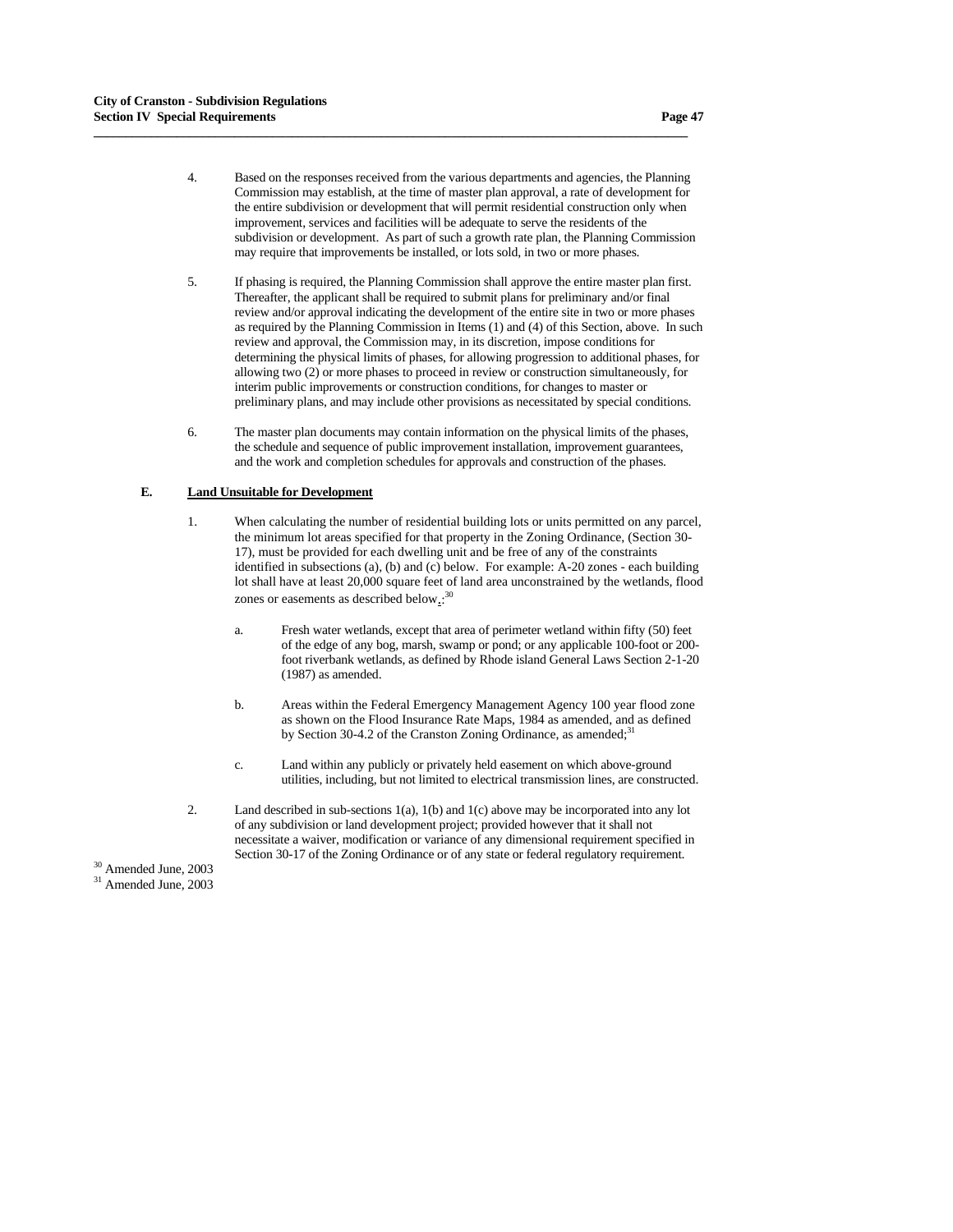4. Based on the responses received from the various departments and agencies, the Planning Commission may establish, at the time of master plan approval, a rate of development for the entire subdivision or development that will permit residential construction only when improvement, services and facilities will be adequate to serve the residents of the subdivision or development. As part of such a growth rate plan, the Planning Commission may require that improvements be installed, or lots sold, in two or more phases.

5. If phasing is required, the Planning Commission shall approve the entire master plan first. Thereafter, the applicant shall be required to submit plans for preliminary and/or final review and/or approval indicating the development of the entire site in two or more phases as required by the Planning Commission in Items (1) and (4) of this Section, above. In such review and approval, the Commission may, in its discretion, impose conditions for determining the physical limits of phases, for allowing progression to additional phases, for allowing two (2) or more phases to proceed in review or construction simultaneously, for interim public improvements or construction conditions, for changes to master or preliminary plans, and may include other provisions as necessitated by special conditions.

6. The master plan documents may contain information on the physical limits of the phases, the schedule and sequence of public improvement installation, improvement guarantees, and the work and completion schedules for approvals and construction of the phases.

## E. Land Unsuitable for Development

1. When calculating the number of residential building lots or units permitted on any parcel, the minimum lot areas specified for that property in the Zoning Ordinance, (Section 30-17), must be provided for each dwelling unit and be free of any of the constraints identified in subsections (a), (b) and (c) below. For example: A-20 zones - each building lot shall have at least 20,000 square feet of land area unconstrained by the wetlands, flood zones or easements as described below.:[30]

   a. Fresh water wetlands, except that area of perimeter wetland within fifty (50) feet of the edge of any bog, marsh, swamp or pond; or any applicable 100-foot or 200-foot riverbank wetlands, as defined by Rhode island General Laws Section 2-1-20 (1987) as amended.

   b. Areas within the Federal Emergency Management Agency 100 year flood zone as shown on the Flood Insurance Rate Maps, 1984 as amended, and as defined by Section 30-4.2 of the Cranston Zoning Ordinance, as amended;[31]

   c. Land within any publicly or privately held easement on which above-ground utilities, including, but not limited to electrical transmission lines, are constructed.

2. Land described in sub-sections 1(a), 1(b) and 1(c) above may be incorporated into any lot of any subdivision or land development project; provided however that it shall not necessitate a waiver, modification or variance of any dimensional requirement specified in Section 30-17 of the Zoning Ordinance or of any state or federal regulatory requirement.

[30] Amended June, 2003
[31] Amended June, 2003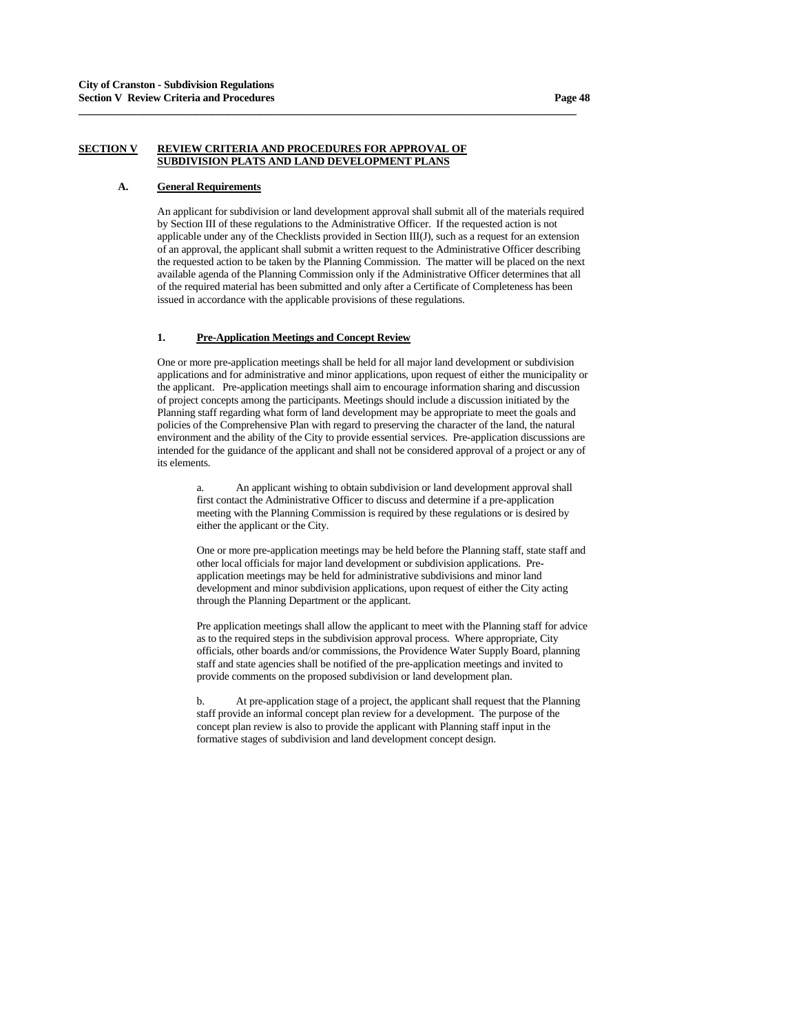## SECTION V REVIEW CRITERIA AND PROCEDURES FOR APPROVAL OF SUBDIVISION PLATS AND LAND DEVELOPMENT PLANS

### A. General Requirements

An applicant for subdivision or land development approval shall submit all of the materials required by Section III of these regulations to the Administrative Officer. If the requested action is not applicable under any of the Checklists provided in Section III(J), such as a request for an extension of an approval, the applicant shall submit a written request to the Administrative Officer describing the requested action to be taken by the Planning Commission. The matter will be placed on the next available agenda of the Planning Commission only if the Administrative Officer determines that all of the required material has been submitted and only after a Certificate of Completeness has been issued in accordance with the applicable provisions of these regulations.

#### 1. Pre-Application Meetings and Concept Review

One or more pre-application meetings shall be held for all major land development or subdivision applications and for administrative and minor applications, upon request of either the municipality or the applicant. Pre-application meetings shall aim to encourage information sharing and discussion of project concepts among the participants. Meetings should include a discussion initiated by the Planning staff regarding what form of land development may be appropriate to meet the goals and policies of the Comprehensive Plan with regard to preserving the character of the land, the natural environment and the ability of the City to provide essential services. Pre-application discussions are intended for the guidance of the applicant and shall not be considered approval of a project or any of its elements.

a. An applicant wishing to obtain subdivision or land development approval shall first contact the Administrative Officer to discuss and determine if a pre-application meeting with the Planning Commission is required by these regulations or is desired by either the applicant or the City.

One or more pre-application meetings may be held before the Planning staff, state staff and other local officials for major land development or subdivision applications. Pre-application meetings may be held for administrative subdivisions and minor land development and minor subdivision applications, upon request of either the City acting through the Planning Department or the applicant.

Pre application meetings shall allow the applicant to meet with the Planning staff for advice as to the required steps in the subdivision approval process. Where appropriate, City officials, other boards and/or commissions, the Providence Water Supply Board, planning staff and state agencies shall be notified of the pre-application meetings and invited to provide comments on the proposed subdivision or land development plan.

b. At pre-application stage of a project, the applicant shall request that the Planning staff provide an informal concept plan review for a development. The purpose of the concept plan review is also to provide the applicant with Planning staff input in the formative stages of subdivision and land development concept design.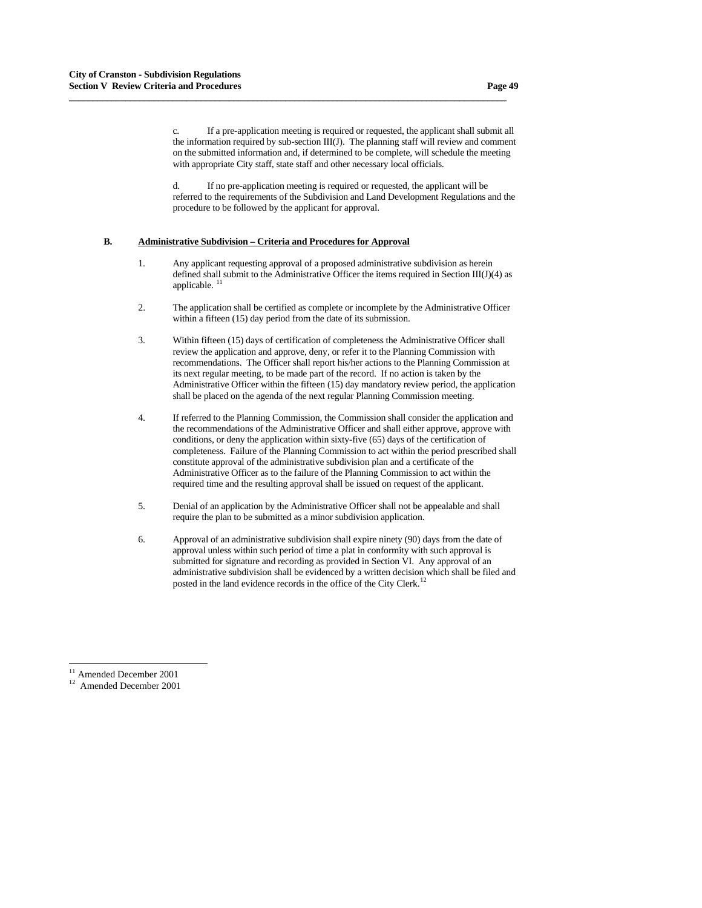c. If a pre-application meeting is required or requested, the applicant shall submit all the information required by sub-section III(J). The planning staff will review and comment on the submitted information and, if determined to be complete, will schedule the meeting with appropriate City staff, state staff and other necessary local officials.

d. If no pre-application meeting is required or requested, the applicant will be referred to the requirements of the Subdivision and Land Development Regulations and the procedure to be followed by the applicant for approval.

**B. Administrative Subdivision – Criteria and Procedures for Approval**

1. Any applicant requesting approval of a proposed administrative subdivision as herein defined shall submit to the Administrative Officer the items required in Section III(J)(4) as applicable. [11]

2. The application shall be certified as complete or incomplete by the Administrative Officer within a fifteen (15) day period from the date of its submission.

3. Within fifteen (15) days of certification of completeness the Administrative Officer shall review the application and approve, deny, or refer it to the Planning Commission with recommendations. The Officer shall report his/her actions to the Planning Commission at its next regular meeting, to be made part of the record. If no action is taken by the Administrative Officer within the fifteen (15) day mandatory review period, the application shall be placed on the agenda of the next regular Planning Commission meeting.

4. If referred to the Planning Commission, the Commission shall consider the application and the recommendations of the Administrative Officer and shall either approve, approve with conditions, or deny the application within sixty-five (65) days of the certification of completeness. Failure of the Planning Commission to act within the period prescribed shall constitute approval of the administrative subdivision plan and a certificate of the Administrative Officer as to the failure of the Planning Commission to act within the required time and the resulting approval shall be issued on request of the applicant.

5. Denial of an application by the Administrative Officer shall not be appealable and shall require the plan to be submitted as a minor subdivision application.

6. Approval of an administrative subdivision shall expire ninety (90) days from the date of approval unless within such period of time a plat in conformity with such approval is submitted for signature and recording as provided in Section VI. Any approval of an administrative subdivision shall be evidenced by a written decision which shall be filed and posted in the land evidence records in the office of the City Clerk. [12]

---

[11] Amended December 2001

[12] Amended December 2001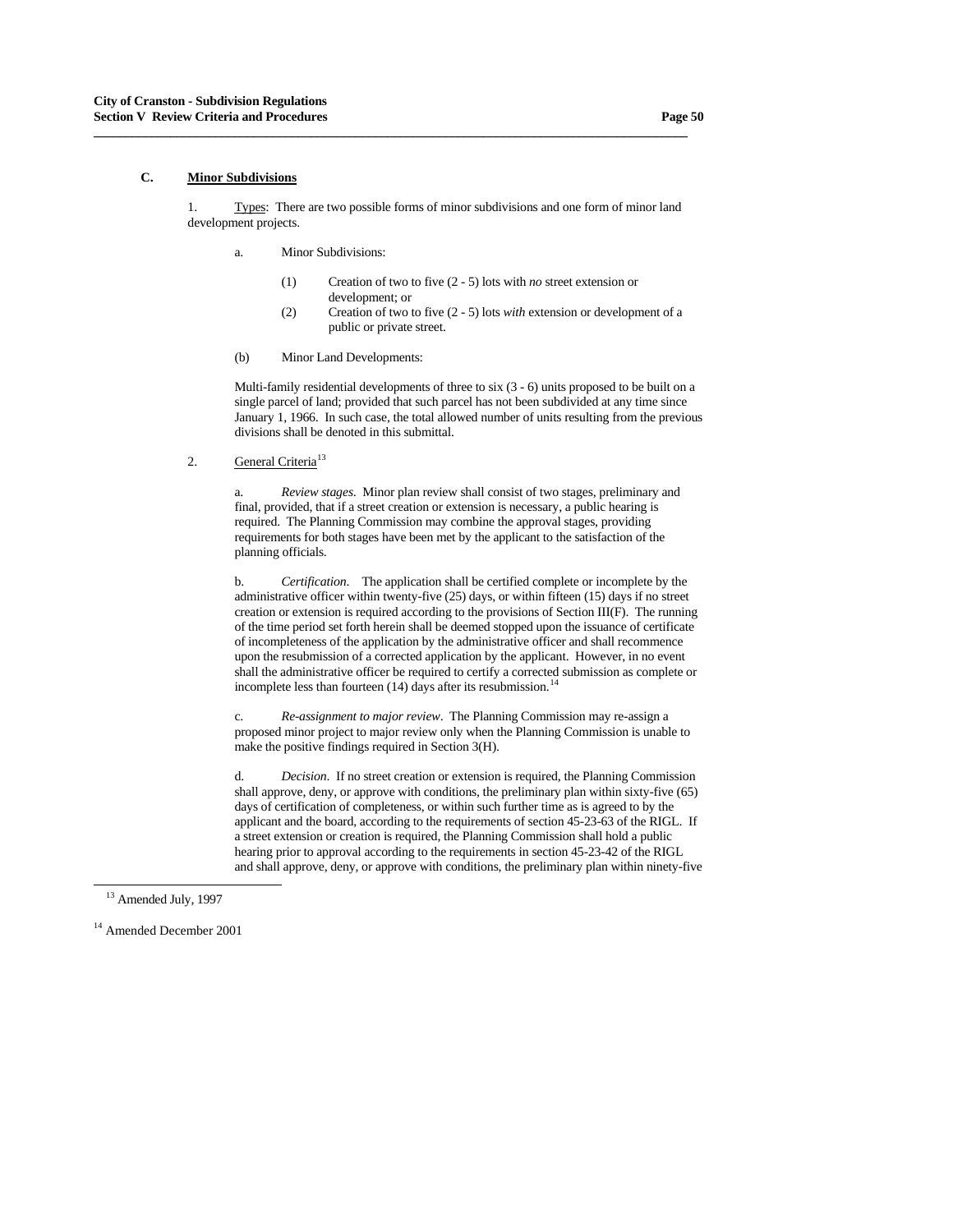### C. **Minor Subdivisions**

1. Types: There are two possible forms of minor subdivisions and one form of minor land development projects.

a. Minor Subdivisions:

(1) Creation of two to five (2 - 5) lots with *no* street extension or development; or

(2) Creation of two to five (2 - 5) lots *with* extension or development of a public or private street.

(b) Minor Land Developments:

Multi-family residential developments of three to six (3 - 6) units proposed to be built on a single parcel of land; provided that such parcel has not been subdivided at any time since January 1, 1966. In such case, the total allowed number of units resulting from the previous divisions shall be denoted in this submittal.

2. General Criteria[13]

a. *Review stages.* Minor plan review shall consist of two stages, preliminary and final, provided, that if a street creation or extension is necessary, a public hearing is required. The Planning Commission may combine the approval stages, providing requirements for both stages have been met by the applicant to the satisfaction of the planning officials.

b. *Certification*. The application shall be certified complete or incomplete by the administrative officer within twenty-five (25) days, or within fifteen (15) days if no street creation or extension is required according to the provisions of Section III(F). The running of the time period set forth herein shall be deemed stopped upon the issuance of certificate of incompleteness of the application by the administrative officer and shall recommence upon the resubmission of a corrected application by the applicant. However, in no event shall the administrative officer be required to certify a corrected submission as complete or incomplete less than fourteen (14) days after its resubmission.[14]

c. *Re-assignment to major review*. The Planning Commission may re-assign a proposed minor project to major review only when the Planning Commission is unable to make the positive findings required in Section 3(H).

d. *Decision*. If no street creation or extension is required, the Planning Commission shall approve, deny, or approve with conditions, the preliminary plan within sixty-five (65) days of certification of completeness, or within such further time as is agreed to by the applicant and the board, according to the requirements of section 45-23-63 of the RIGL. If a street extension or creation is required, the Planning Commission shall hold a public hearing prior to approval according to the requirements in section 45-23-42 of the RIGL and shall approve, deny, or approve with conditions, the preliminary plan within ninety-five

---

[13] Amended July, 1997

[14] Amended December 2001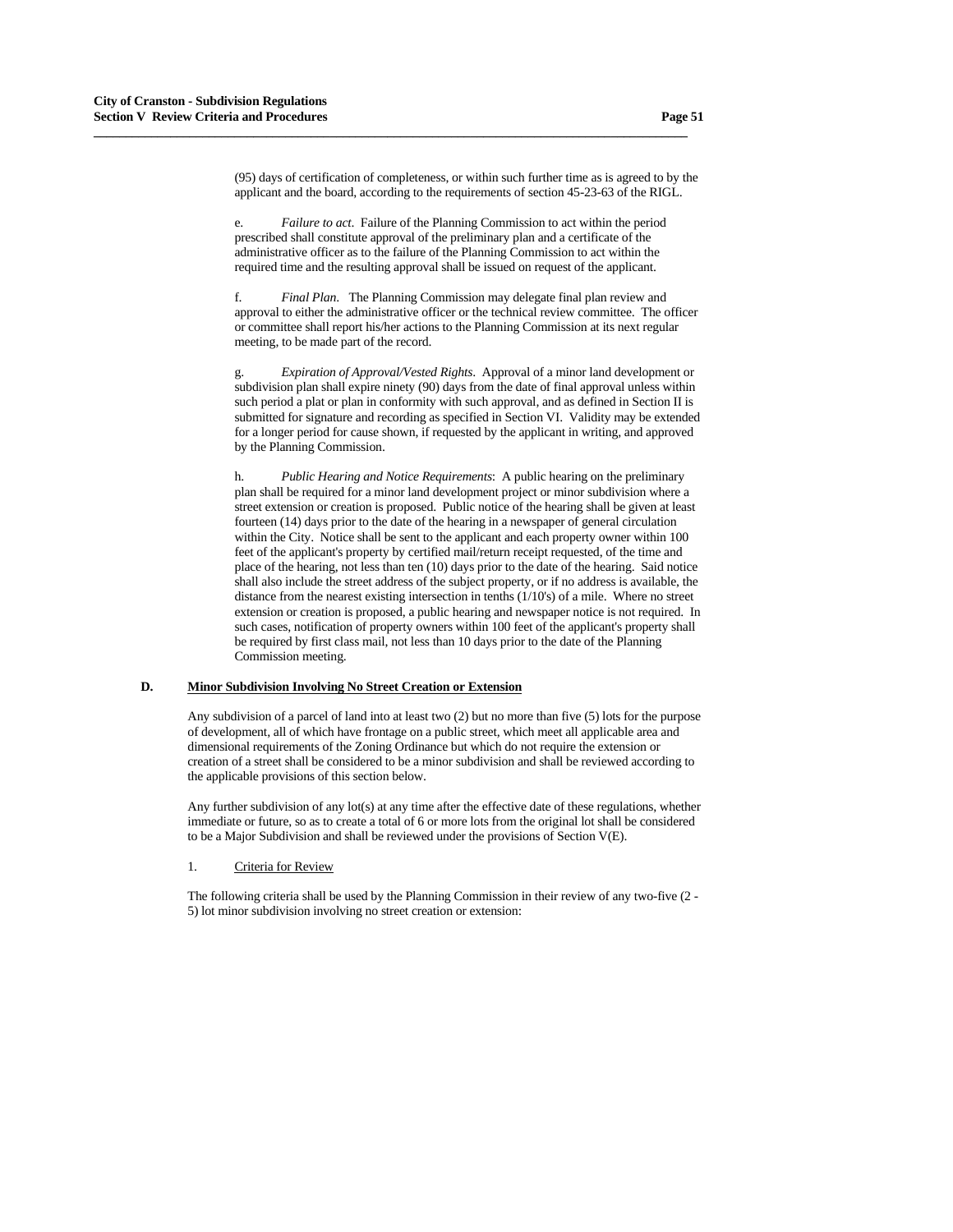(95) days of certification of completeness, or within such further time as is agreed to by the applicant and the board, according to the requirements of section 45-23-63 of the RIGL.

e. *Failure to act*. Failure of the Planning Commission to act within the period prescribed shall constitute approval of the preliminary plan and a certificate of the administrative officer as to the failure of the Planning Commission to act within the required time and the resulting approval shall be issued on request of the applicant.

f. *Final Plan*. The Planning Commission may delegate final plan review and approval to either the administrative officer or the technical review committee. The officer or committee shall report his/her actions to the Planning Commission at its next regular meeting, to be made part of the record.

g. *Expiration of Approval/Vested Rights*. Approval of a minor land development or subdivision plan shall expire ninety (90) days from the date of final approval unless within such period a plat or plan in conformity with such approval, and as defined in Section II is submitted for signature and recording as specified in Section VI. Validity may be extended for a longer period for cause shown, if requested by the applicant in writing, and approved by the Planning Commission.

h. *Public Hearing and Notice Requirements*: A public hearing on the preliminary plan shall be required for a minor land development project or minor subdivision where a street extension or creation is proposed. Public notice of the hearing shall be given at least fourteen (14) days prior to the date of the hearing in a newspaper of general circulation within the City. Notice shall be sent to the applicant and each property owner within 100 feet of the applicant's property by certified mail/return receipt requested, of the time and place of the hearing, not less than ten (10) days prior to the date of the hearing. Said notice shall also include the street address of the subject property, or if no address is available, the distance from the nearest existing intersection in tenths (1/10's) of a mile. Where no street extension or creation is proposed, a public hearing and newspaper notice is not required. In such cases, notification of property owners within 100 feet of the applicant's property shall be required by first class mail, not less than 10 days prior to the date of the Planning Commission meeting.

**D. <u>Minor Subdivision Involving No Street Creation or Extension</u>**

Any subdivision of a parcel of land into at least two (2) but no more than five (5) lots for the purpose of development, all of which have frontage on a public street, which meet all applicable area and dimensional requirements of the Zoning Ordinance but which do not require the extension or creation of a street shall be considered to be a minor subdivision and shall be reviewed according to the applicable provisions of this section below.

Any further subdivision of any lot(s) at any time after the effective date of these regulations, whether immediate or future, so as to create a total of 6 or more lots from the original lot shall be considered to be a Major Subdivision and shall be reviewed under the provisions of Section V(E).

1. <u>Criteria for Review</u>

The following criteria shall be used by the Planning Commission in their review of any two-five (2 - 5) lot minor subdivision involving no street creation or extension: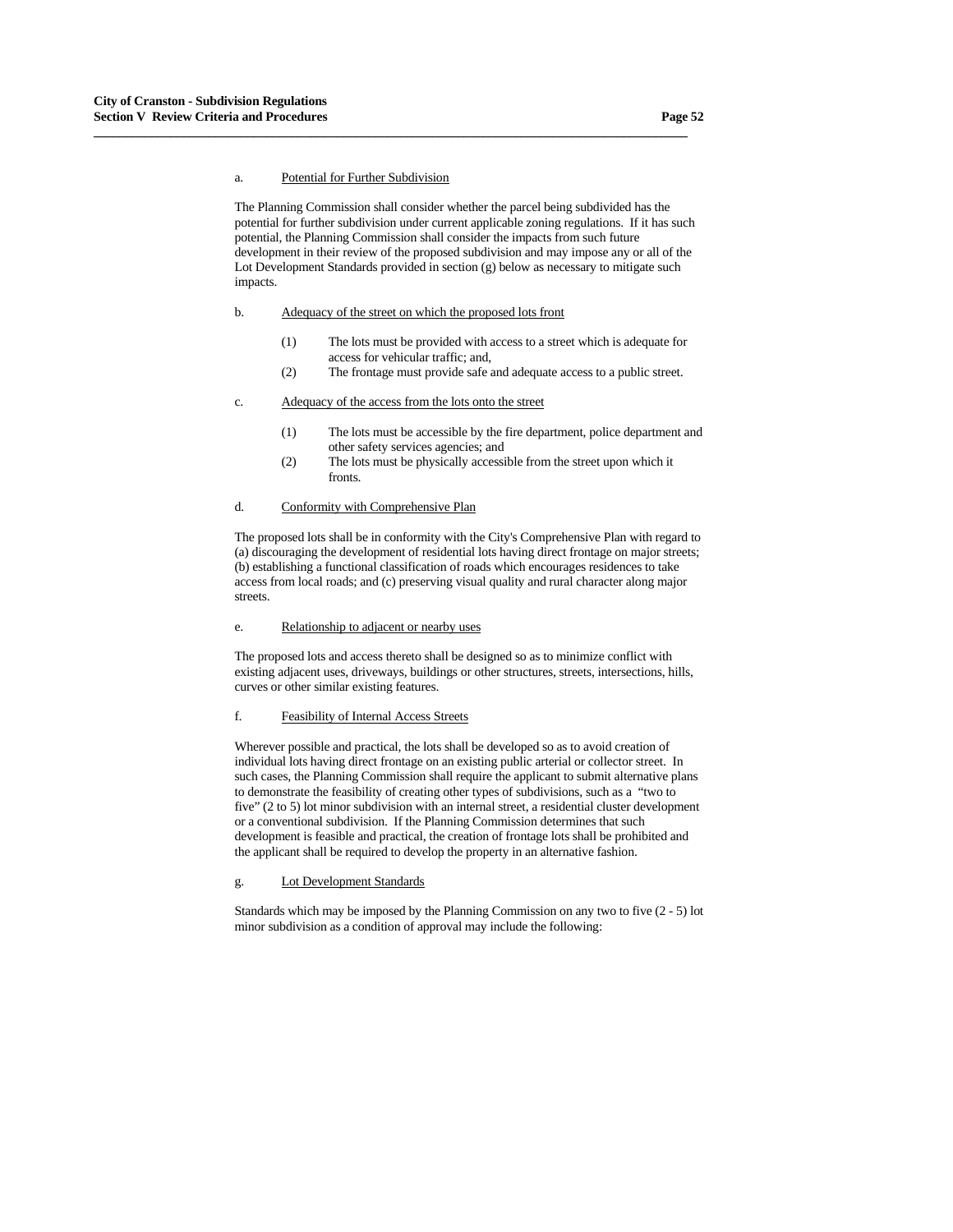a. <u>Potential for Further Subdivision</u>

The Planning Commission shall consider whether the parcel being subdivided has the potential for further subdivision under current applicable zoning regulations. If it has such potential, the Planning Commission shall consider the impacts from such future development in their review of the proposed subdivision and may impose any or all of the Lot Development Standards provided in section (g) below as necessary to mitigate such impacts.

b. <u>Adequacy of the street on which the proposed lots front</u>

(1) The lots must be provided with access to a street which is adequate for access for vehicular traffic; and,

(2) The frontage must provide safe and adequate access to a public street.

c. <u>Adequacy of the access from the lots onto the street</u>

(1) The lots must be accessible by the fire department, police department and other safety services agencies; and

(2) The lots must be physically accessible from the street upon which it fronts.

d. <u>Conformity with Comprehensive Plan</u>

The proposed lots shall be in conformity with the City's Comprehensive Plan with regard to (a) discouraging the development of residential lots having direct frontage on major streets; (b) establishing a functional classification of roads which encourages residences to take access from local roads; and (c) preserving visual quality and rural character along major streets.

e. <u>Relationship to adjacent or nearby uses</u>

The proposed lots and access thereto shall be designed so as to minimize conflict with existing adjacent uses, driveways, buildings or other structures, streets, intersections, hills, curves or other similar existing features.

f. <u>Feasibility of Internal Access Streets</u>

Wherever possible and practical, the lots shall be developed so as to avoid creation of individual lots having direct frontage on an existing public arterial or collector street. In such cases, the Planning Commission shall require the applicant to submit alternative plans to demonstrate the feasibility of creating other types of subdivisions, such as a "two to five" (2 to 5) lot minor subdivision with an internal street, a residential cluster development or a conventional subdivision. If the Planning Commission determines that such development is feasible and practical, the creation of frontage lots shall be prohibited and the applicant shall be required to develop the property in an alternative fashion.

g. <u>Lot Development Standards</u>

Standards which may be imposed by the Planning Commission on any two to five (2 - 5) lot minor subdivision as a condition of approval may include the following: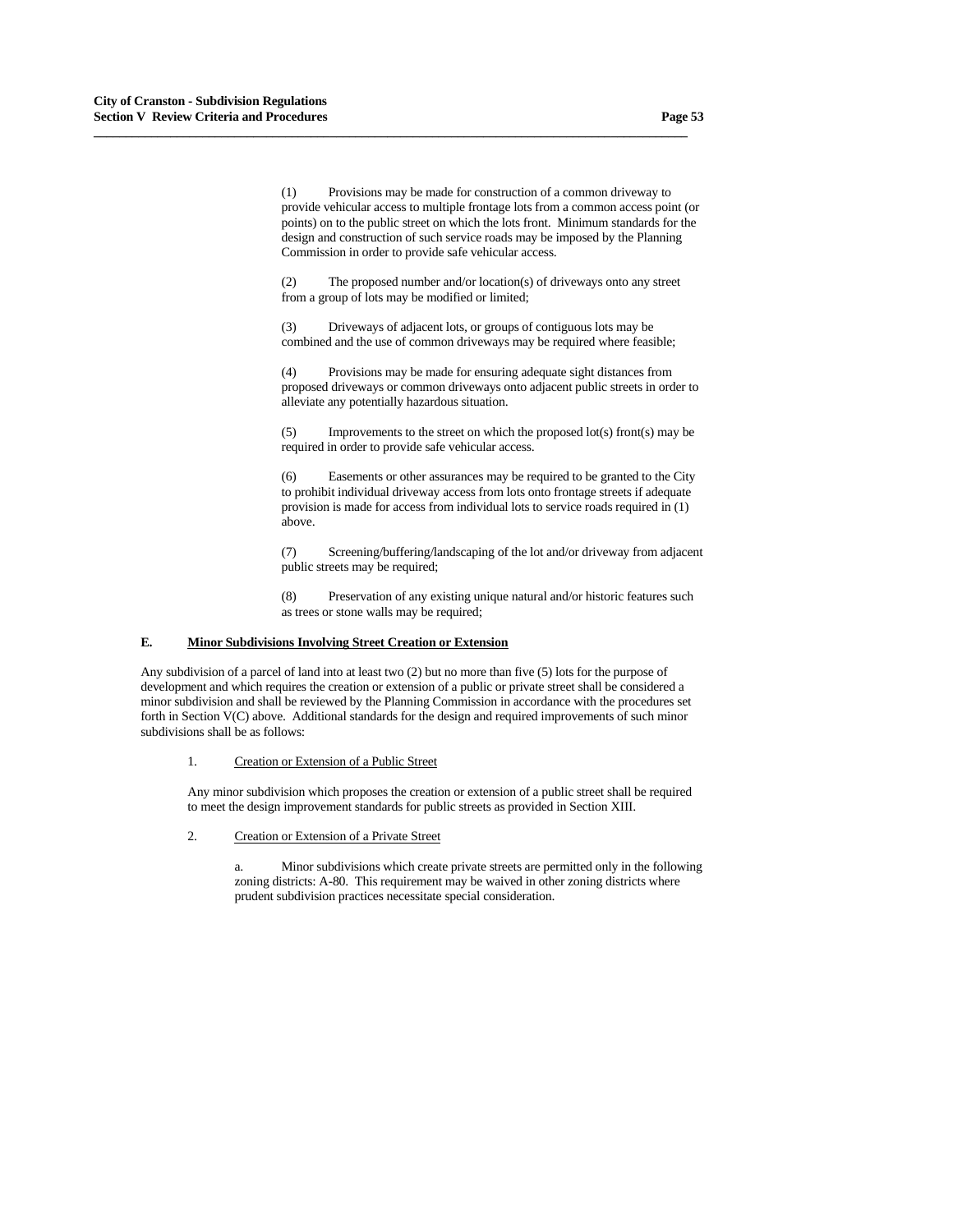(1) Provisions may be made for construction of a common driveway to provide vehicular access to multiple frontage lots from a common access point (or points) on to the public street on which the lots front. Minimum standards for the design and construction of such service roads may be imposed by the Planning Commission in order to provide safe vehicular access.

(2) The proposed number and/or location(s) of driveways onto any street from a group of lots may be modified or limited;

(3) Driveways of adjacent lots, or groups of contiguous lots may be combined and the use of common driveways may be required where feasible;

(4) Provisions may be made for ensuring adequate sight distances from proposed driveways or common driveways onto adjacent public streets in order to alleviate any potentially hazardous situation.

(5) Improvements to the street on which the proposed lot(s) front(s) may be required in order to provide safe vehicular access.

(6) Easements or other assurances may be required to be granted to the City to prohibit individual driveway access from lots onto frontage streets if adequate provision is made for access from individual lots to service roads required in (1) above.

(7) Screening/buffering/landscaping of the lot and/or driveway from adjacent public streets may be required;

(8) Preservation of any existing unique natural and/or historic features such as trees or stone walls may be required;

### E. Minor Subdivisions Involving Street Creation or Extension

Any subdivision of a parcel of land into at least two (2) but no more than five (5) lots for the purpose of development and which requires the creation or extension of a public or private street shall be considered a minor subdivision and shall be reviewed by the Planning Commission in accordance with the procedures set forth in Section V(C) above. Additional standards for the design and required improvements of such minor subdivisions shall be as follows:

1. Creation or Extension of a Public Street

Any minor subdivision which proposes the creation or extension of a public street shall be required to meet the design improvement standards for public streets as provided in Section XIII.

2. Creation or Extension of a Private Street

a. Minor subdivisions which create private streets are permitted only in the following zoning districts: A-80. This requirement may be waived in other zoning districts where prudent subdivision practices necessitate special consideration.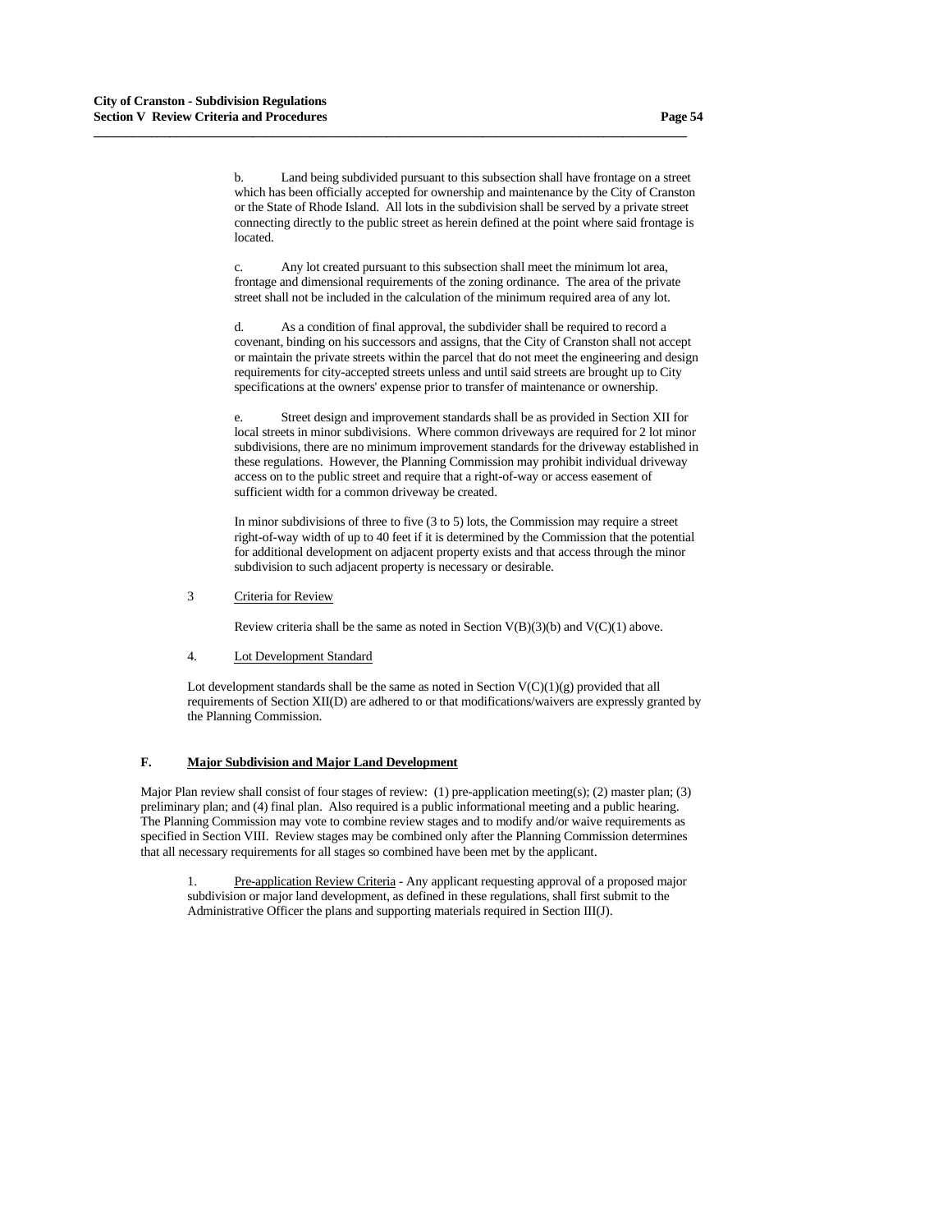b. Land being subdivided pursuant to this subsection shall have frontage on a street which has been officially accepted for ownership and maintenance by the City of Cranston or the State of Rhode Island. All lots in the subdivision shall be served by a private street connecting directly to the public street as herein defined at the point where said frontage is located.

c. Any lot created pursuant to this subsection shall meet the minimum lot area, frontage and dimensional requirements of the zoning ordinance. The area of the private street shall not be included in the calculation of the minimum required area of any lot.

d. As a condition of final approval, the subdivider shall be required to record a covenant, binding on his successors and assigns, that the City of Cranston shall not accept or maintain the private streets within the parcel that do not meet the engineering and design requirements for city-accepted streets unless and until said streets are brought up to City specifications at the owners' expense prior to transfer of maintenance or ownership.

e. Street design and improvement standards shall be as provided in Section XII for local streets in minor subdivisions. Where common driveways are required for 2 lot minor subdivisions, there are no minimum improvement standards for the driveway established in these regulations. However, the Planning Commission may prohibit individual driveway access on to the public street and require that a right-of-way or access easement of sufficient width for a common driveway be created.

In minor subdivisions of three to five (3 to 5) lots, the Commission may require a street right-of-way width of up to 40 feet if it is determined by the Commission that the potential for additional development on adjacent property exists and that access through the minor subdivision to such adjacent property is necessary or desirable.

3 Criteria for Review

Review criteria shall be the same as noted in Section V(B)(3)(b) and V(C)(1) above.

4. Lot Development Standard

Lot development standards shall be the same as noted in Section V(C)(1)(g) provided that all requirements of Section XII(D) are adhered to or that modifications/waivers are expressly granted by the Planning Commission.

## F. Major Subdivision and Major Land Development

Major Plan review shall consist of four stages of review: (1) pre-application meeting(s); (2) master plan; (3) preliminary plan; and (4) final plan. Also required is a public informational meeting and a public hearing. The Planning Commission may vote to combine review stages and to modify and/or waive requirements as specified in Section VIII. Review stages may be combined only after the Planning Commission determines that all necessary requirements for all stages so combined have been met by the applicant.

1. Pre-application Review Criteria - Any applicant requesting approval of a proposed major subdivision or major land development, as defined in these regulations, shall first submit to the Administrative Officer the plans and supporting materials required in Section III(J).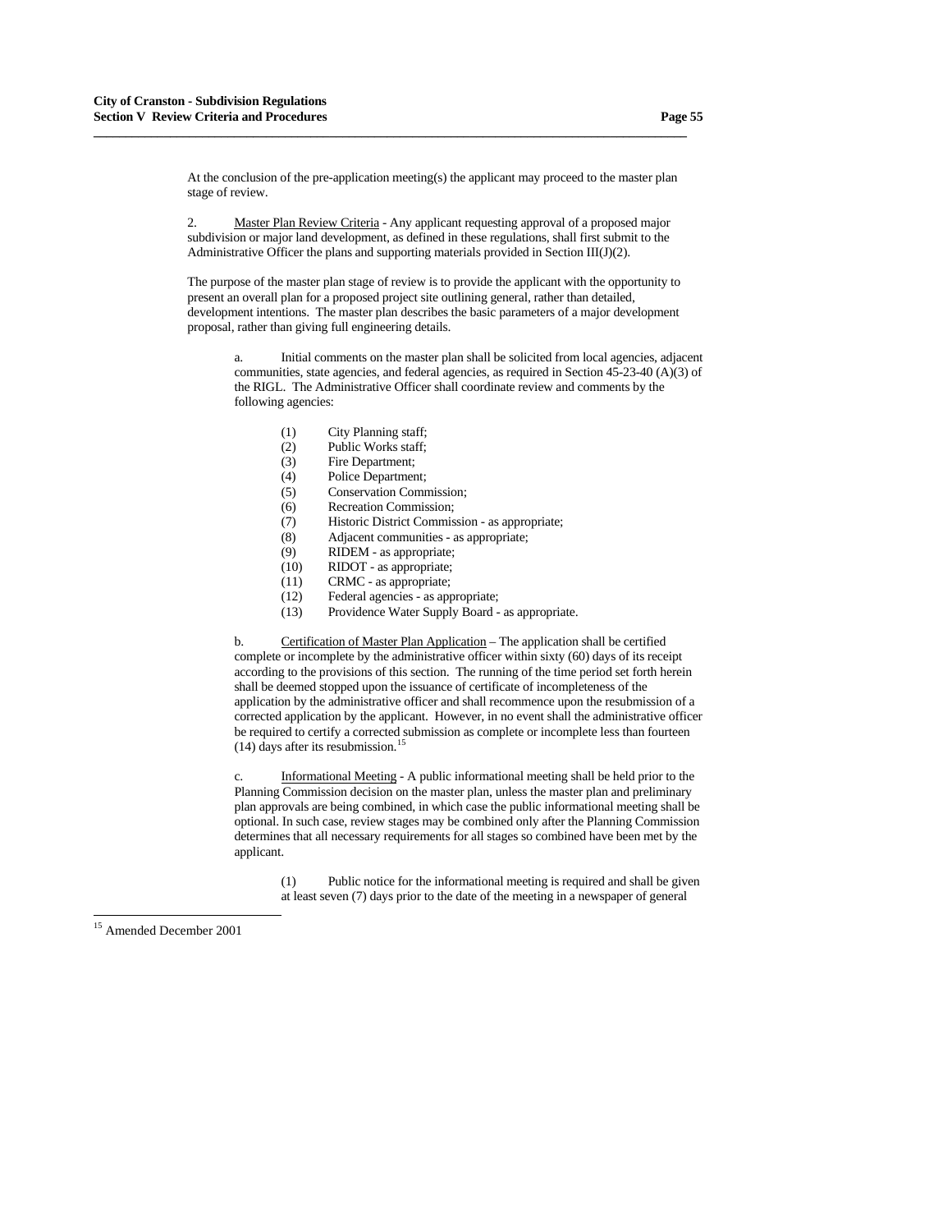At the conclusion of the pre-application meeting(s) the applicant may proceed to the master plan stage of review.

2. Master Plan Review Criteria - Any applicant requesting approval of a proposed major subdivision or major land development, as defined in these regulations, shall first submit to the Administrative Officer the plans and supporting materials provided in Section III(J)(2).

The purpose of the master plan stage of review is to provide the applicant with the opportunity to present an overall plan for a proposed project site outlining general, rather than detailed, development intentions. The master plan describes the basic parameters of a major development proposal, rather than giving full engineering details.

a. Initial comments on the master plan shall be solicited from local agencies, adjacent communities, state agencies, and federal agencies, as required in Section 45-23-40 (A)(3) of the RIGL. The Administrative Officer shall coordinate review and comments by the following agencies:

(1) City Planning staff;
(2) Public Works staff;
(3) Fire Department;
(4) Police Department;
(5) Conservation Commission;
(6) Recreation Commission;
(7) Historic District Commission - as appropriate;
(8) Adjacent communities - as appropriate;
(9) RIDEM - as appropriate;
(10) RIDOT - as appropriate;
(11) CRMC - as appropriate;
(12) Federal agencies - as appropriate;
(13) Providence Water Supply Board - as appropriate.

b. Certification of Master Plan Application – The application shall be certified complete or incomplete by the administrative officer within sixty (60) days of its receipt according to the provisions of this section. The running of the time period set forth herein shall be deemed stopped upon the issuance of certificate of incompleteness of the application by the administrative officer and shall recommence upon the resubmission of a corrected application by the applicant. However, in no event shall the administrative officer be required to certify a corrected submission as complete or incomplete less than fourteen (14) days after its resubmission.[15]

c. Informational Meeting - A public informational meeting shall be held prior to the Planning Commission decision on the master plan, unless the master plan and preliminary plan approvals are being combined, in which case the public informational meeting shall be optional. In such case, review stages may be combined only after the Planning Commission determines that all necessary requirements for all stages so combined have been met by the applicant.

(1) Public notice for the informational meeting is required and shall be given at least seven (7) days prior to the date of the meeting in a newspaper of general

[15] Amended December 2001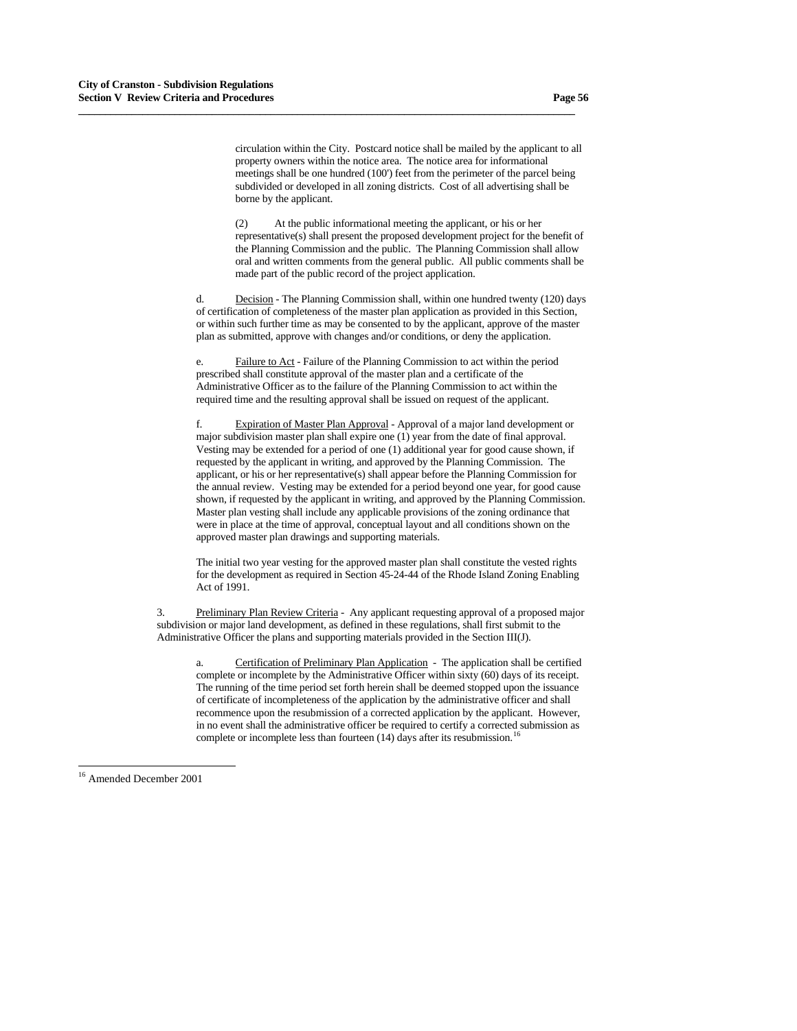circulation within the City. Postcard notice shall be mailed by the applicant to all property owners within the notice area. The notice area for informational meetings shall be one hundred (100') feet from the perimeter of the parcel being subdivided or developed in all zoning districts. Cost of all advertising shall be borne by the applicant.

(2) At the public informational meeting the applicant, or his or her representative(s) shall present the proposed development project for the benefit of the Planning Commission and the public. The Planning Commission shall allow oral and written comments from the general public. All public comments shall be made part of the public record of the project application.

d. Decision - The Planning Commission shall, within one hundred twenty (120) days of certification of completeness of the master plan application as provided in this Section, or within such further time as may be consented to by the applicant, approve of the master plan as submitted, approve with changes and/or conditions, or deny the application.

e. Failure to Act - Failure of the Planning Commission to act within the period prescribed shall constitute approval of the master plan and a certificate of the Administrative Officer as to the failure of the Planning Commission to act within the required time and the resulting approval shall be issued on request of the applicant.

f. Expiration of Master Plan Approval - Approval of a major land development or major subdivision master plan shall expire one (1) year from the date of final approval. Vesting may be extended for a period of one (1) additional year for good cause shown, if requested by the applicant in writing, and approved by the Planning Commission. The applicant, or his or her representative(s) shall appear before the Planning Commission for the annual review. Vesting may be extended for a period beyond one year, for good cause shown, if requested by the applicant in writing, and approved by the Planning Commission. Master plan vesting shall include any applicable provisions of the zoning ordinance that were in place at the time of approval, conceptual layout and all conditions shown on the approved master plan drawings and supporting materials.

The initial two year vesting for the approved master plan shall constitute the vested rights for the development as required in Section 45-24-44 of the Rhode Island Zoning Enabling Act of 1991.

3. Preliminary Plan Review Criteria - Any applicant requesting approval of a proposed major subdivision or major land development, as defined in these regulations, shall first submit to the Administrative Officer the plans and supporting materials provided in the Section III(J).

a. Certification of Preliminary Plan Application - The application shall be certified complete or incomplete by the Administrative Officer within sixty (60) days of its receipt. The running of the time period set forth herein shall be deemed stopped upon the issuance of certificate of incompleteness of the application by the administrative officer and shall recommence upon the resubmission of a corrected application by the applicant. However, in no event shall the administrative officer be required to certify a corrected submission as complete or incomplete less than fourteen (14) days after its resubmission.[16]

---

[16] Amended December 2001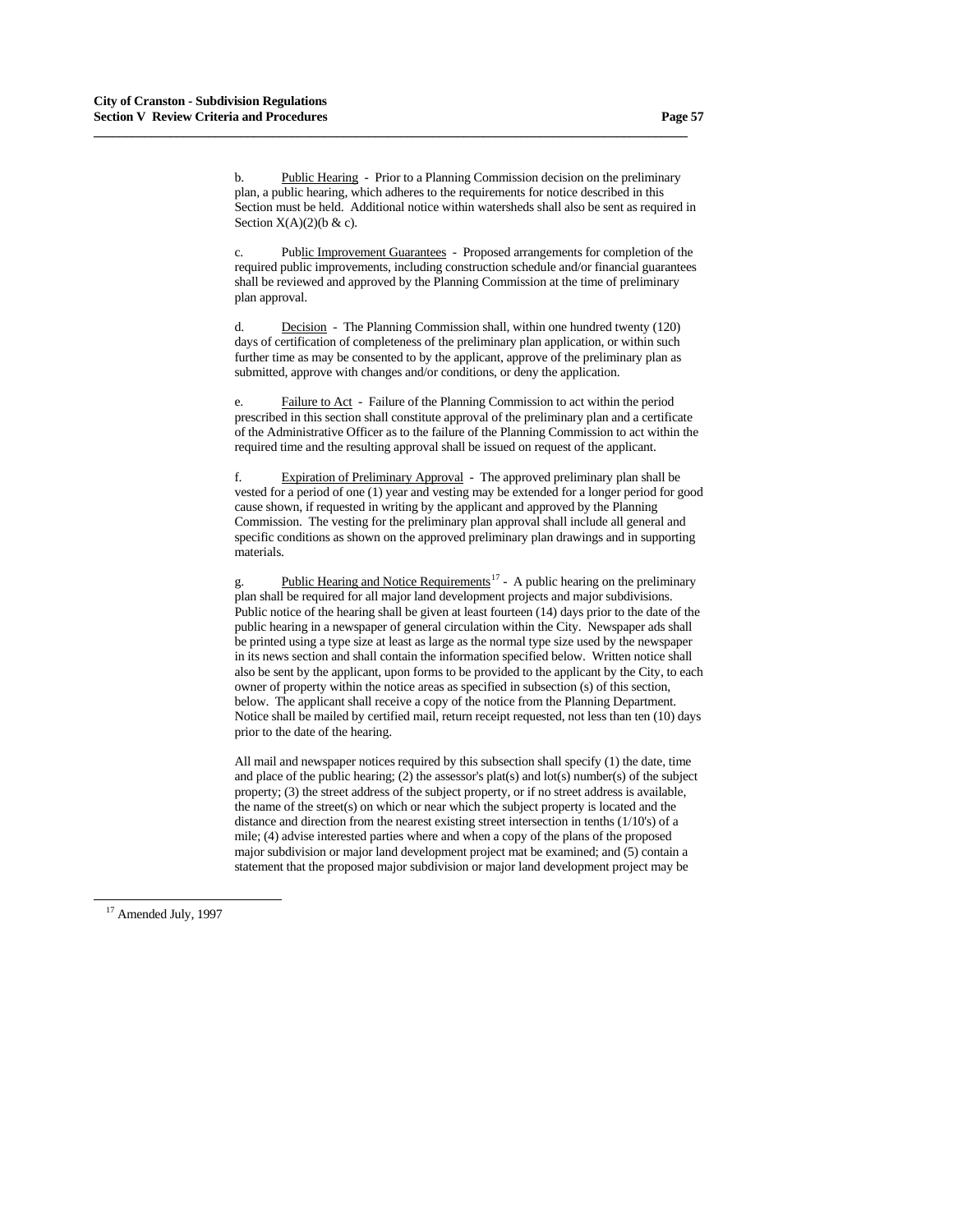b. <u>Public Hearing</u> - Prior to a Planning Commission decision on the preliminary plan, a public hearing, which adheres to the requirements for notice described in this Section must be held. Additional notice within watersheds shall also be sent as required in Section X(A)(2)(b & c).

c. <u>Public Improvement Guarantees</u> - Proposed arrangements for completion of the required public improvements, including construction schedule and/or financial guarantees shall be reviewed and approved by the Planning Commission at the time of preliminary plan approval.

d. <u>Decision</u> - The Planning Commission shall, within one hundred twenty (120) days of certification of completeness of the preliminary plan application, or within such further time as may be consented to by the applicant, approve of the preliminary plan as submitted, approve with changes and/or conditions, or deny the application.

e. <u>Failure to Act</u> - Failure of the Planning Commission to act within the period prescribed in this section shall constitute approval of the preliminary plan and a certificate of the Administrative Officer as to the failure of the Planning Commission to act within the required time and the resulting approval shall be issued on request of the applicant.

f. <u>Expiration of Preliminary Approval</u> - The approved preliminary plan shall be vested for a period of one (1) year and vesting may be extended for a longer period for good cause shown, if requested in writing by the applicant and approved by the Planning Commission. The vesting for the preliminary plan approval shall include all general and specific conditions as shown on the approved preliminary plan drawings and in supporting materials.

g. <u>Public Hearing and Notice Requirements</u>[17] - A public hearing on the preliminary plan shall be required for all major land development projects and major subdivisions. Public notice of the hearing shall be given at least fourteen (14) days prior to the date of the public hearing in a newspaper of general circulation within the City. Newspaper ads shall be printed using a type size at least as large as the normal type size used by the newspaper in its news section and shall contain the information specified below. Written notice shall also be sent by the applicant, upon forms to be provided to the applicant by the City, to each owner of property within the notice areas as specified in subsection (s) of this section, below. The applicant shall receive a copy of the notice from the Planning Department. Notice shall be mailed by certified mail, return receipt requested, not less than ten (10) days prior to the date of the hearing.

All mail and newspaper notices required by this subsection shall specify (1) the date, time and place of the public hearing; (2) the assessor's plat(s) and lot(s) number(s) of the subject property; (3) the street address of the subject property, or if no street address is available, the name of the street(s) on which or near which the subject property is located and the distance and direction from the nearest existing street intersection in tenths (1/10's) of a mile; (4) advise interested parties where and when a copy of the plans of the proposed major subdivision or major land development project mat be examined; and (5) contain a statement that the proposed major subdivision or major land development project may be

[17] Amended July, 1997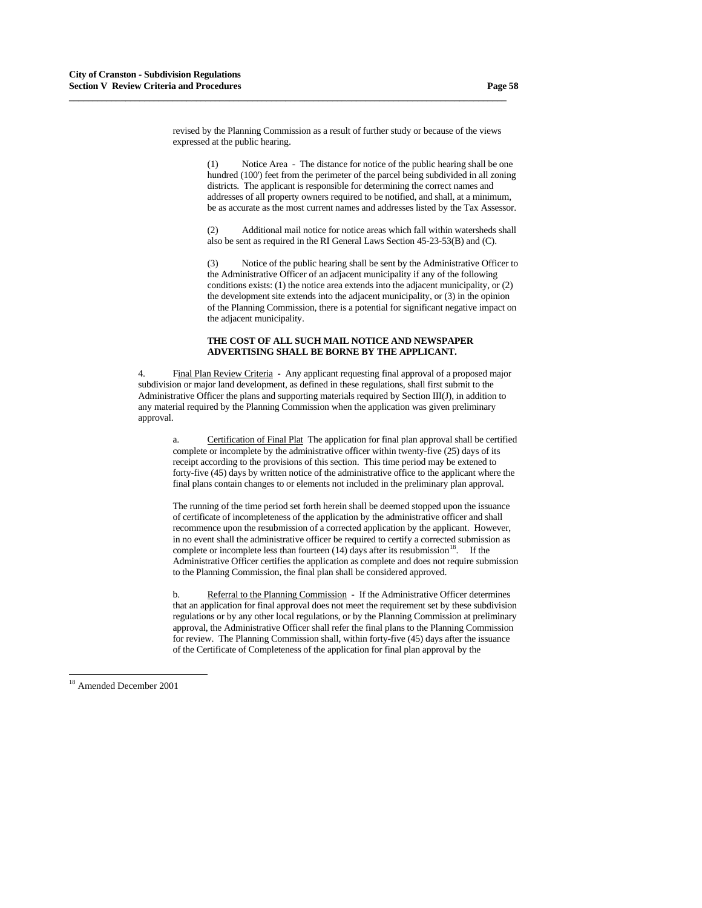revised by the Planning Commission as a result of further study or because of the views expressed at the public hearing.

(1) Notice Area - The distance for notice of the public hearing shall be one hundred (100') feet from the perimeter of the parcel being subdivided in all zoning districts. The applicant is responsible for determining the correct names and addresses of all property owners required to be notified, and shall, at a minimum, be as accurate as the most current names and addresses listed by the Tax Assessor.

(2) Additional mail notice for notice areas which fall within watersheds shall also be sent as required in the RI General Laws Section 45-23-53(B) and (C).

(3) Notice of the public hearing shall be sent by the Administrative Officer to the Administrative Officer of an adjacent municipality if any of the following conditions exists: (1) the notice area extends into the adjacent municipality, or (2) the development site extends into the adjacent municipality, or (3) in the opinion of the Planning Commission, there is a potential for significant negative impact on the adjacent municipality.

**THE COST OF ALL SUCH MAIL NOTICE AND NEWSPAPER ADVERTISING SHALL BE BORNE BY THE APPLICANT.**

4. Final Plan Review Criteria - Any applicant requesting final approval of a proposed major subdivision or major land development, as defined in these regulations, shall first submit to the Administrative Officer the plans and supporting materials required by Section III(J), in addition to any material required by the Planning Commission when the application was given preliminary approval.

a. Certification of Final Plat The application for final plan approval shall be certified complete or incomplete by the administrative officer within twenty-five (25) days of its receipt according to the provisions of this section. This time period may be extended to forty-five (45) days by written notice of the administrative office to the applicant where the final plans contain changes to or elements not included in the preliminary plan approval.

The running of the time period set forth herein shall be deemed stopped upon the issuance of certificate of incompleteness of the application by the administrative officer and shall recommence upon the resubmission of a corrected application by the applicant. However, in no event shall the administrative officer be required to certify a corrected submission as complete or incomplete less than fourteen (14) days after its resubmission[18]. If the Administrative Officer certifies the application as complete and does not require submission to the Planning Commission, the final plan shall be considered approved.

b. Referral to the Planning Commission - If the Administrative Officer determines that an application for final approval does not meet the requirement set by these subdivision regulations or by any other local regulations, or by the Planning Commission at preliminary approval, the Administrative Officer shall refer the final plans to the Planning Commission for review. The Planning Commission shall, within forty-five (45) days after the issuance of the Certificate of Completeness of the application for final plan approval by the

[18] Amended December 2001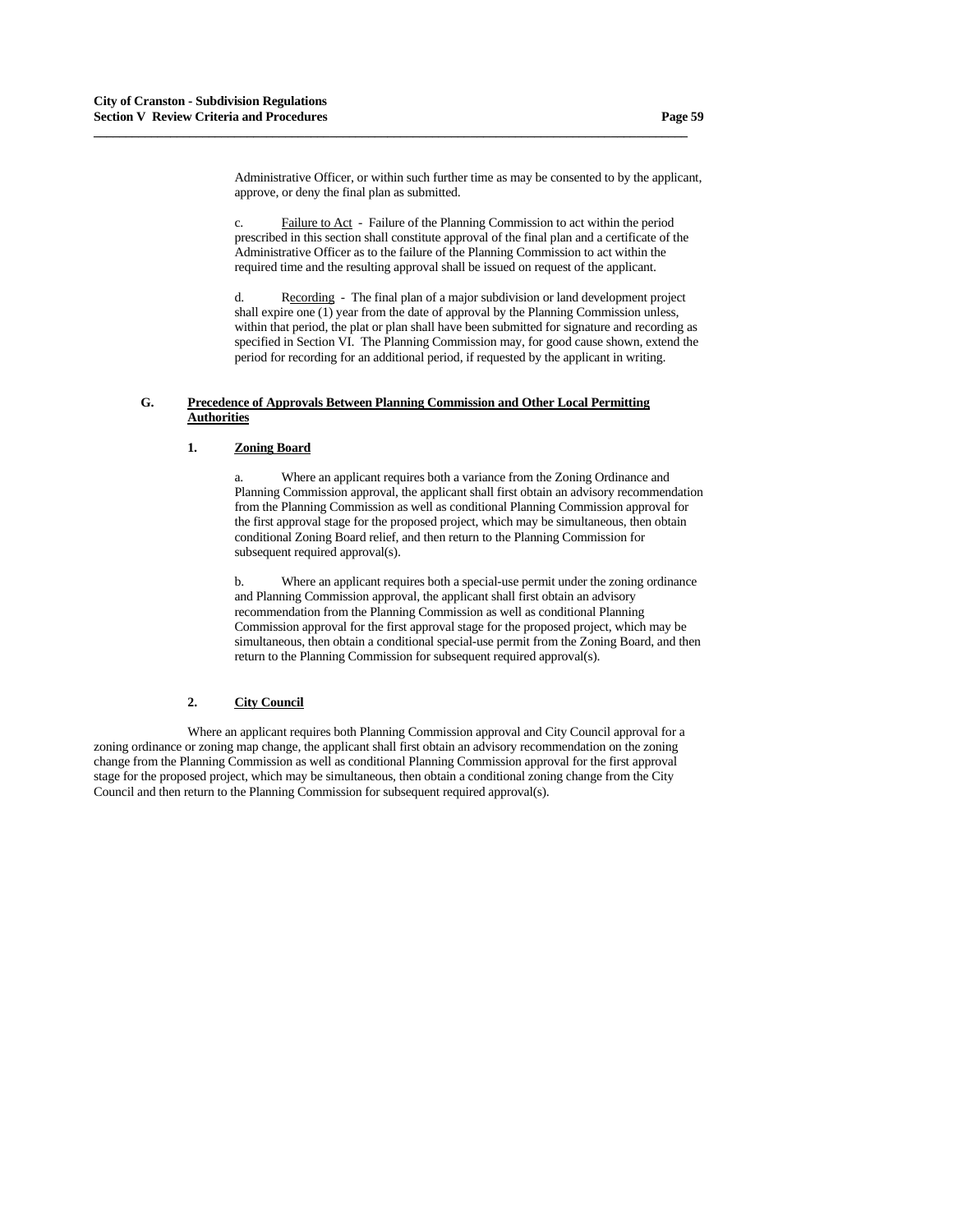Administrative Officer, or within such further time as may be consented to by the applicant, approve, or deny the final plan as submitted.

c. Failure to Act - Failure of the Planning Commission to act within the period prescribed in this section shall constitute approval of the final plan and a certificate of the Administrative Officer as to the failure of the Planning Commission to act within the required time and the resulting approval shall be issued on request of the applicant.

d. Recording - The final plan of a major subdivision or land development project shall expire one (1) year from the date of approval by the Planning Commission unless, within that period, the plat or plan shall have been submitted for signature and recording as specified in Section VI. The Planning Commission may, for good cause shown, extend the period for recording for an additional period, if requested by the applicant in writing.

## G. Precedence of Approvals Between Planning Commission and Other Local Permitting Authorities

### 1. Zoning Board

a. Where an applicant requires both a variance from the Zoning Ordinance and Planning Commission approval, the applicant shall first obtain an advisory recommendation from the Planning Commission as well as conditional Planning Commission approval for the first approval stage for the proposed project, which may be simultaneous, then obtain conditional Zoning Board relief, and then return to the Planning Commission for subsequent required approval(s).

b. Where an applicant requires both a special-use permit under the zoning ordinance and Planning Commission approval, the applicant shall first obtain an advisory recommendation from the Planning Commission as well as conditional Planning Commission approval for the first approval stage for the proposed project, which may be simultaneous, then obtain a conditional special-use permit from the Zoning Board, and then return to the Planning Commission for subsequent required approval(s).

### 2. City Council

Where an applicant requires both Planning Commission approval and City Council approval for a zoning ordinance or zoning map change, the applicant shall first obtain an advisory recommendation on the zoning change from the Planning Commission as well as conditional Planning Commission approval for the first approval stage for the proposed project, which may be simultaneous, then obtain a conditional zoning change from the City Council and then return to the Planning Commission for subsequent required approval(s).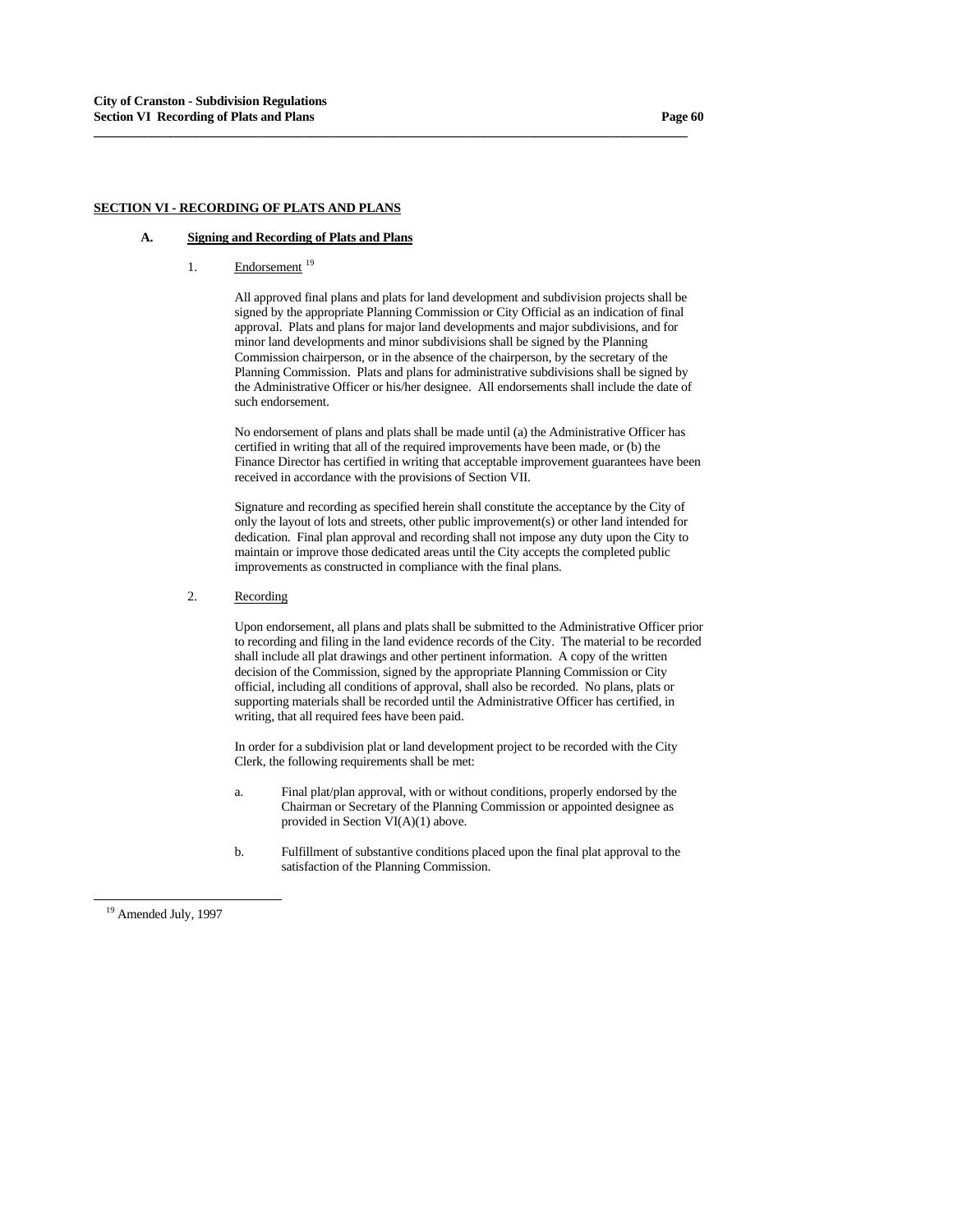## SECTION VI - RECORDING OF PLATS AND PLANS

### A. Signing and Recording of Plats and Plans

1. Endorsement [19]

   All approved final plans and plats for land development and subdivision projects shall be signed by the appropriate Planning Commission or City Official as an indication of final approval. Plats and plans for major land developments and major subdivisions, and for minor land developments and minor subdivisions shall be signed by the Planning Commission chairperson, or in the absence of the chairperson, by the secretary of the Planning Commission. Plats and plans for administrative subdivisions shall be signed by the Administrative Officer or his/her designee. All endorsements shall include the date of such endorsement.

   No endorsement of plans and plats shall be made until (a) the Administrative Officer has certified in writing that all of the required improvements have been made, or (b) the Finance Director has certified in writing that acceptable improvement guarantees have been received in accordance with the provisions of Section VII.

   Signature and recording as specified herein shall constitute the acceptance by the City of only the layout of lots and streets, other public improvement(s) or other land intended for dedication. Final plan approval and recording shall not impose any duty upon the City to maintain or improve those dedicated areas until the City accepts the completed public improvements as constructed in compliance with the final plans.

2. Recording

   Upon endorsement, all plans and plats shall be submitted to the Administrative Officer prior to recording and filing in the land evidence records of the City. The material to be recorded shall include all plat drawings and other pertinent information. A copy of the written decision of the Commission, signed by the appropriate Planning Commission or City official, including all conditions of approval, shall also be recorded. No plans, plats or supporting materials shall be recorded until the Administrative Officer has certified, in writing, that all required fees have been paid.

   In order for a subdivision plat or land development project to be recorded with the City Clerk, the following requirements shall be met:

   a. Final plat/plan approval, with or without conditions, properly endorsed by the Chairman or Secretary of the Planning Commission or appointed designee as provided in Section VI(A)(1) above.

   b. Fulfillment of substantive conditions placed upon the final plat approval to the satisfaction of the Planning Commission.

---

[19] Amended July, 1997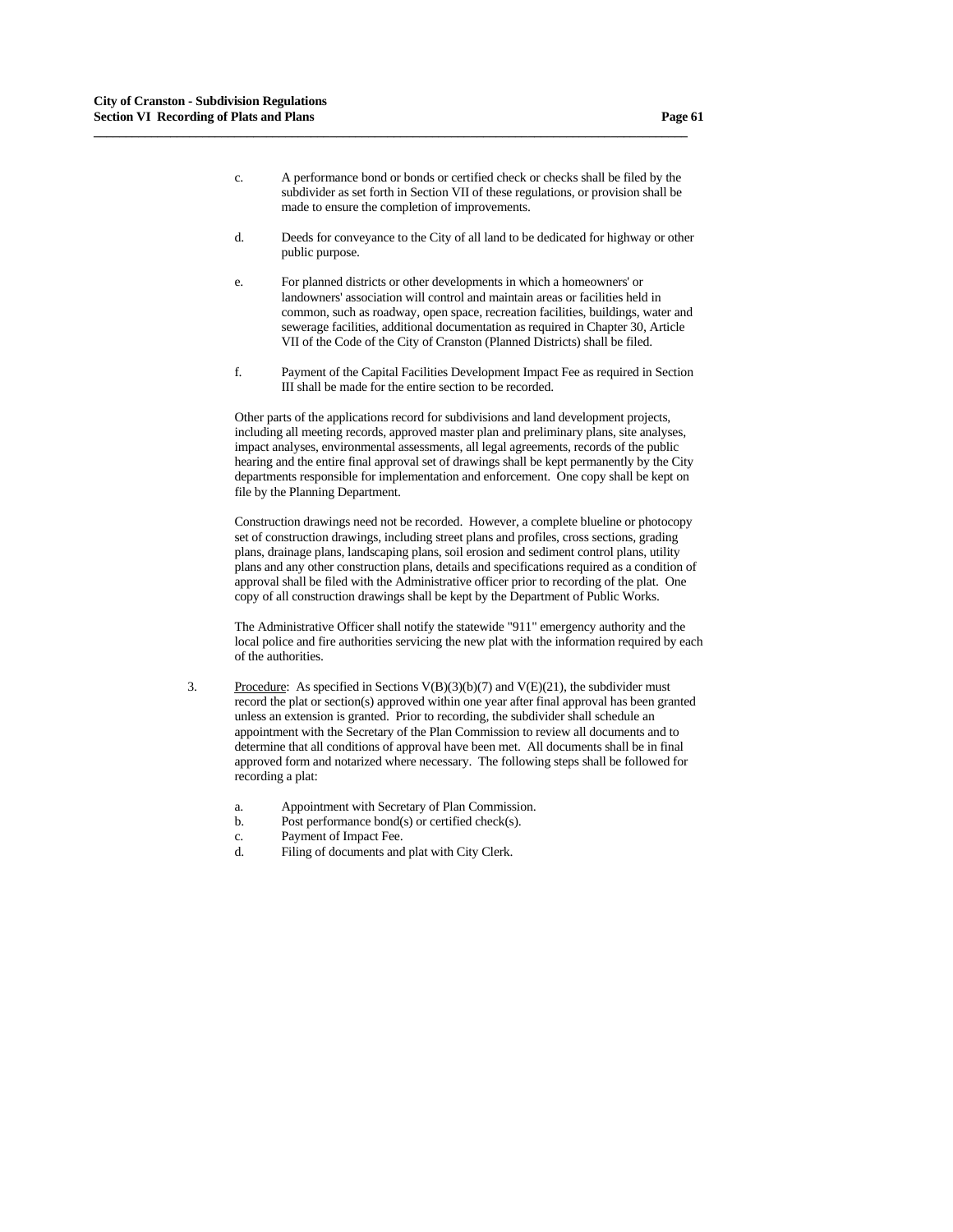c. A performance bond or bonds or certified check or checks shall be filed by the subdivider as set forth in Section VII of these regulations, or provision shall be made to ensure the completion of improvements.

d. Deeds for conveyance to the City of all land to be dedicated for highway or other public purpose.

e. For planned districts or other developments in which a homeowners' or landowners' association will control and maintain areas or facilities held in common, such as roadway, open space, recreation facilities, buildings, water and sewerage facilities, additional documentation as required in Chapter 30, Article VII of the Code of the City of Cranston (Planned Districts) shall be filed.

f. Payment of the Capital Facilities Development Impact Fee as required in Section III shall be made for the entire section to be recorded.

Other parts of the applications record for subdivisions and land development projects, including all meeting records, approved master plan and preliminary plans, site analyses, impact analyses, environmental assessments, all legal agreements, records of the public hearing and the entire final approval set of drawings shall be kept permanently by the City departments responsible for implementation and enforcement. One copy shall be kept on file by the Planning Department.

Construction drawings need not be recorded. However, a complete blueline or photocopy set of construction drawings, including street plans and profiles, cross sections, grading plans, drainage plans, landscaping plans, soil erosion and sediment control plans, utility plans and any other construction plans, details and specifications required as a condition of approval shall be filed with the Administrative officer prior to recording of the plat. One copy of all construction drawings shall be kept by the Department of Public Works.

The Administrative Officer shall notify the statewide "911" emergency authority and the local police and fire authorities servicing the new plat with the information required by each of the authorities.

3. Procedure: As specified in Sections V(B)(3)(b)(7) and V(E)(21), the subdivider must record the plat or section(s) approved within one year after final approval has been granted unless an extension is granted. Prior to recording, the subdivider shall schedule an appointment with the Secretary of the Plan Commission to review all documents and to determine that all conditions of approval have been met. All documents shall be in final approved form and notarized where necessary. The following steps shall be followed for recording a plat:

   a. Appointment with Secretary of Plan Commission.
   b. Post performance bond(s) or certified check(s).
   c. Payment of Impact Fee.
   d. Filing of documents and plat with City Clerk.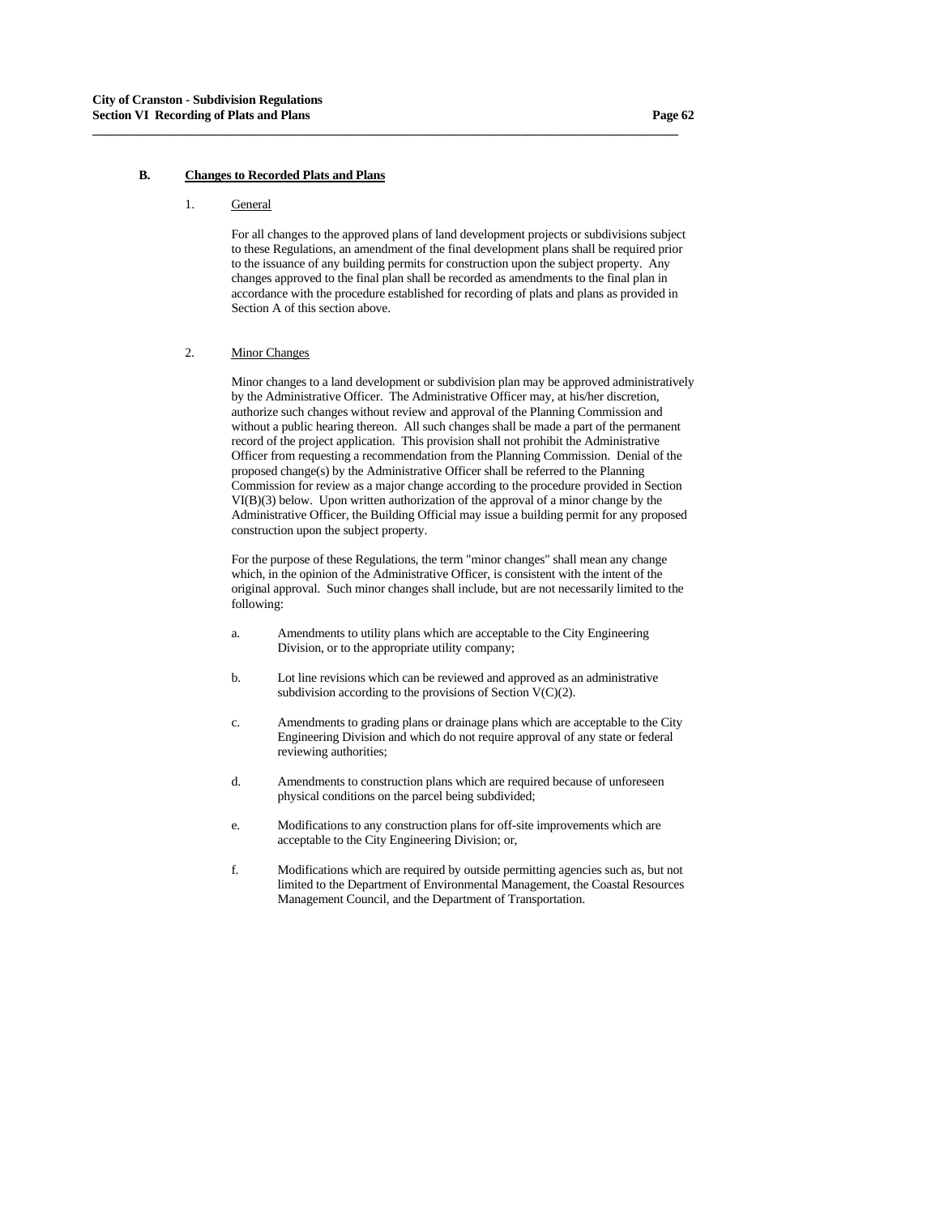## B. Changes to Recorded Plats and Plans

### 1. General

For all changes to the approved plans of land development projects or subdivisions subject to these Regulations, an amendment of the final development plans shall be required prior to the issuance of any building permits for construction upon the subject property. Any changes approved to the final plan shall be recorded as amendments to the final plan in accordance with the procedure established for recording of plats and plans as provided in Section A of this section above.

### 2. Minor Changes

Minor changes to a land development or subdivision plan may be approved administratively by the Administrative Officer. The Administrative Officer may, at his/her discretion, authorize such changes without review and approval of the Planning Commission and without a public hearing thereon. All such changes shall be made a part of the permanent record of the project application. This provision shall not prohibit the Administrative Officer from requesting a recommendation from the Planning Commission. Denial of the proposed change(s) by the Administrative Officer shall be referred to the Planning Commission for review as a major change according to the procedure provided in Section VI(B)(3) below. Upon written authorization of the approval of a minor change by the Administrative Officer, the Building Official may issue a building permit for any proposed construction upon the subject property.

For the purpose of these Regulations, the term "minor changes" shall mean any change which, in the opinion of the Administrative Officer, is consistent with the intent of the original approval. Such minor changes shall include, but are not necessarily limited to the following:

a. Amendments to utility plans which are acceptable to the City Engineering Division, or to the appropriate utility company;

b. Lot line revisions which can be reviewed and approved as an administrative subdivision according to the provisions of Section V(C)(2).

c. Amendments to grading plans or drainage plans which are acceptable to the City Engineering Division and which do not require approval of any state or federal reviewing authorities;

d. Amendments to construction plans which are required because of unforeseen physical conditions on the parcel being subdivided;

e. Modifications to any construction plans for off-site improvements which are acceptable to the City Engineering Division; or,

f. Modifications which are required by outside permitting agencies such as, but not limited to the Department of Environmental Management, the Coastal Resources Management Council, and the Department of Transportation.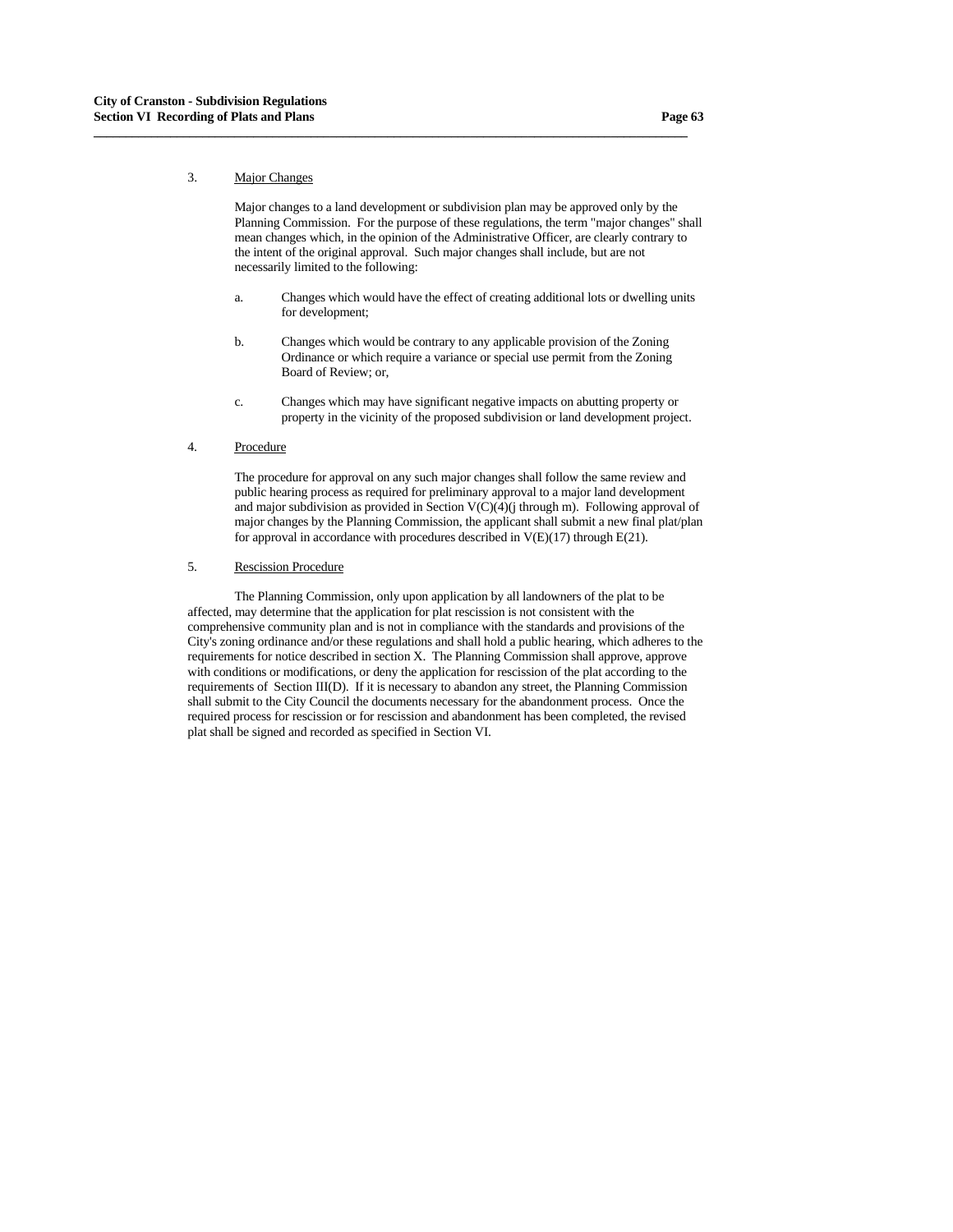3. Major Changes

   Major changes to a land development or subdivision plan may be approved only by the Planning Commission. For the purpose of these regulations, the term "major changes" shall mean changes which, in the opinion of the Administrative Officer, are clearly contrary to the intent of the original approval. Such major changes shall include, but are not necessarily limited to the following:

   a. Changes which would have the effect of creating additional lots or dwelling units for development;

   b. Changes which would be contrary to any applicable provision of the Zoning Ordinance or which require a variance or special use permit from the Zoning Board of Review; or,

   c. Changes which may have significant negative impacts on abutting property or property in the vicinity of the proposed subdivision or land development project.

4. Procedure

   The procedure for approval on any such major changes shall follow the same review and public hearing process as required for preliminary approval to a major land development and major subdivision as provided in Section V(C)(4)(j through m). Following approval of major changes by the Planning Commission, the applicant shall submit a new final plat/plan for approval in accordance with procedures described in V(E)(17) through E(21).

5. Rescission Procedure

The Planning Commission, only upon application by all landowners of the plat to be affected, may determine that the application for plat rescission is not consistent with the comprehensive community plan and is not in compliance with the standards and provisions of the City's zoning ordinance and/or these regulations and shall hold a public hearing, which adheres to the requirements for notice described in section X. The Planning Commission shall approve, approve with conditions or modifications, or deny the application for rescission of the plat according to the requirements of Section III(D). If it is necessary to abandon any street, the Planning Commission shall submit to the City Council the documents necessary for the abandonment process. Once the required process for rescission or for rescission and abandonment has been completed, the revised plat shall be signed and recorded as specified in Section VI.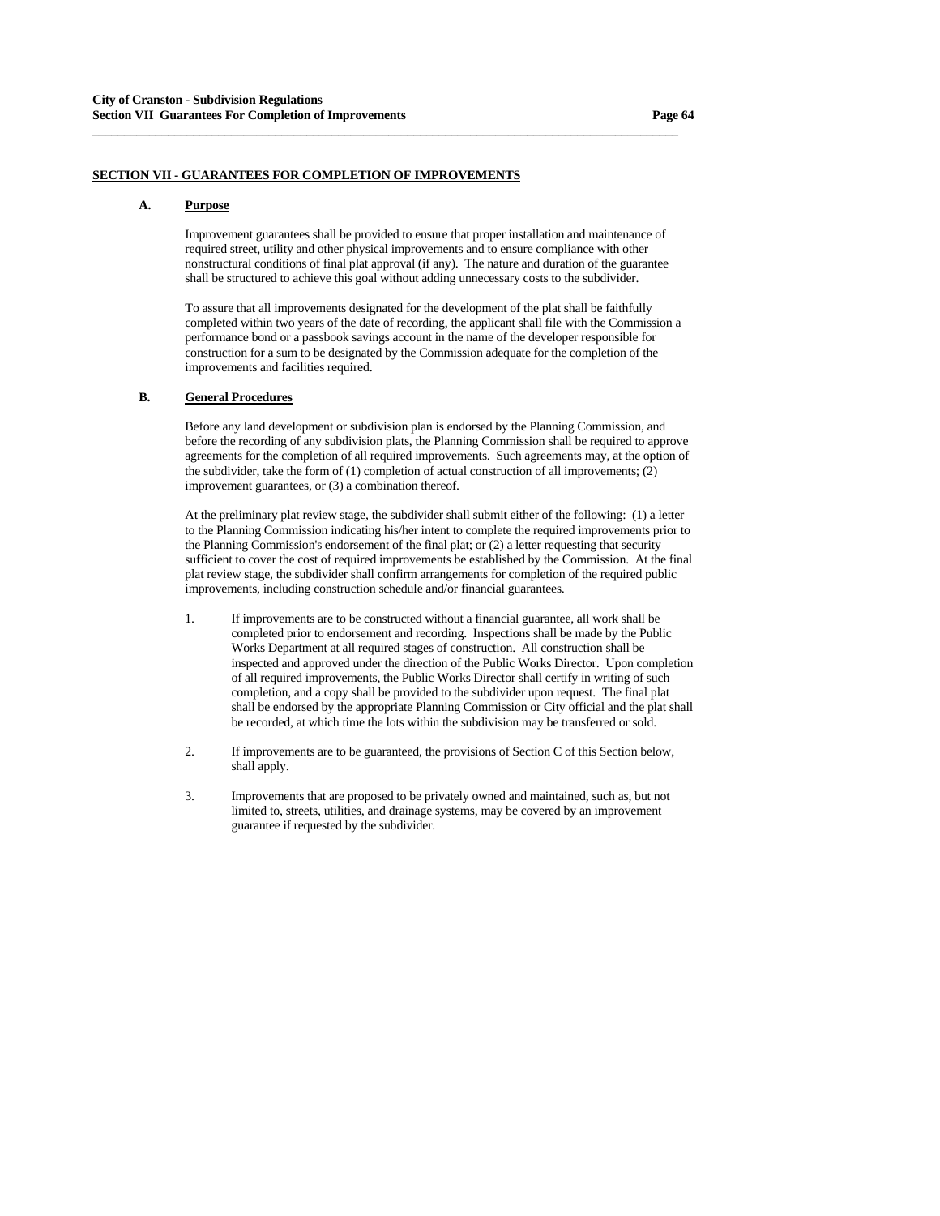## SECTION VII - GUARANTEES FOR COMPLETION OF IMPROVEMENTS

### A. Purpose

Improvement guarantees shall be provided to ensure that proper installation and maintenance of required street, utility and other physical improvements and to ensure compliance with other nonstructural conditions of final plat approval (if any). The nature and duration of the guarantee shall be structured to achieve this goal without adding unnecessary costs to the subdivider.

To assure that all improvements designated for the development of the plat shall be faithfully completed within two years of the date of recording, the applicant shall file with the Commission a performance bond or a passbook savings account in the name of the developer responsible for construction for a sum to be designated by the Commission adequate for the completion of the improvements and facilities required.

### B. General Procedures

Before any land development or subdivision plan is endorsed by the Planning Commission, and before the recording of any subdivision plats, the Planning Commission shall be required to approve agreements for the completion of all required improvements. Such agreements may, at the option of the subdivider, take the form of (1) completion of actual construction of all improvements; (2) improvement guarantees, or (3) a combination thereof.

At the preliminary plat review stage, the subdivider shall submit either of the following: (1) a letter to the Planning Commission indicating his/her intent to complete the required improvements prior to the Planning Commission's endorsement of the final plat; or (2) a letter requesting that security sufficient to cover the cost of required improvements be established by the Commission. At the final plat review stage, the subdivider shall confirm arrangements for completion of the required public improvements, including construction schedule and/or financial guarantees.

1. If improvements are to be constructed without a financial guarantee, all work shall be completed prior to endorsement and recording. Inspections shall be made by the Public Works Department at all required stages of construction. All construction shall be inspected and approved under the direction of the Public Works Director. Upon completion of all required improvements, the Public Works Director shall certify in writing of such completion, and a copy shall be provided to the subdivider upon request. The final plat shall be endorsed by the appropriate Planning Commission or City official and the plat shall be recorded, at which time the lots within the subdivision may be transferred or sold.

2. If improvements are to be guaranteed, the provisions of Section C of this Section below, shall apply.

3. Improvements that are proposed to be privately owned and maintained, such as, but not limited to, streets, utilities, and drainage systems, may be covered by an improvement guarantee if requested by the subdivider.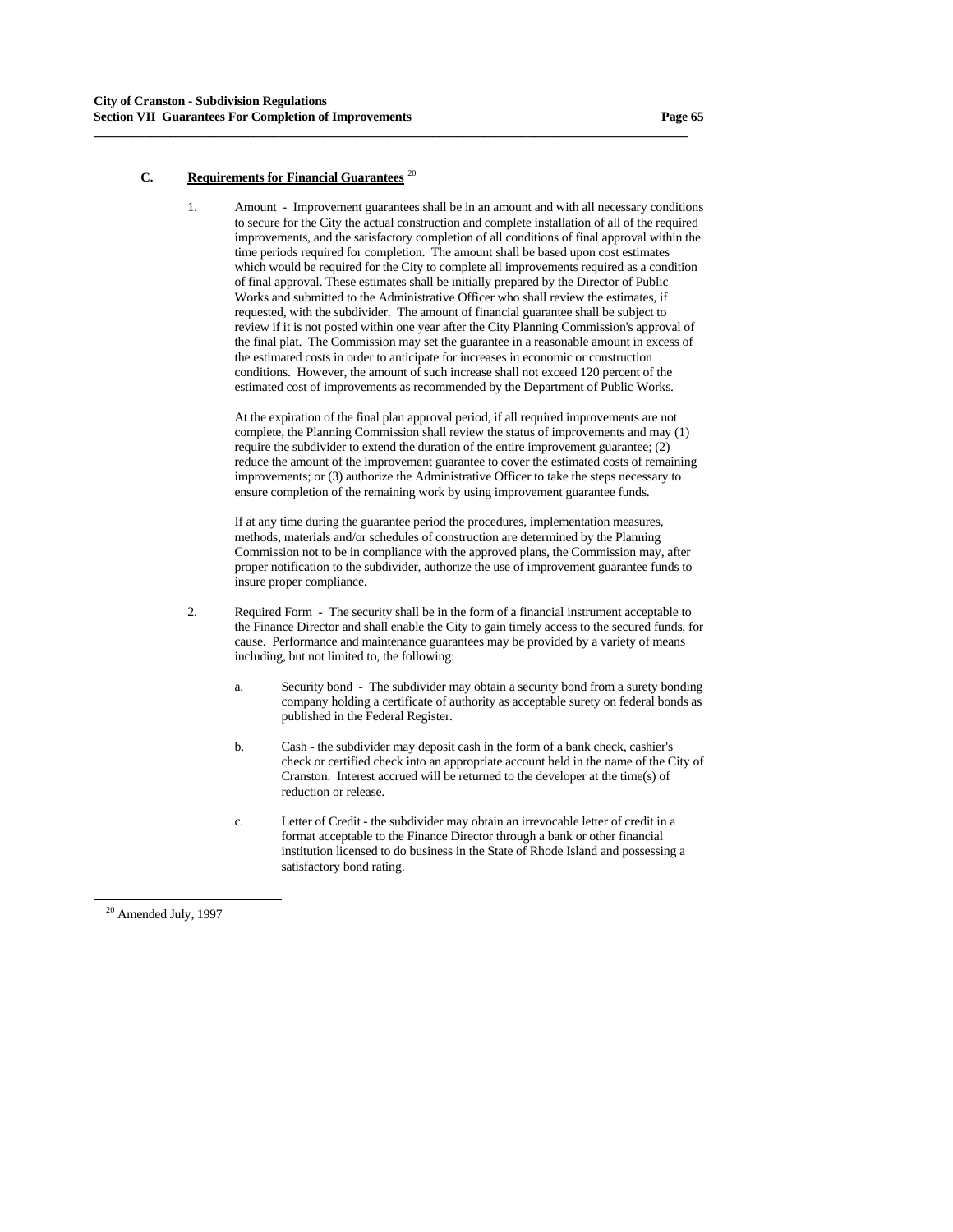### C. **Requirements for Financial Guarantees** [20]

1. Amount - Improvement guarantees shall be in an amount and with all necessary conditions to secure for the City the actual construction and complete installation of all of the required improvements, and the satisfactory completion of all conditions of final approval within the time periods required for completion. The amount shall be based upon cost estimates which would be required for the City to complete all improvements required as a condition of final approval. These estimates shall be initially prepared by the Director of Public Works and submitted to the Administrative Officer who shall review the estimates, if requested, with the subdivider. The amount of financial guarantee shall be subject to review if it is not posted within one year after the City Planning Commission's approval of the final plat. The Commission may set the guarantee in a reasonable amount in excess of the estimated costs in order to anticipate for increases in economic or construction conditions. However, the amount of such increase shall not exceed 120 percent of the estimated cost of improvements as recommended by the Department of Public Works.

   At the expiration of the final plan approval period, if all required improvements are not complete, the Planning Commission shall review the status of improvements and may (1) require the subdivider to extend the duration of the entire improvement guarantee; (2) reduce the amount of the improvement guarantee to cover the estimated costs of remaining improvements; or (3) authorize the Administrative Officer to take the steps necessary to ensure completion of the remaining work by using improvement guarantee funds.

   If at any time during the guarantee period the procedures, implementation measures, methods, materials and/or schedules of construction are determined by the Planning Commission not to be in compliance with the approved plans, the Commission may, after proper notification to the subdivider, authorize the use of improvement guarantee funds to insure proper compliance.

2. Required Form - The security shall be in the form of a financial instrument acceptable to the Finance Director and shall enable the City to gain timely access to the secured funds, for cause. Performance and maintenance guarantees may be provided by a variety of means including, but not limited to, the following:

   a. Security bond - The subdivider may obtain a security bond from a surety bonding company holding a certificate of authority as acceptable surety on federal bonds as published in the Federal Register.

   b. Cash - the subdivider may deposit cash in the form of a bank check, cashier's check or certified check into an appropriate account held in the name of the City of Cranston. Interest accrued will be returned to the developer at the time(s) of reduction or release.

   c. Letter of Credit - the subdivider may obtain an irrevocable letter of credit in a format acceptable to the Finance Director through a bank or other financial institution licensed to do business in the State of Rhode Island and possessing a satisfactory bond rating.

---

[20] Amended July, 1997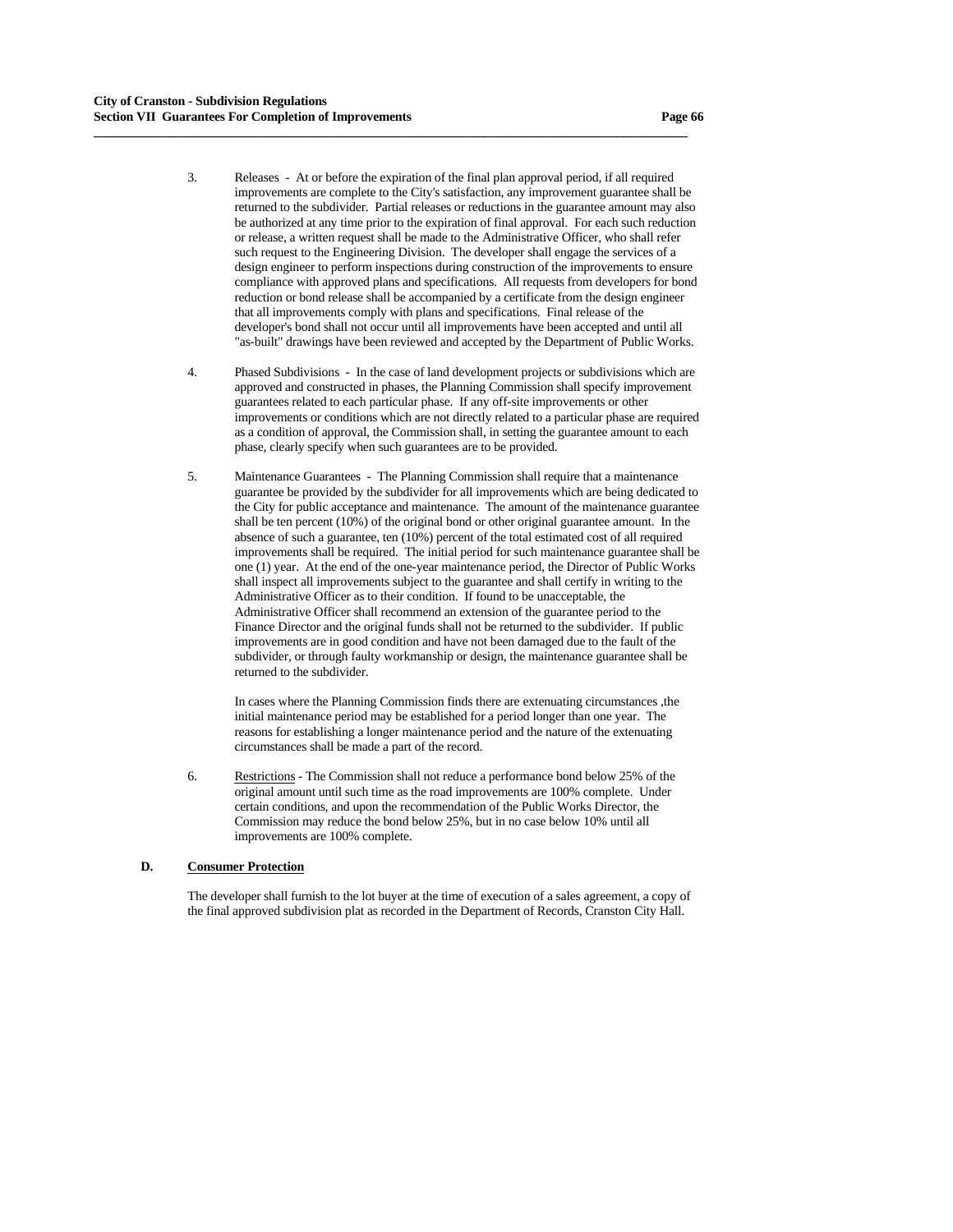3. Releases - At or before the expiration of the final plan approval period, if all required improvements are complete to the City's satisfaction, any improvement guarantee shall be returned to the subdivider. Partial releases or reductions in the guarantee amount may also be authorized at any time prior to the expiration of final approval. For each such reduction or release, a written request shall be made to the Administrative Officer, who shall refer such request to the Engineering Division. The developer shall engage the services of a design engineer to perform inspections during construction of the improvements to ensure compliance with approved plans and specifications. All requests from developers for bond reduction or bond release shall be accompanied by a certificate from the design engineer that all improvements comply with plans and specifications. Final release of the developer's bond shall not occur until all improvements have been accepted and until all "as-built" drawings have been reviewed and accepted by the Department of Public Works.

4. Phased Subdivisions - In the case of land development projects or subdivisions which are approved and constructed in phases, the Planning Commission shall specify improvement guarantees related to each particular phase. If any off-site improvements or other improvements or conditions which are not directly related to a particular phase are required as a condition of approval, the Commission shall, in setting the guarantee amount to each phase, clearly specify when such guarantees are to be provided.

5. Maintenance Guarantees - The Planning Commission shall require that a maintenance guarantee be provided by the subdivider for all improvements which are being dedicated to the City for public acceptance and maintenance. The amount of the maintenance guarantee shall be ten percent (10%) of the original bond or other original guarantee amount. In the absence of such a guarantee, ten (10%) percent of the total estimated cost of all required improvements shall be required. The initial period for such maintenance guarantee shall be one (1) year. At the end of the one-year maintenance period, the Director of Public Works shall inspect all improvements subject to the guarantee and shall certify in writing to the Administrative Officer as to their condition. If found to be unacceptable, the Administrative Officer shall recommend an extension of the guarantee period to the Finance Director and the original funds shall not be returned to the subdivider. If public improvements are in good condition and have not been damaged due to the fault of the subdivider, or through faulty workmanship or design, the maintenance guarantee shall be returned to the subdivider.

   In cases where the Planning Commission finds there are extenuating circumstances ,the initial maintenance period may be established for a period longer than one year. The reasons for establishing a longer maintenance period and the nature of the extenuating circumstances shall be made a part of the record.

6. Restrictions - The Commission shall not reduce a performance bond below 25% of the original amount until such time as the road improvements are 100% complete. Under certain conditions, and upon the recommendation of the Public Works Director, the Commission may reduce the bond below 25%, but in no case below 10% until all improvements are 100% complete.

**D. Consumer Protection**

The developer shall furnish to the lot buyer at the time of execution of a sales agreement, a copy of the final approved subdivision plat as recorded in the Department of Records, Cranston City Hall.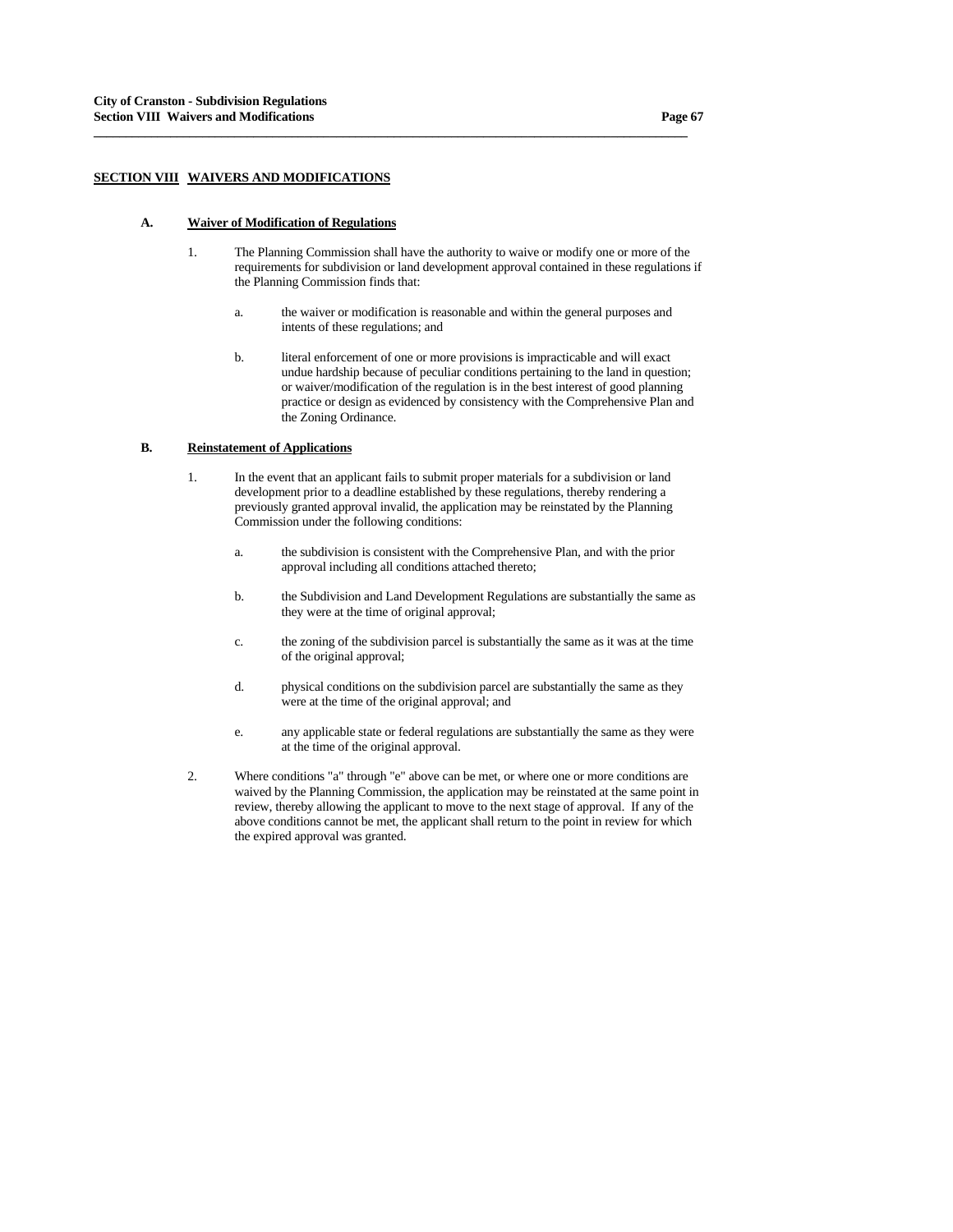## SECTION VIII WAIVERS AND MODIFICATIONS

### A. Waiver of Modification of Regulations

1. The Planning Commission shall have the authority to waive or modify one or more of the requirements for subdivision or land development approval contained in these regulations if the Planning Commission finds that:

   a. the waiver or modification is reasonable and within the general purposes and intents of these regulations; and

   b. literal enforcement of one or more provisions is impracticable and will exact undue hardship because of peculiar conditions pertaining to the land in question; or waiver/modification of the regulation is in the best interest of good planning practice or design as evidenced by consistency with the Comprehensive Plan and the Zoning Ordinance.

### B. Reinstatement of Applications

1. In the event that an applicant fails to submit proper materials for a subdivision or land development prior to a deadline established by these regulations, thereby rendering a previously granted approval invalid, the application may be reinstated by the Planning Commission under the following conditions:

   a. the subdivision is consistent with the Comprehensive Plan, and with the prior approval including all conditions attached thereto;

   b. the Subdivision and Land Development Regulations are substantially the same as they were at the time of original approval;

   c. the zoning of the subdivision parcel is substantially the same as it was at the time of the original approval;

   d. physical conditions on the subdivision parcel are substantially the same as they were at the time of the original approval; and

   e. any applicable state or federal regulations are substantially the same as they were at the time of the original approval.

2. Where conditions "a" through "e" above can be met, or where one or more conditions are waived by the Planning Commission, the application may be reinstated at the same point in review, thereby allowing the applicant to move to the next stage of approval. If any of the above conditions cannot be met, the applicant shall return to the point in review for which the expired approval was granted.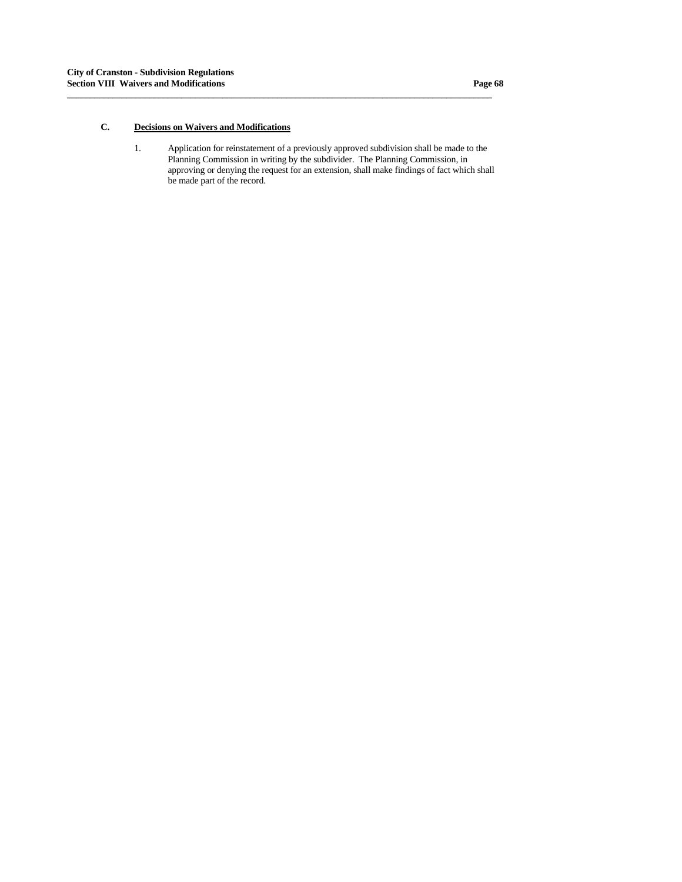### C. Decisions on Waivers and Modifications

1. Application for reinstatement of a previously approved subdivision shall be made to the Planning Commission in writing by the subdivider. The Planning Commission, in approving or denying the request for an extension, shall make findings of fact which shall be made part of the record.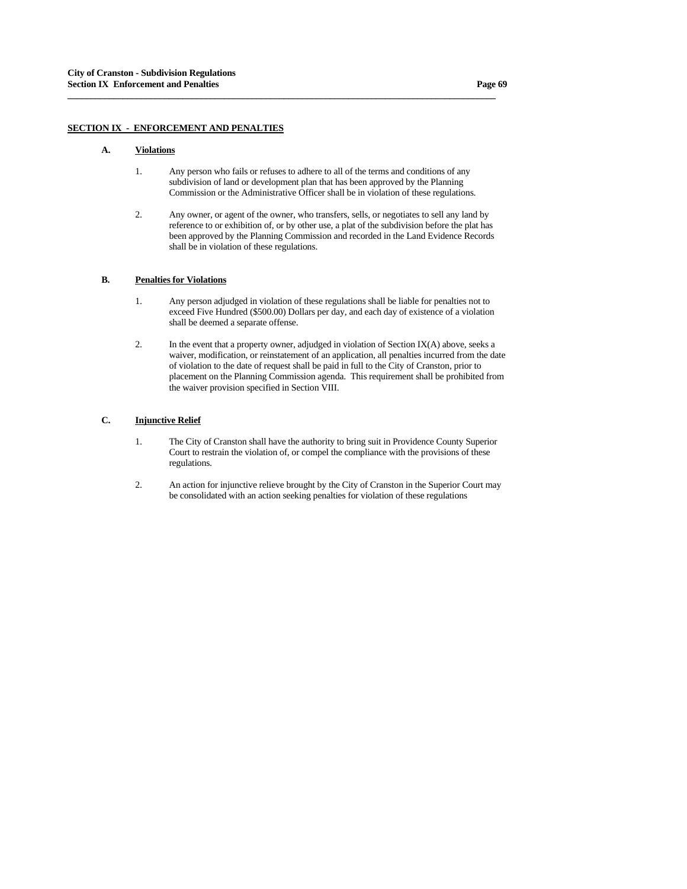## SECTION IX - ENFORCEMENT AND PENALTIES

### A. Violations

1. Any person who fails or refuses to adhere to all of the terms and conditions of any subdivision of land or development plan that has been approved by the Planning Commission or the Administrative Officer shall be in violation of these regulations.

2. Any owner, or agent of the owner, who transfers, sells, or negotiates to sell any land by reference to or exhibition of, or by other use, a plat of the subdivision before the plat has been approved by the Planning Commission and recorded in the Land Evidence Records shall be in violation of these regulations.

### B. Penalties for Violations

1. Any person adjudged in violation of these regulations shall be liable for penalties not to exceed Five Hundred ($500.00) Dollars per day, and each day of existence of a violation shall be deemed a separate offense.

2. In the event that a property owner, adjudged in violation of Section IX(A) above, seeks a waiver, modification, or reinstatement of an application, all penalties incurred from the date of violation to the date of request shall be paid in full to the City of Cranston, prior to placement on the Planning Commission agenda. This requirement shall be prohibited from the waiver provision specified in Section VIII.

### C. Injunctive Relief

1. The City of Cranston shall have the authority to bring suit in Providence County Superior Court to restrain the violation of, or compel the compliance with the provisions of these regulations.

2. An action for injunctive relieve brought by the City of Cranston in the Superior Court may be consolidated with an action seeking penalties for violation of these regulations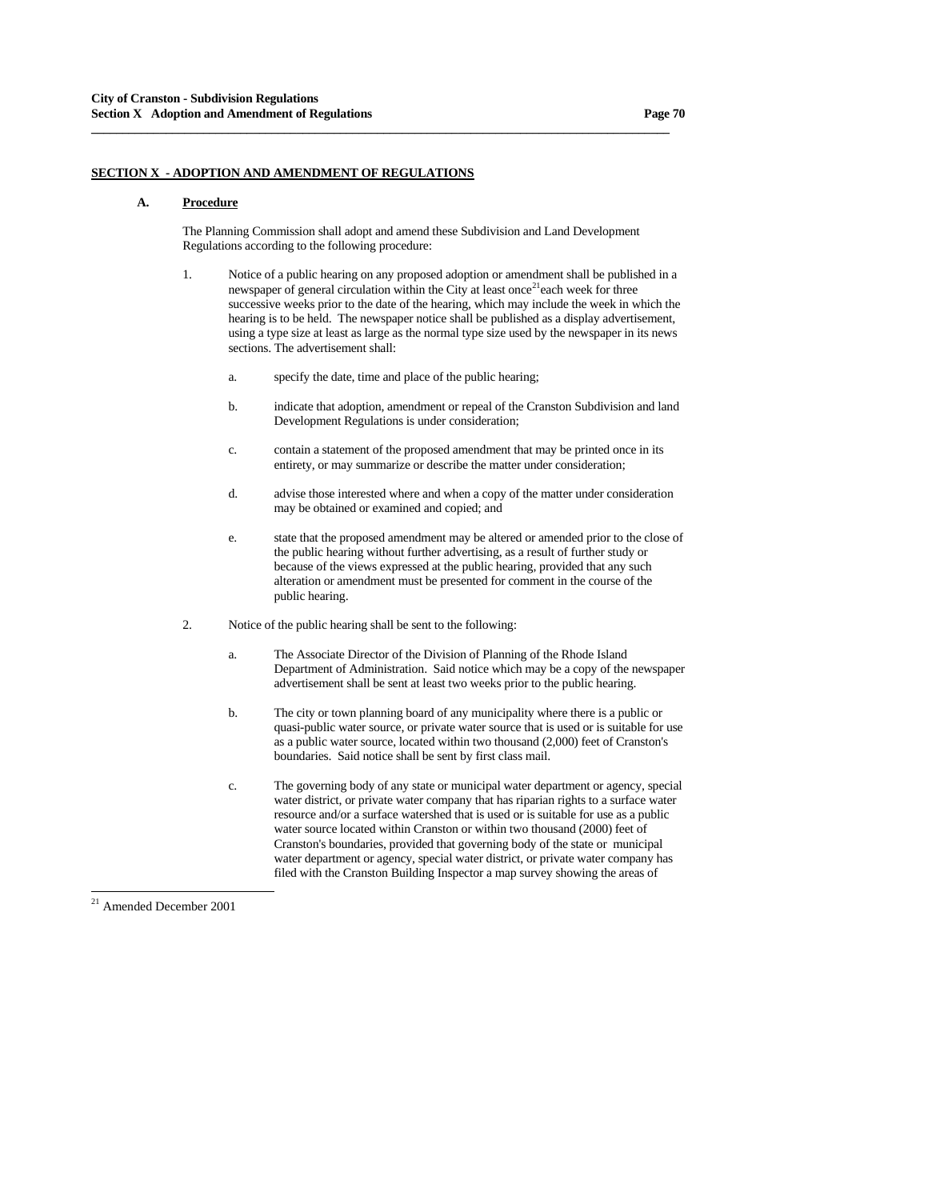## SECTION X - ADOPTION AND AMENDMENT OF REGULATIONS

### A. Procedure

The Planning Commission shall adopt and amend these Subdivision and Land Development Regulations according to the following procedure:

1. Notice of a public hearing on any proposed adoption or amendment shall be published in a newspaper of general circulation within the City at least once[21] each week for three successive weeks prior to the date of the hearing, which may include the week in which the hearing is to be held. The newspaper notice shall be published as a display advertisement, using a type size at least as large as the normal type size used by the newspaper in its news sections. The advertisement shall:

   a. specify the date, time and place of the public hearing;

   b. indicate that adoption, amendment or repeal of the Cranston Subdivision and land Development Regulations is under consideration;

   c. contain a statement of the proposed amendment that may be printed once in its entirety, or may summarize or describe the matter under consideration;

   d. advise those interested where and when a copy of the matter under consideration may be obtained or examined and copied; and

   e. state that the proposed amendment may be altered or amended prior to the close of the public hearing without further advertising, as a result of further study or because of the views expressed at the public hearing, provided that any such alteration or amendment must be presented for comment in the course of the public hearing.

2. Notice of the public hearing shall be sent to the following:

   a. The Associate Director of the Division of Planning of the Rhode Island Department of Administration. Said notice which may be a copy of the newspaper advertisement shall be sent at least two weeks prior to the public hearing.

   b. The city or town planning board of any municipality where there is a public or quasi-public water source, or private water source that is used or is suitable for use as a public water source, located within two thousand (2,000) feet of Cranston's boundaries. Said notice shall be sent by first class mail.

   c. The governing body of any state or municipal water department or agency, special water district, or private water company that has riparian rights to a surface water resource and/or a surface watershed that is used or is suitable for use as a public water source located within Cranston or within two thousand (2000) feet of Cranston's boundaries, provided that governing body of the state or municipal water department or agency, special water district, or private water company has filed with the Cranston Building Inspector a map survey showing the areas of

---

[21] Amended December 2001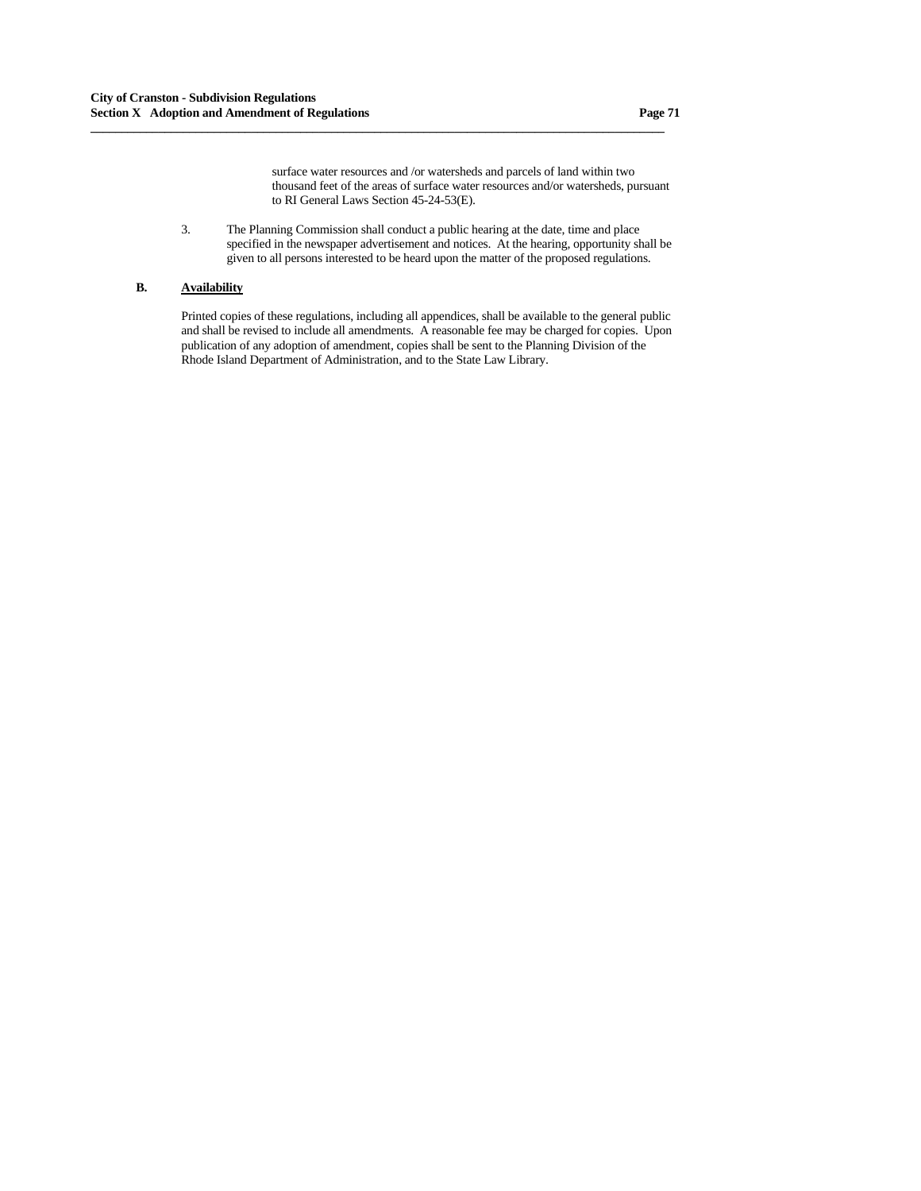surface water resources and /or watersheds and parcels of land within two thousand feet of the areas of surface water resources and/or watersheds, pursuant to RI General Laws Section 45-24-53(E).

3. The Planning Commission shall conduct a public hearing at the date, time and place specified in the newspaper advertisement and notices. At the hearing, opportunity shall be given to all persons interested to be heard upon the matter of the proposed regulations.

**B. Availability**

Printed copies of these regulations, including all appendices, shall be available to the general public and shall be revised to include all amendments. A reasonable fee may be charged for copies. Upon publication of any adoption of amendment, copies shall be sent to the Planning Division of the Rhode Island Department of Administration, and to the State Law Library.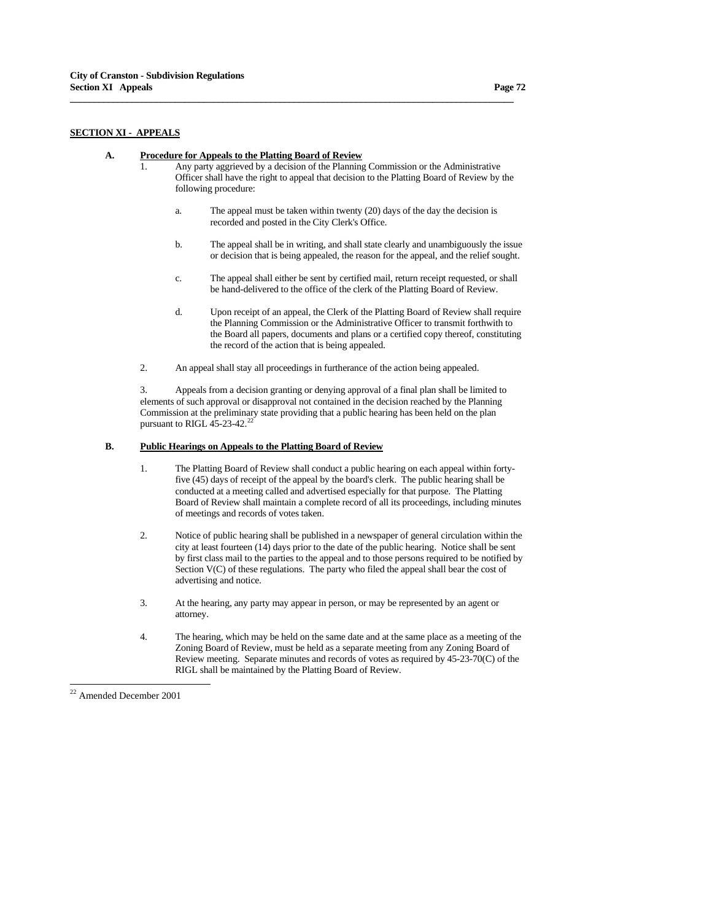## SECTION XI - APPEALS

### A. Procedure for Appeals to the Platting Board of Review

1. Any party aggrieved by a decision of the Planning Commission or the Administrative Officer shall have the right to appeal that decision to the Platting Board of Review by the following procedure:

   a. The appeal must be taken within twenty (20) days of the day the decision is recorded and posted in the City Clerk's Office.

   b. The appeal shall be in writing, and shall state clearly and unambiguously the issue or decision that is being appealed, the reason for the appeal, and the relief sought.

   c. The appeal shall either be sent by certified mail, return receipt requested, or shall be hand-delivered to the office of the clerk of the Platting Board of Review.

   d. Upon receipt of an appeal, the Clerk of the Platting Board of Review shall require the Planning Commission or the Administrative Officer to transmit forthwith to the Board all papers, documents and plans or a certified copy thereof, constituting the record of the action that is being appealed.

2. An appeal shall stay all proceedings in furtherance of the action being appealed.

3. Appeals from a decision granting or denying approval of a final plan shall be limited to elements of such approval or disapproval not contained in the decision reached by the Planning Commission at the preliminary state providing that a public hearing has been held on the plan pursuant to RIGL 45-23-42.[22]

### B. Public Hearings on Appeals to the Platting Board of Review

1. The Platting Board of Review shall conduct a public hearing on each appeal within forty-five (45) days of receipt of the appeal by the board's clerk. The public hearing shall be conducted at a meeting called and advertised especially for that purpose. The Platting Board of Review shall maintain a complete record of all its proceedings, including minutes of meetings and records of votes taken.

2. Notice of public hearing shall be published in a newspaper of general circulation within the city at least fourteen (14) days prior to the date of the public hearing. Notice shall be sent by first class mail to the parties to the appeal and to those persons required to be notified by Section V(C) of these regulations. The party who filed the appeal shall bear the cost of advertising and notice.

3. At the hearing, any party may appear in person, or may be represented by an agent or attorney.

4. The hearing, which may be held on the same date and at the same place as a meeting of the Zoning Board of Review, must be held as a separate meeting from any Zoning Board of Review meeting. Separate minutes and records of votes as required by 45-23-70(C) of the RIGL shall be maintained by the Platting Board of Review.

---

[22] Amended December 2001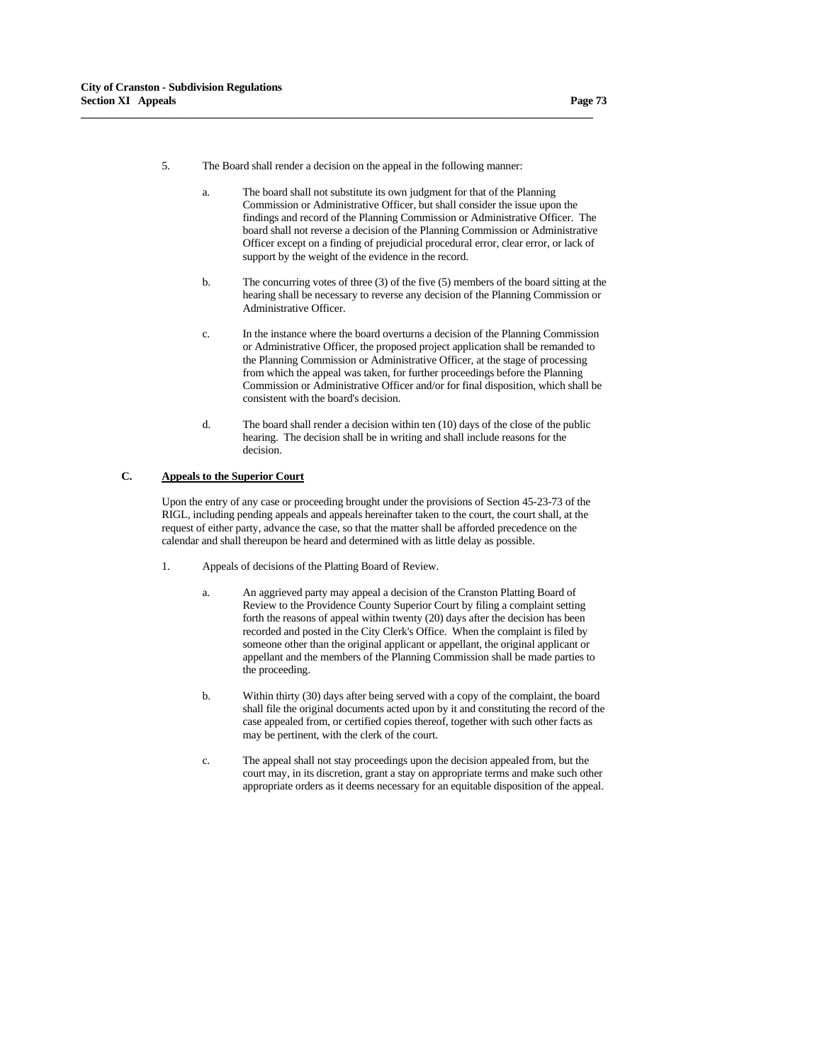5. The Board shall render a decision on the appeal in the following manner:

   a. The board shall not substitute its own judgment for that of the Planning Commission or Administrative Officer, but shall consider the issue upon the findings and record of the Planning Commission or Administrative Officer. The board shall not reverse a decision of the Planning Commission or Administrative Officer except on a finding of prejudicial procedural error, clear error, or lack of support by the weight of the evidence in the record.

   b. The concurring votes of three (3) of the five (5) members of the board sitting at the hearing shall be necessary to reverse any decision of the Planning Commission or Administrative Officer.

   c. In the instance where the board overturns a decision of the Planning Commission or Administrative Officer, the proposed project application shall be remanded to the Planning Commission or Administrative Officer, at the stage of processing from which the appeal was taken, for further proceedings before the Planning Commission or Administrative Officer and/or for final disposition, which shall be consistent with the board's decision.

   d. The board shall render a decision within ten (10) days of the close of the public hearing. The decision shall be in writing and shall include reasons for the decision.

**C. Appeals to the Superior Court**

Upon the entry of any case or proceeding brought under the provisions of Section 45-23-73 of the RIGL, including pending appeals and appeals hereinafter taken to the court, the court shall, at the request of either party, advance the case, so that the matter shall be afforded precedence on the calendar and shall thereupon be heard and determined with as little delay as possible.

1. Appeals of decisions of the Platting Board of Review.

   a. An aggrieved party may appeal a decision of the Cranston Platting Board of Review to the Providence County Superior Court by filing a complaint setting forth the reasons of appeal within twenty (20) days after the decision has been recorded and posted in the City Clerk's Office. When the complaint is filed by someone other than the original applicant or appellant, the original applicant or appellant and the members of the Planning Commission shall be made parties to the proceeding.

   b. Within thirty (30) days after being served with a copy of the complaint, the board shall file the original documents acted upon by it and constituting the record of the case appealed from, or certified copies thereof, together with such other facts as may be pertinent, with the clerk of the court.

   c. The appeal shall not stay proceedings upon the decision appealed from, but the court may, in its discretion, grant a stay on appropriate terms and make such other appropriate orders as it deems necessary for an equitable disposition of the appeal.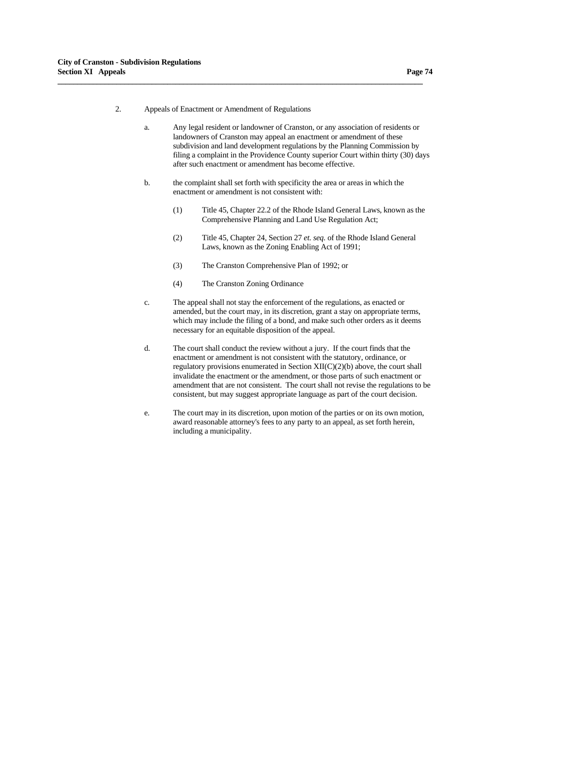2. Appeals of Enactment or Amendment of Regulations

   a. Any legal resident or landowner of Cranston, or any association of residents or landowners of Cranston may appeal an enactment or amendment of these subdivision and land development regulations by the Planning Commission by filing a complaint in the Providence County superior Court within thirty (30) days after such enactment or amendment has become effective.

   b. the complaint shall set forth with specificity the area or areas in which the enactment or amendment is not consistent with:

      (1) Title 45, Chapter 22.2 of the Rhode Island General Laws, known as the Comprehensive Planning and Land Use Regulation Act;

      (2) Title 45, Chapter 24, Section 27 *et. seq.* of the Rhode Island General Laws, known as the Zoning Enabling Act of 1991;

      (3) The Cranston Comprehensive Plan of 1992; or

      (4) The Cranston Zoning Ordinance

   c. The appeal shall not stay the enforcement of the regulations, as enacted or amended, but the court may, in its discretion, grant a stay on appropriate terms, which may include the filing of a bond, and make such other orders as it deems necessary for an equitable disposition of the appeal.

   d. The court shall conduct the review without a jury. If the court finds that the enactment or amendment is not consistent with the statutory, ordinance, or regulatory provisions enumerated in Section XII(C)(2)(b) above, the court shall invalidate the enactment or the amendment, or those parts of such enactment or amendment that are not consistent. The court shall not revise the regulations to be consistent, but may suggest appropriate language as part of the court decision.

   e. The court may in its discretion, upon motion of the parties or on its own motion, award reasonable attorney's fees to any party to an appeal, as set forth herein, including a municipality.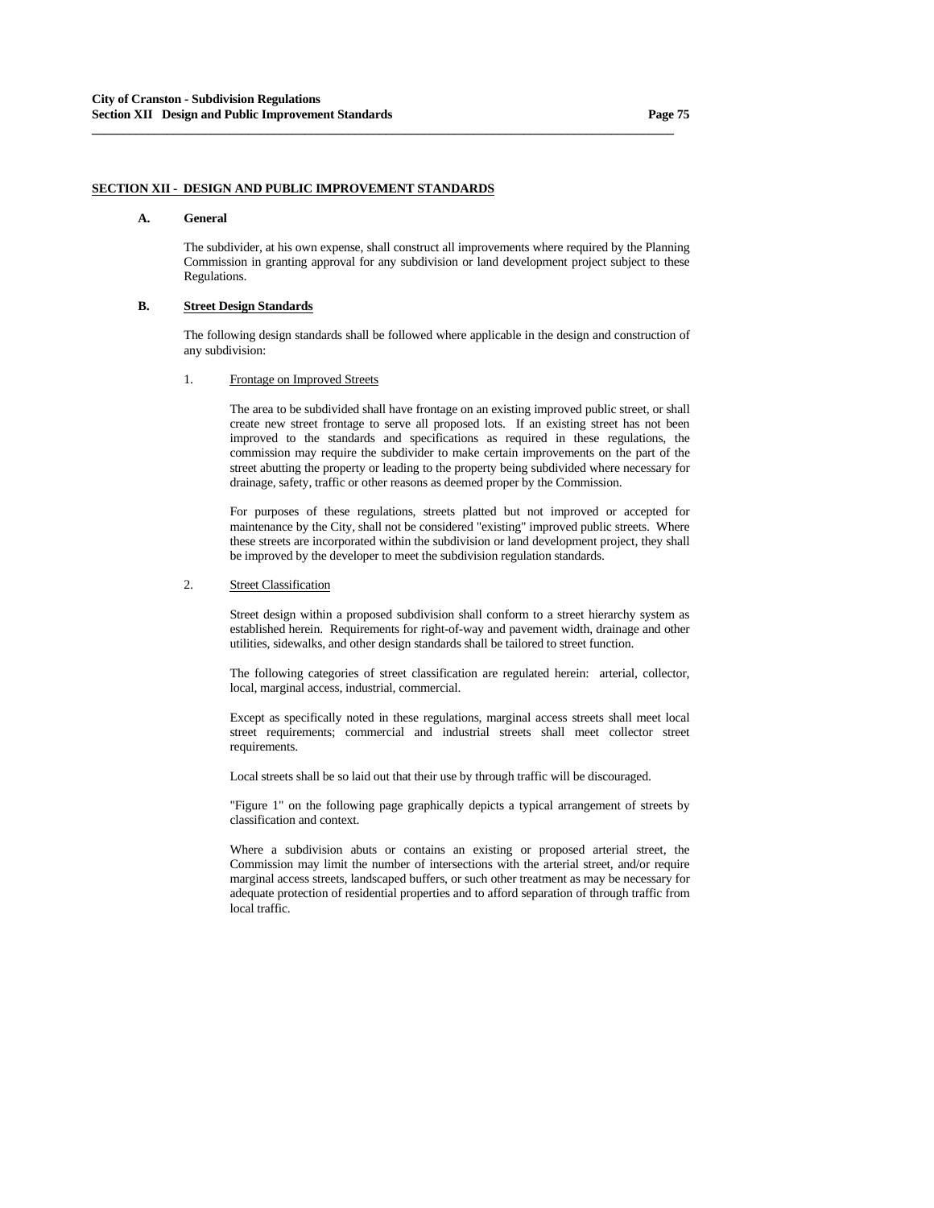## SECTION XII - DESIGN AND PUBLIC IMPROVEMENT STANDARDS

### A. General

The subdivider, at his own expense, shall construct all improvements where required by the Planning Commission in granting approval for any subdivision or land development project subject to these Regulations.

### B. Street Design Standards

The following design standards shall be followed where applicable in the design and construction of any subdivision:

#### 1. Frontage on Improved Streets

The area to be subdivided shall have frontage on an existing improved public street, or shall create new street frontage to serve all proposed lots. If an existing street has not been improved to the standards and specifications as required in these regulations, the commission may require the subdivider to make certain improvements on the part of the street abutting the property or leading to the property being subdivided where necessary for drainage, safety, traffic or other reasons as deemed proper by the Commission.

For purposes of these regulations, streets platted but not improved or accepted for maintenance by the City, shall not be considered "existing" improved public streets. Where these streets are incorporated within the subdivision or land development project, they shall be improved by the developer to meet the subdivision regulation standards.

#### 2. Street Classification

Street design within a proposed subdivision shall conform to a street hierarchy system as established herein. Requirements for right-of-way and pavement width, drainage and other utilities, sidewalks, and other design standards shall be tailored to street function.

The following categories of street classification are regulated herein: arterial, collector, local, marginal access, industrial, commercial.

Except as specifically noted in these regulations, marginal access streets shall meet local street requirements; commercial and industrial streets shall meet collector street requirements.

Local streets shall be so laid out that their use by through traffic will be discouraged.

"Figure 1" on the following page graphically depicts a typical arrangement of streets by classification and context.

Where a subdivision abuts or contains an existing or proposed arterial street, the Commission may limit the number of intersections with the arterial street, and/or require marginal access streets, landscaped buffers, or such other treatment as may be necessary for adequate protection of residential properties and to afford separation of through traffic from local traffic.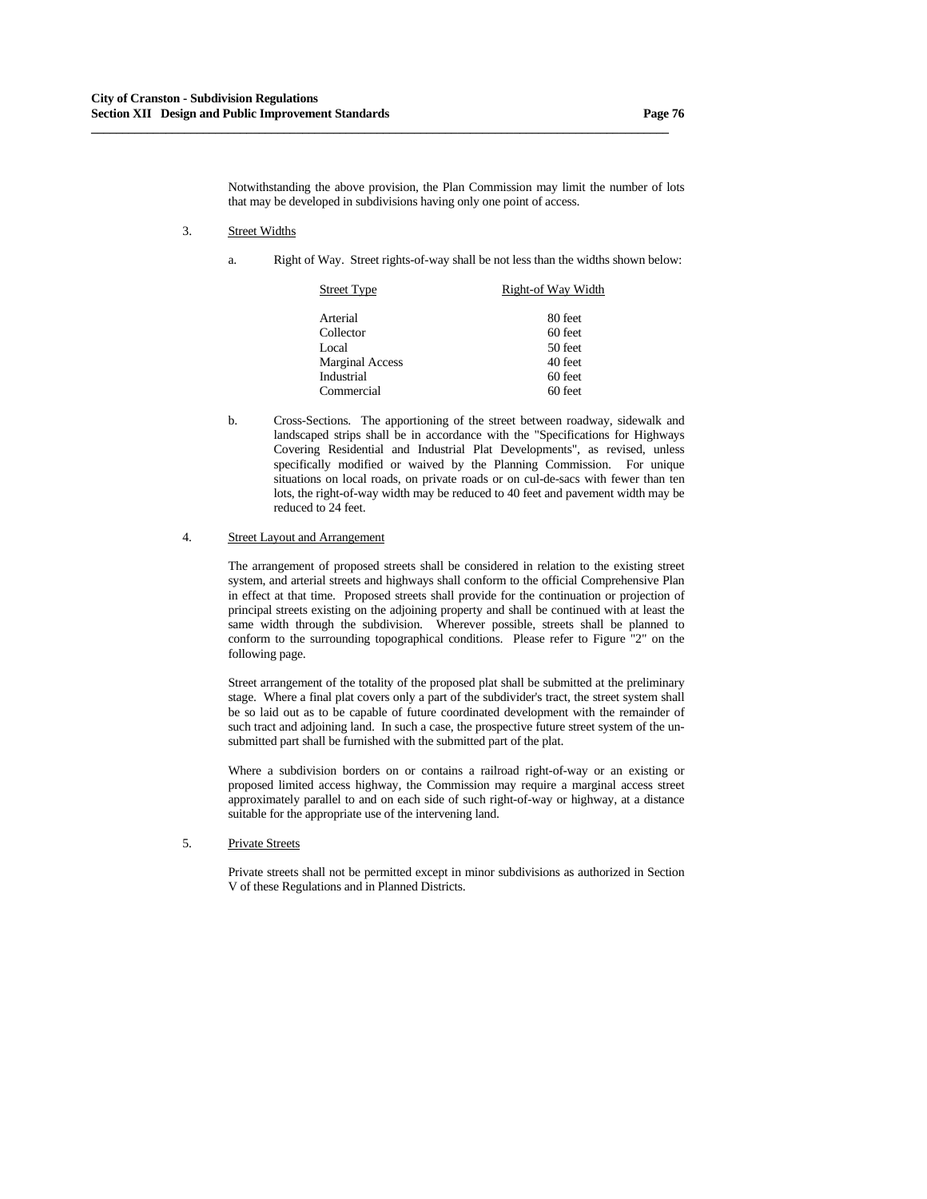Notwithstanding the above provision, the Plan Commission may limit the number of lots that may be developed in subdivisions having only one point of access.

3. Street Widths

   a. Right of Way. Street rights-of-way shall be not less than the widths shown below:

| Street Type | Right-of Way Width |
|---|---|
| Arterial | 80 feet |
| Collector | 60 feet |
| Local | 50 feet |
| Marginal Access | 40 feet |
| Industrial | 60 feet |
| Commercial | 60 feet |

   b. Cross-Sections. The apportioning of the street between roadway, sidewalk and landscaped strips shall be in accordance with the "Specifications for Highways Covering Residential and Industrial Plat Developments", as revised, unless specifically modified or waived by the Planning Commission. For unique situations on local roads, on private roads or on cul-de-sacs with fewer than ten lots, the right-of-way width may be reduced to 40 feet and pavement width may be reduced to 24 feet.

4. Street Layout and Arrangement

   The arrangement of proposed streets shall be considered in relation to the existing street system, and arterial streets and highways shall conform to the official Comprehensive Plan in effect at that time. Proposed streets shall provide for the continuation or projection of principal streets existing on the adjoining property and shall be continued with at least the same width through the subdivision. Wherever possible, streets shall be planned to conform to the surrounding topographical conditions. Please refer to Figure "2" on the following page.

   Street arrangement of the totality of the proposed plat shall be submitted at the preliminary stage. Where a final plat covers only a part of the subdivider's tract, the street system shall be so laid out as to be capable of future coordinated development with the remainder of such tract and adjoining land. In such a case, the prospective future street system of the un-submitted part shall be furnished with the submitted part of the plat.

   Where a subdivision borders on or contains a railroad right-of-way or an existing or proposed limited access highway, the Commission may require a marginal access street approximately parallel to and on each side of such right-of-way or highway, at a distance suitable for the appropriate use of the intervening land.

5. Private Streets

   Private streets shall not be permitted except in minor subdivisions as authorized in Section V of these Regulations and in Planned Districts.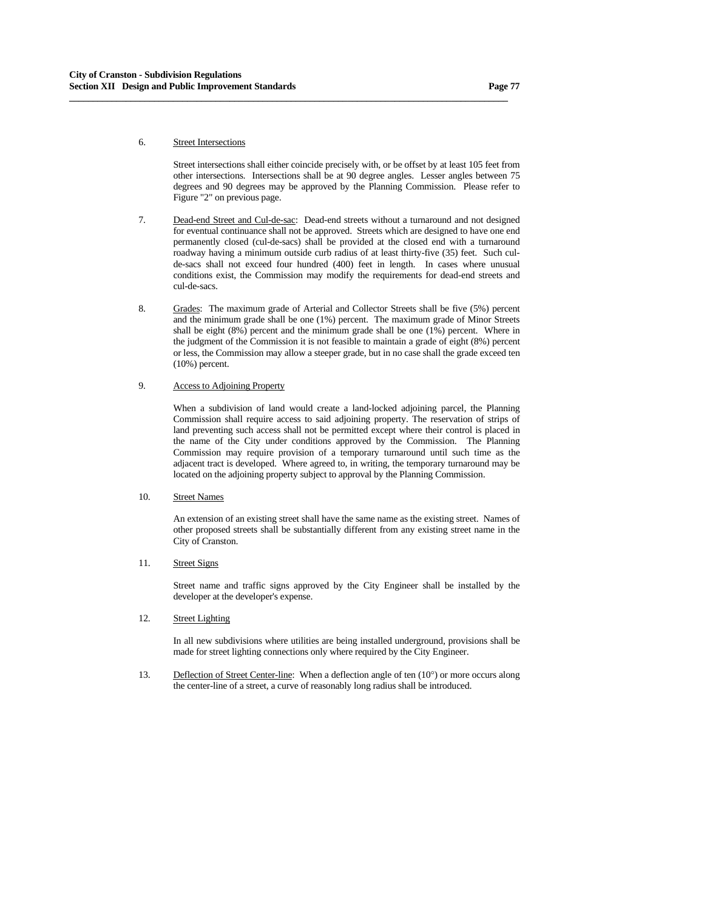6. <u>Street Intersections</u>

   Street intersections shall either coincide precisely with, or be offset by at least 105 feet from other intersections. Intersections shall be at 90 degree angles. Lesser angles between 75 degrees and 90 degrees may be approved by the Planning Commission. Please refer to Figure "2" on previous page.

7. <u>Dead-end Street and Cul-de-sac</u>: Dead-end streets without a turnaround and not designed for eventual continuance shall not be approved. Streets which are designed to have one end permanently closed (cul-de-sacs) shall be provided at the closed end with a turnaround roadway having a minimum outside curb radius of at least thirty-five (35) feet. Such cul-de-sacs shall not exceed four hundred (400) feet in length. In cases where unusual conditions exist, the Commission may modify the requirements for dead-end streets and cul-de-sacs.

8. <u>Grades</u>: The maximum grade of Arterial and Collector Streets shall be five (5%) percent and the minimum grade shall be one (1%) percent. The maximum grade of Minor Streets shall be eight (8%) percent and the minimum grade shall be one (1%) percent. Where in the judgment of the Commission it is not feasible to maintain a grade of eight (8%) percent or less, the Commission may allow a steeper grade, but in no case shall the grade exceed ten (10%) percent.

9. <u>Access to Adjoining Property</u>

   When a subdivision of land would create a land-locked adjoining parcel, the Planning Commission shall require access to said adjoining property. The reservation of strips of land preventing such access shall not be permitted except where their control is placed in the name of the City under conditions approved by the Commission. The Planning Commission may require provision of a temporary turnaround until such time as the adjacent tract is developed. Where agreed to, in writing, the temporary turnaround may be located on the adjoining property subject to approval by the Planning Commission.

10. <u>Street Names</u>

    An extension of an existing street shall have the same name as the existing street. Names of other proposed streets shall be substantially different from any existing street name in the City of Cranston.

11. <u>Street Signs</u>

    Street name and traffic signs approved by the City Engineer shall be installed by the developer at the developer's expense.

12. <u>Street Lighting</u>

    In all new subdivisions where utilities are being installed underground, provisions shall be made for street lighting connections only where required by the City Engineer.

13. <u>Deflection of Street Center-line</u>: When a deflection angle of ten (10°) or more occurs along the center-line of a street, a curve of reasonably long radius shall be introduced.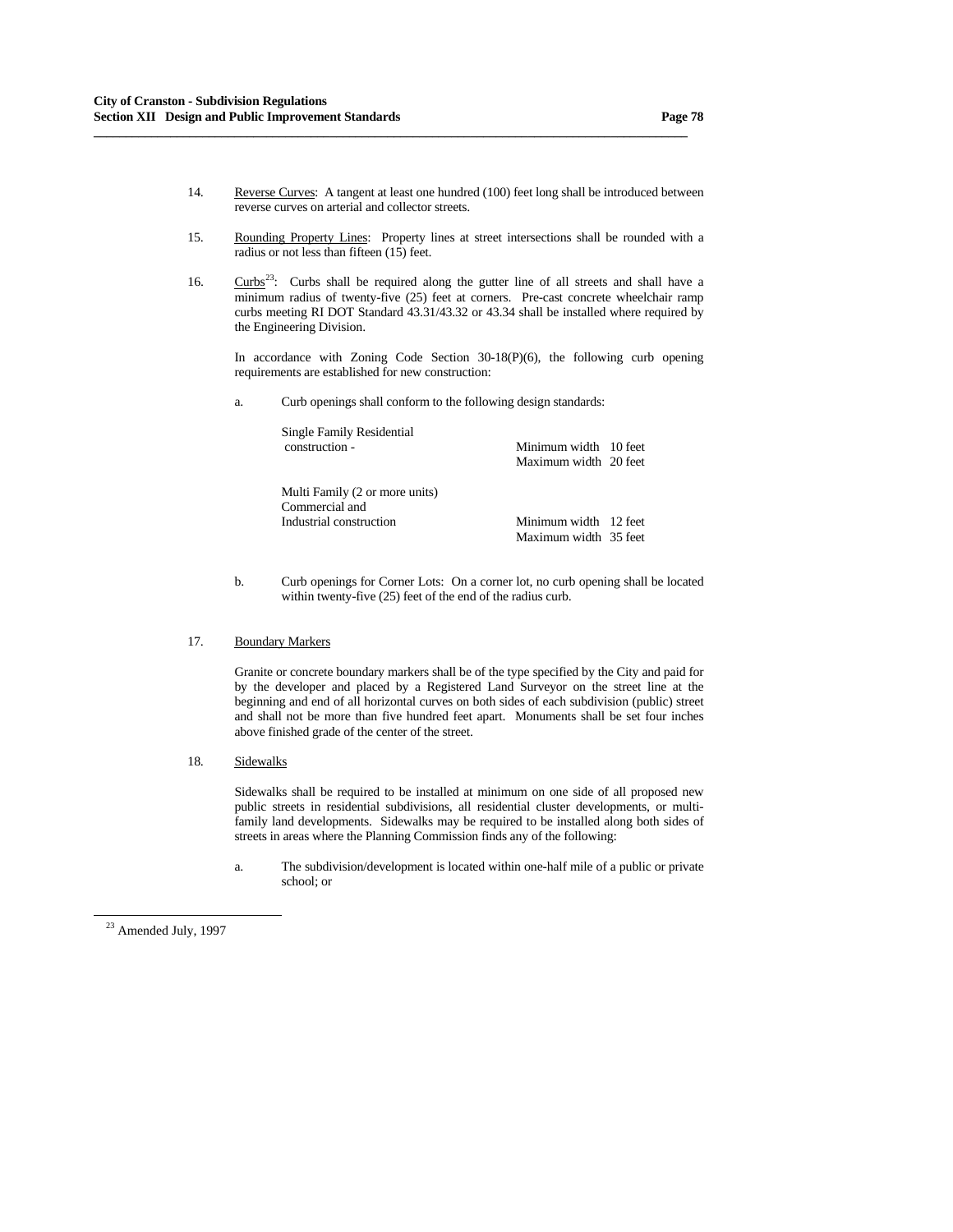14. Reverse Curves: A tangent at least one hundred (100) feet long shall be introduced between reverse curves on arterial and collector streets.

15. Rounding Property Lines: Property lines at street intersections shall be rounded with a radius or not less than fifteen (15) feet.

16. Curbs[23]: Curbs shall be required along the gutter line of all streets and shall have a minimum radius of twenty-five (25) feet at corners. Pre-cast concrete wheelchair ramp curbs meeting RI DOT Standard 43.31/43.32 or 43.34 shall be installed where required by the Engineering Division.

    In accordance with Zoning Code Section 30-18(P)(6), the following curb opening requirements are established for new construction:

    a. Curb openings shall conform to the following design standards:

    | | |
    |---|---|
    | Single Family Residential construction - | Minimum width 10 feet<br>Maximum width 20 feet |
    | Multi Family (2 or more units) Commercial and Industrial construction | Minimum width 12 feet<br>Maximum width 35 feet |

    b. Curb openings for Corner Lots: On a corner lot, no curb opening shall be located within twenty-five (25) feet of the end of the radius curb.

17. Boundary Markers

    Granite or concrete boundary markers shall be of the type specified by the City and paid for by the developer and placed by a Registered Land Surveyor on the street line at the beginning and end of all horizontal curves on both sides of each subdivision (public) street and shall not be more than five hundred feet apart. Monuments shall be set four inches above finished grade of the center of the street.

18. Sidewalks

    Sidewalks shall be required to be installed at minimum on one side of all proposed new public streets in residential subdivisions, all residential cluster developments, or multi-family land developments. Sidewalks may be required to be installed along both sides of streets in areas where the Planning Commission finds any of the following:

    a. The subdivision/development is located within one-half mile of a public or private school; or

---

[23] Amended July, 1997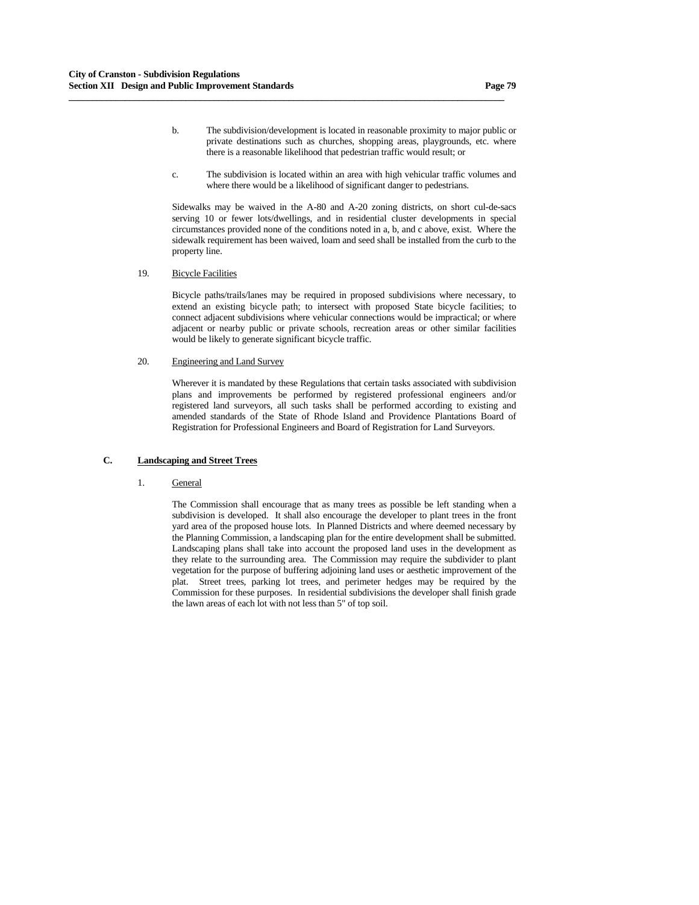b. The subdivision/development is located in reasonable proximity to major public or private destinations such as churches, shopping areas, playgrounds, etc. where there is a reasonable likelihood that pedestrian traffic would result; or

c. The subdivision is located within an area with high vehicular traffic volumes and where there would be a likelihood of significant danger to pedestrians.

Sidewalks may be waived in the A-80 and A-20 zoning districts, on short cul-de-sacs serving 10 or fewer lots/dwellings, and in residential cluster developments in special circumstances provided none of the conditions noted in a, b, and c above, exist. Where the sidewalk requirement has been waived, loam and seed shall be installed from the curb to the property line.

19. Bicycle Facilities

Bicycle paths/trails/lanes may be required in proposed subdivisions where necessary, to extend an existing bicycle path; to intersect with proposed State bicycle facilities; to connect adjacent subdivisions where vehicular connections would be impractical; or where adjacent or nearby public or private schools, recreation areas or other similar facilities would be likely to generate significant bicycle traffic.

20. Engineering and Land Survey

Wherever it is mandated by these Regulations that certain tasks associated with subdivision plans and improvements be performed by registered professional engineers and/or registered land surveyors, all such tasks shall be performed according to existing and amended standards of the State of Rhode Island and Providence Plantations Board of Registration for Professional Engineers and Board of Registration for Land Surveyors.

## C. Landscaping and Street Trees

1. General

The Commission shall encourage that as many trees as possible be left standing when a subdivision is developed. It shall also encourage the developer to plant trees in the front yard area of the proposed house lots. In Planned Districts and where deemed necessary by the Planning Commission, a landscaping plan for the entire development shall be submitted. Landscaping plans shall take into account the proposed land uses in the development as they relate to the surrounding area. The Commission may require the subdivider to plant vegetation for the purpose of buffering adjoining land uses or aesthetic improvement of the plat. Street trees, parking lot trees, and perimeter hedges may be required by the Commission for these purposes. In residential subdivisions the developer shall finish grade the lawn areas of each lot with not less than 5" of top soil.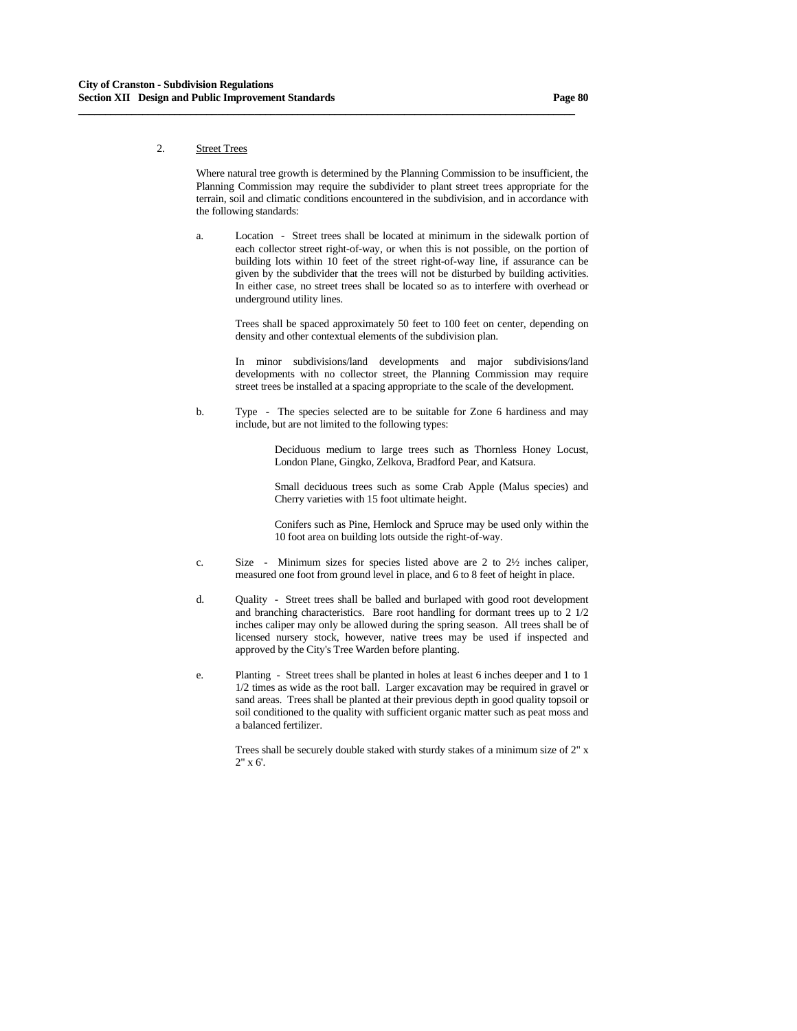2. Street Trees

Where natural tree growth is determined by the Planning Commission to be insufficient, the Planning Commission may require the subdivider to plant street trees appropriate for the terrain, soil and climatic conditions encountered in the subdivision, and in accordance with the following standards:

a. Location - Street trees shall be located at minimum in the sidewalk portion of each collector street right-of-way, or when this is not possible, on the portion of building lots within 10 feet of the street right-of-way line, if assurance can be given by the subdivider that the trees will not be disturbed by building activities. In either case, no street trees shall be located so as to interfere with overhead or underground utility lines.

   Trees shall be spaced approximately 50 feet to 100 feet on center, depending on density and other contextual elements of the subdivision plan.

   In minor subdivisions/land developments and major subdivisions/land developments with no collector street, the Planning Commission may require street trees be installed at a spacing appropriate to the scale of the development.

b. Type - The species selected are to be suitable for Zone 6 hardiness and may include, but are not limited to the following types:

   Deciduous medium to large trees such as Thornless Honey Locust, London Plane, Gingko, Zelkova, Bradford Pear, and Katsura.

   Small deciduous trees such as some Crab Apple (Malus species) and Cherry varieties with 15 foot ultimate height.

   Conifers such as Pine, Hemlock and Spruce may be used only within the 10 foot area on building lots outside the right-of-way.

c. Size - Minimum sizes for species listed above are 2 to 2½ inches caliper, measured one foot from ground level in place, and 6 to 8 feet of height in place.

d. Quality - Street trees shall be balled and burlaped with good root development and branching characteristics. Bare root handling for dormant trees up to 2 1/2 inches caliper may only be allowed during the spring season. All trees shall be of licensed nursery stock, however, native trees may be used if inspected and approved by the City's Tree Warden before planting.

e. Planting - Street trees shall be planted in holes at least 6 inches deeper and 1 to 1 1/2 times as wide as the root ball. Larger excavation may be required in gravel or sand areas. Trees shall be planted at their previous depth in good quality topsoil or soil conditioned to the quality with sufficient organic matter such as peat moss and a balanced fertilizer.

   Trees shall be securely double staked with sturdy stakes of a minimum size of 2" x 2" x 6'.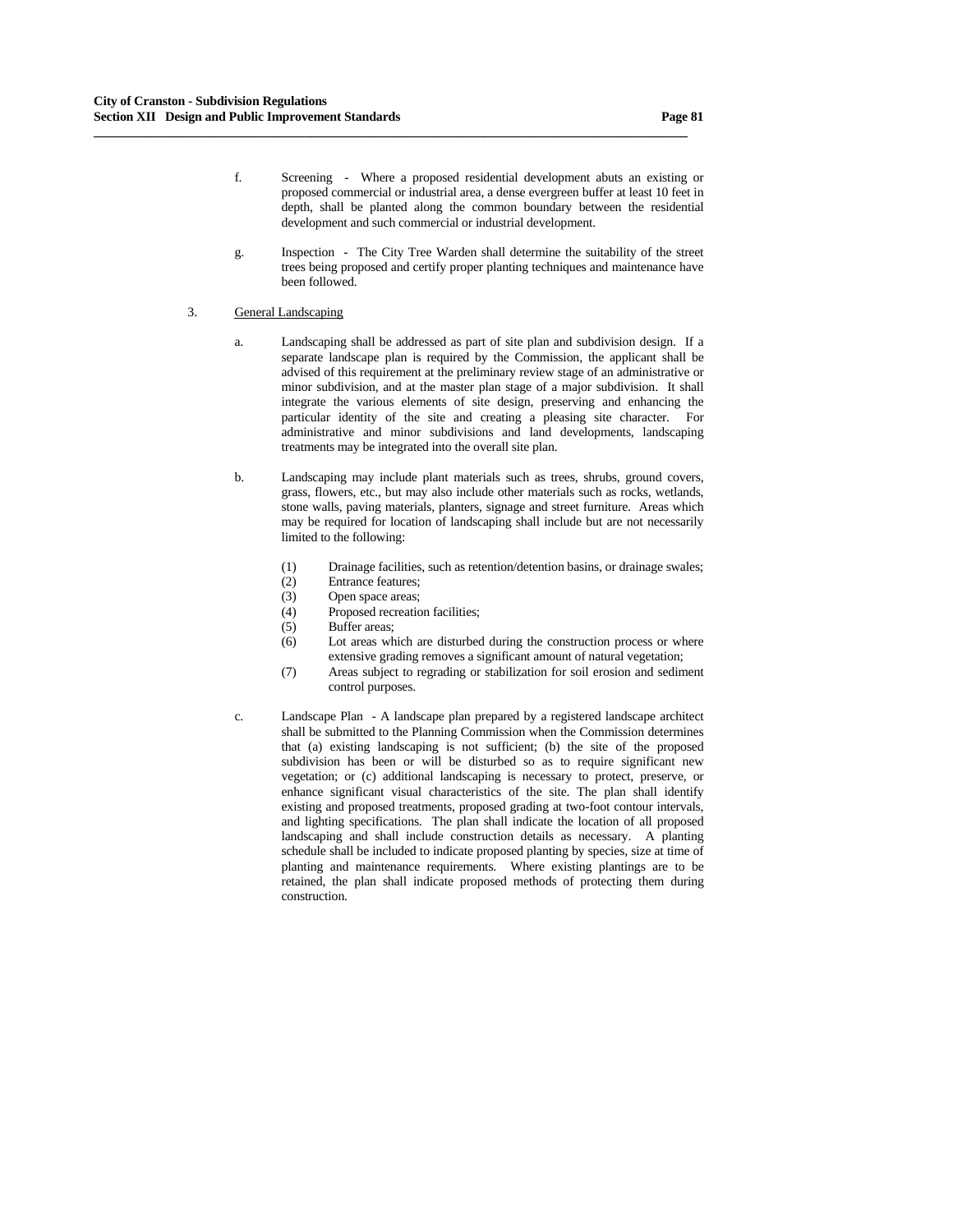f. Screening - Where a proposed residential development abuts an existing or proposed commercial or industrial area, a dense evergreen buffer at least 10 feet in depth, shall be planted along the common boundary between the residential development and such commercial or industrial development.

g. Inspection - The City Tree Warden shall determine the suitability of the street trees being proposed and certify proper planting techniques and maintenance have been followed.

3. General Landscaping

a. Landscaping shall be addressed as part of site plan and subdivision design. If a separate landscape plan is required by the Commission, the applicant shall be advised of this requirement at the preliminary review stage of an administrative or minor subdivision, and at the master plan stage of a major subdivision. It shall integrate the various elements of site design, preserving and enhancing the particular identity of the site and creating a pleasing site character. For administrative and minor subdivisions and land developments, landscaping treatments may be integrated into the overall site plan.

b. Landscaping may include plant materials such as trees, shrubs, ground covers, grass, flowers, etc., but may also include other materials such as rocks, wetlands, stone walls, paving materials, planters, signage and street furniture. Areas which may be required for location of landscaping shall include but are not necessarily limited to the following:

   (1) Drainage facilities, such as retention/detention basins, or drainage swales;
   (2) Entrance features;
   (3) Open space areas;
   (4) Proposed recreation facilities;
   (5) Buffer areas;
   (6) Lot areas which are disturbed during the construction process or where extensive grading removes a significant amount of natural vegetation;
   (7) Areas subject to regrading or stabilization for soil erosion and sediment control purposes.

c. Landscape Plan - A landscape plan prepared by a registered landscape architect shall be submitted to the Planning Commission when the Commission determines that (a) existing landscaping is not sufficient; (b) the site of the proposed subdivision has been or will be disturbed so as to require significant new vegetation; or (c) additional landscaping is necessary to protect, preserve, or enhance significant visual characteristics of the site. The plan shall identify existing and proposed treatments, proposed grading at two-foot contour intervals, and lighting specifications. The plan shall indicate the location of all proposed landscaping and shall include construction details as necessary. A planting schedule shall be included to indicate proposed planting by species, size at time of planting and maintenance requirements. Where existing plantings are to be retained, the plan shall indicate proposed methods of protecting them during construction.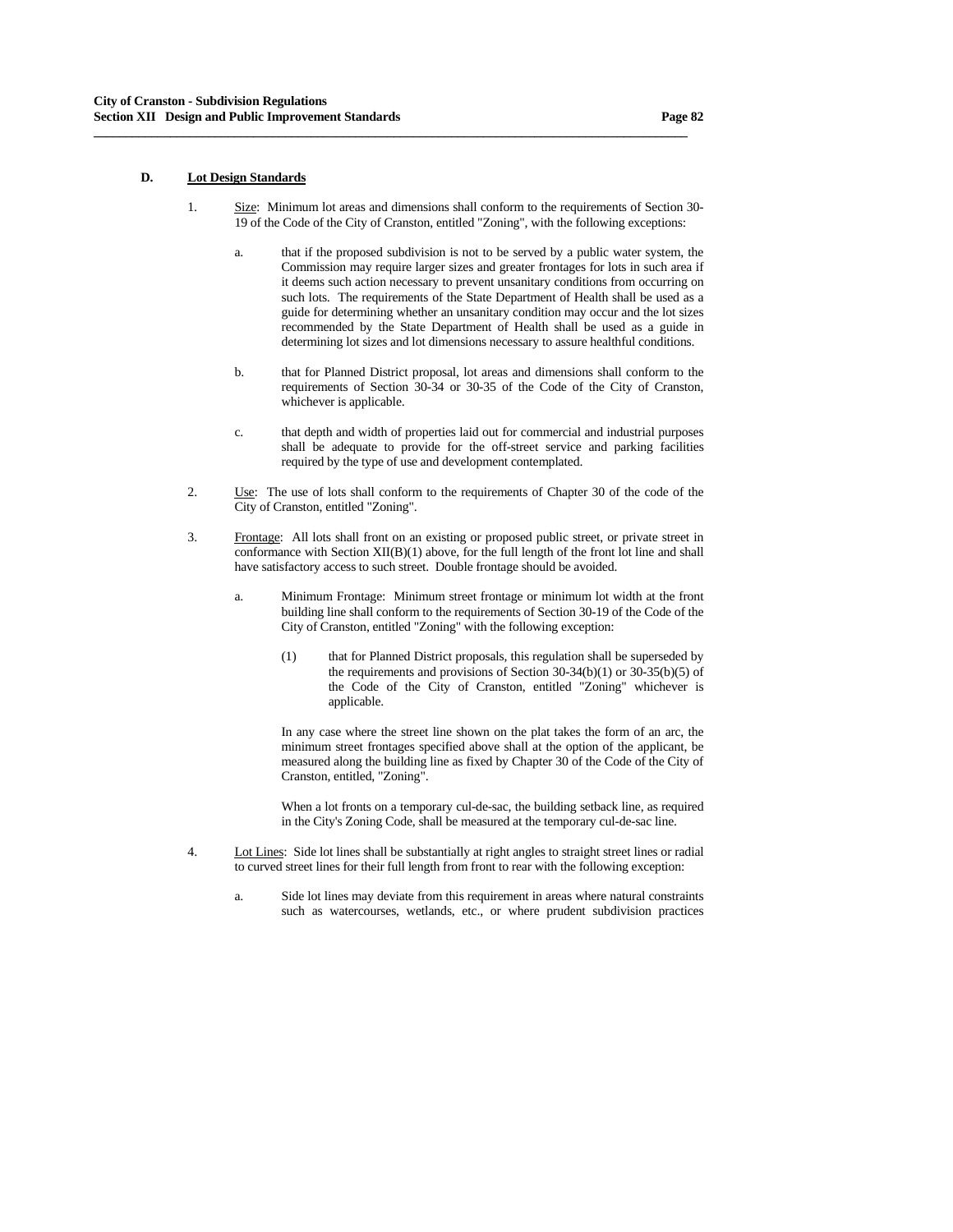## D. Lot Design Standards

1. Size: Minimum lot areas and dimensions shall conform to the requirements of Section 30-19 of the Code of the City of Cranston, entitled "Zoning", with the following exceptions:

   a. that if the proposed subdivision is not to be served by a public water system, the Commission may require larger sizes and greater frontages for lots in such area if it deems such action necessary to prevent unsanitary conditions from occurring on such lots. The requirements of the State Department of Health shall be used as a guide for determining whether an unsanitary condition may occur and the lot sizes recommended by the State Department of Health shall be used as a guide in determining lot sizes and lot dimensions necessary to assure healthful conditions.

   b. that for Planned District proposal, lot areas and dimensions shall conform to the requirements of Section 30-34 or 30-35 of the Code of the City of Cranston, whichever is applicable.

   c. that depth and width of properties laid out for commercial and industrial purposes shall be adequate to provide for the off-street service and parking facilities required by the type of use and development contemplated.

2. Use: The use of lots shall conform to the requirements of Chapter 30 of the code of the City of Cranston, entitled "Zoning".

3. Frontage: All lots shall front on an existing or proposed public street, or private street in conformance with Section XII(B)(1) above, for the full length of the front lot line and shall have satisfactory access to such street. Double frontage should be avoided.

   a. Minimum Frontage: Minimum street frontage or minimum lot width at the front building line shall conform to the requirements of Section 30-19 of the Code of the City of Cranston, entitled "Zoning" with the following exception:

      (1) that for Planned District proposals, this regulation shall be superseded by the requirements and provisions of Section 30-34(b)(1) or 30-35(b)(5) of the Code of the City of Cranston, entitled "Zoning" whichever is applicable.

      In any case where the street line shown on the plat takes the form of an arc, the minimum street frontages specified above shall at the option of the applicant, be measured along the building line as fixed by Chapter 30 of the Code of the City of Cranston, entitled, "Zoning".

      When a lot fronts on a temporary cul-de-sac, the building setback line, as required in the City's Zoning Code, shall be measured at the temporary cul-de-sac line.

4. Lot Lines: Side lot lines shall be substantially at right angles to straight street lines or radial to curved street lines for their full length from front to rear with the following exception:

   a. Side lot lines may deviate from this requirement in areas where natural constraints such as watercourses, wetlands, etc., or where prudent subdivision practices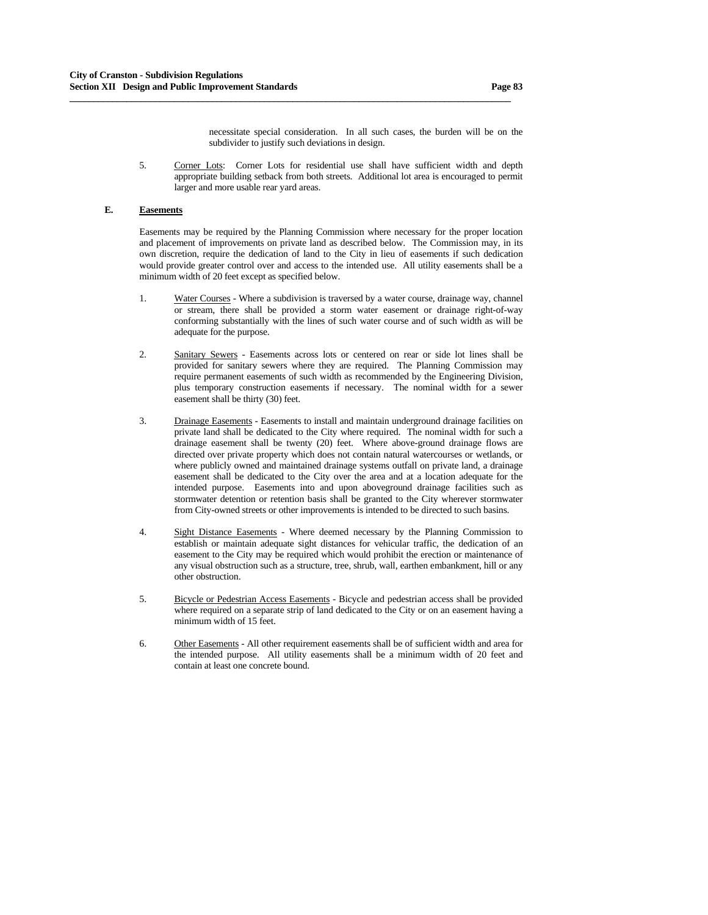necessitate special consideration. In all such cases, the burden will be on the subdivider to justify such deviations in design.

5. Corner Lots: Corner Lots for residential use shall have sufficient width and depth appropriate building setback from both streets. Additional lot area is encouraged to permit larger and more usable rear yard areas.

### E. Easements

Easements may be required by the Planning Commission where necessary for the proper location and placement of improvements on private land as described below. The Commission may, in its own discretion, require the dedication of land to the City in lieu of easements if such dedication would provide greater control over and access to the intended use. All utility easements shall be a minimum width of 20 feet except as specified below.

1. Water Courses - Where a subdivision is traversed by a water course, drainage way, channel or stream, there shall be provided a storm water easement or drainage right-of-way conforming substantially with the lines of such water course and of such width as will be adequate for the purpose.

2. Sanitary Sewers - Easements across lots or centered on rear or side lot lines shall be provided for sanitary sewers where they are required. The Planning Commission may require permanent easements of such width as recommended by the Engineering Division, plus temporary construction easements if necessary. The nominal width for a sewer easement shall be thirty (30) feet.

3. Drainage Easements - Easements to install and maintain underground drainage facilities on private land shall be dedicated to the City where required. The nominal width for such a drainage easement shall be twenty (20) feet. Where above-ground drainage flows are directed over private property which does not contain natural watercourses or wetlands, or where publicly owned and maintained drainage systems outfall on private land, a drainage easement shall be dedicated to the City over the area and at a location adequate for the intended purpose. Easements into and upon aboveground drainage facilities such as stormwater detention or retention basis shall be granted to the City wherever stormwater from City-owned streets or other improvements is intended to be directed to such basins.

4. Sight Distance Easements - Where deemed necessary by the Planning Commission to establish or maintain adequate sight distances for vehicular traffic, the dedication of an easement to the City may be required which would prohibit the erection or maintenance of any visual obstruction such as a structure, tree, shrub, wall, earthen embankment, hill or any other obstruction.

5. Bicycle or Pedestrian Access Easements - Bicycle and pedestrian access shall be provided where required on a separate strip of land dedicated to the City or on an easement having a minimum width of 15 feet.

6. Other Easements - All other requirement easements shall be of sufficient width and area for the intended purpose. All utility easements shall be a minimum width of 20 feet and contain at least one concrete bound.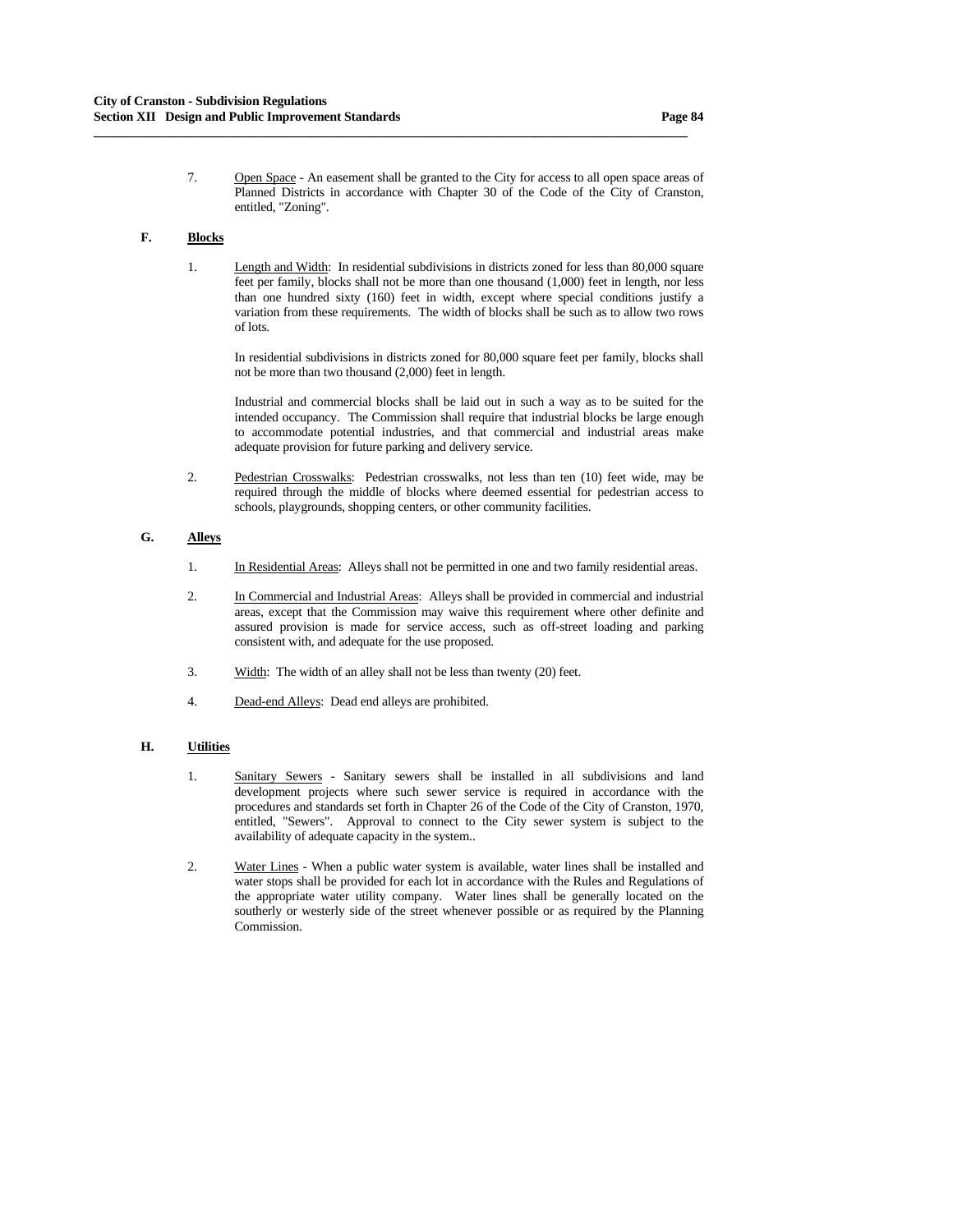7. Open Space - An easement shall be granted to the City for access to all open space areas of Planned Districts in accordance with Chapter 30 of the Code of the City of Cranston, entitled, "Zoning".

### F. **Blocks**

1. Length and Width: In residential subdivisions in districts zoned for less than 80,000 square feet per family, blocks shall not be more than one thousand (1,000) feet in length, nor less than one hundred sixty (160) feet in width, except where special conditions justify a variation from these requirements. The width of blocks shall be such as to allow two rows of lots.

   In residential subdivisions in districts zoned for 80,000 square feet per family, blocks shall not be more than two thousand (2,000) feet in length.

   Industrial and commercial blocks shall be laid out in such a way as to be suited for the intended occupancy. The Commission shall require that industrial blocks be large enough to accommodate potential industries, and that commercial and industrial areas make adequate provision for future parking and delivery service.

2. Pedestrian Crosswalks: Pedestrian crosswalks, not less than ten (10) feet wide, may be required through the middle of blocks where deemed essential for pedestrian access to schools, playgrounds, shopping centers, or other community facilities.

### G. **Alleys**

1. In Residential Areas: Alleys shall not be permitted in one and two family residential areas.

2. In Commercial and Industrial Areas: Alleys shall be provided in commercial and industrial areas, except that the Commission may waive this requirement where other definite and assured provision is made for service access, such as off-street loading and parking consistent with, and adequate for the use proposed.

3. Width: The width of an alley shall not be less than twenty (20) feet.

4. Dead-end Alleys: Dead end alleys are prohibited.

### H. **Utilities**

1. Sanitary Sewers - Sanitary sewers shall be installed in all subdivisions and land development projects where such sewer service is required in accordance with the procedures and standards set forth in Chapter 26 of the Code of the City of Cranston, 1970, entitled, "Sewers". Approval to connect to the City sewer system is subject to the availability of adequate capacity in the system..

2. Water Lines - When a public water system is available, water lines shall be installed and water stops shall be provided for each lot in accordance with the Rules and Regulations of the appropriate water utility company. Water lines shall be generally located on the southerly or westerly side of the street whenever possible or as required by the Planning Commission.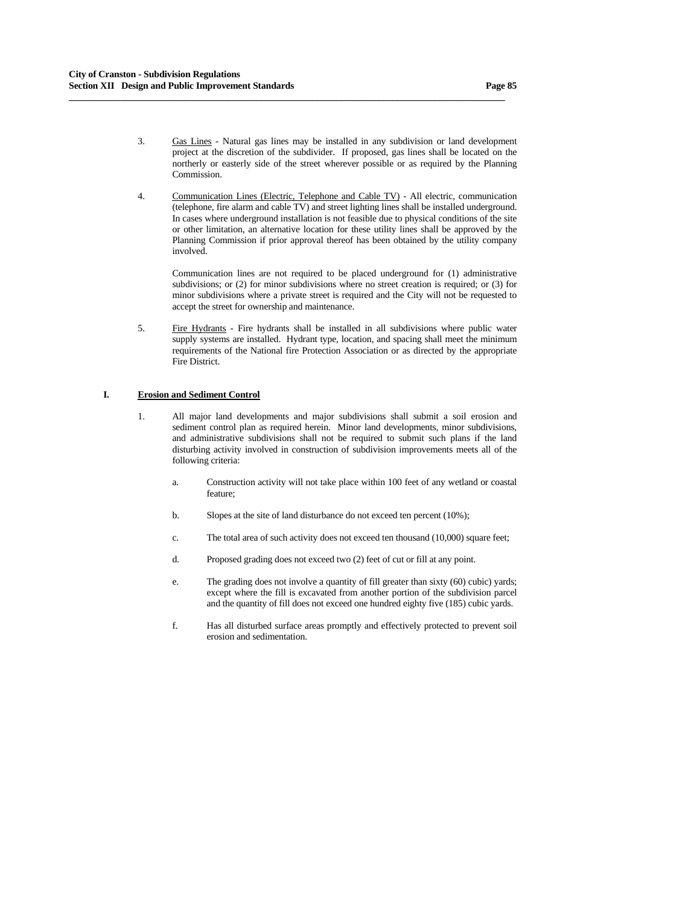3. <u>Gas Lines</u> - Natural gas lines may be installed in any subdivision or land development project at the discretion of the subdivider. If proposed, gas lines shall be located on the northerly or easterly side of the street wherever possible or as required by the Planning Commission.

4. <u>Communication Lines (Electric, Telephone and Cable TV)</u> - All electric, communication (telephone, fire alarm and cable TV) and street lighting lines shall be installed underground. In cases where underground installation is not feasible due to physical conditions of the site or other limitation, an alternative location for these utility lines shall be approved by the Planning Commission if prior approval thereof has been obtained by the utility company involved.

   Communication lines are not required to be placed underground for (1) administrative subdivisions; or (2) for minor subdivisions where no street creation is required; or (3) for minor subdivisions where a private street is required and the City will not be requested to accept the street for ownership and maintenance.

5. <u>Fire Hydrants</u> - Fire hydrants shall be installed in all subdivisions where public water supply systems are installed. Hydrant type, location, and spacing shall meet the minimum requirements of the National fire Protection Association or as directed by the appropriate Fire District.

## I. Erosion and Sediment Control

1. All major land developments and major subdivisions shall submit a soil erosion and sediment control plan as required herein. Minor land developments, minor subdivisions, and administrative subdivisions shall not be required to submit such plans if the land disturbing activity involved in construction of subdivision improvements meets all of the following criteria:

   a. Construction activity will not take place within 100 feet of any wetland or coastal feature;

   b. Slopes at the site of land disturbance do not exceed ten percent (10%);

   c. The total area of such activity does not exceed ten thousand (10,000) square feet;

   d. Proposed grading does not exceed two (2) feet of cut or fill at any point.

   e. The grading does not involve a quantity of fill greater than sixty (60) cubic) yards; except where the fill is excavated from another portion of the subdivision parcel and the quantity of fill does not exceed one hundred eighty five (185) cubic yards.

   f. Has all disturbed surface areas promptly and effectively protected to prevent soil erosion and sedimentation.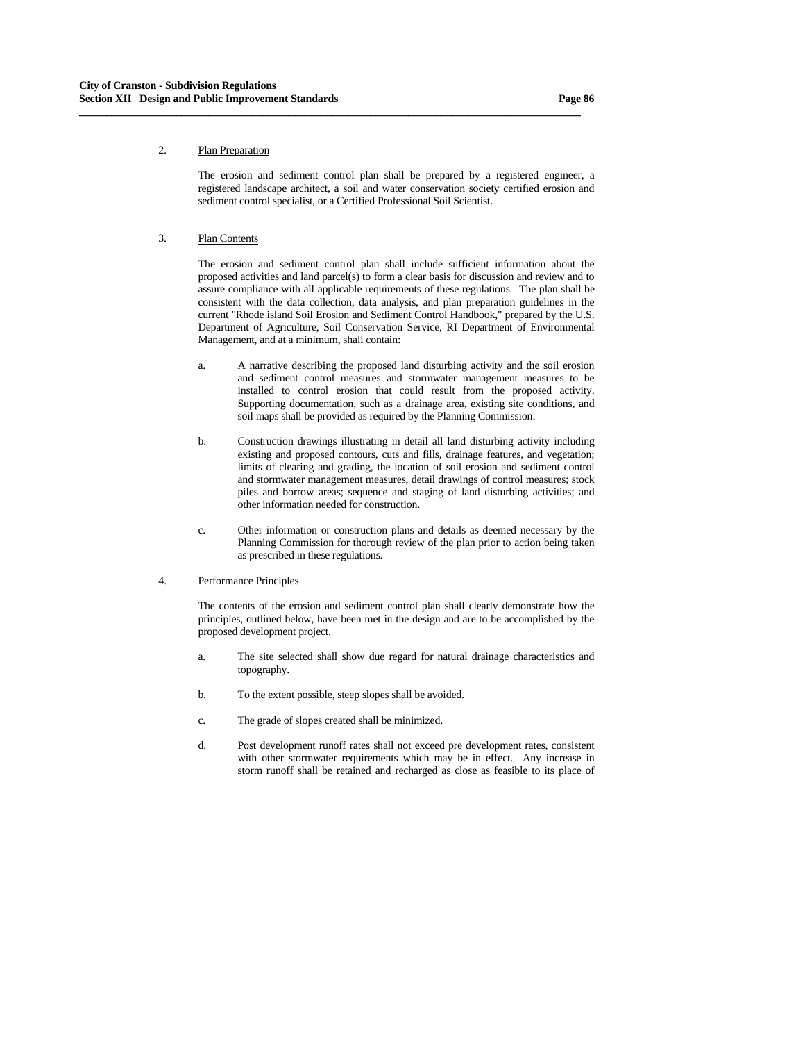2. Plan Preparation

The erosion and sediment control plan shall be prepared by a registered engineer, a registered landscape architect, a soil and water conservation society certified erosion and sediment control specialist, or a Certified Professional Soil Scientist.

3. Plan Contents

The erosion and sediment control plan shall include sufficient information about the proposed activities and land parcel(s) to form a clear basis for discussion and review and to assure compliance with all applicable requirements of these regulations. The plan shall be consistent with the data collection, data analysis, and plan preparation guidelines in the current "Rhode island Soil Erosion and Sediment Control Handbook," prepared by the U.S. Department of Agriculture, Soil Conservation Service, RI Department of Environmental Management, and at a minimum, shall contain:

a. A narrative describing the proposed land disturbing activity and the soil erosion and sediment control measures and stormwater management measures to be installed to control erosion that could result from the proposed activity. Supporting documentation, such as a drainage area, existing site conditions, and soil maps shall be provided as required by the Planning Commission.

b. Construction drawings illustrating in detail all land disturbing activity including existing and proposed contours, cuts and fills, drainage features, and vegetation; limits of clearing and grading, the location of soil erosion and sediment control and stormwater management measures, detail drawings of control measures; stock piles and borrow areas; sequence and staging of land disturbing activities; and other information needed for construction.

c. Other information or construction plans and details as deemed necessary by the Planning Commission for thorough review of the plan prior to action being taken as prescribed in these regulations.

4. Performance Principles

The contents of the erosion and sediment control plan shall clearly demonstrate how the principles, outlined below, have been met in the design and are to be accomplished by the proposed development project.

a. The site selected shall show due regard for natural drainage characteristics and topography.

b. To the extent possible, steep slopes shall be avoided.

c. The grade of slopes created shall be minimized.

d. Post development runoff rates shall not exceed pre development rates, consistent with other stormwater requirements which may be in effect. Any increase in storm runoff shall be retained and recharged as close as feasible to its place of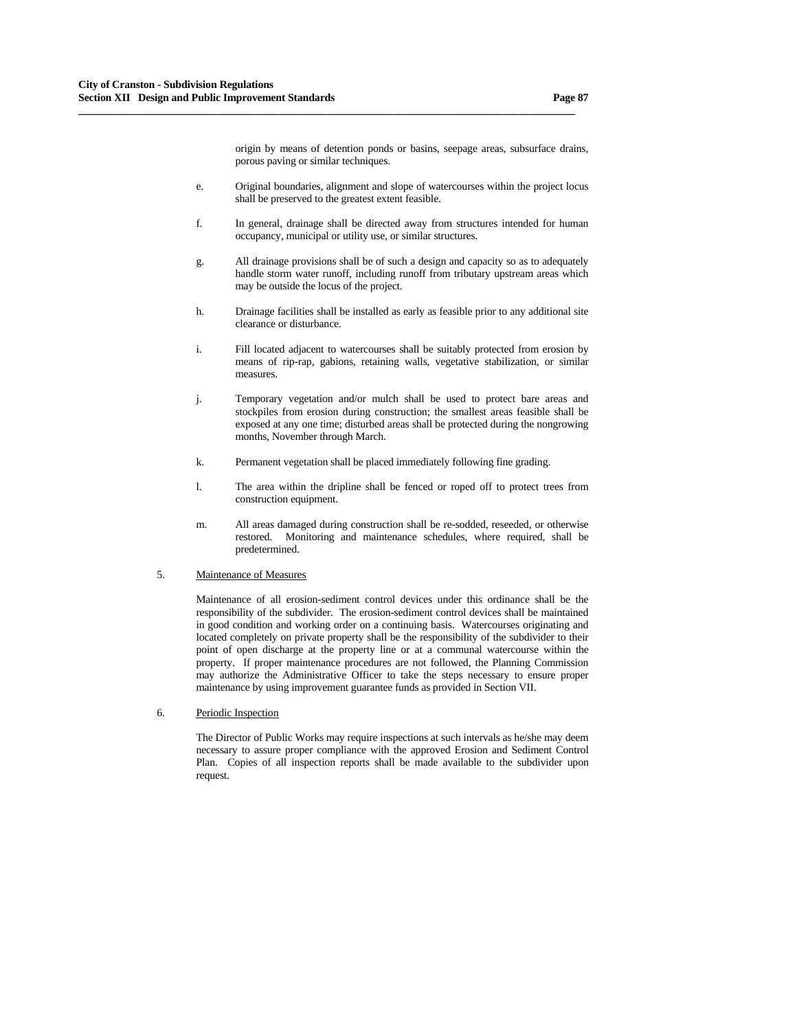origin by means of detention ponds or basins, seepage areas, subsurface drains, porous paving or similar techniques.

e. Original boundaries, alignment and slope of watercourses within the project locus shall be preserved to the greatest extent feasible.

f. In general, drainage shall be directed away from structures intended for human occupancy, municipal or utility use, or similar structures.

g. All drainage provisions shall be of such a design and capacity so as to adequately handle storm water runoff, including runoff from tributary upstream areas which may be outside the locus of the project.

h. Drainage facilities shall be installed as early as feasible prior to any additional site clearance or disturbance.

i. Fill located adjacent to watercourses shall be suitably protected from erosion by means of rip-rap, gabions, retaining walls, vegetative stabilization, or similar measures.

j. Temporary vegetation and/or mulch shall be used to protect bare areas and stockpiles from erosion during construction; the smallest areas feasible shall be exposed at any one time; disturbed areas shall be protected during the nongrowing months, November through March.

k. Permanent vegetation shall be placed immediately following fine grading.

l. The area within the dripline shall be fenced or roped off to protect trees from construction equipment.

m. All areas damaged during construction shall be re-sodded, reseeded, or otherwise restored. Monitoring and maintenance schedules, where required, shall be predetermined.

5. Maintenance of Measures

Maintenance of all erosion-sediment control devices under this ordinance shall be the responsibility of the subdivider. The erosion-sediment control devices shall be maintained in good condition and working order on a continuing basis. Watercourses originating and located completely on private property shall be the responsibility of the subdivider to their point of open discharge at the property line or at a communal watercourse within the property. If proper maintenance procedures are not followed, the Planning Commission may authorize the Administrative Officer to take the steps necessary to ensure proper maintenance by using improvement guarantee funds as provided in Section VII.

6. Periodic Inspection

The Director of Public Works may require inspections at such intervals as he/she may deem necessary to assure proper compliance with the approved Erosion and Sediment Control Plan. Copies of all inspection reports shall be made available to the subdivider upon request.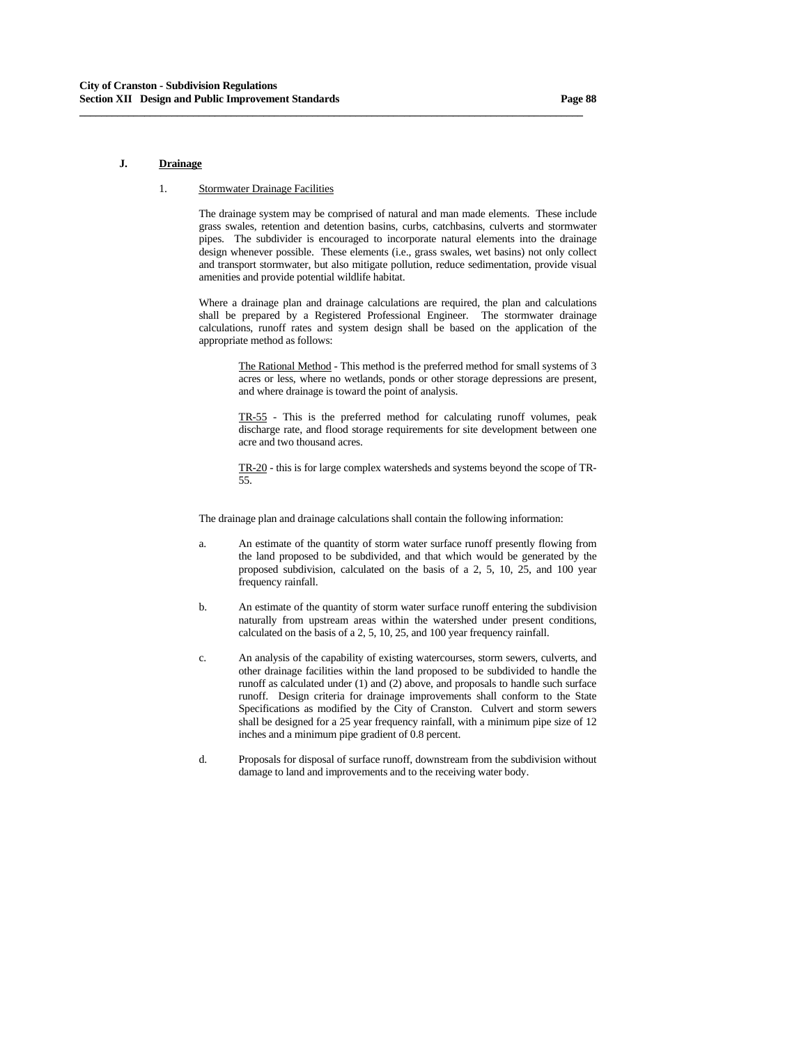## J. Drainage

### 1. Stormwater Drainage Facilities

The drainage system may be comprised of natural and man made elements. These include grass swales, retention and detention basins, curbs, catchbasins, culverts and stormwater pipes. The subdivider is encouraged to incorporate natural elements into the drainage design whenever possible. These elements (i.e., grass swales, wet basins) not only collect and transport stormwater, but also mitigate pollution, reduce sedimentation, provide visual amenities and provide potential wildlife habitat.

Where a drainage plan and drainage calculations are required, the plan and calculations shall be prepared by a Registered Professional Engineer. The stormwater drainage calculations, runoff rates and system design shall be based on the application of the appropriate method as follows:

> The Rational Method - This method is the preferred method for small systems of 3 acres or less, where no wetlands, ponds or other storage depressions are present, and where drainage is toward the point of analysis.
>
> TR-55 - This is the preferred method for calculating runoff volumes, peak discharge rate, and flood storage requirements for site development between one acre and two thousand acres.
>
> TR-20 - this is for large complex watersheds and systems beyond the scope of TR-55.

The drainage plan and drainage calculations shall contain the following information:

a. An estimate of the quantity of storm water surface runoff presently flowing from the land proposed to be subdivided, and that which would be generated by the proposed subdivision, calculated on the basis of a 2, 5, 10, 25, and 100 year frequency rainfall.

b. An estimate of the quantity of storm water surface runoff entering the subdivision naturally from upstream areas within the watershed under present conditions, calculated on the basis of a 2, 5, 10, 25, and 100 year frequency rainfall.

c. An analysis of the capability of existing watercourses, storm sewers, culverts, and other drainage facilities within the land proposed to be subdivided to handle the runoff as calculated under (1) and (2) above, and proposals to handle such surface runoff. Design criteria for drainage improvements shall conform to the State Specifications as modified by the City of Cranston. Culvert and storm sewers shall be designed for a 25 year frequency rainfall, with a minimum pipe size of 12 inches and a minimum pipe gradient of 0.8 percent.

d. Proposals for disposal of surface runoff, downstream from the subdivision without damage to land and improvements and to the receiving water body.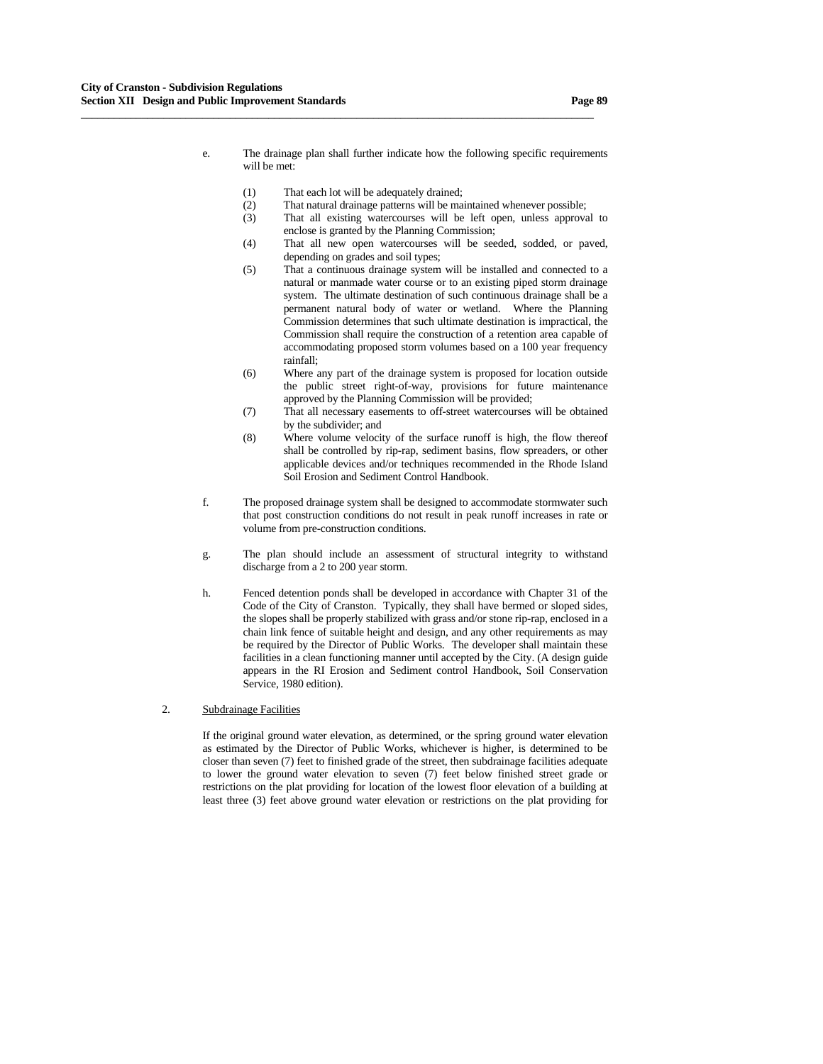e. The drainage plan shall further indicate how the following specific requirements will be met:

   (1) That each lot will be adequately drained;
   (2) That natural drainage patterns will be maintained whenever possible;
   (3) That all existing watercourses will be left open, unless approval to enclose is granted by the Planning Commission;
   (4) That all new open watercourses will be seeded, sodded, or paved, depending on grades and soil types;
   (5) That a continuous drainage system will be installed and connected to a natural or manmade water course or to an existing piped storm drainage system. The ultimate destination of such continuous drainage shall be a permanent natural body of water or wetland. Where the Planning Commission determines that such ultimate destination is impractical, the Commission shall require the construction of a retention area capable of accommodating proposed storm volumes based on a 100 year frequency rainfall;
   (6) Where any part of the drainage system is proposed for location outside the public street right-of-way, provisions for future maintenance approved by the Planning Commission will be provided;
   (7) That all necessary easements to off-street watercourses will be obtained by the subdivider; and
   (8) Where volume velocity of the surface runoff is high, the flow thereof shall be controlled by rip-rap, sediment basins, flow spreaders, or other applicable devices and/or techniques recommended in the Rhode Island Soil Erosion and Sediment Control Handbook.

f. The proposed drainage system shall be designed to accommodate stormwater such that post construction conditions do not result in peak runoff increases in rate or volume from pre-construction conditions.

g. The plan should include an assessment of structural integrity to withstand discharge from a 2 to 200 year storm.

h. Fenced detention ponds shall be developed in accordance with Chapter 31 of the Code of the City of Cranston. Typically, they shall have bermed or sloped sides, the slopes shall be properly stabilized with grass and/or stone rip-rap, enclosed in a chain link fence of suitable height and design, and any other requirements as may be required by the Director of Public Works. The developer shall maintain these facilities in a clean functioning manner until accepted by the City. (A design guide appears in the RI Erosion and Sediment control Handbook, Soil Conservation Service, 1980 edition).

2. Subdrainage Facilities

If the original ground water elevation, as determined, or the spring ground water elevation as estimated by the Director of Public Works, whichever is higher, is determined to be closer than seven (7) feet to finished grade of the street, then subdrainage facilities adequate to lower the ground water elevation to seven (7) feet below finished street grade or restrictions on the plat providing for location of the lowest floor elevation of a building at least three (3) feet above ground water elevation or restrictions on the plat providing for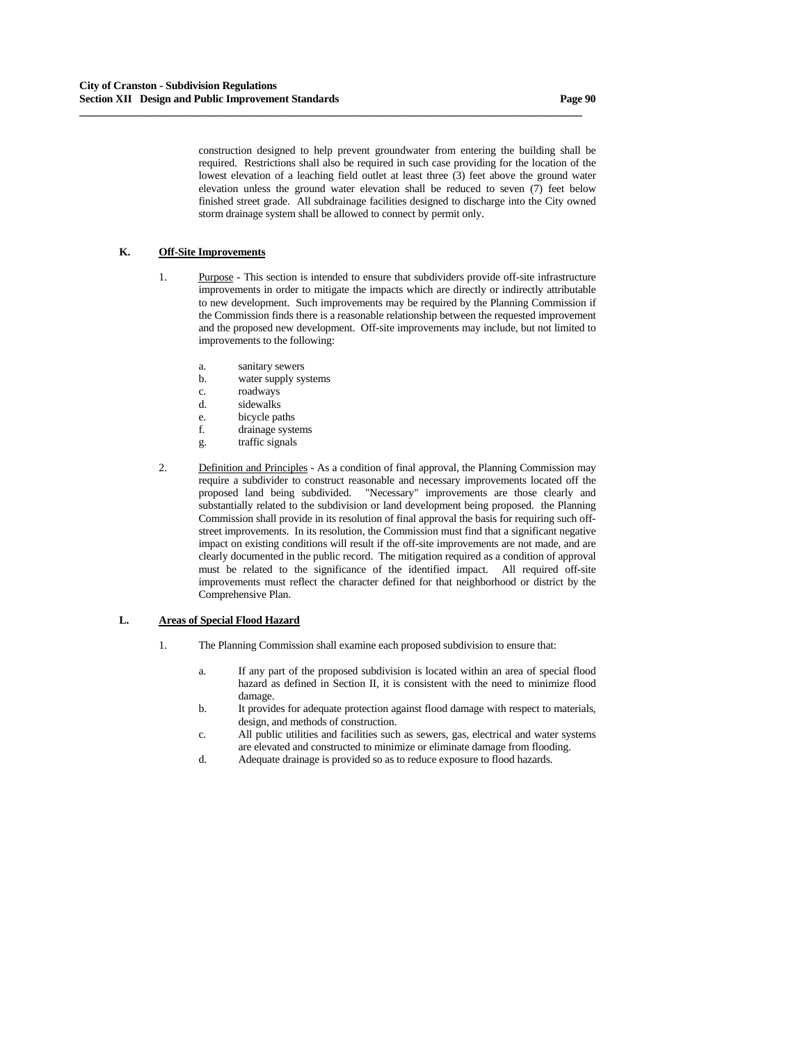construction designed to help prevent groundwater from entering the building shall be required. Restrictions shall also be required in such case providing for the location of the lowest elevation of a leaching field outlet at least three (3) feet above the ground water elevation unless the ground water elevation shall be reduced to seven (7) feet below finished street grade. All subdrainage facilities designed to discharge into the City owned storm drainage system shall be allowed to connect by permit only.

**K. Off-Site Improvements**

1. Purpose - This section is intended to ensure that subdividers provide off-site infrastructure improvements in order to mitigate the impacts which are directly or indirectly attributable to new development. Such improvements may be required by the Planning Commission if the Commission finds there is a reasonable relationship between the requested improvement and the proposed new development. Off-site improvements may include, but not limited to improvements to the following:

   a. sanitary sewers
   b. water supply systems
   c. roadways
   d. sidewalks
   e. bicycle paths
   f. drainage systems
   g. traffic signals

2. Definition and Principles - As a condition of final approval, the Planning Commission may require a subdivider to construct reasonable and necessary improvements located off the proposed land being subdivided. "Necessary" improvements are those clearly and substantially related to the subdivision or land development being proposed. the Planning Commission shall provide in its resolution of final approval the basis for requiring such off-street improvements. In its resolution, the Commission must find that a significant negative impact on existing conditions will result if the off-site improvements are not made, and are clearly documented in the public record. The mitigation required as a condition of approval must be related to the significance of the identified impact. All required off-site improvements must reflect the character defined for that neighborhood or district by the Comprehensive Plan.

**L. Areas of Special Flood Hazard**

1. The Planning Commission shall examine each proposed subdivision to ensure that:

   a. If any part of the proposed subdivision is located within an area of special flood hazard as defined in Section II, it is consistent with the need to minimize flood damage.
   b. It provides for adequate protection against flood damage with respect to materials, design, and methods of construction.
   c. All public utilities and facilities such as sewers, gas, electrical and water systems are elevated and constructed to minimize or eliminate damage from flooding.
   d. Adequate drainage is provided so as to reduce exposure to flood hazards.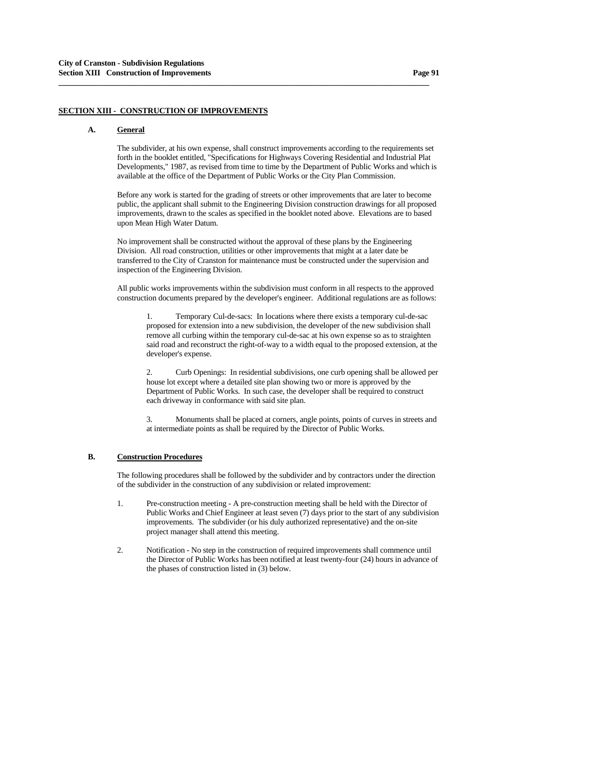## SECTION XIII - CONSTRUCTION OF IMPROVEMENTS

### A. General

The subdivider, at his own expense, shall construct improvements according to the requirements set forth in the booklet entitled, "Specifications for Highways Covering Residential and Industrial Plat Developments," 1987, as revised from time to time by the Department of Public Works and which is available at the office of the Department of Public Works or the City Plan Commission.

Before any work is started for the grading of streets or other improvements that are later to become public, the applicant shall submit to the Engineering Division construction drawings for all proposed improvements, drawn to the scales as specified in the booklet noted above. Elevations are to based upon Mean High Water Datum.

No improvement shall be constructed without the approval of these plans by the Engineering Division. All road construction, utilities or other improvements that might at a later date be transferred to the City of Cranston for maintenance must be constructed under the supervision and inspection of the Engineering Division.

All public works improvements within the subdivision must conform in all respects to the approved construction documents prepared by the developer's engineer. Additional regulations are as follows:

1. Temporary Cul-de-sacs: In locations where there exists a temporary cul-de-sac proposed for extension into a new subdivision, the developer of the new subdivision shall remove all curbing within the temporary cul-de-sac at his own expense so as to straighten said road and reconstruct the right-of-way to a width equal to the proposed extension, at the developer's expense.

2. Curb Openings: In residential subdivisions, one curb opening shall be allowed per house lot except where a detailed site plan showing two or more is approved by the Department of Public Works. In such case, the developer shall be required to construct each driveway in conformance with said site plan.

3. Monuments shall be placed at corners, angle points, points of curves in streets and at intermediate points as shall be required by the Director of Public Works.

### B. Construction Procedures

The following procedures shall be followed by the subdivider and by contractors under the direction of the subdivider in the construction of any subdivision or related improvement:

1. Pre-construction meeting - A pre-construction meeting shall be held with the Director of Public Works and Chief Engineer at least seven (7) days prior to the start of any subdivision improvements. The subdivider (or his duly authorized representative) and the on-site project manager shall attend this meeting.

2. Notification - No step in the construction of required improvements shall commence until the Director of Public Works has been notified at least twenty-four (24) hours in advance of the phases of construction listed in (3) below.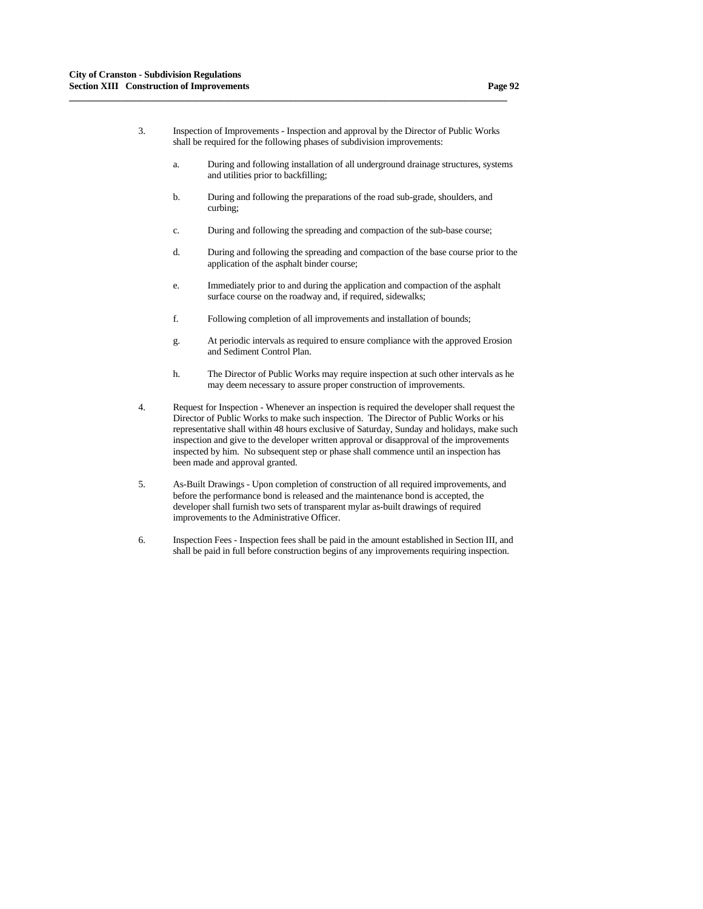3. Inspection of Improvements - Inspection and approval by the Director of Public Works shall be required for the following phases of subdivision improvements:

   a. During and following installation of all underground drainage structures, systems and utilities prior to backfilling;

   b. During and following the preparations of the road sub-grade, shoulders, and curbing;

   c. During and following the spreading and compaction of the sub-base course;

   d. During and following the spreading and compaction of the base course prior to the application of the asphalt binder course;

   e. Immediately prior to and during the application and compaction of the asphalt surface course on the roadway and, if required, sidewalks;

   f. Following completion of all improvements and installation of bounds;

   g. At periodic intervals as required to ensure compliance with the approved Erosion and Sediment Control Plan.

   h. The Director of Public Works may require inspection at such other intervals as he may deem necessary to assure proper construction of improvements.

4. Request for Inspection - Whenever an inspection is required the developer shall request the Director of Public Works to make such inspection. The Director of Public Works or his representative shall within 48 hours exclusive of Saturday, Sunday and holidays, make such inspection and give to the developer written approval or disapproval of the improvements inspected by him. No subsequent step or phase shall commence until an inspection has been made and approval granted.

5. As-Built Drawings - Upon completion of construction of all required improvements, and before the performance bond is released and the maintenance bond is accepted, the developer shall furnish two sets of transparent mylar as-built drawings of required improvements to the Administrative Officer.

6. Inspection Fees - Inspection fees shall be paid in the amount established in Section III, and shall be paid in full before construction begins of any improvements requiring inspection.